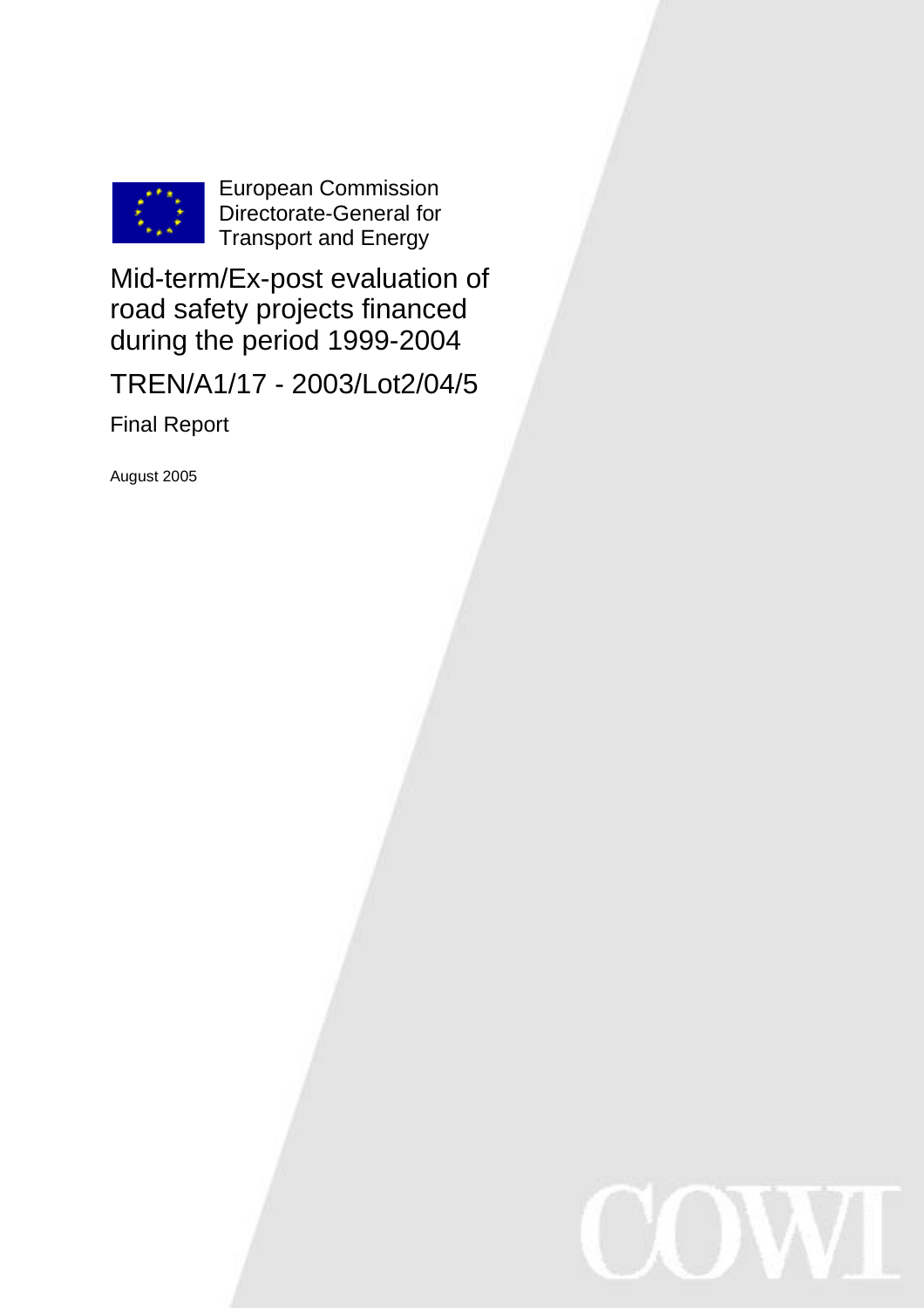European Commission
Directorate-General for
Transport and Energy

# Mid-term/Ex-post evaluation of road safety projects financed during the period 1999-2004

## TREN/A1/17 - 2003/Lot2/04/5

Final Report

August 2005

COWI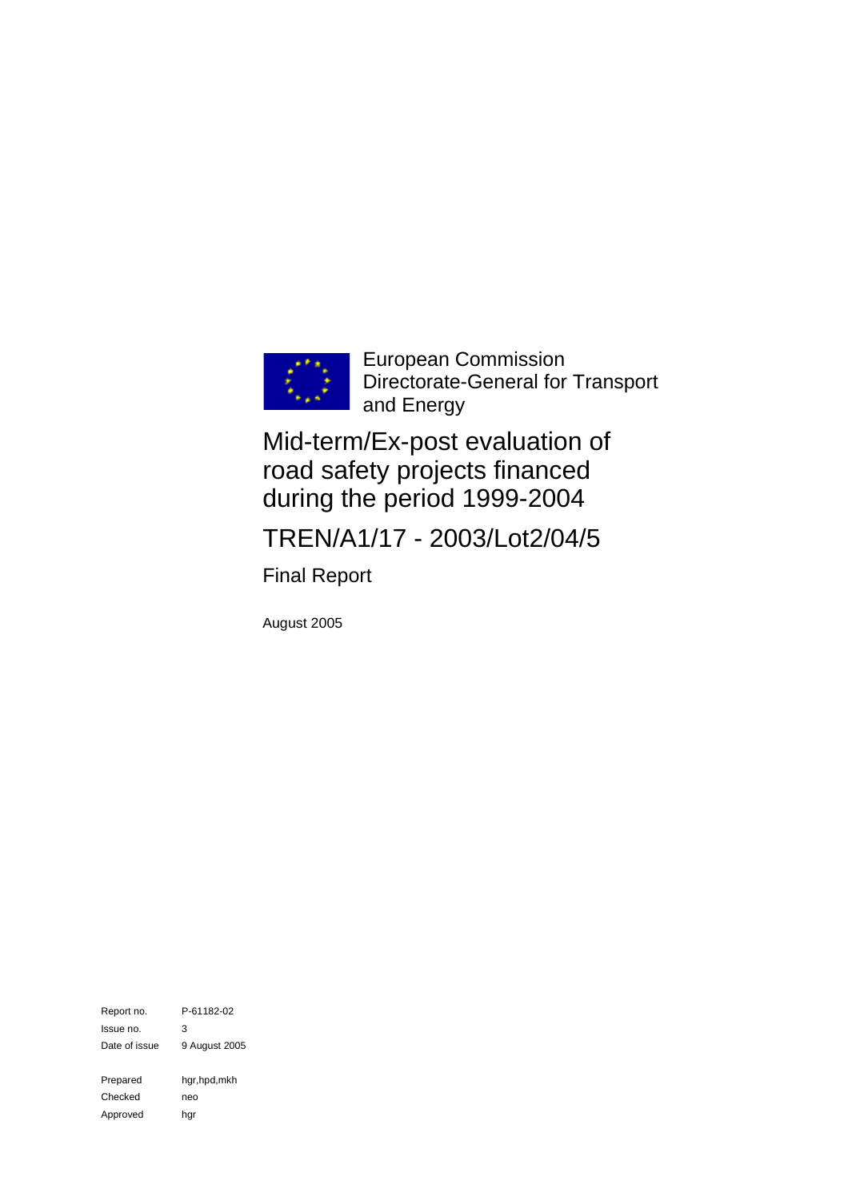European Commission
Directorate-General for Transport and Energy

# Mid-term/Ex-post evaluation of road safety projects financed during the period 1999-2004

## TREN/A1/17 - 2003/Lot2/04/5

### Final Report

August 2005

| | |
|---|---|
| Report no. | P-61182-02 |
| Issue no. | 3 |
| Date of issue | 9 August 2005 |
| | |
| Prepared | hgr,hpd,mkh |
| Checked | neo |
| Approved | hgr |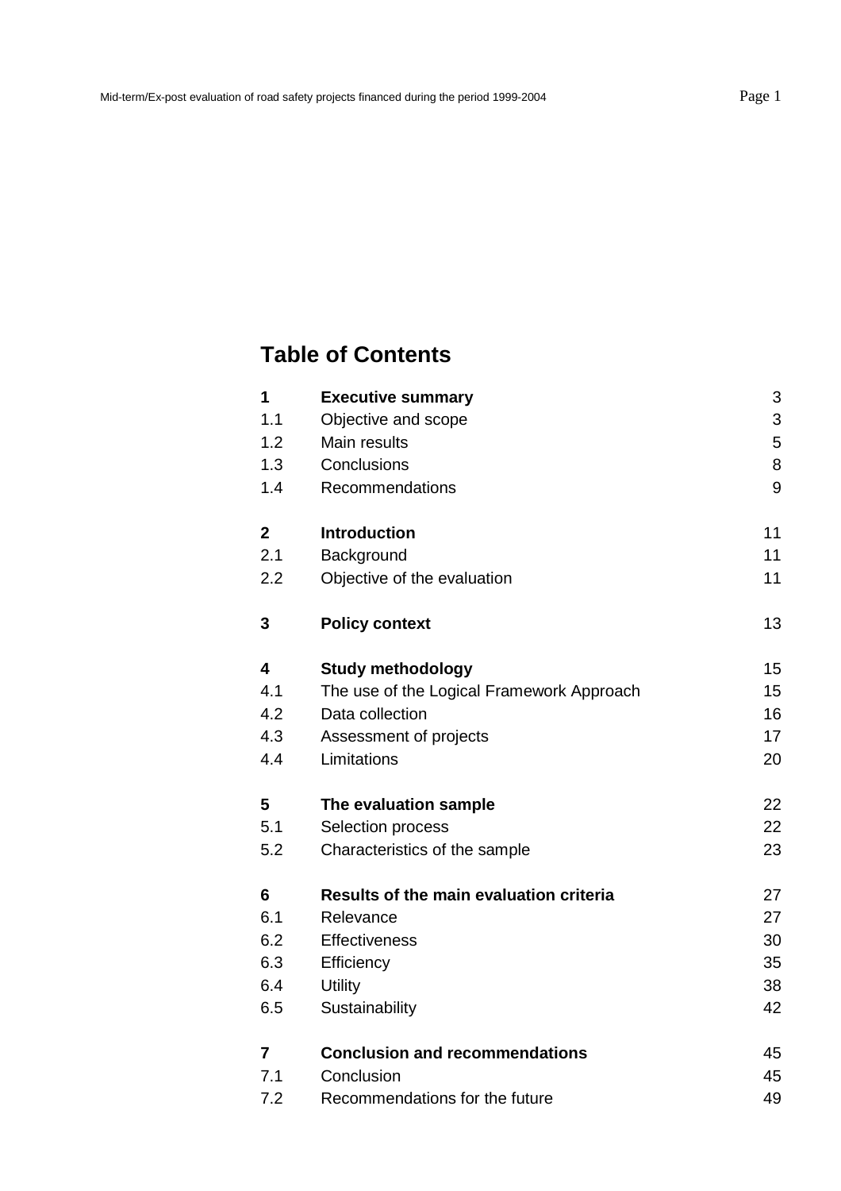# Table of Contents

| | | |
|---|---|---|
| **1** | **Executive summary** | 3 |
| 1.1 | Objective and scope | 3 |
| 1.2 | Main results | 5 |
| 1.3 | Conclusions | 8 |
| 1.4 | Recommendations | 9 |
| **2** | **Introduction** | 11 |
| 2.1 | Background | 11 |
| 2.2 | Objective of the evaluation | 11 |
| **3** | **Policy context** | 13 |
| **4** | **Study methodology** | 15 |
| 4.1 | The use of the Logical Framework Approach | 15 |
| 4.2 | Data collection | 16 |
| 4.3 | Assessment of projects | 17 |
| 4.4 | Limitations | 20 |
| **5** | **The evaluation sample** | 22 |
| 5.1 | Selection process | 22 |
| 5.2 | Characteristics of the sample | 23 |
| **6** | **Results of the main evaluation criteria** | 27 |
| 6.1 | Relevance | 27 |
| 6.2 | Effectiveness | 30 |
| 6.3 | Efficiency | 35 |
| 6.4 | Utility | 38 |
| 6.5 | Sustainability | 42 |
| **7** | **Conclusion and recommendations** | 45 |
| 7.1 | Conclusion | 45 |
| 7.2 | Recommendations for the future | 49 |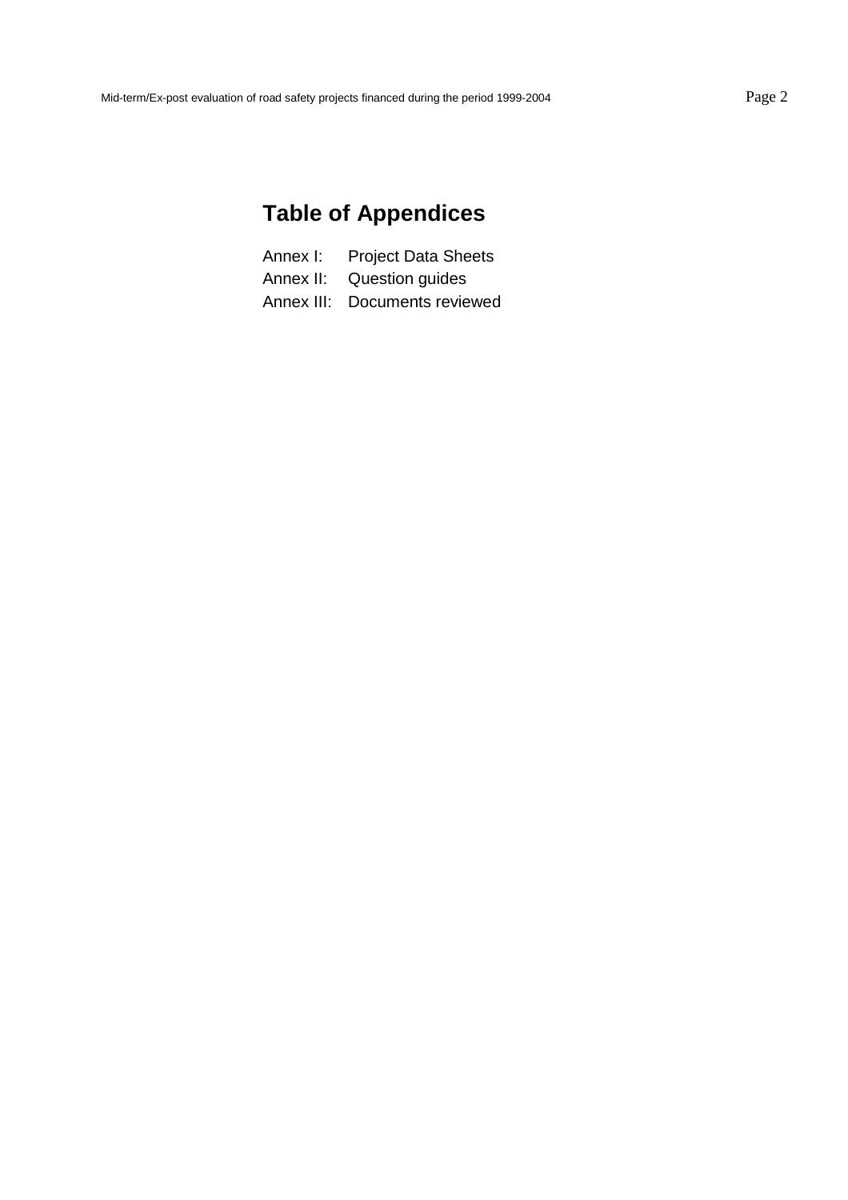# Table of Appendices

Annex I: Project Data Sheets
Annex II: Question guides
Annex III: Documents reviewed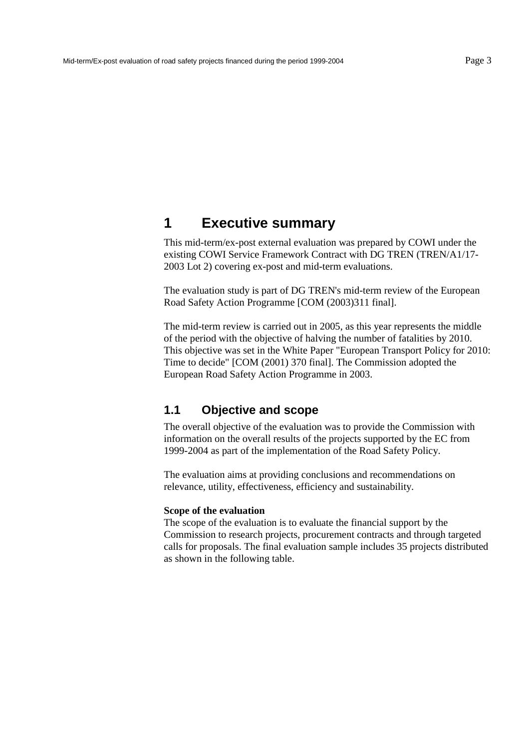# 1 Executive summary

This mid-term/ex-post external evaluation was prepared by COWI under the existing COWI Service Framework Contract with DG TREN (TREN/A1/17-2003 Lot 2) covering ex-post and mid-term evaluations.

The evaluation study is part of DG TREN's mid-term review of the European Road Safety Action Programme [COM (2003)311 final].

The mid-term review is carried out in 2005, as this year represents the middle of the period with the objective of halving the number of fatalities by 2010. This objective was set in the White Paper "European Transport Policy for 2010: Time to decide" [COM (2001) 370 final]. The Commission adopted the European Road Safety Action Programme in 2003.

## 1.1 Objective and scope

The overall objective of the evaluation was to provide the Commission with information on the overall results of the projects supported by the EC from 1999-2004 as part of the implementation of the Road Safety Policy.

The evaluation aims at providing conclusions and recommendations on relevance, utility, effectiveness, efficiency and sustainability.

**Scope of the evaluation**
The scope of the evaluation is to evaluate the financial support by the Commission to research projects, procurement contracts and through targeted calls for proposals. The final evaluation sample includes 35 projects distributed as shown in the following table.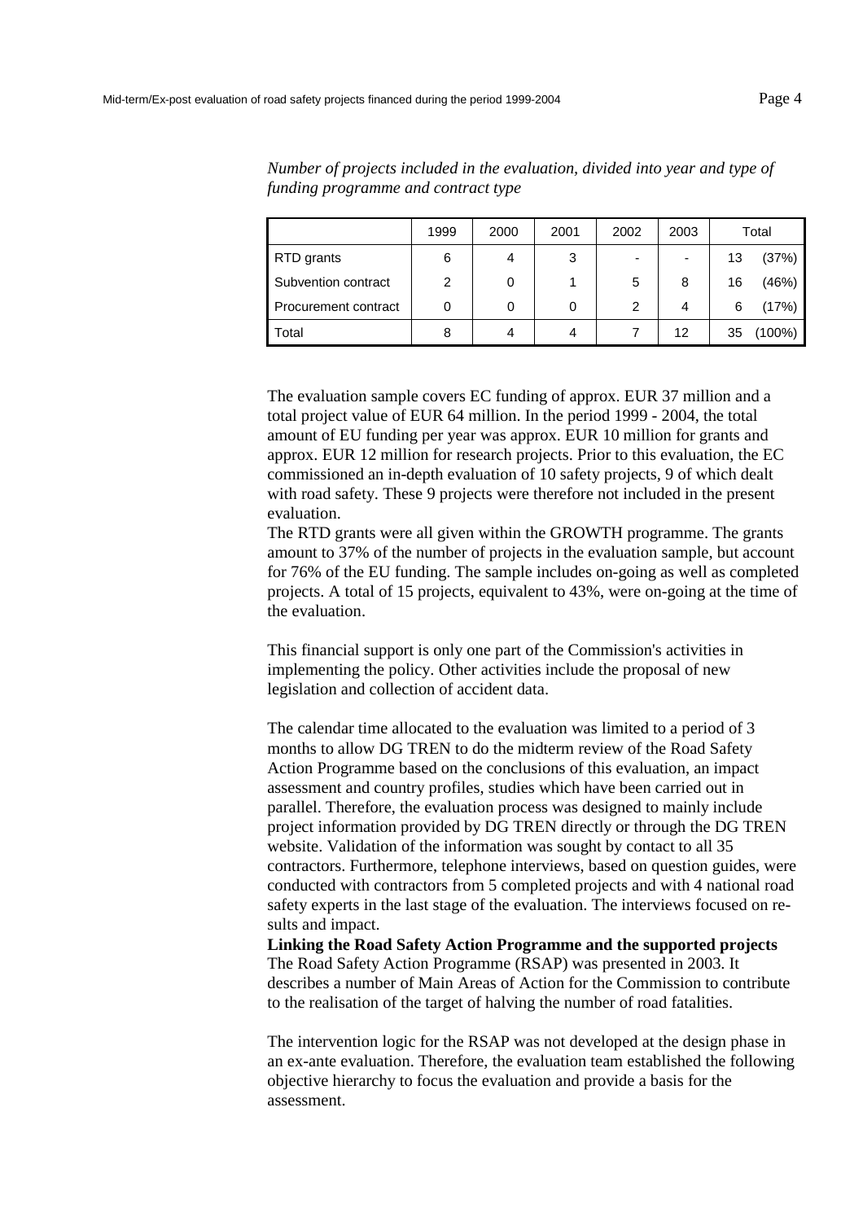*Number of projects included in the evaluation, divided into year and type of funding programme and contract type*

| | 1999 | 2000 | 2001 | 2002 | 2003 | Total | |
|---|---|---|---|---|---|---|---|
| RTD grants | 6 | 4 | 3 | - | - | 13 | (37%) |
| Subvention contract | 2 | 0 | 1 | 5 | 8 | 16 | (46%) |
| Procurement contract | 0 | 0 | 0 | 2 | 4 | 6 | (17%) |
| Total | 8 | 4 | 4 | 7 | 12 | 35 | (100%) |

The evaluation sample covers EC funding of approx. EUR 37 million and a total project value of EUR 64 million. In the period 1999 - 2004, the total amount of EU funding per year was approx. EUR 10 million for grants and approx. EUR 12 million for research projects. Prior to this evaluation, the EC commissioned an in-depth evaluation of 10 safety projects, 9 of which dealt with road safety. These 9 projects were therefore not included in the present evaluation.

The RTD grants were all given within the GROWTH programme. The grants amount to 37% of the number of projects in the evaluation sample, but account for 76% of the EU funding. The sample includes on-going as well as completed projects. A total of 15 projects, equivalent to 43%, were on-going at the time of the evaluation.

This financial support is only one part of the Commission's activities in implementing the policy. Other activities include the proposal of new legislation and collection of accident data.

The calendar time allocated to the evaluation was limited to a period of 3 months to allow DG TREN to do the midterm review of the Road Safety Action Programme based on the conclusions of this evaluation, an impact assessment and country profiles, studies which have been carried out in parallel. Therefore, the evaluation process was designed to mainly include project information provided by DG TREN directly or through the DG TREN website. Validation of the information was sought by contact to all 35 contractors. Furthermore, telephone interviews, based on question guides, were conducted with contractors from 5 completed projects and with 4 national road safety experts in the last stage of the evaluation. The interviews focused on results and impact.

**Linking the Road Safety Action Programme and the supported projects**

The Road Safety Action Programme (RSAP) was presented in 2003. It describes a number of Main Areas of Action for the Commission to contribute to the realisation of the target of halving the number of road fatalities.

The intervention logic for the RSAP was not developed at the design phase in an ex-ante evaluation. Therefore, the evaluation team established the following objective hierarchy to focus the evaluation and provide a basis for the assessment.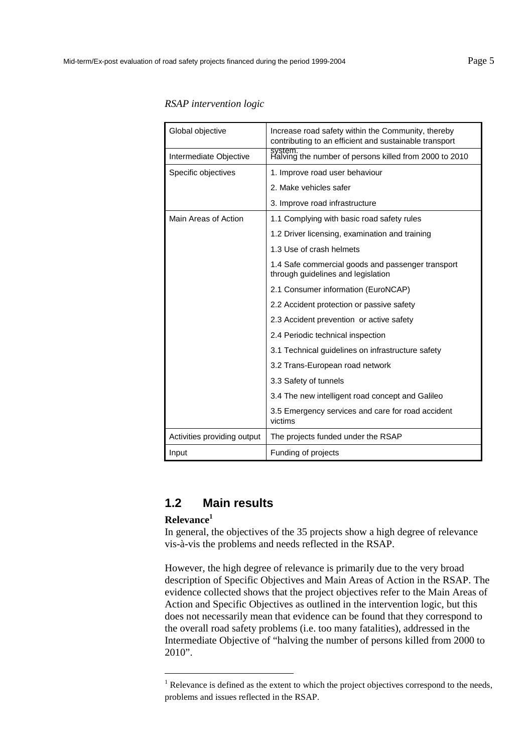*RSAP intervention logic*

| Global objective | Increase road safety within the Community, thereby contributing to an efficient and sustainable transport system. |
|---|---|
| Intermediate Objective | Halving the number of persons killed from 2000 to 2010 |
| Specific objectives | 1. Improve road user behaviour |
| | 2. Make vehicles safer |
| | 3. Improve road infrastructure |
| Main Areas of Action | 1.1 Complying with basic road safety rules |
| | 1.2 Driver licensing, examination and training |
| | 1.3 Use of crash helmets |
| | 1.4 Safe commercial goods and passenger transport through guidelines and legislation |
| | 2.1 Consumer information (EuroNCAP) |
| | 2.2 Accident protection or passive safety |
| | 2.3 Accident prevention or active safety |
| | 2.4 Periodic technical inspection |
| | 3.1 Technical guidelines on infrastructure safety |
| | 3.2 Trans-European road network |
| | 3.3 Safety of tunnels |
| | 3.4 The new intelligent road concept and Galileo |
| | 3.5 Emergency services and care for road accident victims |
| Activities providing output | The projects funded under the RSAP |
| Input | Funding of projects |

## 1.2 Main results

**Relevance**[1]

In general, the objectives of the 35 projects show a high degree of relevance vis-à-vis the problems and needs reflected in the RSAP.

However, the high degree of relevance is primarily due to the very broad description of Specific Objectives and Main Areas of Action in the RSAP. The evidence collected shows that the project objectives refer to the Main Areas of Action and Specific Objectives as outlined in the intervention logic, but this does not necessarily mean that evidence can be found that they correspond to the overall road safety problems (i.e. too many fatalities), addressed in the Intermediate Objective of "halving the number of persons killed from 2000 to 2010".

[1] Relevance is defined as the extent to which the project objectives correspond to the needs, problems and issues reflected in the RSAP.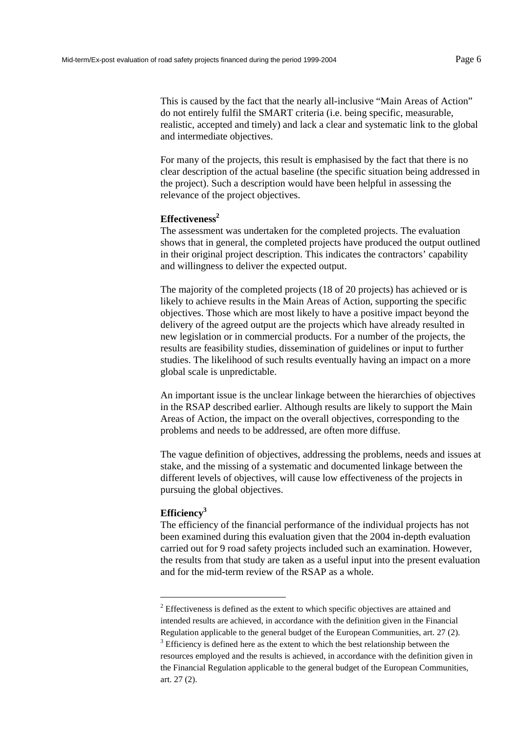This is caused by the fact that the nearly all-inclusive "Main Areas of Action" do not entirely fulfil the SMART criteria (i.e. being specific, measurable, realistic, accepted and timely) and lack a clear and systematic link to the global and intermediate objectives.

For many of the projects, this result is emphasised by the fact that there is no clear description of the actual baseline (the specific situation being addressed in the project). Such a description would have been helpful in assessing the relevance of the project objectives.

**Effectiveness**[2]

The assessment was undertaken for the completed projects. The evaluation shows that in general, the completed projects have produced the output outlined in their original project description. This indicates the contractors' capability and willingness to deliver the expected output.

The majority of the completed projects (18 of 20 projects) has achieved or is likely to achieve results in the Main Areas of Action, supporting the specific objectives. Those which are most likely to have a positive impact beyond the delivery of the agreed output are the projects which have already resulted in new legislation or in commercial products. For a number of the projects, the results are feasibility studies, dissemination of guidelines or input to further studies. The likelihood of such results eventually having an impact on a more global scale is unpredictable.

An important issue is the unclear linkage between the hierarchies of objectives in the RSAP described earlier. Although results are likely to support the Main Areas of Action, the impact on the overall objectives, corresponding to the problems and needs to be addressed, are often more diffuse.

The vague definition of objectives, addressing the problems, needs and issues at stake, and the missing of a systematic and documented linkage between the different levels of objectives, will cause low effectiveness of the projects in pursuing the global objectives.

**Efficiency**[3]

The efficiency of the financial performance of the individual projects has not been examined during this evaluation given that the 2004 in-depth evaluation carried out for 9 road safety projects included such an examination. However, the results from that study are taken as a useful input into the present evaluation and for the mid-term review of the RSAP as a whole.

---

[2] Effectiveness is defined as the extent to which specific objectives are attained and intended results are achieved, in accordance with the definition given in the Financial Regulation applicable to the general budget of the European Communities, art. 27 (2).

[3] Efficiency is defined here as the extent to which the best relationship between the resources employed and the results is achieved, in accordance with the definition given in the Financial Regulation applicable to the general budget of the European Communities, art. 27 (2).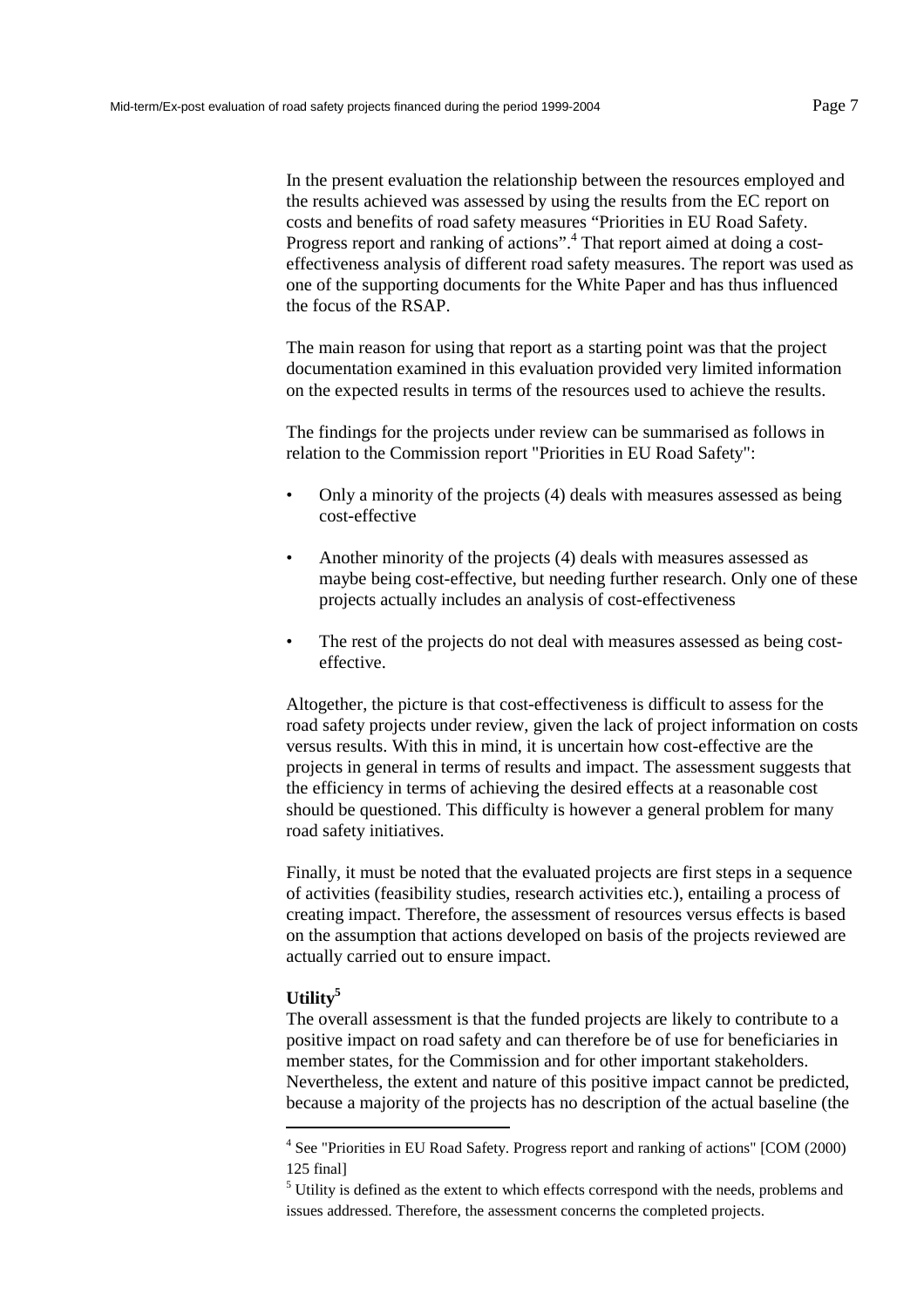In the present evaluation the relationship between the resources employed and the results achieved was assessed by using the results from the EC report on costs and benefits of road safety measures “Priorities in EU Road Safety. Progress report and ranking of actions”.[4] That report aimed at doing a cost-effectiveness analysis of different road safety measures. The report was used as one of the supporting documents for the White Paper and has thus influenced the focus of the RSAP.

The main reason for using that report as a starting point was that the project documentation examined in this evaluation provided very limited information on the expected results in terms of the resources used to achieve the results.

The findings for the projects under review can be summarised as follows in relation to the Commission report "Priorities in EU Road Safety":

- Only a minority of the projects (4) deals with measures assessed as being cost-effective
- Another minority of the projects (4) deals with measures assessed as maybe being cost-effective, but needing further research. Only one of these projects actually includes an analysis of cost-effectiveness
- The rest of the projects do not deal with measures assessed as being cost-effective.

Altogether, the picture is that cost-effectiveness is difficult to assess for the road safety projects under review, given the lack of project information on costs versus results. With this in mind, it is uncertain how cost-effective are the projects in general in terms of results and impact. The assessment suggests that the efficiency in terms of achieving the desired effects at a reasonable cost should be questioned. This difficulty is however a general problem for many road safety initiatives.

Finally, it must be noted that the evaluated projects are first steps in a sequence of activities (feasibility studies, research activities etc.), entailing a process of creating impact. Therefore, the assessment of resources versus effects is based on the assumption that actions developed on basis of the projects reviewed are actually carried out to ensure impact.

**Utility[5]**

The overall assessment is that the funded projects are likely to contribute to a positive impact on road safety and can therefore be of use for beneficiaries in member states, for the Commission and for other important stakeholders. Nevertheless, the extent and nature of this positive impact cannot be predicted, because a majority of the projects has no description of the actual baseline (the

---

[4] See "Priorities in EU Road Safety. Progress report and ranking of actions" [COM (2000) 125 final]

[5] Utility is defined as the extent to which effects correspond with the needs, problems and issues addressed. Therefore, the assessment concerns the completed projects.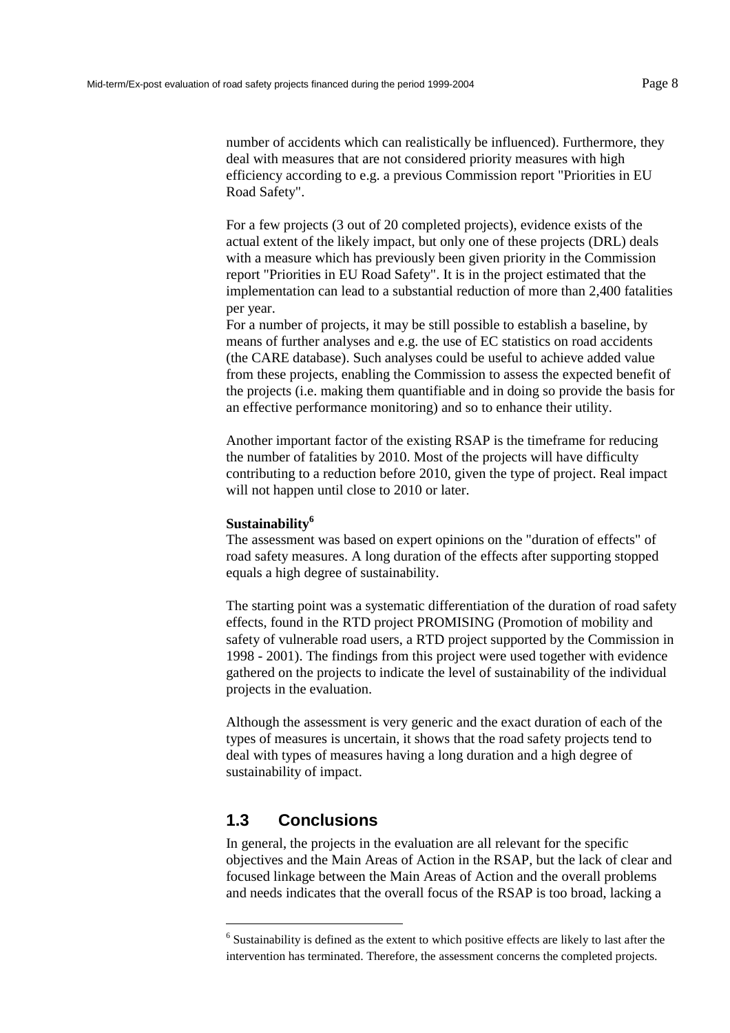number of accidents which can realistically be influenced). Furthermore, they deal with measures that are not considered priority measures with high efficiency according to e.g. a previous Commission report "Priorities in EU Road Safety".

For a few projects (3 out of 20 completed projects), evidence exists of the actual extent of the likely impact, but only one of these projects (DRL) deals with a measure which has previously been given priority in the Commission report "Priorities in EU Road Safety". It is in the project estimated that the implementation can lead to a substantial reduction of more than 2,400 fatalities per year.

For a number of projects, it may be still possible to establish a baseline, by means of further analyses and e.g. the use of EC statistics on road accidents (the CARE database). Such analyses could be useful to achieve added value from these projects, enabling the Commission to assess the expected benefit of the projects (i.e. making them quantifiable and in doing so provide the basis for an effective performance monitoring) and so to enhance their utility.

Another important factor of the existing RSAP is the timeframe for reducing the number of fatalities by 2010. Most of the projects will have difficulty contributing to a reduction before 2010, given the type of project. Real impact will not happen until close to 2010 or later.

**Sustainability[6]**

The assessment was based on expert opinions on the "duration of effects" of road safety measures. A long duration of the effects after supporting stopped equals a high degree of sustainability.

The starting point was a systematic differentiation of the duration of road safety effects, found in the RTD project PROMISING (Promotion of mobility and safety of vulnerable road users, a RTD project supported by the Commission in 1998 - 2001). The findings from this project were used together with evidence gathered on the projects to indicate the level of sustainability of the individual projects in the evaluation.

Although the assessment is very generic and the exact duration of each of the types of measures is uncertain, it shows that the road safety projects tend to deal with types of measures having a long duration and a high degree of sustainability of impact.

## 1.3 Conclusions

In general, the projects in the evaluation are all relevant for the specific objectives and the Main Areas of Action in the RSAP, but the lack of clear and focused linkage between the Main Areas of Action and the overall problems and needs indicates that the overall focus of the RSAP is too broad, lacking a

[6] Sustainability is defined as the extent to which positive effects are likely to last after the intervention has terminated. Therefore, the assessment concerns the completed projects.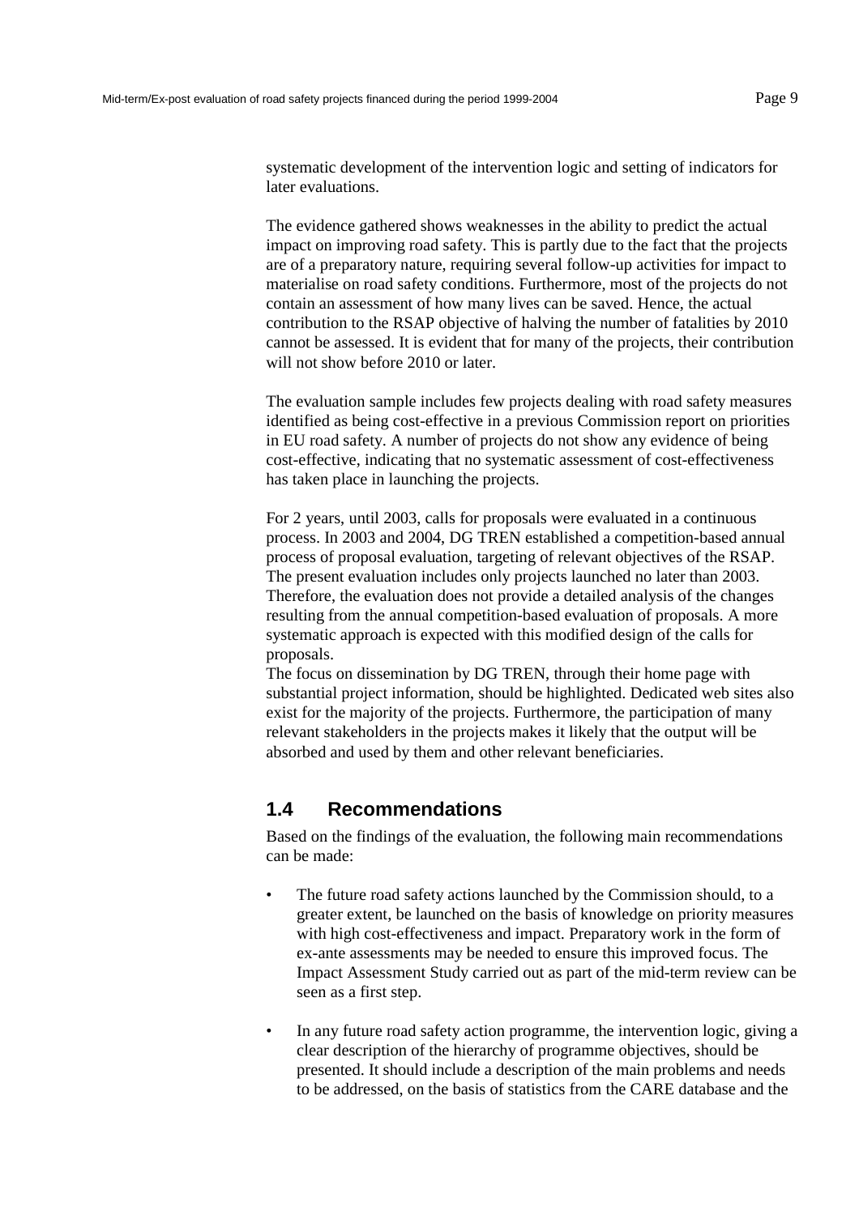systematic development of the intervention logic and setting of indicators for later evaluations.

The evidence gathered shows weaknesses in the ability to predict the actual impact on improving road safety. This is partly due to the fact that the projects are of a preparatory nature, requiring several follow-up activities for impact to materialise on road safety conditions. Furthermore, most of the projects do not contain an assessment of how many lives can be saved. Hence, the actual contribution to the RSAP objective of halving the number of fatalities by 2010 cannot be assessed. It is evident that for many of the projects, their contribution will not show before 2010 or later.

The evaluation sample includes few projects dealing with road safety measures identified as being cost-effective in a previous Commission report on priorities in EU road safety. A number of projects do not show any evidence of being cost-effective, indicating that no systematic assessment of cost-effectiveness has taken place in launching the projects.

For 2 years, until 2003, calls for proposals were evaluated in a continuous process. In 2003 and 2004, DG TREN established a competition-based annual process of proposal evaluation, targeting of relevant objectives of the RSAP. The present evaluation includes only projects launched no later than 2003. Therefore, the evaluation does not provide a detailed analysis of the changes resulting from the annual competition-based evaluation of proposals. A more systematic approach is expected with this modified design of the calls for proposals.

The focus on dissemination by DG TREN, through their home page with substantial project information, should be highlighted. Dedicated web sites also exist for the majority of the projects. Furthermore, the participation of many relevant stakeholders in the projects makes it likely that the output will be absorbed and used by them and other relevant beneficiaries.

## 1.4 Recommendations

Based on the findings of the evaluation, the following main recommendations can be made:

- The future road safety actions launched by the Commission should, to a greater extent, be launched on the basis of knowledge on priority measures with high cost-effectiveness and impact. Preparatory work in the form of ex-ante assessments may be needed to ensure this improved focus. The Impact Assessment Study carried out as part of the mid-term review can be seen as a first step.
- In any future road safety action programme, the intervention logic, giving a clear description of the hierarchy of programme objectives, should be presented. It should include a description of the main problems and needs to be addressed, on the basis of statistics from the CARE database and the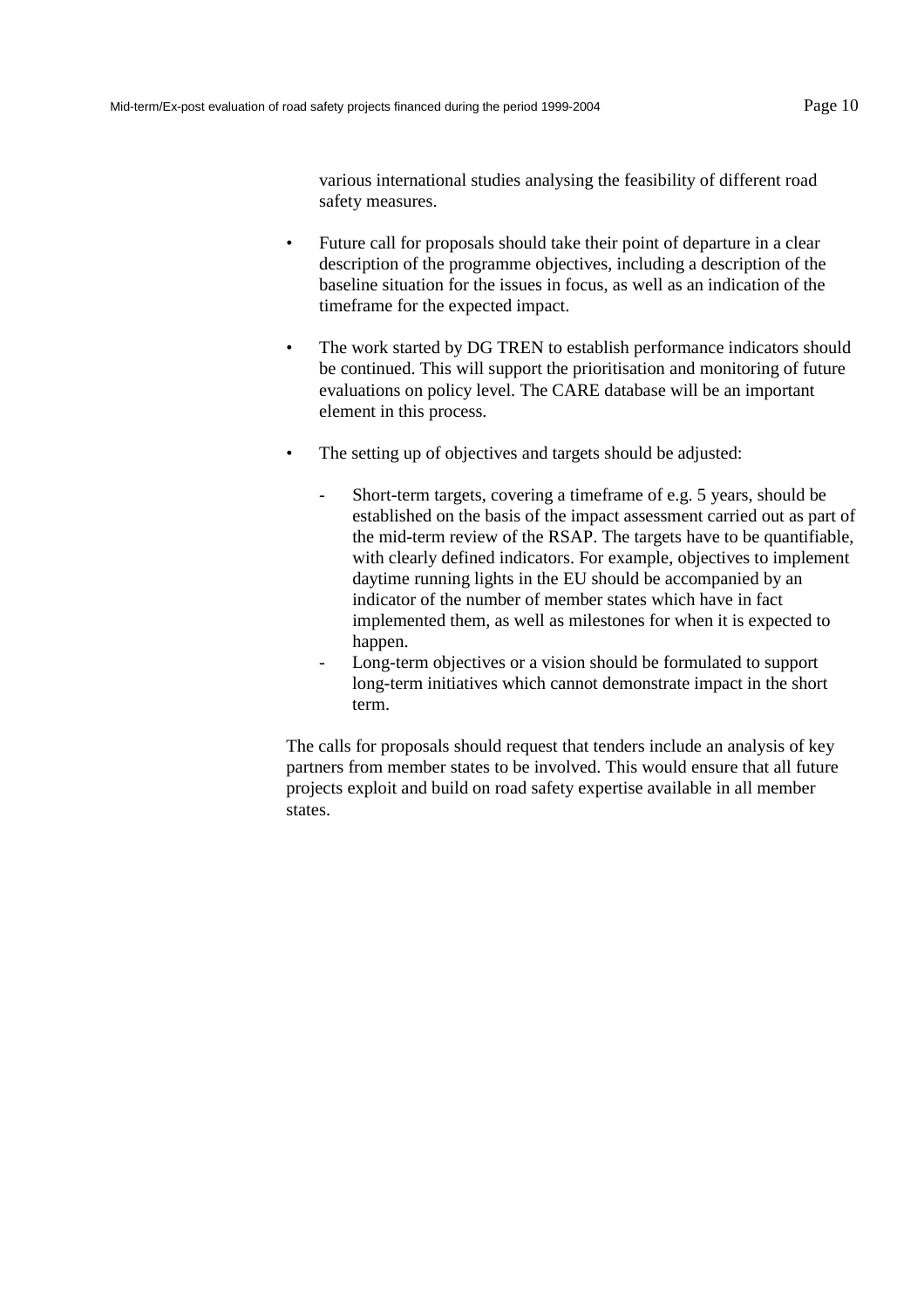various international studies analysing the feasibility of different road safety measures.

- Future call for proposals should take their point of departure in a clear description of the programme objectives, including a description of the baseline situation for the issues in focus, as well as an indication of the timeframe for the expected impact.

- The work started by DG TREN to establish performance indicators should be continued. This will support the prioritisation and monitoring of future evaluations on policy level. The CARE database will be an important element in this process.

- The setting up of objectives and targets should be adjusted:

  - Short-term targets, covering a timeframe of e.g. 5 years, should be established on the basis of the impact assessment carried out as part of the mid-term review of the RSAP. The targets have to be quantifiable, with clearly defined indicators. For example, objectives to implement daytime running lights in the EU should be accompanied by an indicator of the number of member states which have in fact implemented them, as well as milestones for when it is expected to happen.
  - Long-term objectives or a vision should be formulated to support long-term initiatives which cannot demonstrate impact in the short term.

The calls for proposals should request that tenders include an analysis of key partners from member states to be involved. This would ensure that all future projects exploit and build on road safety expertise available in all member states.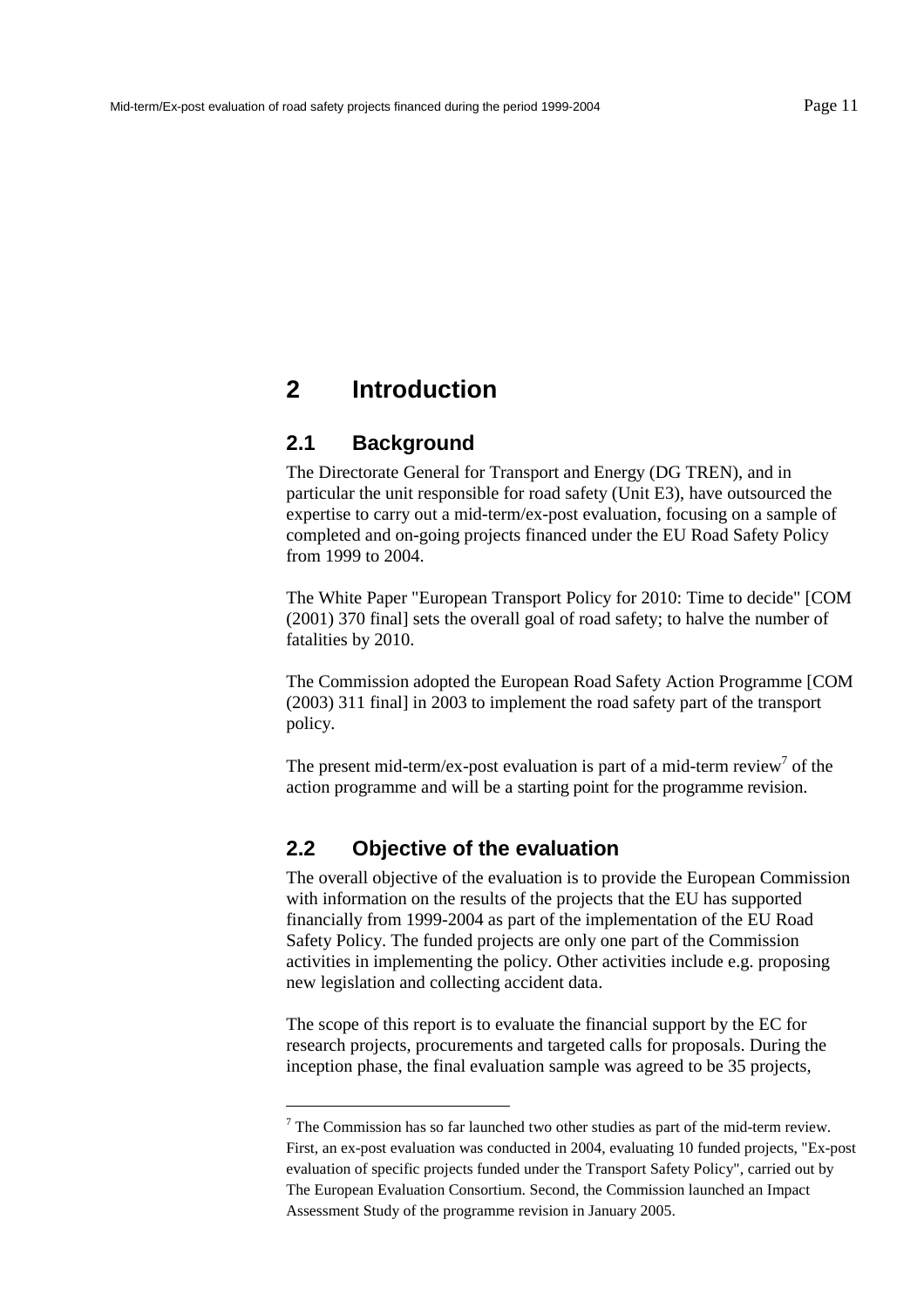# 2 Introduction

## 2.1 Background

The Directorate General for Transport and Energy (DG TREN), and in particular the unit responsible for road safety (Unit E3), have outsourced the expertise to carry out a mid-term/ex-post evaluation, focusing on a sample of completed and on-going projects financed under the EU Road Safety Policy from 1999 to 2004.

The White Paper "European Transport Policy for 2010: Time to decide" [COM (2001) 370 final] sets the overall goal of road safety; to halve the number of fatalities by 2010.

The Commission adopted the European Road Safety Action Programme [COM (2003) 311 final] in 2003 to implement the road safety part of the transport policy.

The present mid-term/ex-post evaluation is part of a mid-term review[7] of the action programme and will be a starting point for the programme revision.

## 2.2 Objective of the evaluation

The overall objective of the evaluation is to provide the European Commission with information on the results of the projects that the EU has supported financially from 1999-2004 as part of the implementation of the EU Road Safety Policy. The funded projects are only one part of the Commission activities in implementing the policy. Other activities include e.g. proposing new legislation and collecting accident data.

The scope of this report is to evaluate the financial support by the EC for research projects, procurements and targeted calls for proposals. During the inception phase, the final evaluation sample was agreed to be 35 projects,

[7] The Commission has so far launched two other studies as part of the mid-term review. First, an ex-post evaluation was conducted in 2004, evaluating 10 funded projects, "Ex-post evaluation of specific projects funded under the Transport Safety Policy", carried out by The European Evaluation Consortium. Second, the Commission launched an Impact Assessment Study of the programme revision in January 2005.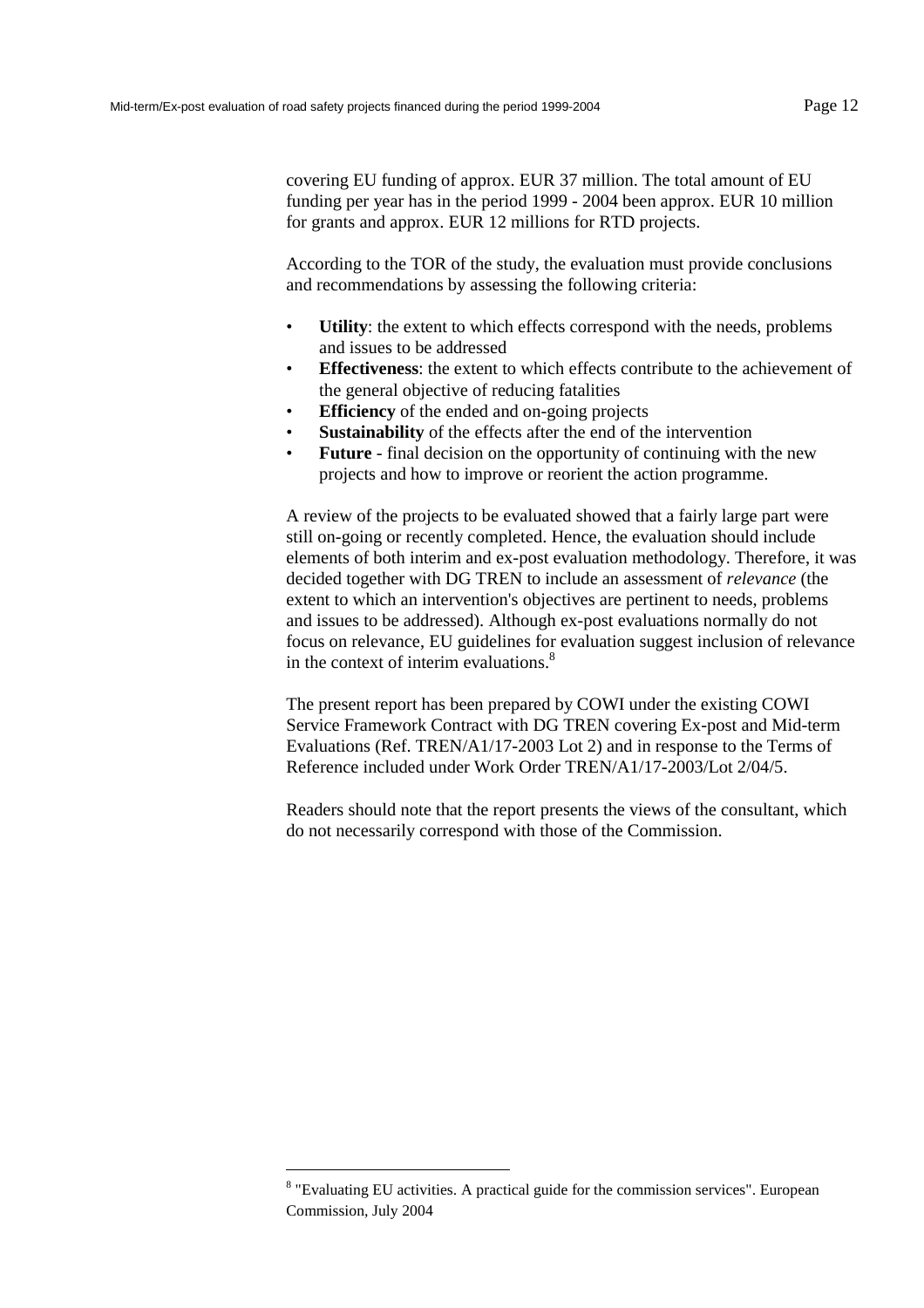covering EU funding of approx. EUR 37 million. The total amount of EU funding per year has in the period 1999 - 2004 been approx. EUR 10 million for grants and approx. EUR 12 millions for RTD projects.

According to the TOR of the study, the evaluation must provide conclusions and recommendations by assessing the following criteria:

- **Utility**: the extent to which effects correspond with the needs, problems and issues to be addressed
- **Effectiveness**: the extent to which effects contribute to the achievement of the general objective of reducing fatalities
- **Efficiency** of the ended and on-going projects
- **Sustainability** of the effects after the end of the intervention
- **Future** - final decision on the opportunity of continuing with the new projects and how to improve or reorient the action programme.

A review of the projects to be evaluated showed that a fairly large part were still on-going or recently completed. Hence, the evaluation should include elements of both interim and ex-post evaluation methodology. Therefore, it was decided together with DG TREN to include an assessment of *relevance* (the extent to which an intervention's objectives are pertinent to needs, problems and issues to be addressed). Although ex-post evaluations normally do not focus on relevance, EU guidelines for evaluation suggest inclusion of relevance in the context of interim evaluations.[8]

The present report has been prepared by COWI under the existing COWI Service Framework Contract with DG TREN covering Ex-post and Mid-term Evaluations (Ref. TREN/A1/17-2003 Lot 2) and in response to the Terms of Reference included under Work Order TREN/A1/17-2003/Lot 2/04/5.

Readers should note that the report presents the views of the consultant, which do not necessarily correspond with those of the Commission.

---

[8] "Evaluating EU activities. A practical guide for the commission services". European Commission, July 2004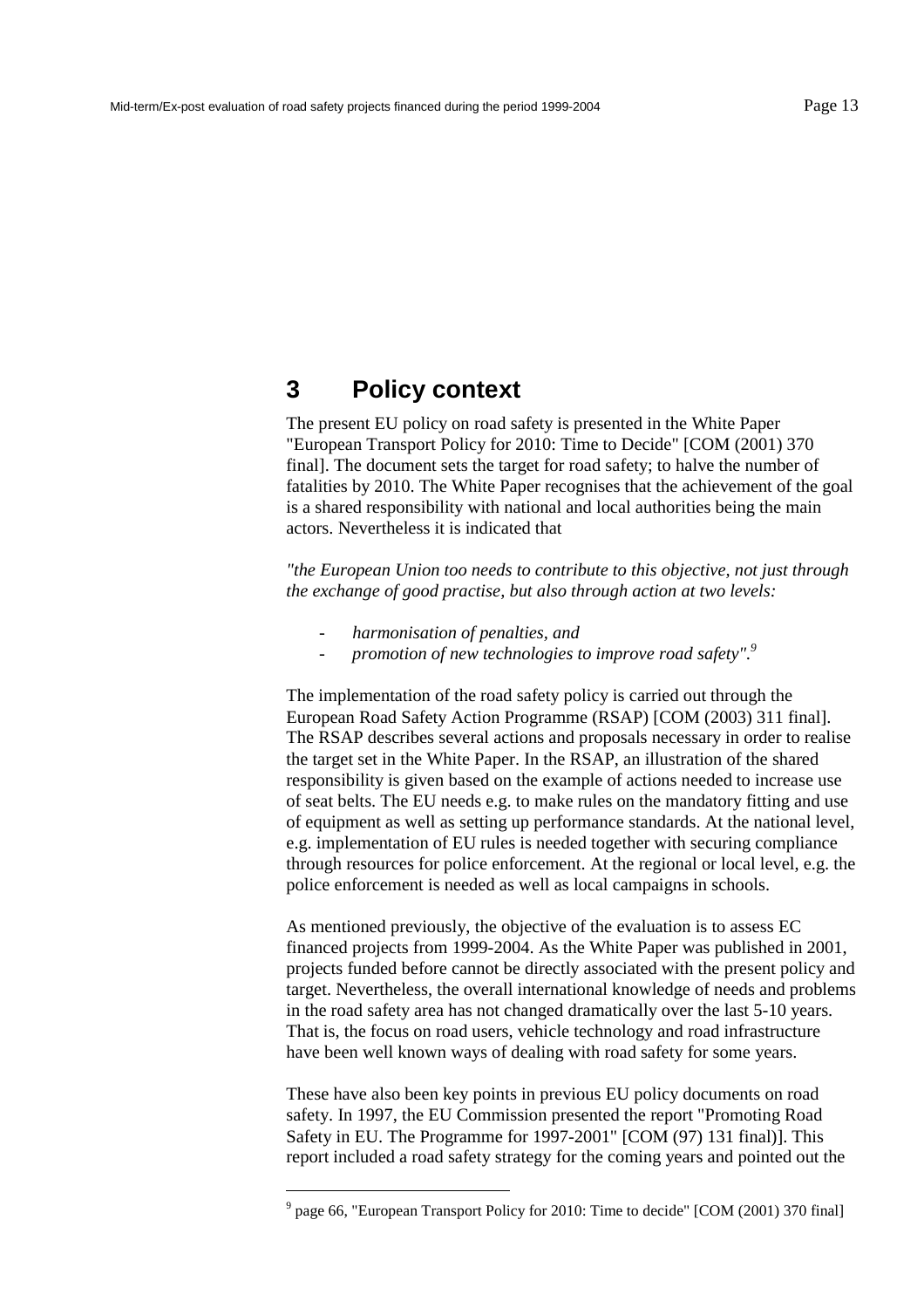# 3 Policy context

The present EU policy on road safety is presented in the White Paper "European Transport Policy for 2010: Time to Decide" [COM (2001) 370 final]. The document sets the target for road safety; to halve the number of fatalities by 2010. The White Paper recognises that the achievement of the goal is a shared responsibility with national and local authorities being the main actors. Nevertheless it is indicated that

*"the European Union too needs to contribute to this objective, not just through the exchange of good practise, but also through action at two levels:*

- *harmonisation of penalties, and*
- *promotion of new technologies to improve road safety".*[9]

The implementation of the road safety policy is carried out through the European Road Safety Action Programme (RSAP) [COM (2003) 311 final]. The RSAP describes several actions and proposals necessary in order to realise the target set in the White Paper. In the RSAP, an illustration of the shared responsibility is given based on the example of actions needed to increase use of seat belts. The EU needs e.g. to make rules on the mandatory fitting and use of equipment as well as setting up performance standards. At the national level, e.g. implementation of EU rules is needed together with securing compliance through resources for police enforcement. At the regional or local level, e.g. the police enforcement is needed as well as local campaigns in schools.

As mentioned previously, the objective of the evaluation is to assess EC financed projects from 1999-2004. As the White Paper was published in 2001, projects funded before cannot be directly associated with the present policy and target. Nevertheless, the overall international knowledge of needs and problems in the road safety area has not changed dramatically over the last 5-10 years. That is, the focus on road users, vehicle technology and road infrastructure have been well known ways of dealing with road safety for some years.

These have also been key points in previous EU policy documents on road safety. In 1997, the EU Commission presented the report "Promoting Road Safety in EU. The Programme for 1997-2001" [COM (97) 131 final)]. This report included a road safety strategy for the coming years and pointed out the

[9] page 66, "European Transport Policy for 2010: Time to decide" [COM (2001) 370 final]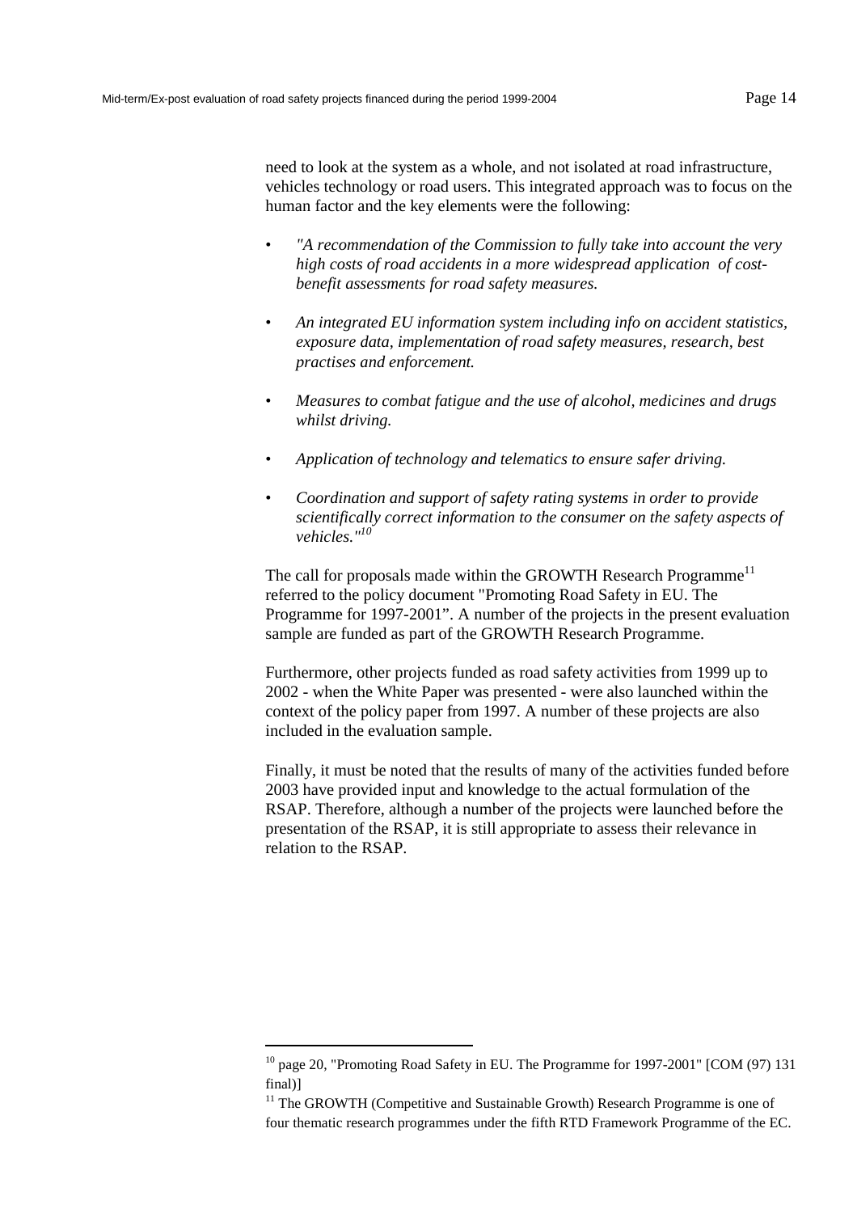need to look at the system as a whole, and not isolated at road infrastructure, vehicles technology or road users. This integrated approach was to focus on the human factor and the key elements were the following:

- *"A recommendation of the Commission to fully take into account the very high costs of road accidents in a more widespread application of cost-benefit assessments for road safety measures.*
- *An integrated EU information system including info on accident statistics, exposure data, implementation of road safety measures, research, best practises and enforcement.*
- *Measures to combat fatigue and the use of alcohol, medicines and drugs whilst driving.*
- *Application of technology and telematics to ensure safer driving.*
- *Coordination and support of safety rating systems in order to provide scientifically correct information to the consumer on the safety aspects of vehicles."*[10]

The call for proposals made within the GROWTH Research Programme[11] referred to the policy document "Promoting Road Safety in EU. The Programme for 1997-2001". A number of the projects in the present evaluation sample are funded as part of the GROWTH Research Programme.

Furthermore, other projects funded as road safety activities from 1999 up to 2002 - when the White Paper was presented - were also launched within the context of the policy paper from 1997. A number of these projects are also included in the evaluation sample.

Finally, it must be noted that the results of many of the activities funded before 2003 have provided input and knowledge to the actual formulation of the RSAP. Therefore, although a number of the projects were launched before the presentation of the RSAP, it is still appropriate to assess their relevance in relation to the RSAP.

---

[10] page 20, "Promoting Road Safety in EU. The Programme for 1997-2001" [COM (97) 131 final)]

[11] The GROWTH (Competitive and Sustainable Growth) Research Programme is one of four thematic research programmes under the fifth RTD Framework Programme of the EC.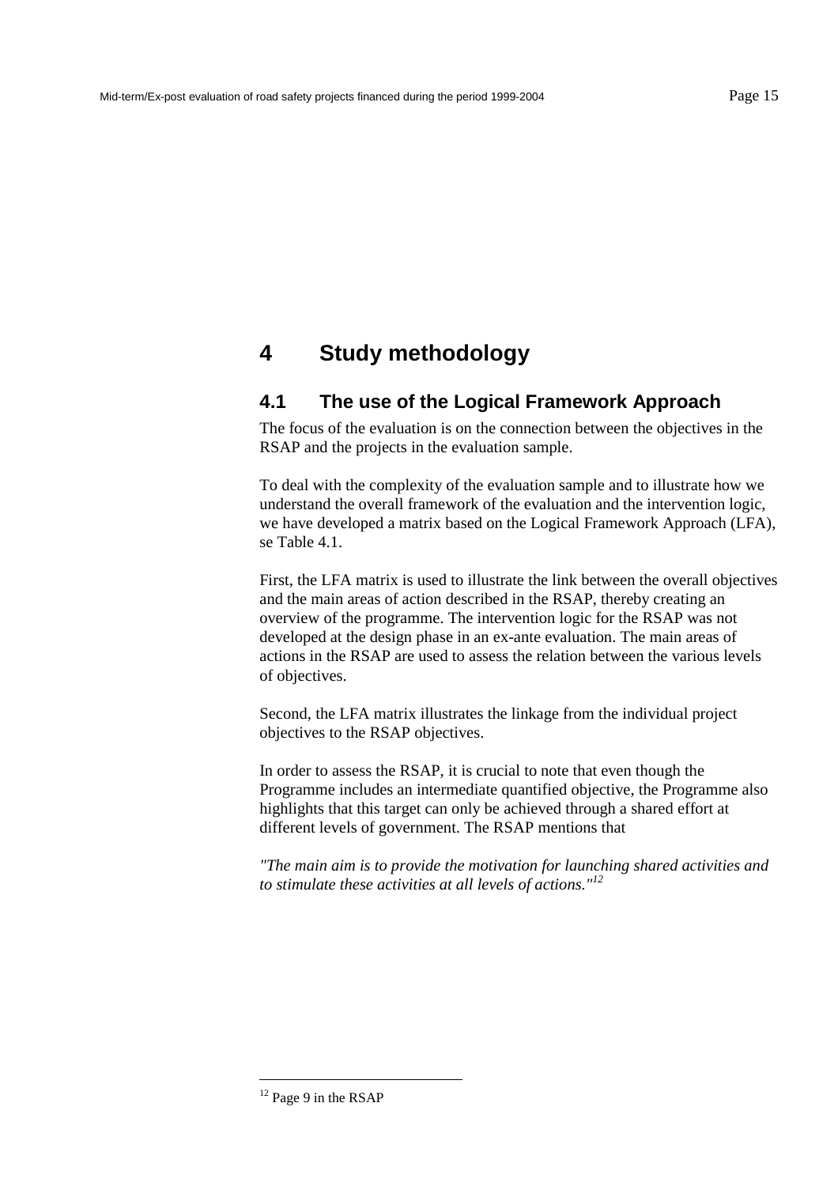# 4 Study methodology

## 4.1 The use of the Logical Framework Approach

The focus of the evaluation is on the connection between the objectives in the RSAP and the projects in the evaluation sample.

To deal with the complexity of the evaluation sample and to illustrate how we understand the overall framework of the evaluation and the intervention logic, we have developed a matrix based on the Logical Framework Approach (LFA), se Table 4.1.

First, the LFA matrix is used to illustrate the link between the overall objectives and the main areas of action described in the RSAP, thereby creating an overview of the programme. The intervention logic for the RSAP was not developed at the design phase in an ex-ante evaluation. The main areas of actions in the RSAP are used to assess the relation between the various levels of objectives.

Second, the LFA matrix illustrates the linkage from the individual project objectives to the RSAP objectives.

In order to assess the RSAP, it is crucial to note that even though the Programme includes an intermediate quantified objective, the Programme also highlights that this target can only be achieved through a shared effort at different levels of government. The RSAP mentions that

*"The main aim is to provide the motivation for launching shared activities and to stimulate these activities at all levels of actions."*[12]

[12] Page 9 in the RSAP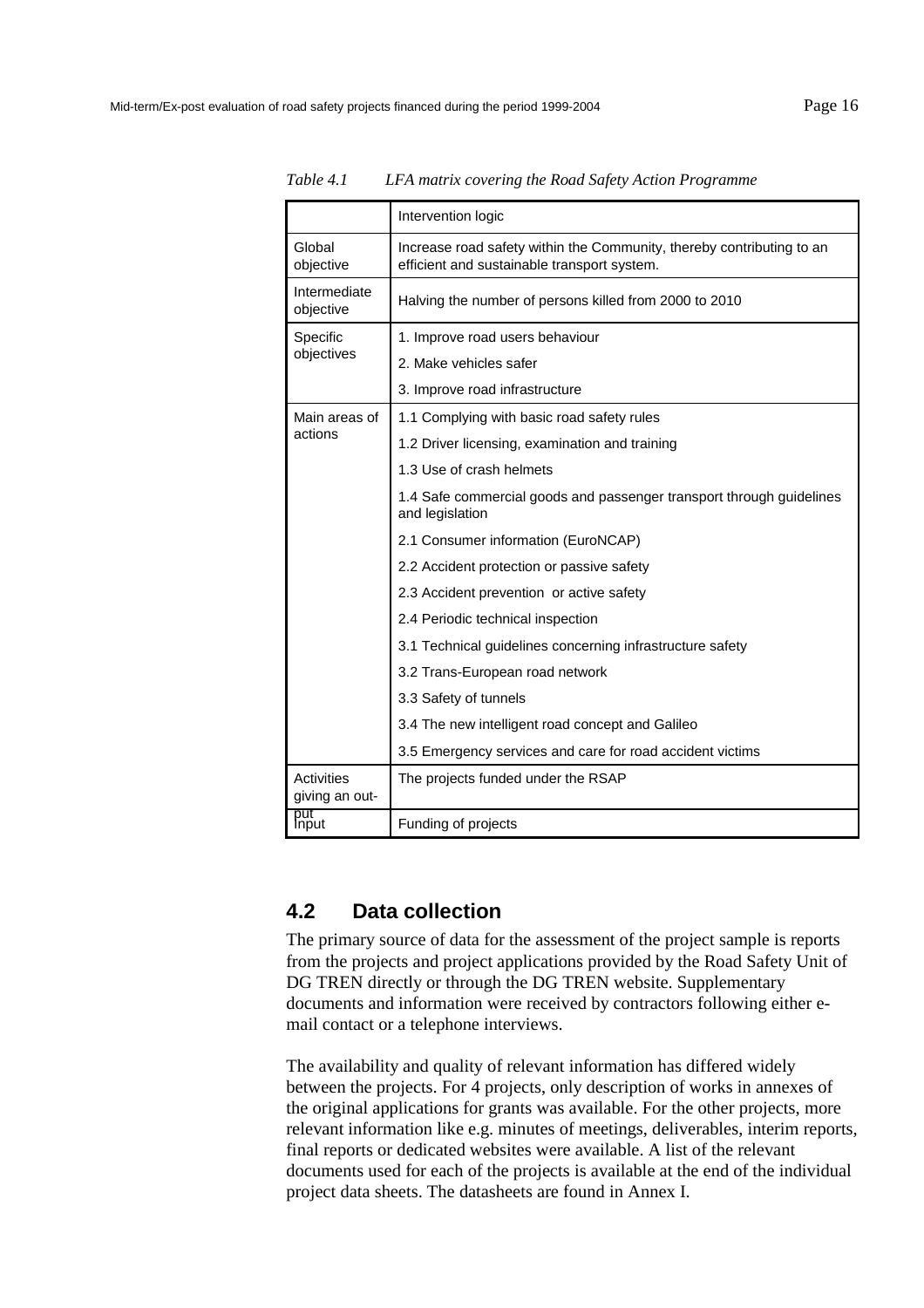*Table 4.1 LFA matrix covering the Road Safety Action Programme*

| | Intervention logic |
|---|---|
| Global objective | Increase road safety within the Community, thereby contributing to an efficient and sustainable transport system. |
| Intermediate objective | Halving the number of persons killed from 2000 to 2010 |
| Specific objectives | 1. Improve road users behaviour<br>2. Make vehicles safer<br>3. Improve road infrastructure |
| Main areas of actions | 1.1 Complying with basic road safety rules<br>1.2 Driver licensing, examination and training<br>1.3 Use of crash helmets<br>1.4 Safe commercial goods and passenger transport through guidelines and legislation<br>2.1 Consumer information (EuroNCAP)<br>2.2 Accident protection or passive safety<br>2.3 Accident prevention or active safety<br>2.4 Periodic technical inspection<br>3.1 Technical guidelines concerning infrastructure safety<br>3.2 Trans-European road network<br>3.3 Safety of tunnels<br>3.4 The new intelligent road concept and Galileo<br>3.5 Emergency services and care for road accident victims |
| Activities giving an out-put | The projects funded under the RSAP |
| Input | Funding of projects |

## 4.2 Data collection

The primary source of data for the assessment of the project sample is reports from the projects and project applications provided by the Road Safety Unit of DG TREN directly or through the DG TREN website. Supplementary documents and information were received by contractors following either e-mail contact or a telephone interviews.

The availability and quality of relevant information has differed widely between the projects. For 4 projects, only description of works in annexes of the original applications for grants was available. For the other projects, more relevant information like e.g. minutes of meetings, deliverables, interim reports, final reports or dedicated websites were available. A list of the relevant documents used for each of the projects is available at the end of the individual project data sheets. The datasheets are found in Annex I.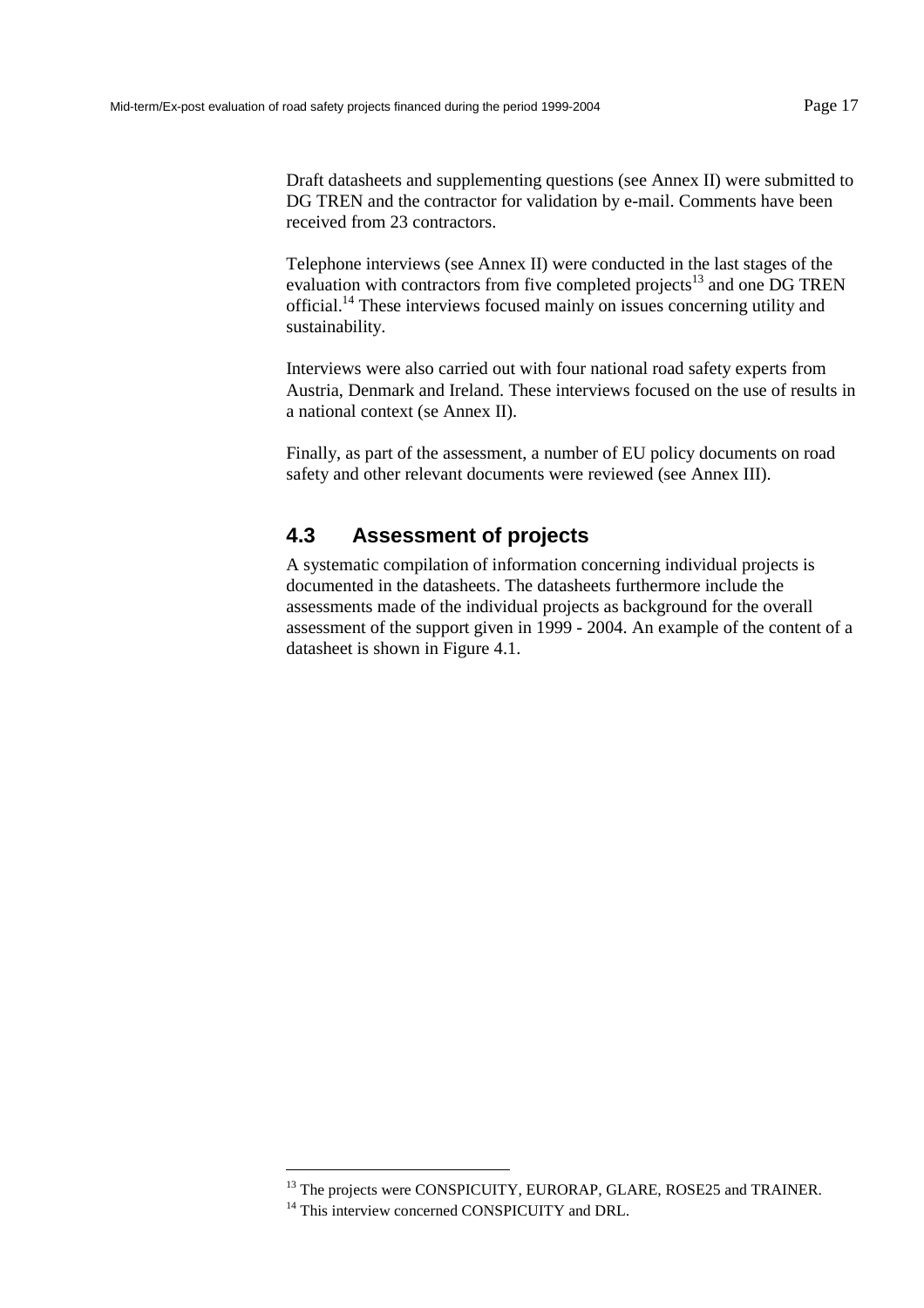Draft datasheets and supplementing questions (see Annex II) were submitted to DG TREN and the contractor for validation by e-mail. Comments have been received from 23 contractors.

Telephone interviews (see Annex II) were conducted in the last stages of the evaluation with contractors from five completed projects[13] and one DG TREN official.[14] These interviews focused mainly on issues concerning utility and sustainability.

Interviews were also carried out with four national road safety experts from Austria, Denmark and Ireland. These interviews focused on the use of results in a national context (se Annex II).

Finally, as part of the assessment, a number of EU policy documents on road safety and other relevant documents were reviewed (see Annex III).

## 4.3 Assessment of projects

A systematic compilation of information concerning individual projects is documented in the datasheets. The datasheets furthermore include the assessments made of the individual projects as background for the overall assessment of the support given in 1999 - 2004. An example of the content of a datasheet is shown in Figure 4.1.

---

[13] The projects were CONSPICUITY, EURORAP, GLARE, ROSE25 and TRAINER.

[14] This interview concerned CONSPICUITY and DRL.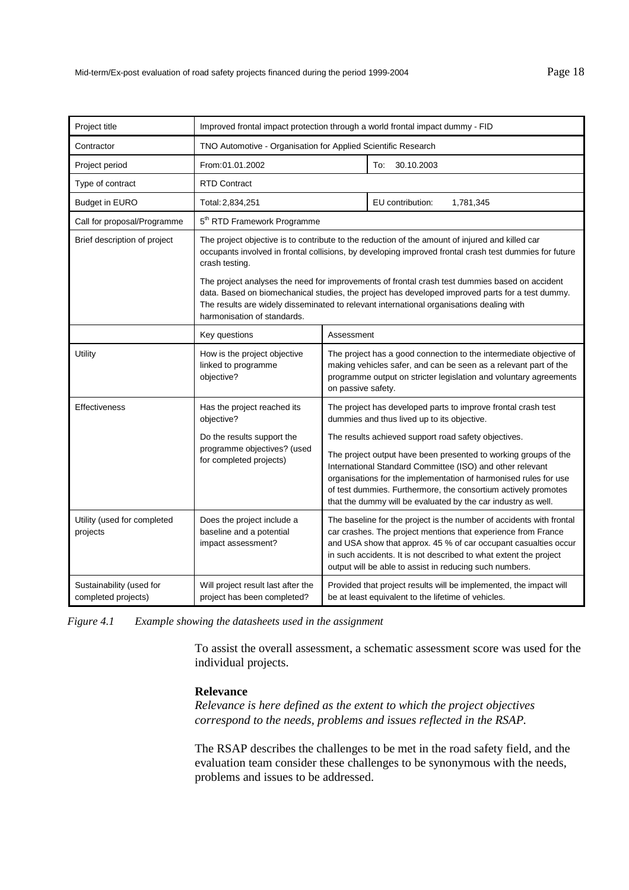| Project title | Improved frontal impact protection through a world frontal impact dummy - FID | | |
|---|---|---|---|
| Contractor | TNO Automotive - Organisation for Applied Scientific Research | | |
| Project period | From:01.01.2002 | | To: 30.10.2003 |
| Type of contract | RTD Contract | | |
| Budget in EURO | Total: 2,834,251 | | EU contribution: 1,781,345 |
| Call for proposal/Programme | 5th RTD Framework Programme | | |
| Brief description of project | The project objective is to contribute to the reduction of the amount of injured and killed car occupants involved in frontal collisions, by developing improved frontal crash test dummies for future crash testing.<br><br>The project analyses the need for improvements of frontal crash test dummies based on accident data. Based on biomechanical studies, the project has developed improved parts for a test dummy. The results are widely disseminated to relevant international organisations dealing with harmonisation of standards. | | |
| | Key questions | Assessment | |
| Utility | How is the project objective linked to programme objective? | The project has a good connection to the intermediate objective of making vehicles safer, and can be seen as a relevant part of the programme output on stricter legislation and voluntary agreements on passive safety. | |
| Effectiveness | Has the project reached its objective?<br><br>Do the results support the programme objectives? (used for completed projects) | The project has developed parts to improve frontal crash test dummies and thus lived up to its objective.<br><br>The results achieved support road safety objectives.<br><br>The project output have been presented to working groups of the International Standard Committee (ISO) and other relevant organisations for the implementation of harmonised rules for use of test dummies. Furthermore, the consortium actively promotes that the dummy will be evaluated by the car industry as well. | |
| Utility (used for completed projects | Does the project include a baseline and a potential impact assessment? | The baseline for the project is the number of accidents with frontal car crashes. The project mentions that experience from France and USA show that approx. 45 % of car occupant casualties occur in such accidents. It is not described to what extent the project output will be able to assist in reducing such numbers. | |
| Sustainability (used for completed projects) | Will project result last after the project has been completed? | Provided that project results will be implemented, the impact will be at least equivalent to the lifetime of vehicles. | |

*Figure 4.1 Example showing the datasheets used in the assignment*

To assist the overall assessment, a schematic assessment score was used for the individual projects.

**Relevance**

*Relevance is here defined as the extent to which the project objectives correspond to the needs, problems and issues reflected in the RSAP.*

The RSAP describes the challenges to be met in the road safety field, and the evaluation team consider these challenges to be synonymous with the needs, problems and issues to be addressed.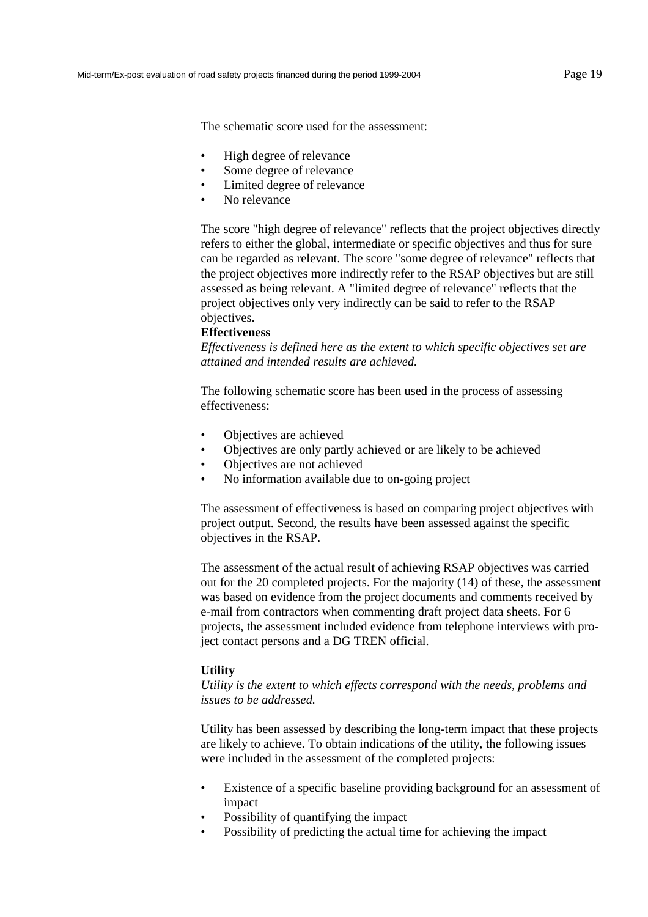The schematic score used for the assessment:

- High degree of relevance
- Some degree of relevance
- Limited degree of relevance
- No relevance

The score "high degree of relevance" reflects that the project objectives directly refers to either the global, intermediate or specific objectives and thus for sure can be regarded as relevant. The score "some degree of relevance" reflects that the project objectives more indirectly refer to the RSAP objectives but are still assessed as being relevant. A "limited degree of relevance" reflects that the project objectives only very indirectly can be said to refer to the RSAP objectives.

**Effectiveness**

*Effectiveness is defined here as the extent to which specific objectives set are attained and intended results are achieved.*

The following schematic score has been used in the process of assessing effectiveness:

- Objectives are achieved
- Objectives are only partly achieved or are likely to be achieved
- Objectives are not achieved
- No information available due to on-going project

The assessment of effectiveness is based on comparing project objectives with project output. Second, the results have been assessed against the specific objectives in the RSAP.

The assessment of the actual result of achieving RSAP objectives was carried out for the 20 completed projects. For the majority (14) of these, the assessment was based on evidence from the project documents and comments received by e-mail from contractors when commenting draft project data sheets. For 6 projects, the assessment included evidence from telephone interviews with project contact persons and a DG TREN official.

**Utility**

*Utility is the extent to which effects correspond with the needs, problems and issues to be addressed.*

Utility has been assessed by describing the long-term impact that these projects are likely to achieve. To obtain indications of the utility, the following issues were included in the assessment of the completed projects:

- Existence of a specific baseline providing background for an assessment of impact
- Possibility of quantifying the impact
- Possibility of predicting the actual time for achieving the impact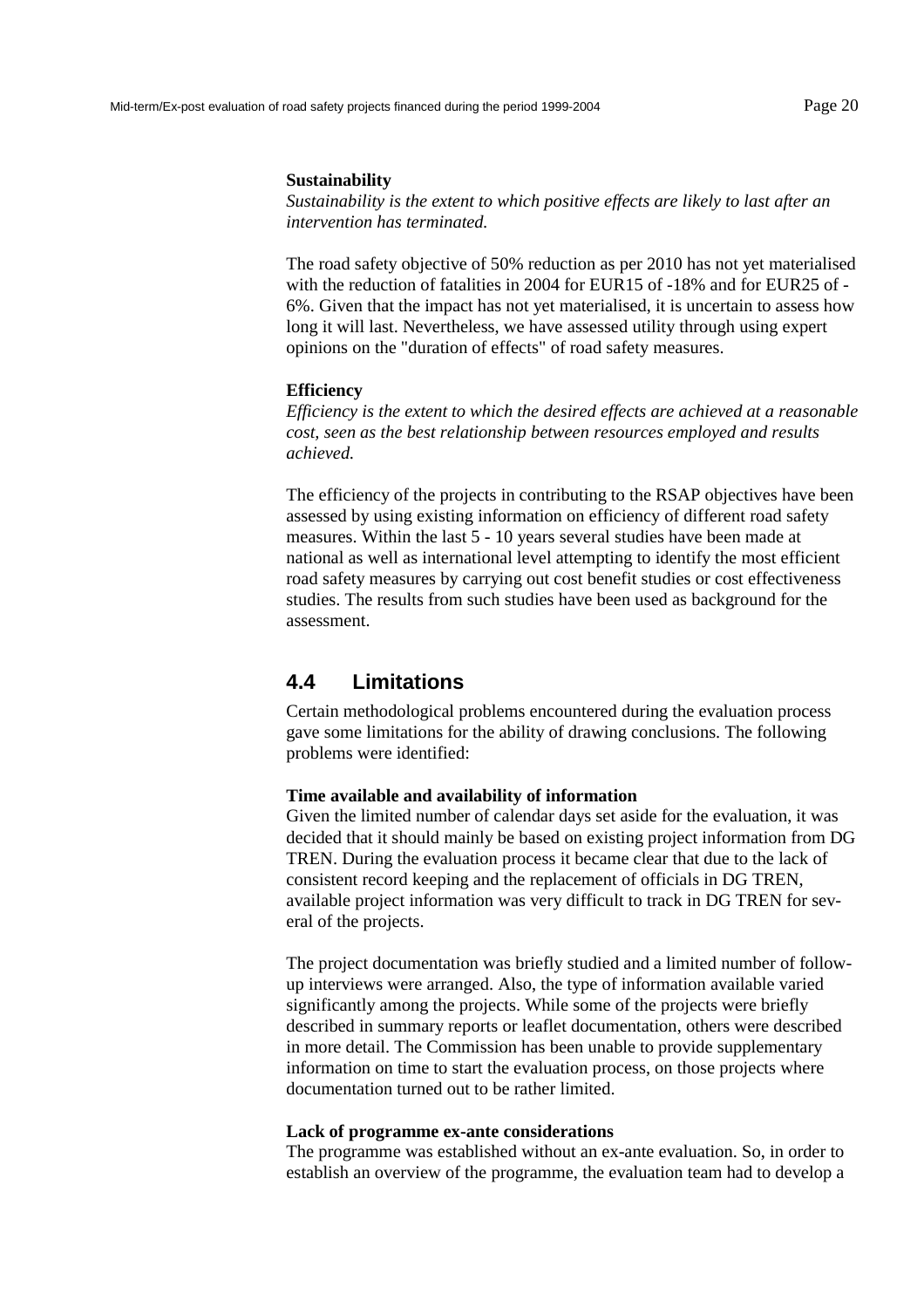**Sustainability**

*Sustainability is the extent to which positive effects are likely to last after an intervention has terminated.*

The road safety objective of 50% reduction as per 2010 has not yet materialised with the reduction of fatalities in 2004 for EUR15 of -18% and for EUR25 of -6%. Given that the impact has not yet materialised, it is uncertain to assess how long it will last. Nevertheless, we have assessed utility through using expert opinions on the "duration of effects" of road safety measures.

**Efficiency**

*Efficiency is the extent to which the desired effects are achieved at a reasonable cost, seen as the best relationship between resources employed and results achieved.*

The efficiency of the projects in contributing to the RSAP objectives have been assessed by using existing information on efficiency of different road safety measures. Within the last 5 - 10 years several studies have been made at national as well as international level attempting to identify the most efficient road safety measures by carrying out cost benefit studies or cost effectiveness studies. The results from such studies have been used as background for the assessment.

## 4.4 Limitations

Certain methodological problems encountered during the evaluation process gave some limitations for the ability of drawing conclusions. The following problems were identified:

**Time available and availability of information**

Given the limited number of calendar days set aside for the evaluation, it was decided that it should mainly be based on existing project information from DG TREN. During the evaluation process it became clear that due to the lack of consistent record keeping and the replacement of officials in DG TREN, available project information was very difficult to track in DG TREN for several of the projects.

The project documentation was briefly studied and a limited number of follow-up interviews were arranged. Also, the type of information available varied significantly among the projects. While some of the projects were briefly described in summary reports or leaflet documentation, others were described in more detail. The Commission has been unable to provide supplementary information on time to start the evaluation process, on those projects where documentation turned out to be rather limited.

**Lack of programme ex-ante considerations**

The programme was established without an ex-ante evaluation. So, in order to establish an overview of the programme, the evaluation team had to develop a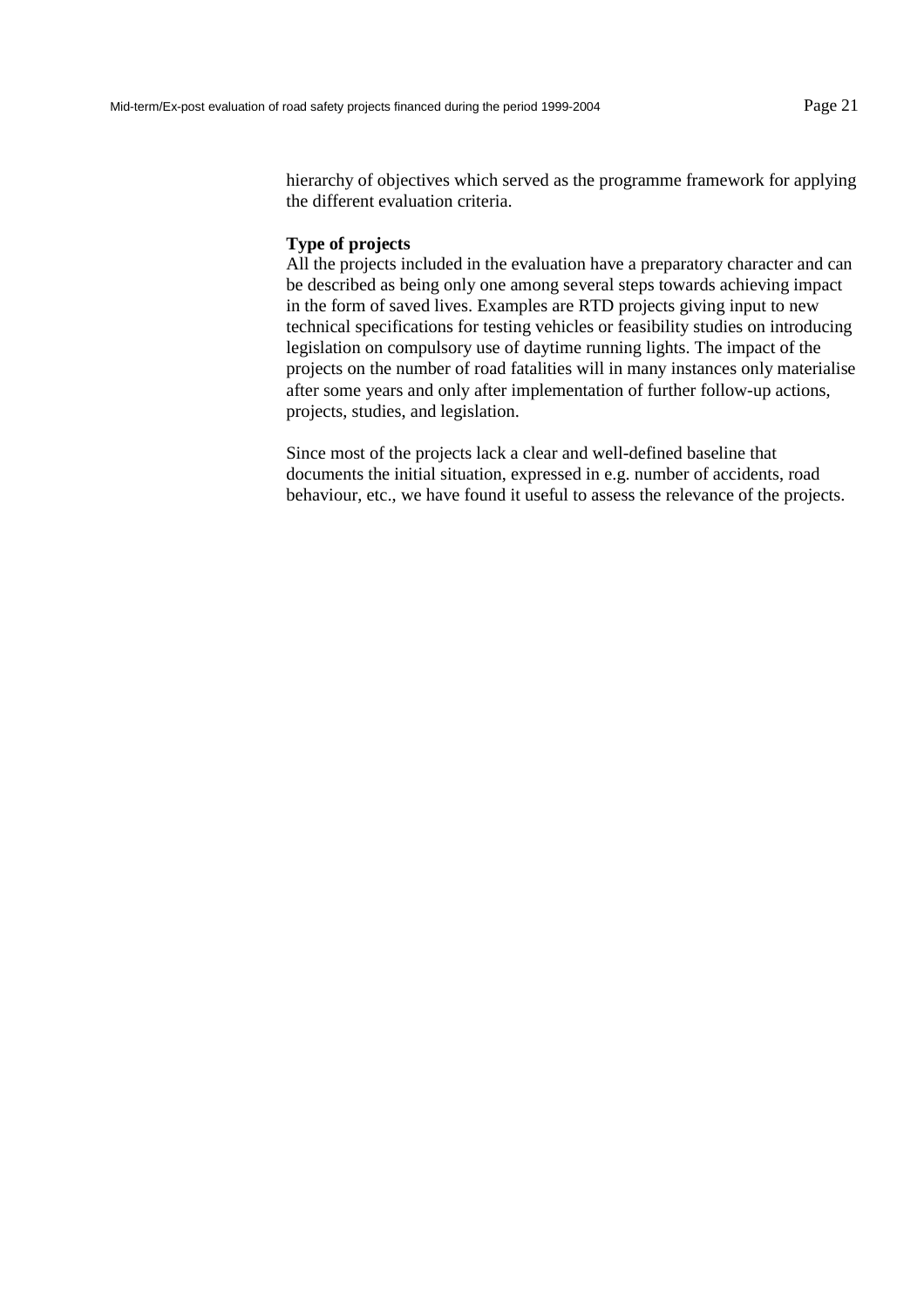hierarchy of objectives which served as the programme framework for applying the different evaluation criteria.

**Type of projects**

All the projects included in the evaluation have a preparatory character and can be described as being only one among several steps towards achieving impact in the form of saved lives. Examples are RTD projects giving input to new technical specifications for testing vehicles or feasibility studies on introducing legislation on compulsory use of daytime running lights. The impact of the projects on the number of road fatalities will in many instances only materialise after some years and only after implementation of further follow-up actions, projects, studies, and legislation.

Since most of the projects lack a clear and well-defined baseline that documents the initial situation, expressed in e.g. number of accidents, road behaviour, etc., we have found it useful to assess the relevance of the projects.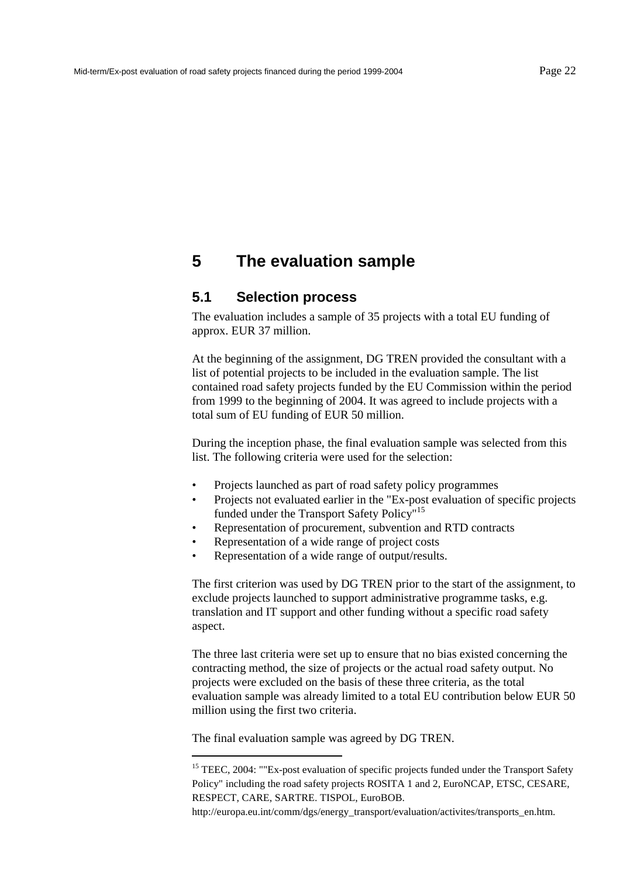# 5 The evaluation sample

## 5.1 Selection process

The evaluation includes a sample of 35 projects with a total EU funding of approx. EUR 37 million.

At the beginning of the assignment, DG TREN provided the consultant with a list of potential projects to be included in the evaluation sample. The list contained road safety projects funded by the EU Commission within the period from 1999 to the beginning of 2004. It was agreed to include projects with a total sum of EU funding of EUR 50 million.

During the inception phase, the final evaluation sample was selected from this list. The following criteria were used for the selection:

- Projects launched as part of road safety policy programmes
- Projects not evaluated earlier in the "Ex-post evaluation of specific projects funded under the Transport Safety Policy"[15]
- Representation of procurement, subvention and RTD contracts
- Representation of a wide range of project costs
- Representation of a wide range of output/results.

The first criterion was used by DG TREN prior to the start of the assignment, to exclude projects launched to support administrative programme tasks, e.g. translation and IT support and other funding without a specific road safety aspect.

The three last criteria were set up to ensure that no bias existed concerning the contracting method, the size of projects or the actual road safety output. No projects were excluded on the basis of these three criteria, as the total evaluation sample was already limited to a total EU contribution below EUR 50 million using the first two criteria.

The final evaluation sample was agreed by DG TREN.

---

[15] TEEC, 2004: ""Ex-post evaluation of specific projects funded under the Transport Safety Policy" including the road safety projects ROSITA 1 and 2, EuroNCAP, ETSC, CESARE, RESPECT, CARE, SARTRE. TISPOL, EuroBOB. http://europa.eu.int/comm/dgs/energy_transport/evaluation/activites/transports_en.htm.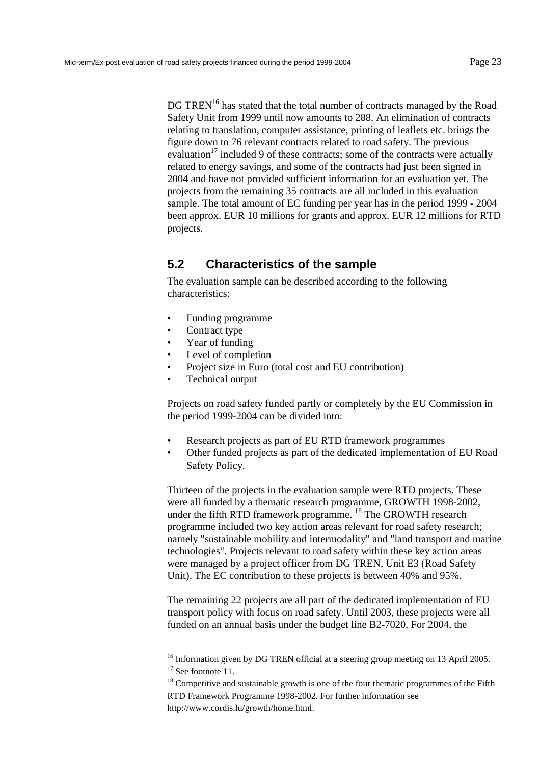DG TREN[16] has stated that the total number of contracts managed by the Road Safety Unit from 1999 until now amounts to 288. An elimination of contracts relating to translation, computer assistance, printing of leaflets etc. brings the figure down to 76 relevant contracts related to road safety. The previous evaluation[17] included 9 of these contracts; some of the contracts were actually related to energy savings, and some of the contracts had just been signed in 2004 and have not provided sufficient information for an evaluation yet. The projects from the remaining 35 contracts are all included in this evaluation sample. The total amount of EC funding per year has in the period 1999 - 2004 been approx. EUR 10 millions for grants and approx. EUR 12 millions for RTD projects.

## 5.2 Characteristics of the sample

The evaluation sample can be described according to the following characteristics:

- Funding programme
- Contract type
- Year of funding
- Level of completion
- Project size in Euro (total cost and EU contribution)
- Technical output

Projects on road safety funded partly or completely by the EU Commission in the period 1999-2004 can be divided into:

- Research projects as part of EU RTD framework programmes
- Other funded projects as part of the dedicated implementation of EU Road Safety Policy.

Thirteen of the projects in the evaluation sample were RTD projects. These were all funded by a thematic research programme, GROWTH 1998-2002, under the fifth RTD framework programme. [18] The GROWTH research programme included two key action areas relevant for road safety research; namely "sustainable mobility and intermodality" and "land transport and marine technologies". Projects relevant to road safety within these key action areas were managed by a project officer from DG TREN, Unit E3 (Road Safety Unit). The EC contribution to these projects is between 40% and 95%.

The remaining 22 projects are all part of the dedicated implementation of EU transport policy with focus on road safety. Until 2003, these projects were all funded on an annual basis under the budget line B2-7020. For 2004, the

---

[16] Information given by DG TREN official at a steering group meeting on 13 April 2005.

[17] See footnote 11.

[18] Competitive and sustainable growth is one of the four thematic programmes of the Fifth RTD Framework Programme 1998-2002. For further information see http://www.cordis.lu/growth/home.html.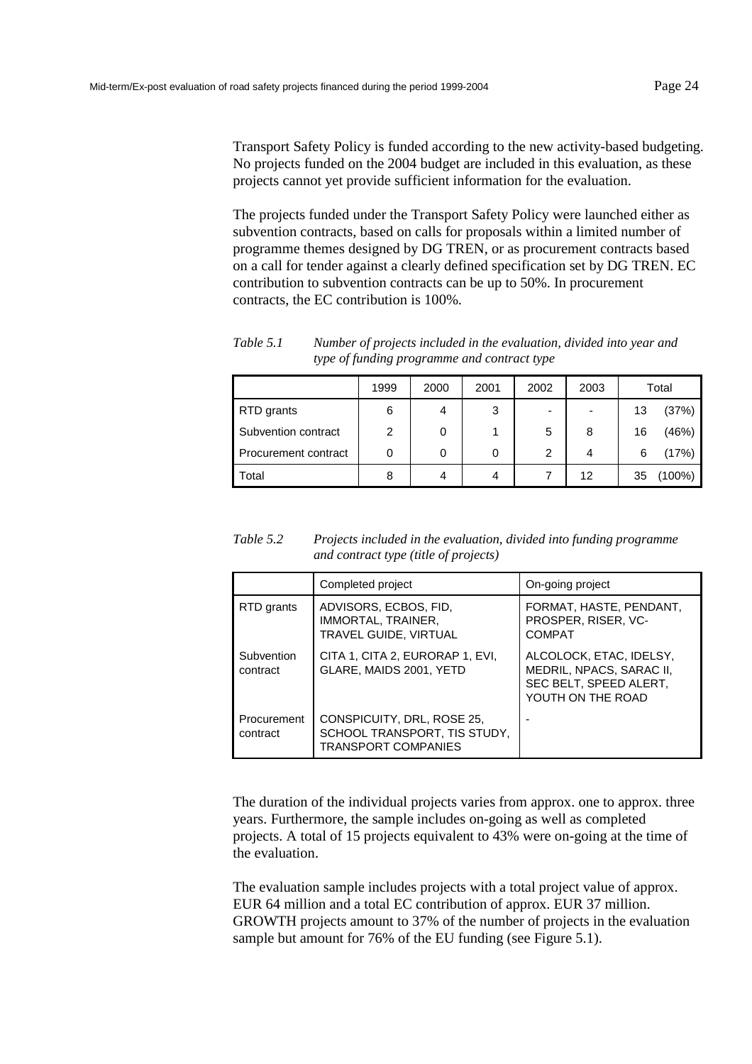Transport Safety Policy is funded according to the new activity-based budgeting. No projects funded on the 2004 budget are included in this evaluation, as these projects cannot yet provide sufficient information for the evaluation.

The projects funded under the Transport Safety Policy were launched either as subvention contracts, based on calls for proposals within a limited number of programme themes designed by DG TREN, or as procurement contracts based on a call for tender against a clearly defined specification set by DG TREN. EC contribution to subvention contracts can be up to 50%. In procurement contracts, the EC contribution is 100%.

*Table 5.1 Number of projects included in the evaluation, divided into year and type of funding programme and contract type*

| | 1999 | 2000 | 2001 | 2002 | 2003 | Total |
|---|---|---|---|---|---|---|
| RTD grants | 6 | 4 | 3 | - | - | 13 (37%) |
| Subvention contract | 2 | 0 | 1 | 5 | 8 | 16 (46%) |
| Procurement contract | 0 | 0 | 0 | 2 | 4 | 6 (17%) |
| Total | 8 | 4 | 4 | 7 | 12 | 35 (100%) |

*Table 5.2 Projects included in the evaluation, divided into funding programme and contract type (title of projects)*

| | Completed project | On-going project |
|---|---|---|
| RTD grants | ADVISORS, ECBOS, FID, IMMORTAL, TRAINER, TRAVEL GUIDE, VIRTUAL | FORMAT, HASTE, PENDANT, PROSPER, RISER, VC-COMPAT |
| Subvention contract | CITA 1, CITA 2, EURORAP 1, EVI, GLARE, MAIDS 2001, YETD | ALCOLOCK, ETAC, IDELSY, MEDRIL, NPACS, SARAC II, SEC BELT, SPEED ALERT, YOUTH ON THE ROAD |
| Procurement contract | CONSPICUITY, DRL, ROSE 25, SCHOOL TRANSPORT, TIS STUDY, TRANSPORT COMPANIES | - |

The duration of the individual projects varies from approx. one to approx. three years. Furthermore, the sample includes on-going as well as completed projects. A total of 15 projects equivalent to 43% were on-going at the time of the evaluation.

The evaluation sample includes projects with a total project value of approx. EUR 64 million and a total EC contribution of approx. EUR 37 million. GROWTH projects amount to 37% of the number of projects in the evaluation sample but amount for 76% of the EU funding (see Figure 5.1).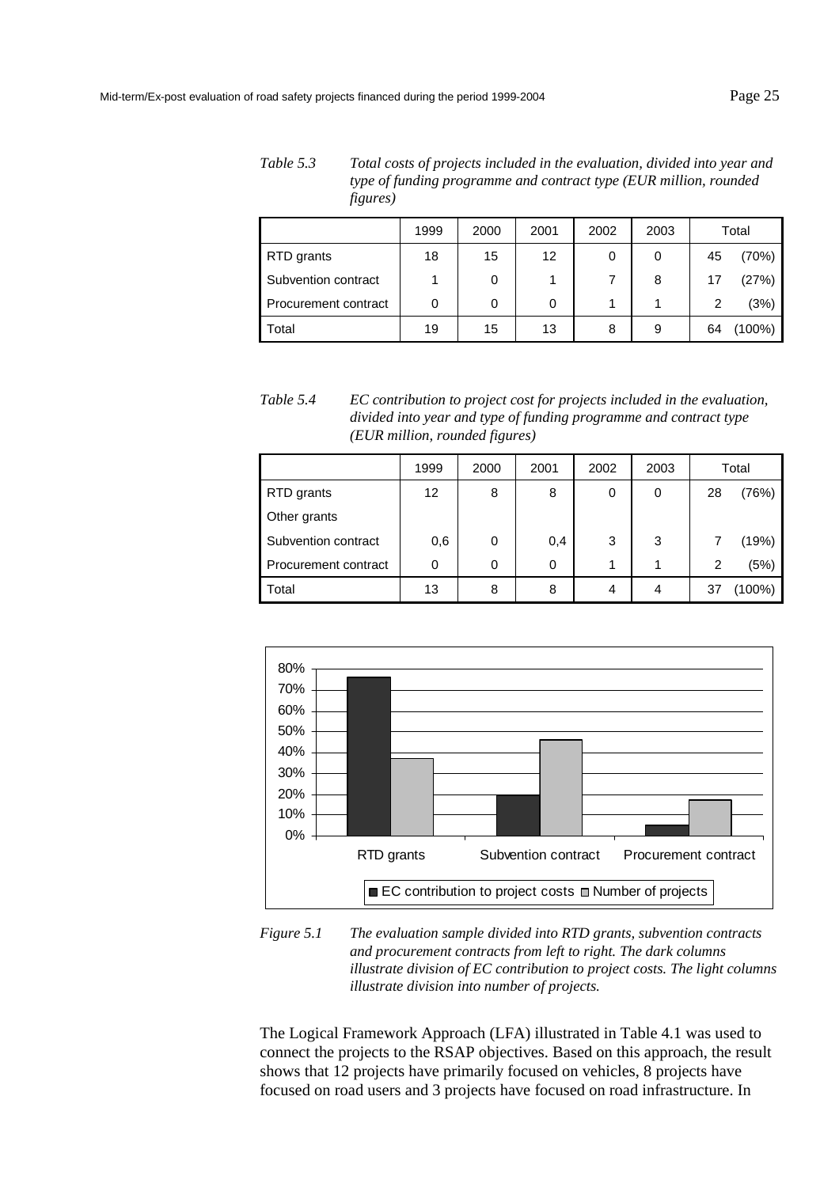*Table 5.3 Total costs of projects included in the evaluation, divided into year and type of funding programme and contract type (EUR million, rounded figures)*

| | 1999 | 2000 | 2001 | 2002 | 2003 | Total |
|---|---|---|---|---|---|---|
| RTD grants | 18 | 15 | 12 | 0 | 0 | 45 (70%) |
| Subvention contract | 1 | 0 | 1 | 7 | 8 | 17 (27%) |
| Procurement contract | 0 | 0 | 0 | 1 | 1 | 2 (3%) |
| Total | 19 | 15 | 13 | 8 | 9 | 64 (100%) |

*Table 5.4 EC contribution to project cost for projects included in the evaluation, divided into year and type of funding programme and contract type (EUR million, rounded figures)*

| | 1999 | 2000 | 2001 | 2002 | 2003 | Total |
|---|---|---|---|---|---|---|
| RTD grants | 12 | 8 | 8 | 0 | 0 | 28 (76%) |
| Other grants | | | | | | |
| Subvention contract | 0,6 | 0 | 0,4 | 3 | 3 | 7 (19%) |
| Procurement contract | 0 | 0 | 0 | 1 | 1 | 2 (5%) |
| Total | 13 | 8 | 8 | 4 | 4 | 37 (100%) |

*Figure 5.1 The evaluation sample divided into RTD grants, subvention contracts and procurement contracts from left to right. The dark columns illustrate division of EC contribution to project costs. The light columns illustrate division into number of projects.*

The Logical Framework Approach (LFA) illustrated in Table 4.1 was used to connect the projects to the RSAP objectives. Based on this approach, the result shows that 12 projects have primarily focused on vehicles, 8 projects have focused on road users and 3 projects have focused on road infrastructure. In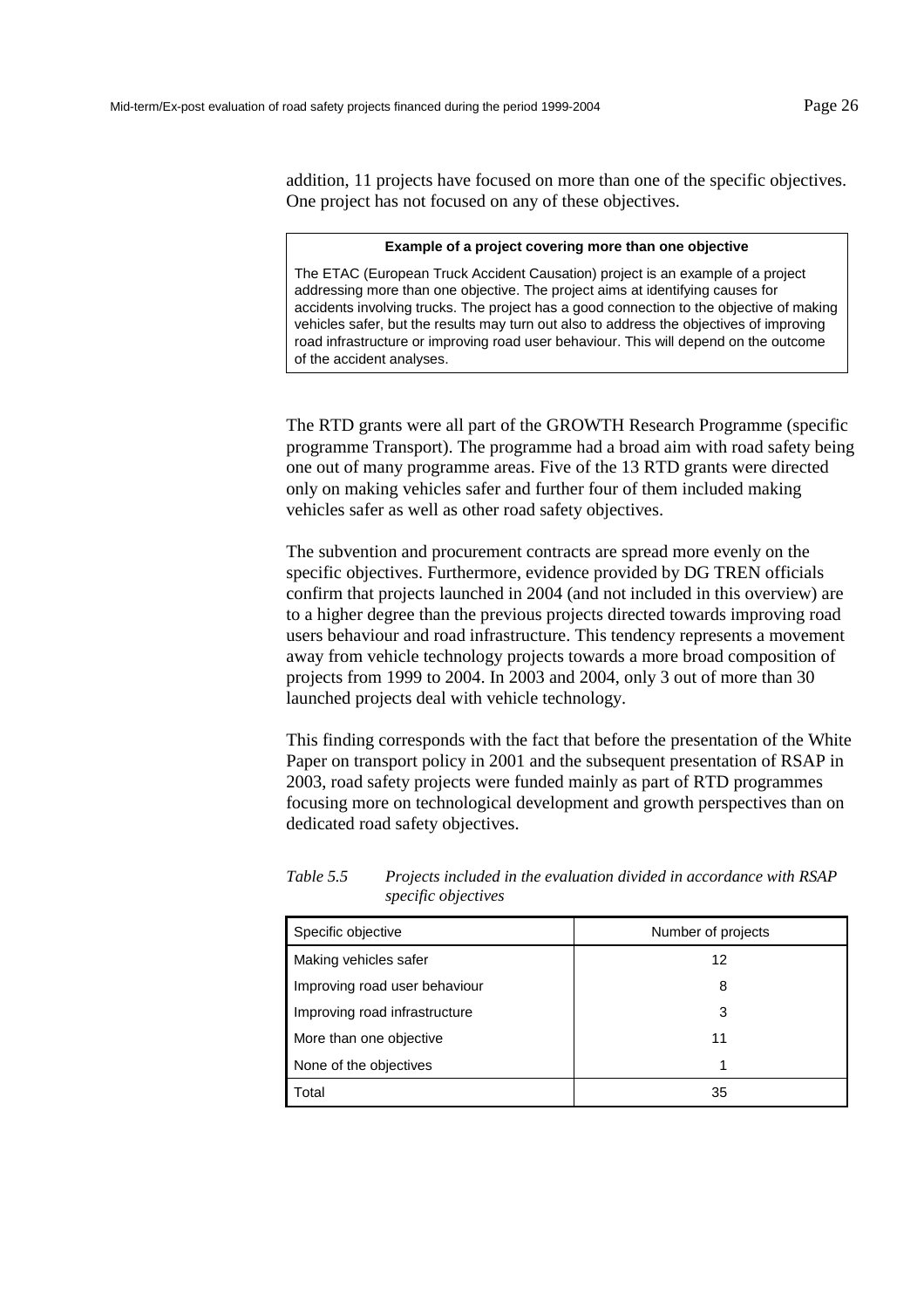addition, 11 projects have focused on more than one of the specific objectives. One project has not focused on any of these objectives.

> **Example of a project covering more than one objective**
>
> The ETAC (European Truck Accident Causation) project is an example of a project addressing more than one objective. The project aims at identifying causes for accidents involving trucks. The project has a good connection to the objective of making vehicles safer, but the results may turn out also to address the objectives of improving road infrastructure or improving road user behaviour. This will depend on the outcome of the accident analyses.

The RTD grants were all part of the GROWTH Research Programme (specific programme Transport). The programme had a broad aim with road safety being one out of many programme areas. Five of the 13 RTD grants were directed only on making vehicles safer and further four of them included making vehicles safer as well as other road safety objectives.

The subvention and procurement contracts are spread more evenly on the specific objectives. Furthermore, evidence provided by DG TREN officials confirm that projects launched in 2004 (and not included in this overview) are to a higher degree than the previous projects directed towards improving road users behaviour and road infrastructure. This tendency represents a movement away from vehicle technology projects towards a more broad composition of projects from 1999 to 2004. In 2003 and 2004, only 3 out of more than 30 launched projects deal with vehicle technology.

This finding corresponds with the fact that before the presentation of the White Paper on transport policy in 2001 and the subsequent presentation of RSAP in 2003, road safety projects were funded mainly as part of RTD programmes focusing more on technological development and growth perspectives than on dedicated road safety objectives.

*Table 5.5 Projects included in the evaluation divided in accordance with RSAP specific objectives*

| Specific objective | Number of projects |
|---|---|
| Making vehicles safer | 12 |
| Improving road user behaviour | 8 |
| Improving road infrastructure | 3 |
| More than one objective | 11 |
| None of the objectives | 1 |
| Total | 35 |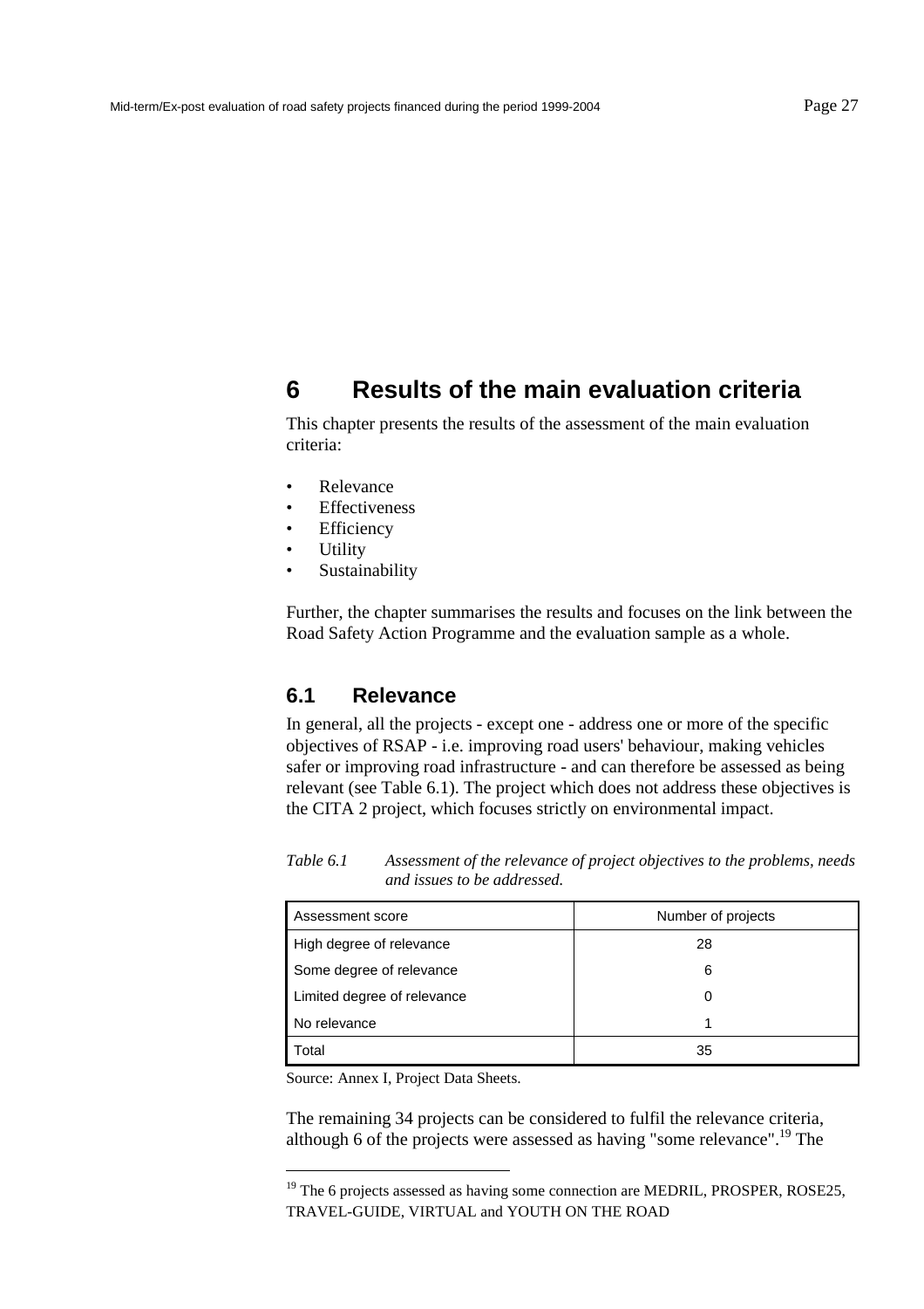# 6 Results of the main evaluation criteria

This chapter presents the results of the assessment of the main evaluation criteria:

- Relevance
- Effectiveness
- Efficiency
- Utility
- Sustainability

Further, the chapter summarises the results and focuses on the link between the Road Safety Action Programme and the evaluation sample as a whole.

## 6.1 Relevance

In general, all the projects - except one - address one or more of the specific objectives of RSAP - i.e. improving road users' behaviour, making vehicles safer or improving road infrastructure - and can therefore be assessed as being relevant (see Table 6.1). The project which does not address these objectives is the CITA 2 project, which focuses strictly on environmental impact.

*Table 6.1 Assessment of the relevance of project objectives to the problems, needs and issues to be addressed.*

| Assessment score | Number of projects |
|---|---|
| High degree of relevance | 28 |
| Some degree of relevance | 6 |
| Limited degree of relevance | 0 |
| No relevance | 1 |
| Total | 35 |

Source: Annex I, Project Data Sheets.

The remaining 34 projects can be considered to fulfil the relevance criteria, although 6 of the projects were assessed as having "some relevance".[19] The

[19] The 6 projects assessed as having some connection are MEDRIL, PROSPER, ROSE25, TRAVEL-GUIDE, VIRTUAL and YOUTH ON THE ROAD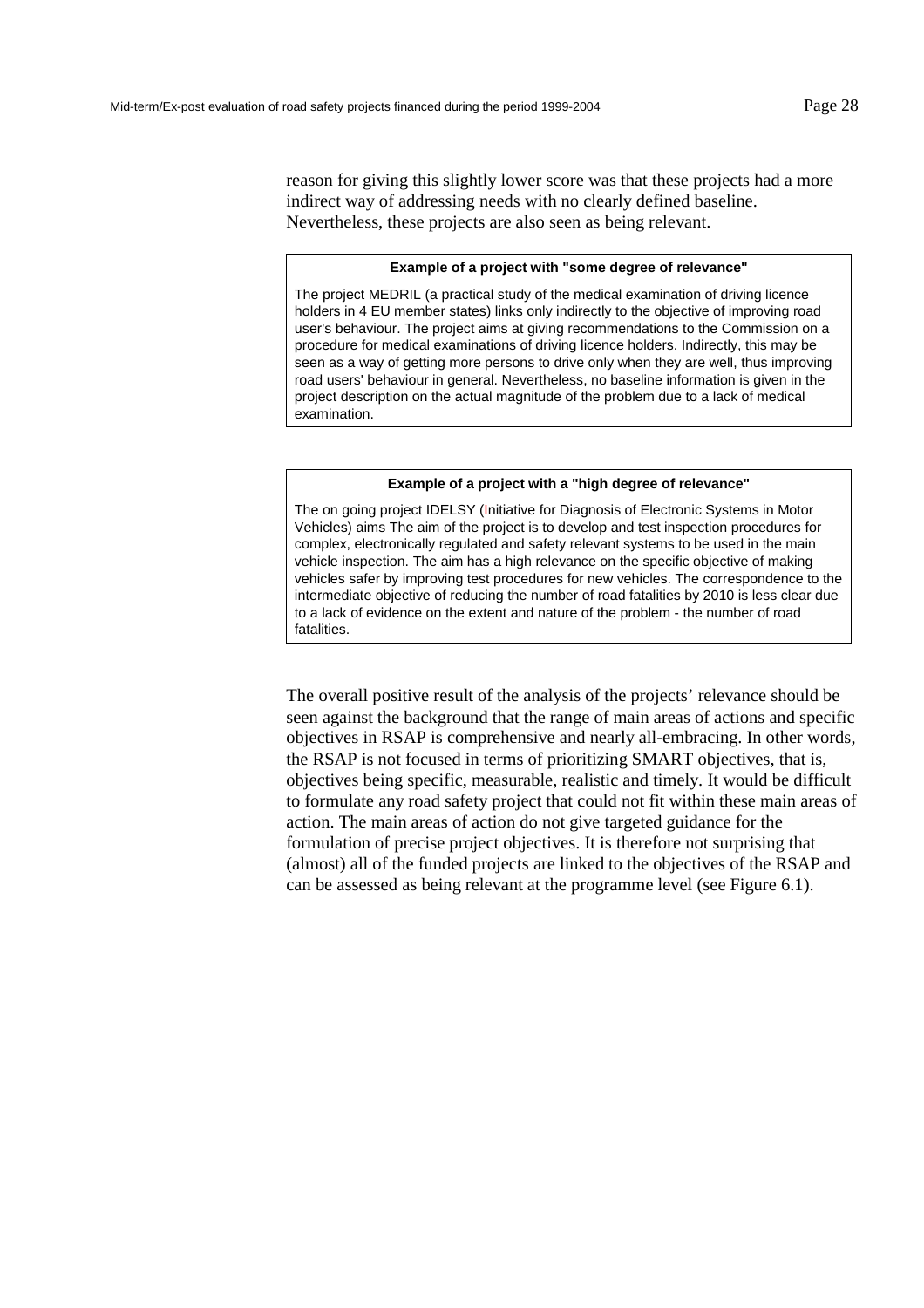reason for giving this slightly lower score was that these projects had a more indirect way of addressing needs with no clearly defined baseline. Nevertheless, these projects are also seen as being relevant.

> **Example of a project with "some degree of relevance"**
>
> The project MEDRIL (a practical study of the medical examination of driving licence holders in 4 EU member states) links only indirectly to the objective of improving road user's behaviour. The project aims at giving recommendations to the Commission on a procedure for medical examinations of driving licence holders. Indirectly, this may be seen as a way of getting more persons to drive only when they are well, thus improving road users' behaviour in general. Nevertheless, no baseline information is given in the project description on the actual magnitude of the problem due to a lack of medical examination.

> **Example of a project with a "high degree of relevance"**
>
> The on going project IDELSY (Initiative for Diagnosis of Electronic Systems in Motor Vehicles) aims The aim of the project is to develop and test inspection procedures for complex, electronically regulated and safety relevant systems to be used in the main vehicle inspection. The aim has a high relevance on the specific objective of making vehicles safer by improving test procedures for new vehicles. The correspondence to the intermediate objective of reducing the number of road fatalities by 2010 is less clear due to a lack of evidence on the extent and nature of the problem - the number of road fatalities.

The overall positive result of the analysis of the projects' relevance should be seen against the background that the range of main areas of actions and specific objectives in RSAP is comprehensive and nearly all-embracing. In other words, the RSAP is not focused in terms of prioritizing SMART objectives, that is, objectives being specific, measurable, realistic and timely. It would be difficult to formulate any road safety project that could not fit within these main areas of action. The main areas of action do not give targeted guidance for the formulation of precise project objectives. It is therefore not surprising that (almost) all of the funded projects are linked to the objectives of the RSAP and can be assessed as being relevant at the programme level (see Figure 6.1).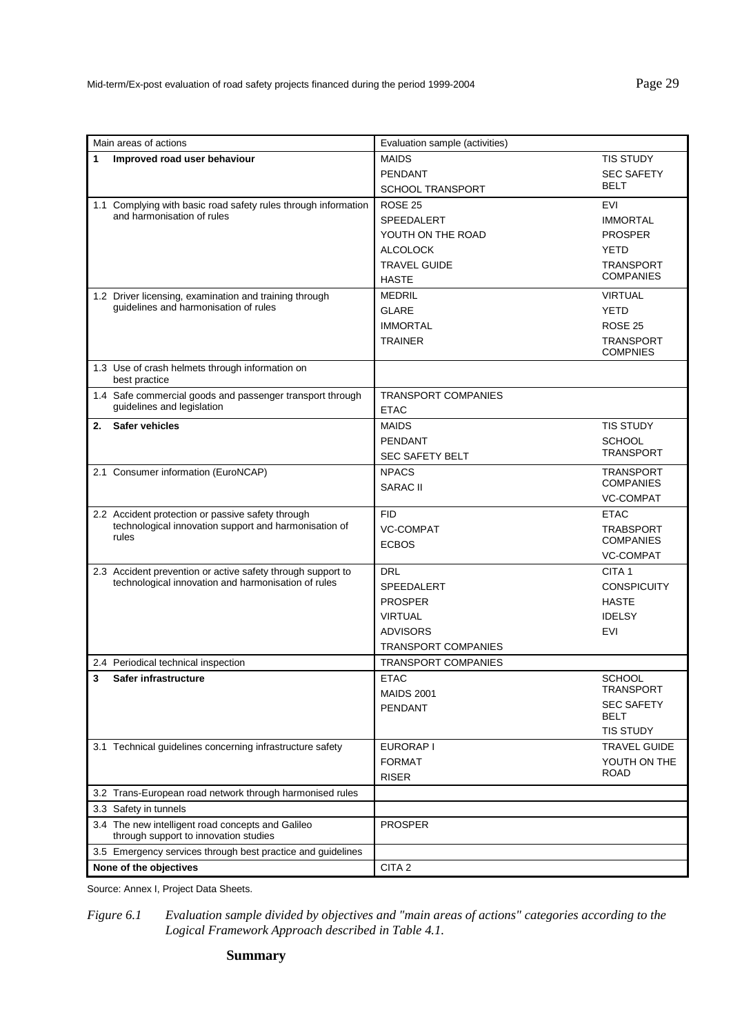| Main areas of actions | Evaluation sample (activities) | |
|---|---|---|
| **1 Improved road user behaviour** | MAIDS<br>PENDANT<br>SCHOOL TRANSPORT | TIS STUDY<br>SEC SAFETY BELT |
| 1.1 Complying with basic road safety rules through information and harmonisation of rules | ROSE 25<br>SPEEDALERT<br>YOUTH ON THE ROAD<br>ALCOLOCK<br>TRAVEL GUIDE<br>HASTE | EVI<br>IMMORTAL<br>PROSPER<br>YETD<br>TRANSPORT COMPANIES |
| 1.2 Driver licensing, examination and training through guidelines and harmonisation of rules | MEDRIL<br>GLARE<br>IMMORTAL<br>TRAINER | VIRTUAL<br>YETD<br>ROSE 25<br>TRANSPORT COMPNIES |
| 1.3 Use of crash helmets through information on best practice | | |
| 1.4 Safe commercial goods and passenger transport through guidelines and legislation | TRANSPORT COMPANIES<br>ETAC | |
| **2. Safer vehicles** | MAIDS<br>PENDANT<br>SEC SAFETY BELT | TIS STUDY<br>SCHOOL TRANSPORT |
| 2.1 Consumer information (EuroNCAP) | NPACS<br>SARAC II | TRANSPORT COMPANIES<br>VC-COMPAT |
| 2.2 Accident protection or passive safety through technological innovation support and harmonisation of rules | FID<br>VC-COMPAT<br>ECBOS | ETAC<br>TRABSPORT COMPANIES<br>VC-COMPAT |
| 2.3 Accident prevention or active safety through support to technological innovation and harmonisation of rules | DRL<br>SPEEDALERT<br>PROSPER<br>VIRTUAL<br>ADVISORS<br>TRANSPORT COMPANIES | CITA 1<br>CONSPICUITY<br>HASTE<br>IDELSY<br>EVI |
| 2.4 Periodical technical inspection | TRANSPORT COMPANIES | |
| **3 Safer infrastructure** | ETAC<br>MAIDS 2001<br>PENDANT | SCHOOL TRANSPORT<br>SEC SAFETY BELT<br>TIS STUDY |
| 3.1 Technical guidelines concerning infrastructure safety | EURORAP I<br>FORMAT<br>RISER | TRAVEL GUIDE<br>YOUTH ON THE ROAD |
| 3.2 Trans-European road network through harmonised rules | | |
| 3.3 Safety in tunnels | | |
| 3.4 The new intelligent road concepts and Galileo through support to innovation studies | PROSPER | |
| 3.5 Emergency services through best practice and guidelines | | |
| **None of the objectives** | CITA 2 | |

Source: Annex I, Project Data Sheets.

*Figure 6.1 Evaluation sample divided by objectives and "main areas of actions" categories according to the Logical Framework Approach described in Table 4.1.*

**Summary**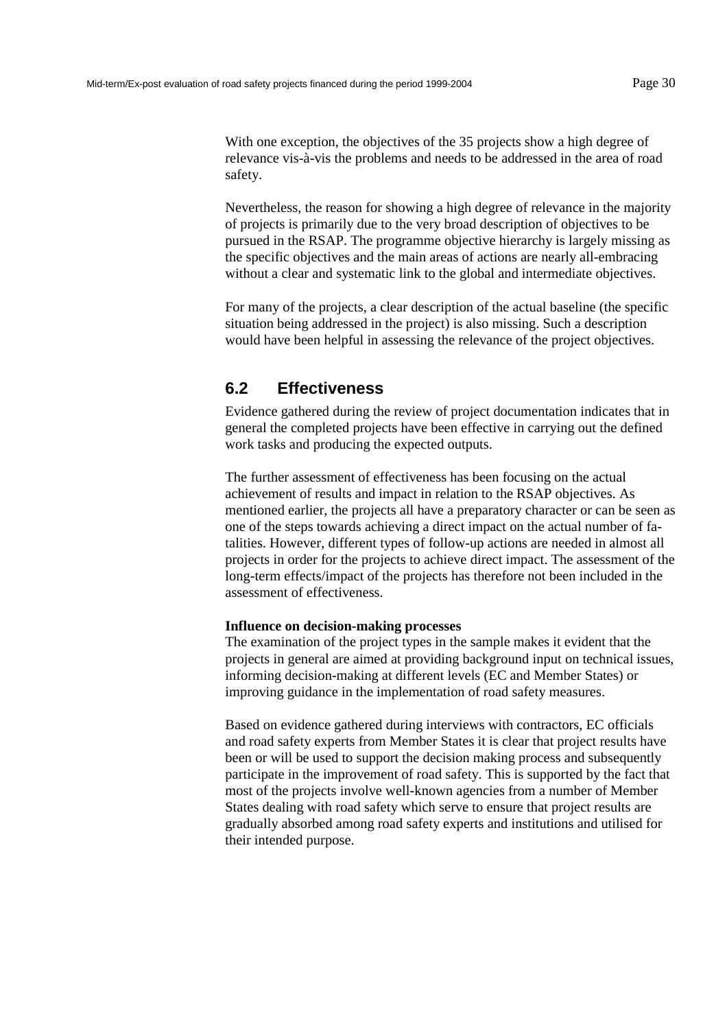With one exception, the objectives of the 35 projects show a high degree of relevance vis-à-vis the problems and needs to be addressed in the area of road safety.

Nevertheless, the reason for showing a high degree of relevance in the majority of projects is primarily due to the very broad description of objectives to be pursued in the RSAP. The programme objective hierarchy is largely missing as the specific objectives and the main areas of actions are nearly all-embracing without a clear and systematic link to the global and intermediate objectives.

For many of the projects, a clear description of the actual baseline (the specific situation being addressed in the project) is also missing. Such a description would have been helpful in assessing the relevance of the project objectives.

## 6.2 Effectiveness

Evidence gathered during the review of project documentation indicates that in general the completed projects have been effective in carrying out the defined work tasks and producing the expected outputs.

The further assessment of effectiveness has been focusing on the actual achievement of results and impact in relation to the RSAP objectives. As mentioned earlier, the projects all have a preparatory character or can be seen as one of the steps towards achieving a direct impact on the actual number of fatalities. However, different types of follow-up actions are needed in almost all projects in order for the projects to achieve direct impact. The assessment of the long-term effects/impact of the projects has therefore not been included in the assessment of effectiveness.

**Influence on decision-making processes**

The examination of the project types in the sample makes it evident that the projects in general are aimed at providing background input on technical issues, informing decision-making at different levels (EC and Member States) or improving guidance in the implementation of road safety measures.

Based on evidence gathered during interviews with contractors, EC officials and road safety experts from Member States it is clear that project results have been or will be used to support the decision making process and subsequently participate in the improvement of road safety. This is supported by the fact that most of the projects involve well-known agencies from a number of Member States dealing with road safety which serve to ensure that project results are gradually absorbed among road safety experts and institutions and utilised for their intended purpose.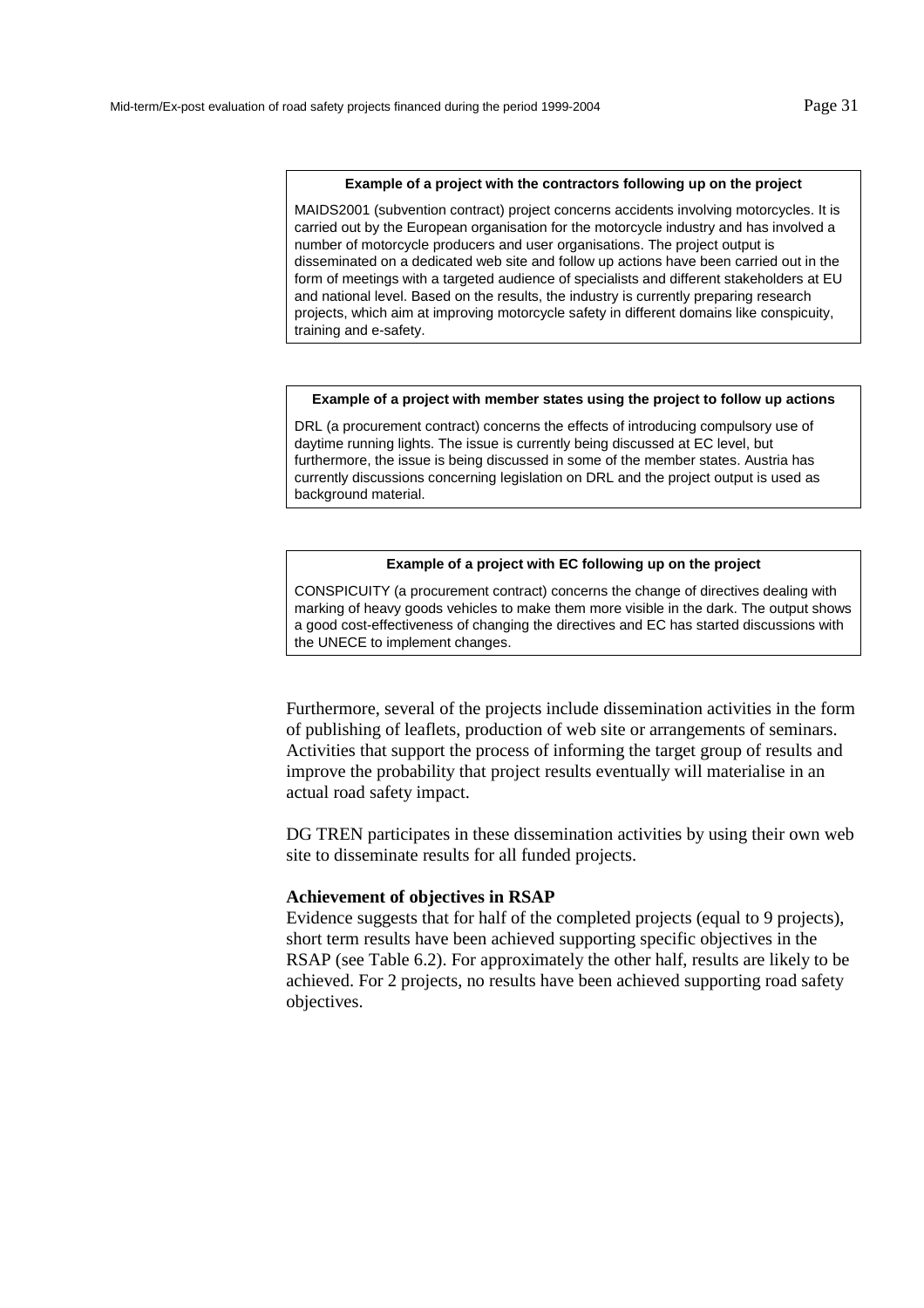**Example of a project with the contractors following up on the project**

MAIDS2001 (subvention contract) project concerns accidents involving motorcycles. It is carried out by the European organisation for the motorcycle industry and has involved a number of motorcycle producers and user organisations. The project output is disseminated on a dedicated web site and follow up actions have been carried out in the form of meetings with a targeted audience of specialists and different stakeholders at EU and national level. Based on the results, the industry is currently preparing research projects, which aim at improving motorcycle safety in different domains like conspicuity, training and e-safety.

**Example of a project with member states using the project to follow up actions**

DRL (a procurement contract) concerns the effects of introducing compulsory use of daytime running lights. The issue is currently being discussed at EC level, but furthermore, the issue is being discussed in some of the member states. Austria has currently discussions concerning legislation on DRL and the project output is used as background material.

**Example of a project with EC following up on the project**

CONSPICUITY (a procurement contract) concerns the change of directives dealing with marking of heavy goods vehicles to make them more visible in the dark. The output shows a good cost-effectiveness of changing the directives and EC has started discussions with the UNECE to implement changes.

Furthermore, several of the projects include dissemination activities in the form of publishing of leaflets, production of web site or arrangements of seminars. Activities that support the process of informing the target group of results and improve the probability that project results eventually will materialise in an actual road safety impact.

DG TREN participates in these dissemination activities by using their own web site to disseminate results for all funded projects.

**Achievement of objectives in RSAP**

Evidence suggests that for half of the completed projects (equal to 9 projects), short term results have been achieved supporting specific objectives in the RSAP (see Table 6.2). For approximately the other half, results are likely to be achieved. For 2 projects, no results have been achieved supporting road safety objectives.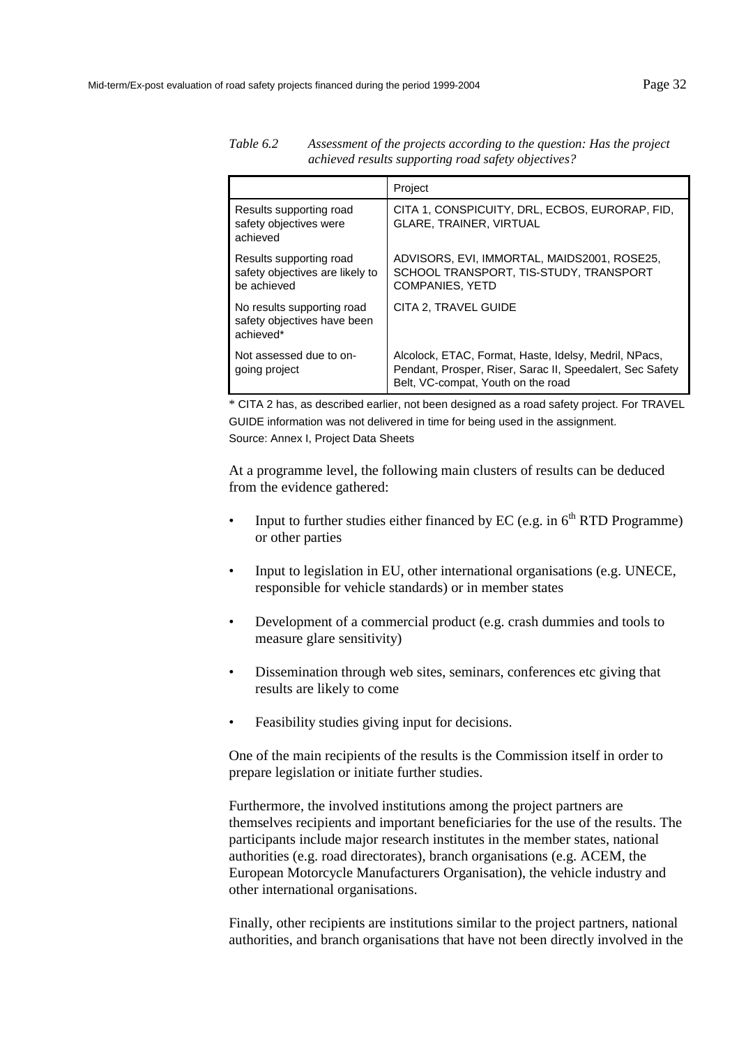*Table 6.2 Assessment of the projects according to the question: Has the project achieved results supporting road safety objectives?*

| | Project |
|---|---|
| Results supporting road safety objectives were achieved | CITA 1, CONSPICUITY, DRL, ECBOS, EURORAP, FID, GLARE, TRAINER, VIRTUAL |
| Results supporting road safety objectives are likely to be achieved | ADVISORS, EVI, IMMORTAL, MAIDS2001, ROSE25, SCHOOL TRANSPORT, TIS-STUDY, TRANSPORT COMPANIES, YETD |
| No results supporting road safety objectives have been achieved* | CITA 2, TRAVEL GUIDE |
| Not assessed due to on-going project | Alcolock, ETAC, Format, Haste, Idelsy, Medril, NPacs, Pendant, Prosper, Riser, Sarac II, Speedalert, Sec Safety Belt, VC-compat, Youth on the road |

\* CITA 2 has, as described earlier, not been designed as a road safety project. For TRAVEL GUIDE information was not delivered in time for being used in the assignment.
Source: Annex I, Project Data Sheets

At a programme level, the following main clusters of results can be deduced from the evidence gathered:

- Input to further studies either financed by EC (e.g. in 6th RTD Programme) or other parties
- Input to legislation in EU, other international organisations (e.g. UNECE, responsible for vehicle standards) or in member states
- Development of a commercial product (e.g. crash dummies and tools to measure glare sensitivity)
- Dissemination through web sites, seminars, conferences etc giving that results are likely to come
- Feasibility studies giving input for decisions.

One of the main recipients of the results is the Commission itself in order to prepare legislation or initiate further studies.

Furthermore, the involved institutions among the project partners are themselves recipients and important beneficiaries for the use of the results. The participants include major research institutes in the member states, national authorities (e.g. road directorates), branch organisations (e.g. ACEM, the European Motorcycle Manufacturers Organisation), the vehicle industry and other international organisations.

Finally, other recipients are institutions similar to the project partners, national authorities, and branch organisations that have not been directly involved in the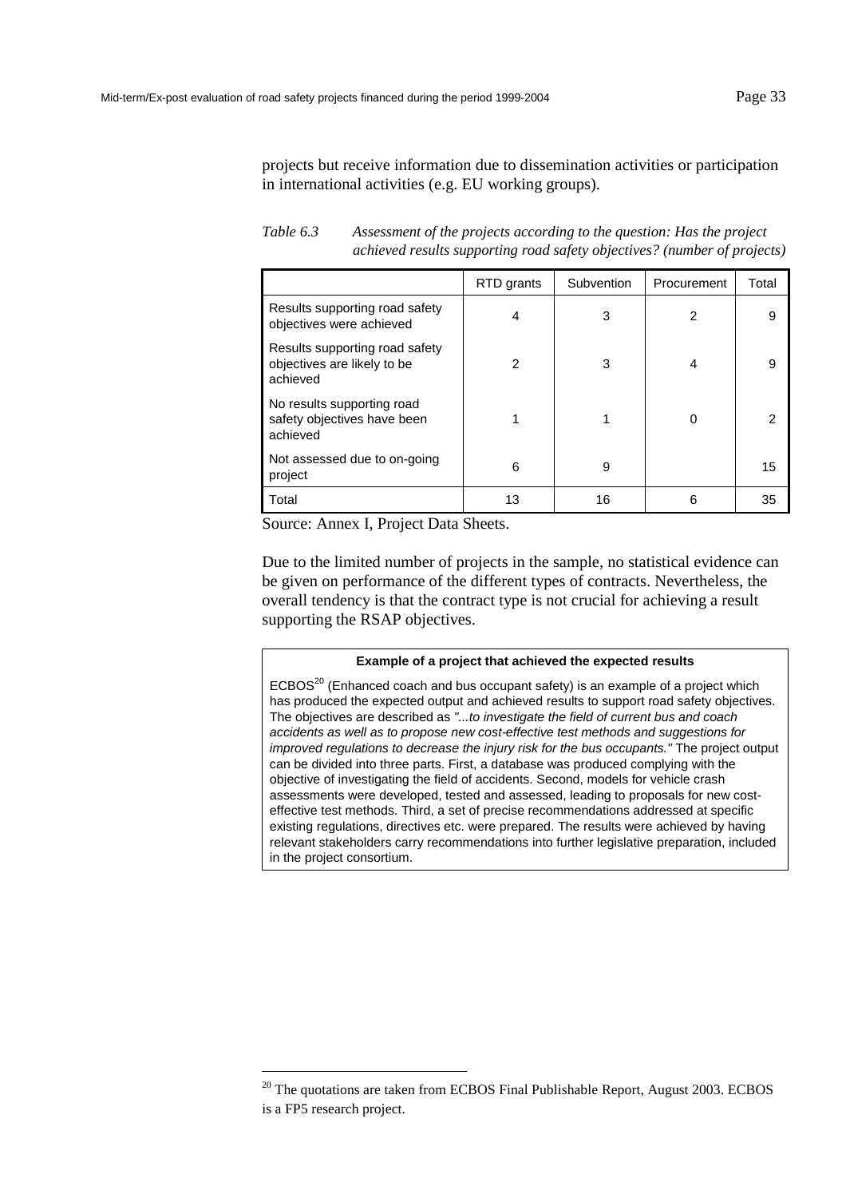projects but receive information due to dissemination activities or participation in international activities (e.g. EU working groups).

*Table 6.3 Assessment of the projects according to the question: Has the project achieved results supporting road safety objectives? (number of projects)*

| | RTD grants | Subvention | Procurement | Total |
|---|---|---|---|---|
| Results supporting road safety objectives were achieved | 4 | 3 | 2 | 9 |
| Results supporting road safety objectives are likely to be achieved | 2 | 3 | 4 | 9 |
| No results supporting road safety objectives have been achieved | 1 | 1 | 0 | 2 |
| Not assessed due to on-going project | 6 | 9 | | 15 |
| Total | 13 | 16 | 6 | 35 |

Source: Annex I, Project Data Sheets.

Due to the limited number of projects in the sample, no statistical evidence can be given on performance of the different types of contracts. Nevertheless, the overall tendency is that the contract type is not crucial for achieving a result supporting the RSAP objectives.

**Example of a project that achieved the expected results**

ECBOS[20] (Enhanced coach and bus occupant safety) is an example of a project which has produced the expected output and achieved results to support road safety objectives. The objectives are described as *"...to investigate the field of current bus and coach accidents as well as to propose new cost-effective test methods and suggestions for improved regulations to decrease the injury risk for the bus occupants."* The project output can be divided into three parts. First, a database was produced complying with the objective of investigating the field of accidents. Second, models for vehicle crash assessments were developed, tested and assessed, leading to proposals for new cost-effective test methods. Third, a set of precise recommendations addressed at specific existing regulations, directives etc. were prepared. The results were achieved by having relevant stakeholders carry recommendations into further legislative preparation, included in the project consortium.

---

[20] The quotations are taken from ECBOS Final Publishable Report, August 2003. ECBOS is a FP5 research project.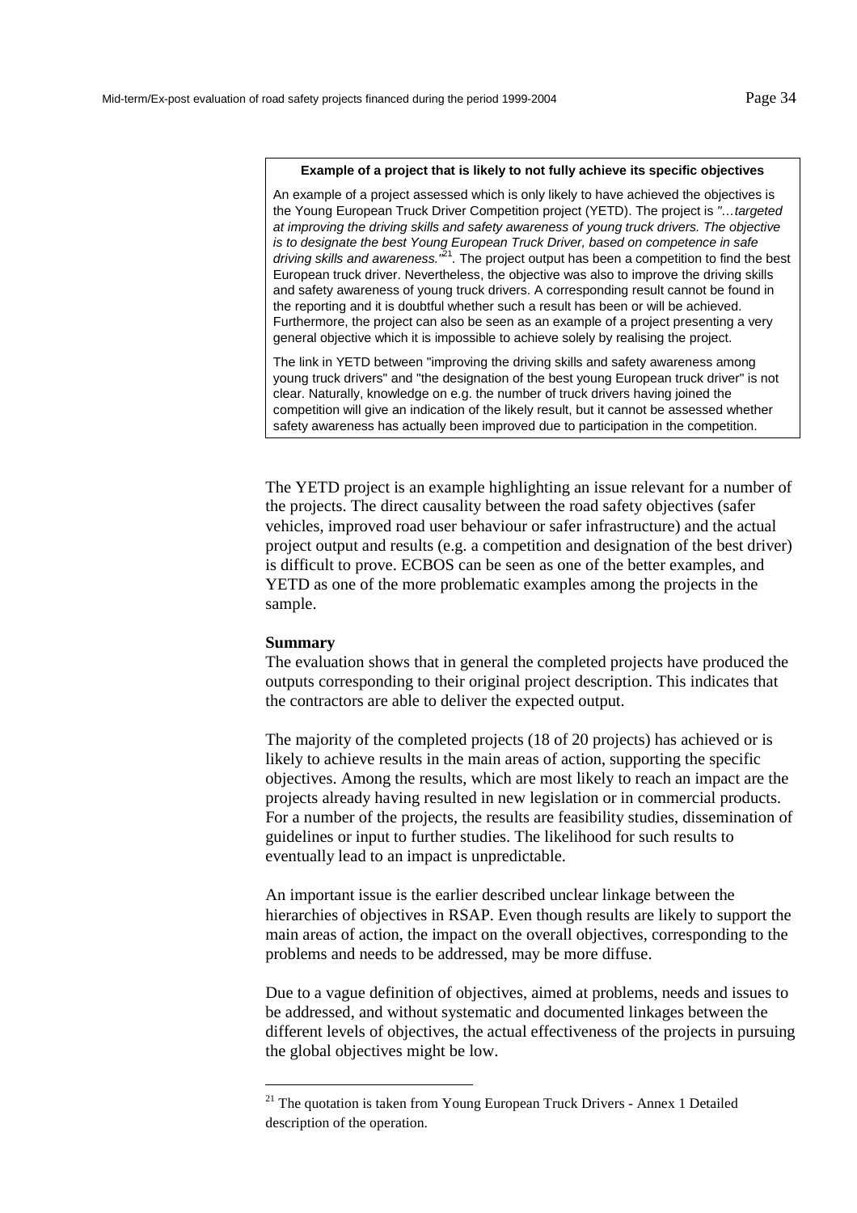**Example of a project that is likely to not fully achieve its specific objectives**

An example of a project assessed which is only likely to have achieved the objectives is the Young European Truck Driver Competition project (YETD). The project is *"…targeted at improving the driving skills and safety awareness of young truck drivers. The objective is to designate the best Young European Truck Driver, based on competence in safe driving skills and awareness."*[21]. The project output has been a competition to find the best European truck driver. Nevertheless, the objective was also to improve the driving skills and safety awareness of young truck drivers. A corresponding result cannot be found in the reporting and it is doubtful whether such a result has been or will be achieved. Furthermore, the project can also be seen as an example of a project presenting a very general objective which it is impossible to achieve solely by realising the project.

The link in YETD between "improving the driving skills and safety awareness among young truck drivers" and "the designation of the best young European truck driver" is not clear. Naturally, knowledge on e.g. the number of truck drivers having joined the competition will give an indication of the likely result, but it cannot be assessed whether safety awareness has actually been improved due to participation in the competition.

The YETD project is an example highlighting an issue relevant for a number of the projects. The direct causality between the road safety objectives (safer vehicles, improved road user behaviour or safer infrastructure) and the actual project output and results (e.g. a competition and designation of the best driver) is difficult to prove. ECBOS can be seen as one of the better examples, and YETD as one of the more problematic examples among the projects in the sample.

**Summary**

The evaluation shows that in general the completed projects have produced the outputs corresponding to their original project description. This indicates that the contractors are able to deliver the expected output.

The majority of the completed projects (18 of 20 projects) has achieved or is likely to achieve results in the main areas of action, supporting the specific objectives. Among the results, which are most likely to reach an impact are the projects already having resulted in new legislation or in commercial products. For a number of the projects, the results are feasibility studies, dissemination of guidelines or input to further studies. The likelihood for such results to eventually lead to an impact is unpredictable.

An important issue is the earlier described unclear linkage between the hierarchies of objectives in RSAP. Even though results are likely to support the main areas of action, the impact on the overall objectives, corresponding to the problems and needs to be addressed, may be more diffuse.

Due to a vague definition of objectives, aimed at problems, needs and issues to be addressed, and without systematic and documented linkages between the different levels of objectives, the actual effectiveness of the projects in pursuing the global objectives might be low.

---

[21] The quotation is taken from Young European Truck Drivers - Annex 1 Detailed description of the operation.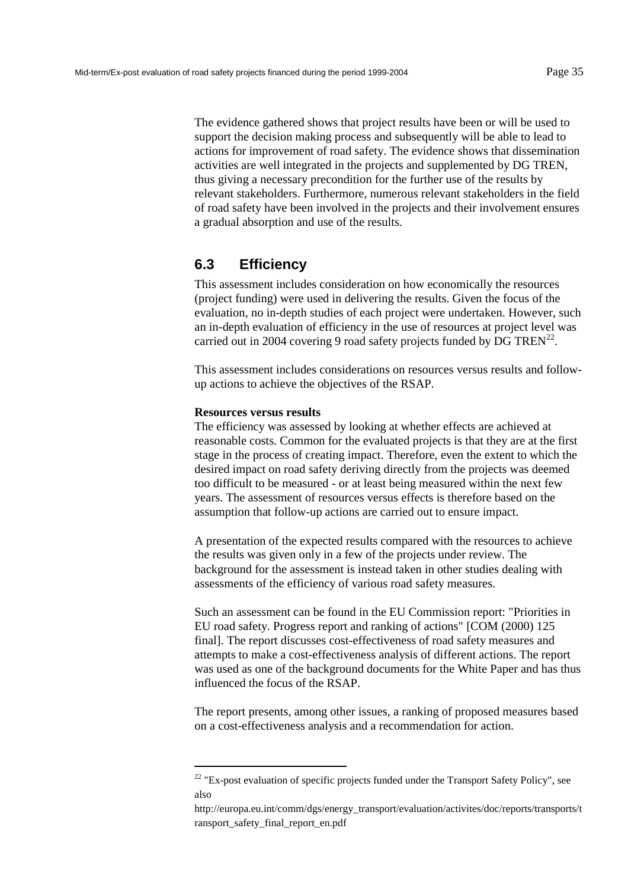The evidence gathered shows that project results have been or will be used to support the decision making process and subsequently will be able to lead to actions for improvement of road safety. The evidence shows that dissemination activities are well integrated in the projects and supplemented by DG TREN, thus giving a necessary precondition for the further use of the results by relevant stakeholders. Furthermore, numerous relevant stakeholders in the field of road safety have been involved in the projects and their involvement ensures a gradual absorption and use of the results.

## 6.3 Efficiency

This assessment includes consideration on how economically the resources (project funding) were used in delivering the results. Given the focus of the evaluation, no in-depth studies of each project were undertaken. However, such an in-depth evaluation of efficiency in the use of resources at project level was carried out in 2004 covering 9 road safety projects funded by DG TREN[22].

This assessment includes considerations on resources versus results and follow-up actions to achieve the objectives of the RSAP.

**Resources versus results**

The efficiency was assessed by looking at whether effects are achieved at reasonable costs. Common for the evaluated projects is that they are at the first stage in the process of creating impact. Therefore, even the extent to which the desired impact on road safety deriving directly from the projects was deemed too difficult to be measured - or at least being measured within the next few years. The assessment of resources versus effects is therefore based on the assumption that follow-up actions are carried out to ensure impact.

A presentation of the expected results compared with the resources to achieve the results was given only in a few of the projects under review. The background for the assessment is instead taken in other studies dealing with assessments of the efficiency of various road safety measures.

Such an assessment can be found in the EU Commission report: "Priorities in EU road safety. Progress report and ranking of actions" [COM (2000) 125 final]. The report discusses cost-effectiveness of road safety measures and attempts to make a cost-effectiveness analysis of different actions. The report was used as one of the background documents for the White Paper and has thus influenced the focus of the RSAP.

The report presents, among other issues, a ranking of proposed measures based on a cost-effectiveness analysis and a recommendation for action.

---

[22] "Ex-post evaluation of specific projects funded under the Transport Safety Policy", see also http://europa.eu.int/comm/dgs/energy_transport/evaluation/activites/doc/reports/transports/transport_safety_final_report_en.pdf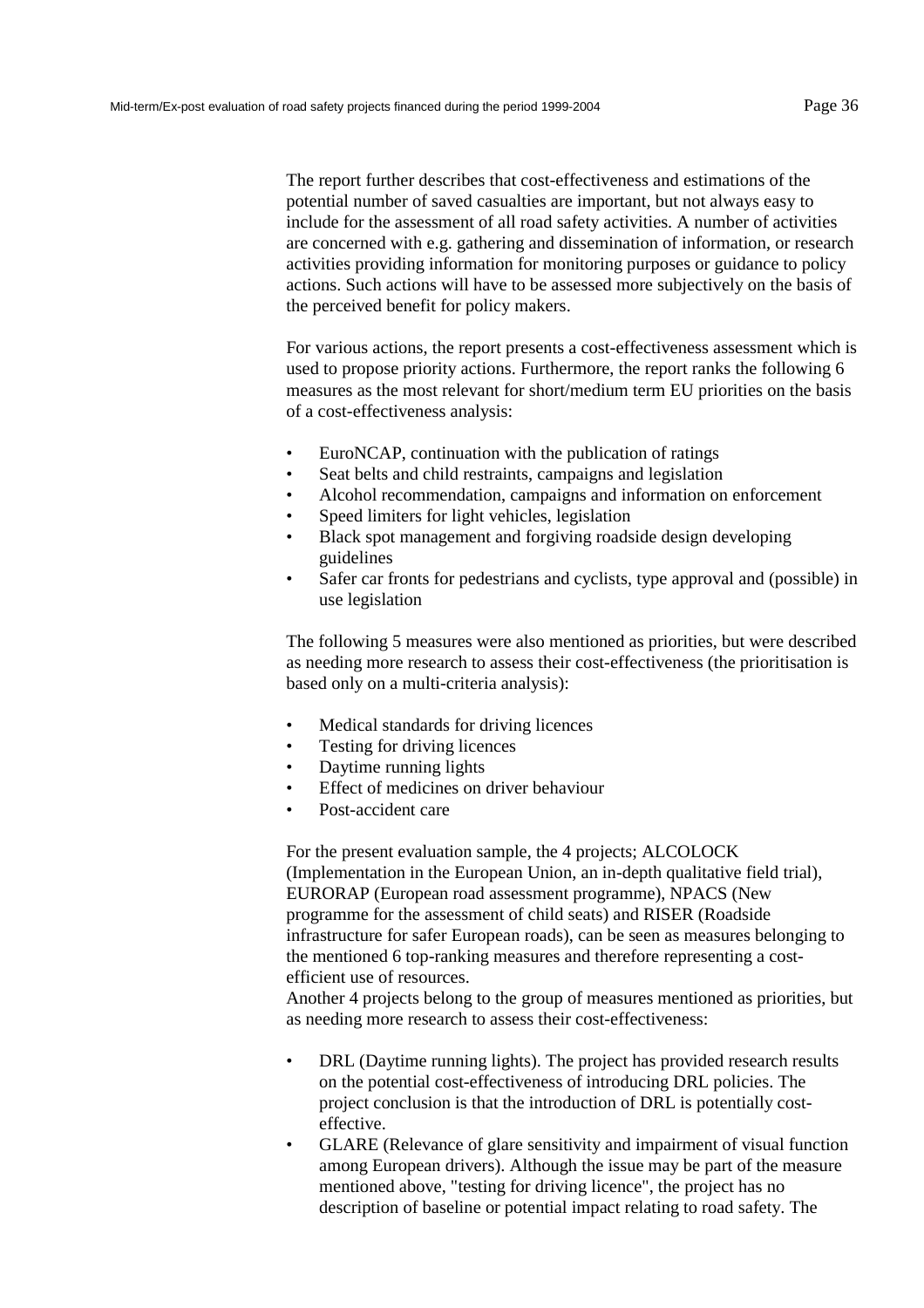The report further describes that cost-effectiveness and estimations of the potential number of saved casualties are important, but not always easy to include for the assessment of all road safety activities. A number of activities are concerned with e.g. gathering and dissemination of information, or research activities providing information for monitoring purposes or guidance to policy actions. Such actions will have to be assessed more subjectively on the basis of the perceived benefit for policy makers.

For various actions, the report presents a cost-effectiveness assessment which is used to propose priority actions. Furthermore, the report ranks the following 6 measures as the most relevant for short/medium term EU priorities on the basis of a cost-effectiveness analysis:

- EuroNCAP, continuation with the publication of ratings
- Seat belts and child restraints, campaigns and legislation
- Alcohol recommendation, campaigns and information on enforcement
- Speed limiters for light vehicles, legislation
- Black spot management and forgiving roadside design developing guidelines
- Safer car fronts for pedestrians and cyclists, type approval and (possible) in use legislation

The following 5 measures were also mentioned as priorities, but were described as needing more research to assess their cost-effectiveness (the prioritisation is based only on a multi-criteria analysis):

- Medical standards for driving licences
- Testing for driving licences
- Daytime running lights
- Effect of medicines on driver behaviour
- Post-accident care

For the present evaluation sample, the 4 projects; ALCOLOCK (Implementation in the European Union, an in-depth qualitative field trial), EURORAP (European road assessment programme), NPACS (New programme for the assessment of child seats) and RISER (Roadside infrastructure for safer European roads), can be seen as measures belonging to the mentioned 6 top-ranking measures and therefore representing a cost-efficient use of resources.
Another 4 projects belong to the group of measures mentioned as priorities, but as needing more research to assess their cost-effectiveness:

- DRL (Daytime running lights). The project has provided research results on the potential cost-effectiveness of introducing DRL policies. The project conclusion is that the introduction of DRL is potentially cost-effective.
- GLARE (Relevance of glare sensitivity and impairment of visual function among European drivers). Although the issue may be part of the measure mentioned above, "testing for driving licence", the project has no description of baseline or potential impact relating to road safety. The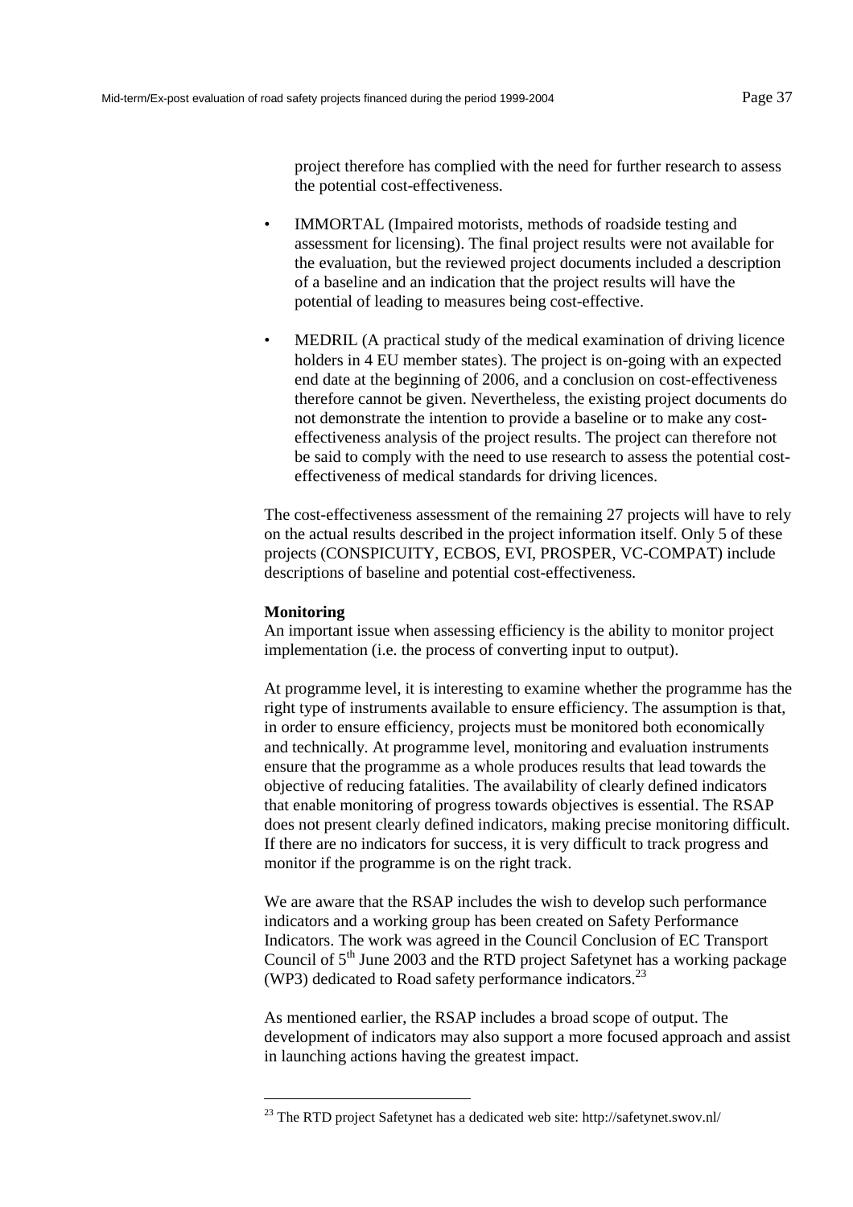project therefore has complied with the need for further research to assess the potential cost-effectiveness.

- IMMORTAL (Impaired motorists, methods of roadside testing and assessment for licensing). The final project results were not available for the evaluation, but the reviewed project documents included a description of a baseline and an indication that the project results will have the potential of leading to measures being cost-effective.

- MEDRIL (A practical study of the medical examination of driving licence holders in 4 EU member states). The project is on-going with an expected end date at the beginning of 2006, and a conclusion on cost-effectiveness therefore cannot be given. Nevertheless, the existing project documents do not demonstrate the intention to provide a baseline or to make any cost-effectiveness analysis of the project results. The project can therefore not be said to comply with the need to use research to assess the potential cost-effectiveness of medical standards for driving licences.

The cost-effectiveness assessment of the remaining 27 projects will have to rely on the actual results described in the project information itself. Only 5 of these projects (CONSPICUITY, ECBOS, EVI, PROSPER, VC-COMPAT) include descriptions of baseline and potential cost-effectiveness.

**Monitoring**

An important issue when assessing efficiency is the ability to monitor project implementation (i.e. the process of converting input to output).

At programme level, it is interesting to examine whether the programme has the right type of instruments available to ensure efficiency. The assumption is that, in order to ensure efficiency, projects must be monitored both economically and technically. At programme level, monitoring and evaluation instruments ensure that the programme as a whole produces results that lead towards the objective of reducing fatalities. The availability of clearly defined indicators that enable monitoring of progress towards objectives is essential. The RSAP does not present clearly defined indicators, making precise monitoring difficult. If there are no indicators for success, it is very difficult to track progress and monitor if the programme is on the right track.

We are aware that the RSAP includes the wish to develop such performance indicators and a working group has been created on Safety Performance Indicators. The work was agreed in the Council Conclusion of EC Transport Council of 5th June 2003 and the RTD project Safetynet has a working package (WP3) dedicated to Road safety performance indicators.[23]

As mentioned earlier, the RSAP includes a broad scope of output. The development of indicators may also support a more focused approach and assist in launching actions having the greatest impact.

[23] The RTD project Safetynet has a dedicated web site: http://safetynet.swov.nl/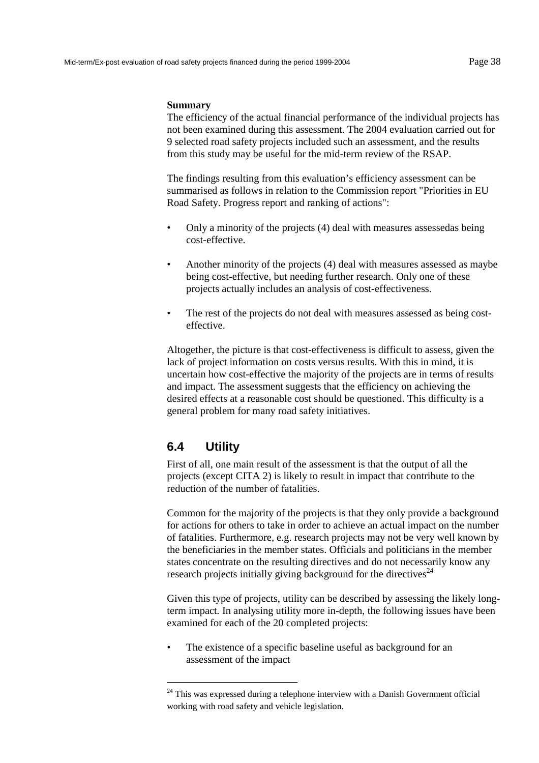**Summary**

The efficiency of the actual financial performance of the individual projects has not been examined during this assessment. The 2004 evaluation carried out for 9 selected road safety projects included such an assessment, and the results from this study may be useful for the mid-term review of the RSAP.

The findings resulting from this evaluation's efficiency assessment can be summarised as follows in relation to the Commission report "Priorities in EU Road Safety. Progress report and ranking of actions":

- Only a minority of the projects (4) deal with measures assessedas being cost-effective.
- Another minority of the projects (4) deal with measures assessed as maybe being cost-effective, but needing further research. Only one of these projects actually includes an analysis of cost-effectiveness.
- The rest of the projects do not deal with measures assessed as being cost-effective.

Altogether, the picture is that cost-effectiveness is difficult to assess, given the lack of project information on costs versus results. With this in mind, it is uncertain how cost-effective the majority of the projects are in terms of results and impact. The assessment suggests that the efficiency on achieving the desired effects at a reasonable cost should be questioned. This difficulty is a general problem for many road safety initiatives.

## 6.4 Utility

First of all, one main result of the assessment is that the output of all the projects (except CITA 2) is likely to result in impact that contribute to the reduction of the number of fatalities.

Common for the majority of the projects is that they only provide a background for actions for others to take in order to achieve an actual impact on the number of fatalities. Furthermore, e.g. research projects may not be very well known by the beneficiaries in the member states. Officials and politicians in the member states concentrate on the resulting directives and do not necessarily know any research projects initially giving background for the directives[24]

Given this type of projects, utility can be described by assessing the likely long-term impact. In analysing utility more in-depth, the following issues have been examined for each of the 20 completed projects:

- The existence of a specific baseline useful as background for an assessment of the impact

[24] This was expressed during a telephone interview with a Danish Government official working with road safety and vehicle legislation.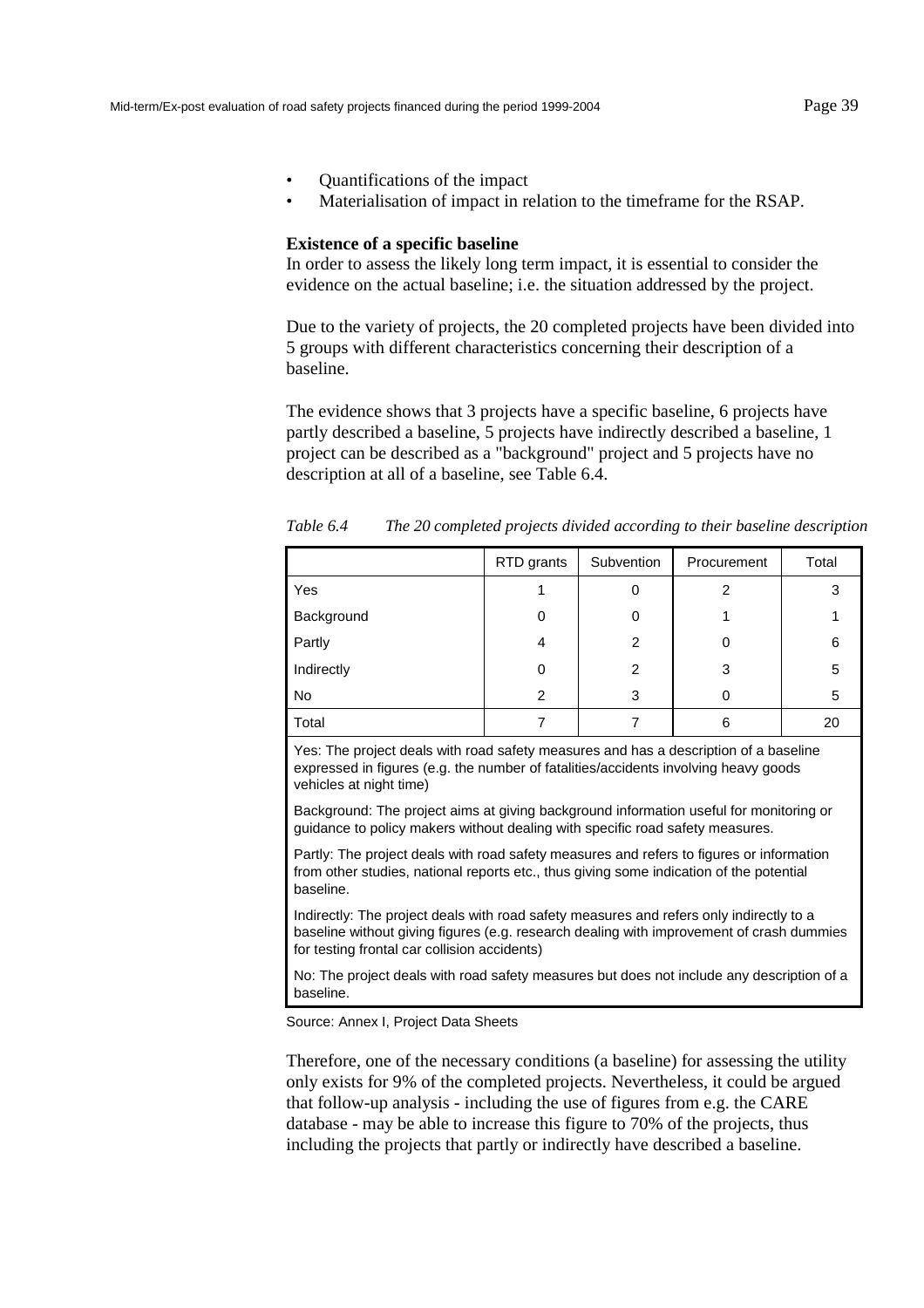- Quantifications of the impact
- Materialisation of impact in relation to the timeframe for the RSAP.

**Existence of a specific baseline**

In order to assess the likely long term impact, it is essential to consider the evidence on the actual baseline; i.e. the situation addressed by the project.

Due to the variety of projects, the 20 completed projects have been divided into 5 groups with different characteristics concerning their description of a baseline.

The evidence shows that 3 projects have a specific baseline, 6 projects have partly described a baseline, 5 projects have indirectly described a baseline, 1 project can be described as a "background" project and 5 projects have no description at all of a baseline, see Table 6.4.

*Table 6.4 The 20 completed projects divided according to their baseline description*

| | RTD grants | Subvention | Procurement | Total |
|---|---|---|---|---|
| Yes | 1 | 0 | 2 | 3 |
| Background | 0 | 0 | 1 | 1 |
| Partly | 4 | 2 | 0 | 6 |
| Indirectly | 0 | 2 | 3 | 5 |
| No | 2 | 3 | 0 | 5 |
| Total | 7 | 7 | 6 | 20 |

Yes: The project deals with road safety measures and has a description of a baseline expressed in figures (e.g. the number of fatalities/accidents involving heavy goods vehicles at night time)

Background: The project aims at giving background information useful for monitoring or guidance to policy makers without dealing with specific road safety measures.

Partly: The project deals with road safety measures and refers to figures or information from other studies, national reports etc., thus giving some indication of the potential baseline.

Indirectly: The project deals with road safety measures and refers only indirectly to a baseline without giving figures (e.g. research dealing with improvement of crash dummies for testing frontal car collision accidents)

No: The project deals with road safety measures but does not include any description of a baseline.

Source: Annex I, Project Data Sheets

Therefore, one of the necessary conditions (a baseline) for assessing the utility only exists for 9% of the completed projects. Nevertheless, it could be argued that follow-up analysis - including the use of figures from e.g. the CARE database - may be able to increase this figure to 70% of the projects, thus including the projects that partly or indirectly have described a baseline.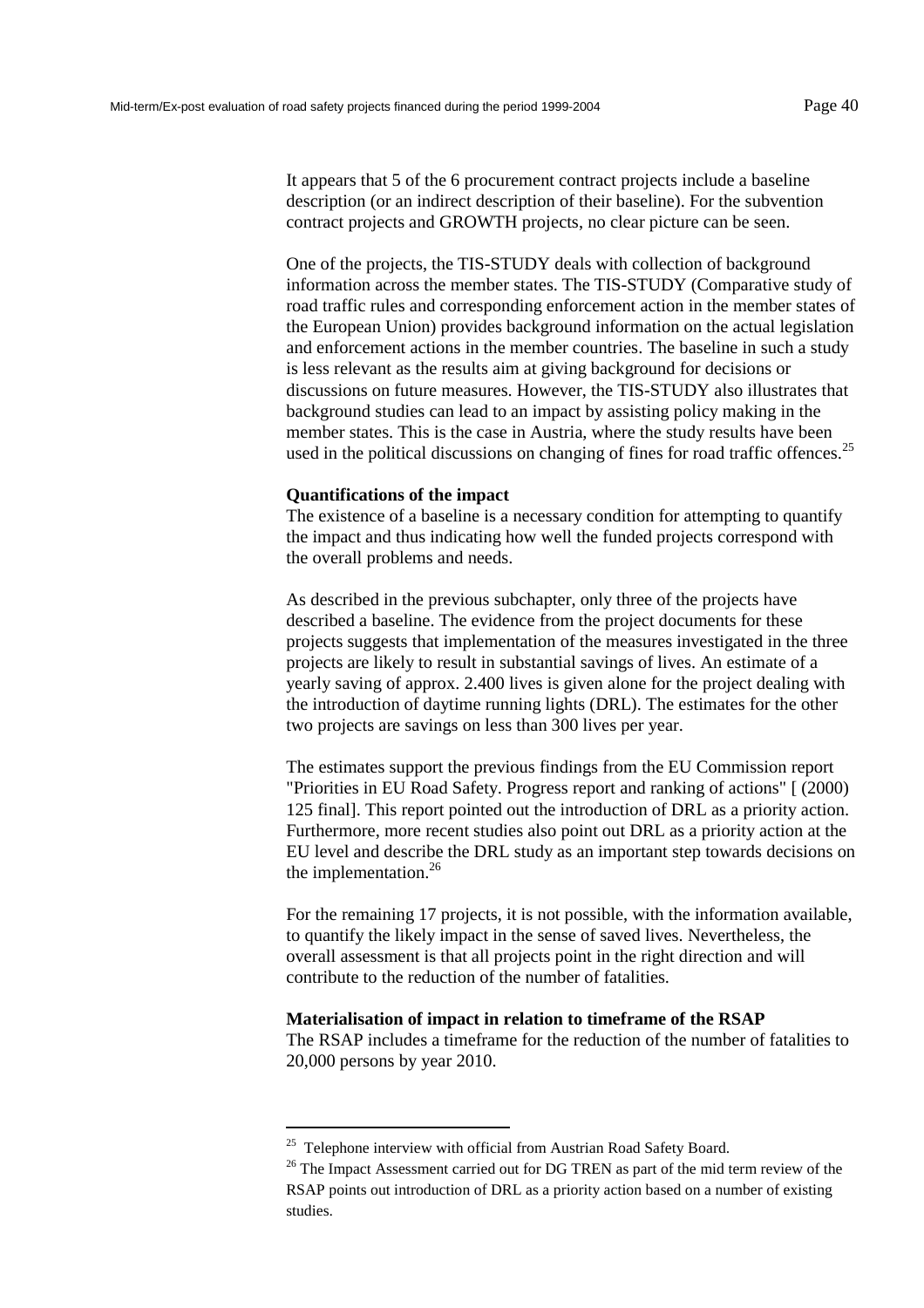It appears that 5 of the 6 procurement contract projects include a baseline description (or an indirect description of their baseline). For the subvention contract projects and GROWTH projects, no clear picture can be seen.

One of the projects, the TIS-STUDY deals with collection of background information across the member states. The TIS-STUDY (Comparative study of road traffic rules and corresponding enforcement action in the member states of the European Union) provides background information on the actual legislation and enforcement actions in the member countries. The baseline in such a study is less relevant as the results aim at giving background for decisions or discussions on future measures. However, the TIS-STUDY also illustrates that background studies can lead to an impact by assisting policy making in the member states. This is the case in Austria, where the study results have been used in the political discussions on changing of fines for road traffic offences.[25]

**Quantifications of the impact**

The existence of a baseline is a necessary condition for attempting to quantify the impact and thus indicating how well the funded projects correspond with the overall problems and needs.

As described in the previous subchapter, only three of the projects have described a baseline. The evidence from the project documents for these projects suggests that implementation of the measures investigated in the three projects are likely to result in substantial savings of lives. An estimate of a yearly saving of approx. 2.400 lives is given alone for the project dealing with the introduction of daytime running lights (DRL). The estimates for the other two projects are savings on less than 300 lives per year.

The estimates support the previous findings from the EU Commission report "Priorities in EU Road Safety. Progress report and ranking of actions" [ (2000) 125 final]. This report pointed out the introduction of DRL as a priority action. Furthermore, more recent studies also point out DRL as a priority action at the EU level and describe the DRL study as an important step towards decisions on the implementation.[26]

For the remaining 17 projects, it is not possible, with the information available, to quantify the likely impact in the sense of saved lives. Nevertheless, the overall assessment is that all projects point in the right direction and will contribute to the reduction of the number of fatalities.

**Materialisation of impact in relation to timeframe of the RSAP**

The RSAP includes a timeframe for the reduction of the number of fatalities to 20,000 persons by year 2010.

---

[25] Telephone interview with official from Austrian Road Safety Board.

[26] The Impact Assessment carried out for DG TREN as part of the mid term review of the RSAP points out introduction of DRL as a priority action based on a number of existing studies.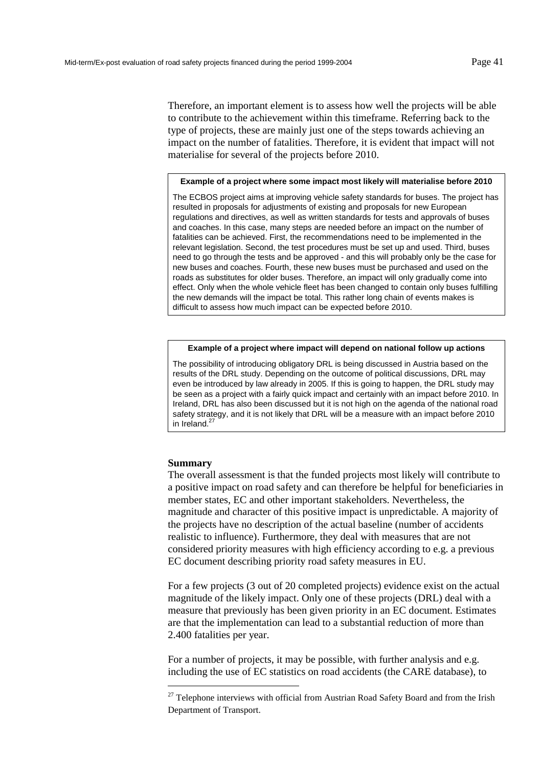Therefore, an important element is to assess how well the projects will be able to contribute to the achievement within this timeframe. Referring back to the type of projects, these are mainly just one of the steps towards achieving an impact on the number of fatalities. Therefore, it is evident that impact will not materialise for several of the projects before 2010.

> **Example of a project where some impact most likely will materialise before 2010**
>
> The ECBOS project aims at improving vehicle safety standards for buses. The project has resulted in proposals for adjustments of existing and proposals for new European regulations and directives, as well as written standards for tests and approvals of buses and coaches. In this case, many steps are needed before an impact on the number of fatalities can be achieved. First, the recommendations need to be implemented in the relevant legislation. Second, the test procedures must be set up and used. Third, buses need to go through the tests and be approved - and this will probably only be the case for new buses and coaches. Fourth, these new buses must be purchased and used on the roads as substitutes for older buses. Therefore, an impact will only gradually come into effect. Only when the whole vehicle fleet has been changed to contain only buses fulfilling the new demands will the impact be total. This rather long chain of events makes is difficult to assess how much impact can be expected before 2010.

> **Example of a project where impact will depend on national follow up actions**
>
> The possibility of introducing obligatory DRL is being discussed in Austria based on the results of the DRL study. Depending on the outcome of political discussions, DRL may even be introduced by law already in 2005. If this is going to happen, the DRL study may be seen as a project with a fairly quick impact and certainly with an impact before 2010. In Ireland, DRL has also been discussed but it is not high on the agenda of the national road safety strategy, and it is not likely that DRL will be a measure with an impact before 2010 in Ireland.[27]

**Summary**

The overall assessment is that the funded projects most likely will contribute to a positive impact on road safety and can therefore be helpful for beneficiaries in member states, EC and other important stakeholders. Nevertheless, the magnitude and character of this positive impact is unpredictable. A majority of the projects have no description of the actual baseline (number of accidents realistic to influence). Furthermore, they deal with measures that are not considered priority measures with high efficiency according to e.g. a previous EC document describing priority road safety measures in EU.

For a few projects (3 out of 20 completed projects) evidence exist on the actual magnitude of the likely impact. Only one of these projects (DRL) deal with a measure that previously has been given priority in an EC document. Estimates are that the implementation can lead to a substantial reduction of more than 2.400 fatalities per year.

For a number of projects, it may be possible, with further analysis and e.g. including the use of EC statistics on road accidents (the CARE database), to

---

[27] Telephone interviews with official from Austrian Road Safety Board and from the Irish Department of Transport.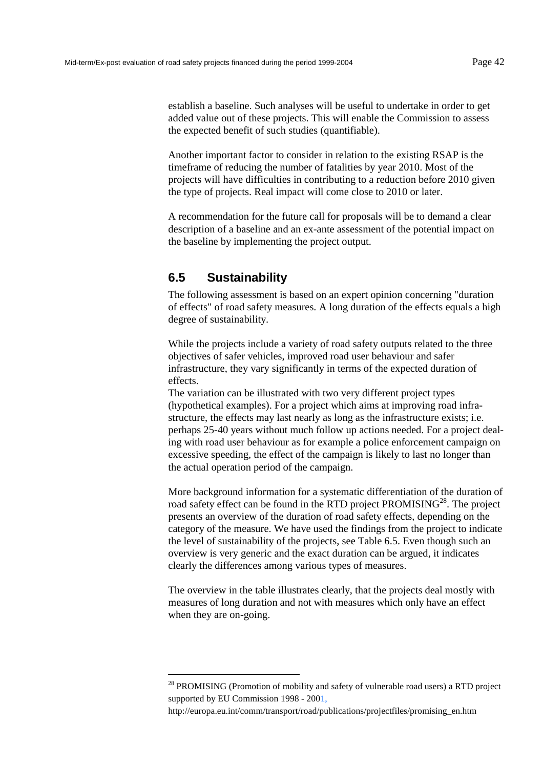establish a baseline. Such analyses will be useful to undertake in order to get added value out of these projects. This will enable the Commission to assess the expected benefit of such studies (quantifiable).

Another important factor to consider in relation to the existing RSAP is the timeframe of reducing the number of fatalities by year 2010. Most of the projects will have difficulties in contributing to a reduction before 2010 given the type of projects. Real impact will come close to 2010 or later.

A recommendation for the future call for proposals will be to demand a clear description of a baseline and an ex-ante assessment of the potential impact on the baseline by implementing the project output.

## 6.5 Sustainability

The following assessment is based on an expert opinion concerning "duration of effects" of road safety measures. A long duration of the effects equals a high degree of sustainability.

While the projects include a variety of road safety outputs related to the three objectives of safer vehicles, improved road user behaviour and safer infrastructure, they vary significantly in terms of the expected duration of effects.

The variation can be illustrated with two very different project types (hypothetical examples). For a project which aims at improving road infrastructure, the effects may last nearly as long as the infrastructure exists; i.e. perhaps 25-40 years without much follow up actions needed. For a project dealing with road user behaviour as for example a police enforcement campaign on excessive speeding, the effect of the campaign is likely to last no longer than the actual operation period of the campaign.

More background information for a systematic differentiation of the duration of road safety effect can be found in the RTD project PROMISING[28]. The project presents an overview of the duration of road safety effects, depending on the category of the measure. We have used the findings from the project to indicate the level of sustainability of the projects, see Table 6.5. Even though such an overview is very generic and the exact duration can be argued, it indicates clearly the differences among various types of measures.

The overview in the table illustrates clearly, that the projects deal mostly with measures of long duration and not with measures which only have an effect when they are on-going.

---

[28] PROMISING (Promotion of mobility and safety of vulnerable road users) a RTD project supported by EU Commission 1998 - 2001, http://europa.eu.int/comm/transport/road/publications/projectfiles/promising_en.htm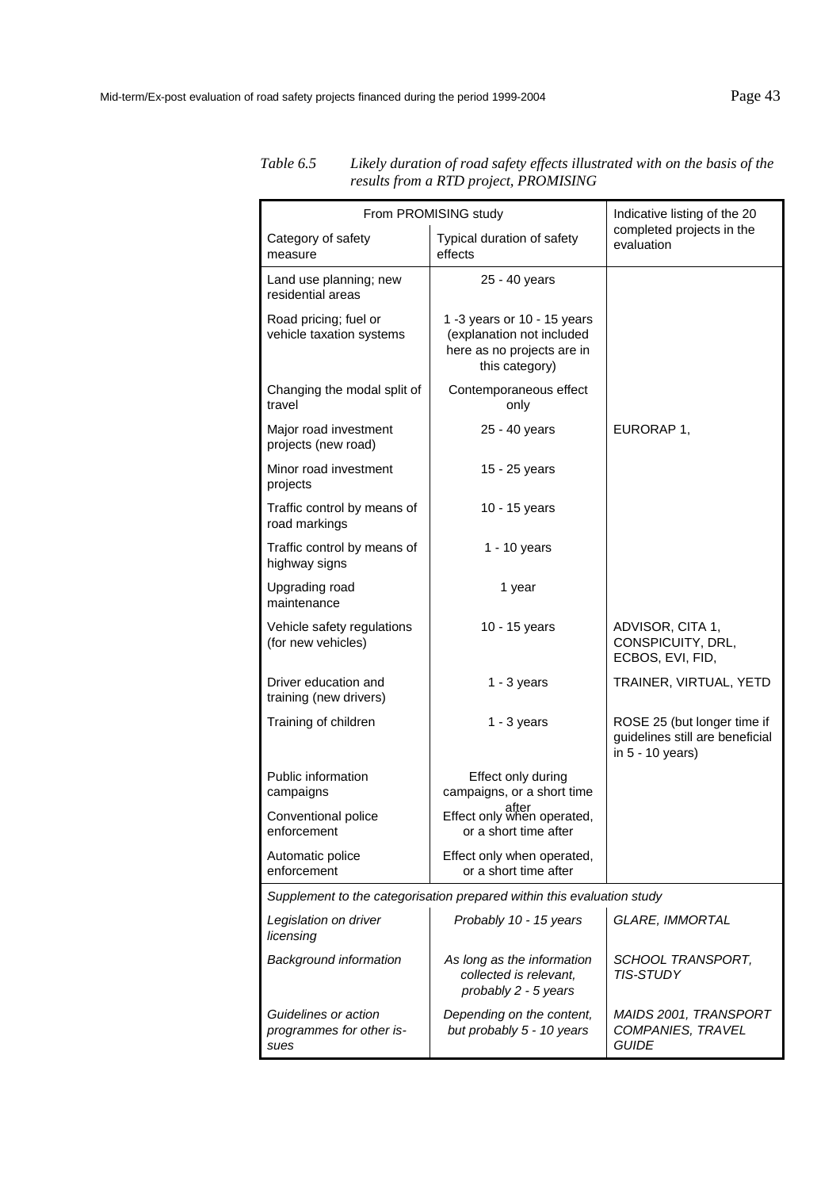*Table 6.5 Likely duration of road safety effects illustrated with on the basis of the results from a RTD project, PROMISING*

| From PROMISING study | | Indicative listing of the 20 completed projects in the evaluation |
|---|---|---|
| Category of safety measure | Typical duration of safety effects | |
| Land use planning; new residential areas | 25 - 40 years | |
| Road pricing; fuel or vehicle taxation systems | 1 -3 years or 10 - 15 years (explanation not included here as no projects are in this category) | |
| Changing the modal split of travel | Contemporaneous effect only | |
| Major road investment projects (new road) | 25 - 40 years | EURORAP 1, |
| Minor road investment projects | 15 - 25 years | |
| Traffic control by means of road markings | 10 - 15 years | |
| Traffic control by means of highway signs | 1 - 10 years | |
| Upgrading road maintenance | 1 year | |
| Vehicle safety regulations (for new vehicles) | 10 - 15 years | ADVISOR, CITA 1, CONSPICUITY, DRL, ECBOS, EVI, FID, |
| Driver education and training (new drivers) | 1 - 3 years | TRAINER, VIRTUAL, YETD |
| Training of children | 1 - 3 years | ROSE 25 (but longer time if guidelines still are beneficial in 5 - 10 years) |
| Public information campaigns | Effect only during campaigns, or a short time after | |
| Conventional police enforcement | Effect only when operated, or a short time after | |
| Automatic police enforcement | Effect only when operated, or a short time after | |
| *Supplement to the categorisation prepared within this evaluation study* | | |
| *Legislation on driver licensing* | *Probably 10 - 15 years* | *GLARE, IMMORTAL* |
| *Background information* | *As long as the information collected is relevant, probably 2 - 5 years* | *SCHOOL TRANSPORT, TIS-STUDY* |
| *Guidelines or action programmes for other issues* | *Depending on the content, but probably 5 - 10 years* | *MAIDS 2001, TRANSPORT COMPANIES, TRAVEL GUIDE* |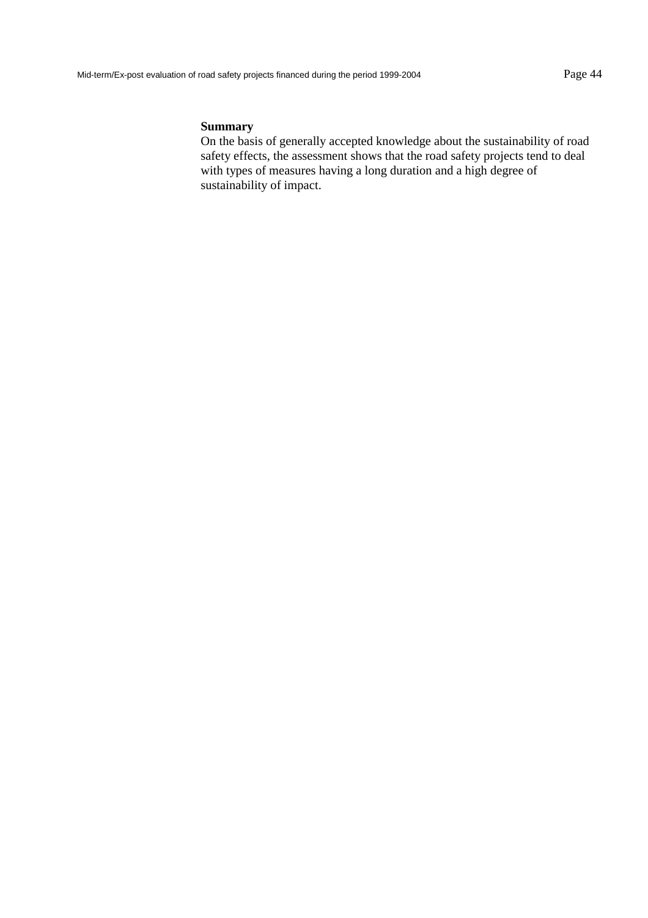**Summary**

On the basis of generally accepted knowledge about the sustainability of road safety effects, the assessment shows that the road safety projects tend to deal with types of measures having a long duration and a high degree of sustainability of impact.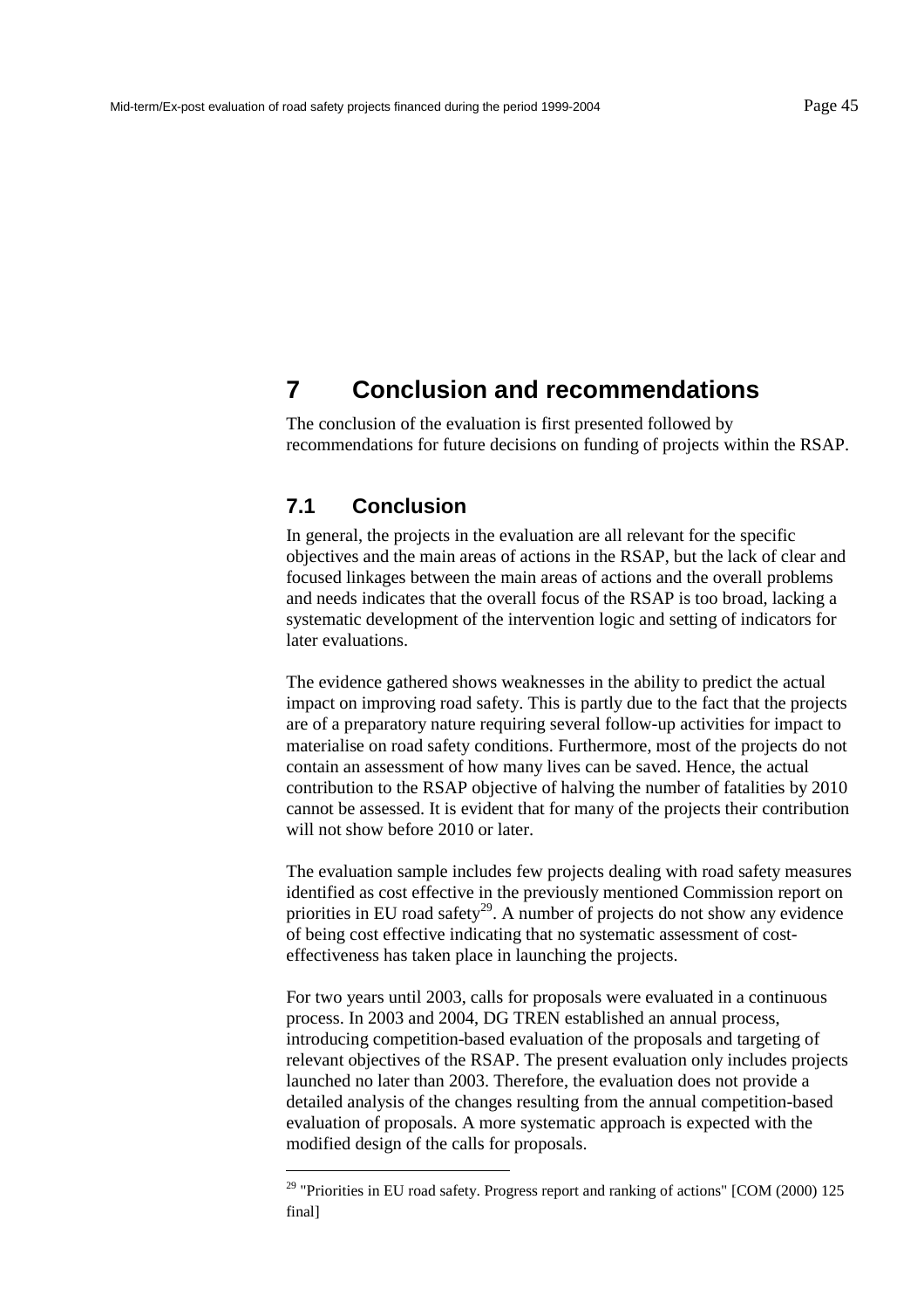# 7 Conclusion and recommendations

The conclusion of the evaluation is first presented followed by recommendations for future decisions on funding of projects within the RSAP.

## 7.1 Conclusion

In general, the projects in the evaluation are all relevant for the specific objectives and the main areas of actions in the RSAP, but the lack of clear and focused linkages between the main areas of actions and the overall problems and needs indicates that the overall focus of the RSAP is too broad, lacking a systematic development of the intervention logic and setting of indicators for later evaluations.

The evidence gathered shows weaknesses in the ability to predict the actual impact on improving road safety. This is partly due to the fact that the projects are of a preparatory nature requiring several follow-up activities for impact to materialise on road safety conditions. Furthermore, most of the projects do not contain an assessment of how many lives can be saved. Hence, the actual contribution to the RSAP objective of halving the number of fatalities by 2010 cannot be assessed. It is evident that for many of the projects their contribution will not show before 2010 or later.

The evaluation sample includes few projects dealing with road safety measures identified as cost effective in the previously mentioned Commission report on priorities in EU road safety[29]. A number of projects do not show any evidence of being cost effective indicating that no systematic assessment of cost-effectiveness has taken place in launching the projects.

For two years until 2003, calls for proposals were evaluated in a continuous process. In 2003 and 2004, DG TREN established an annual process, introducing competition-based evaluation of the proposals and targeting of relevant objectives of the RSAP. The present evaluation only includes projects launched no later than 2003. Therefore, the evaluation does not provide a detailed analysis of the changes resulting from the annual competition-based evaluation of proposals. A more systematic approach is expected with the modified design of the calls for proposals.

---

[29] "Priorities in EU road safety. Progress report and ranking of actions" [COM (2000) 125 final]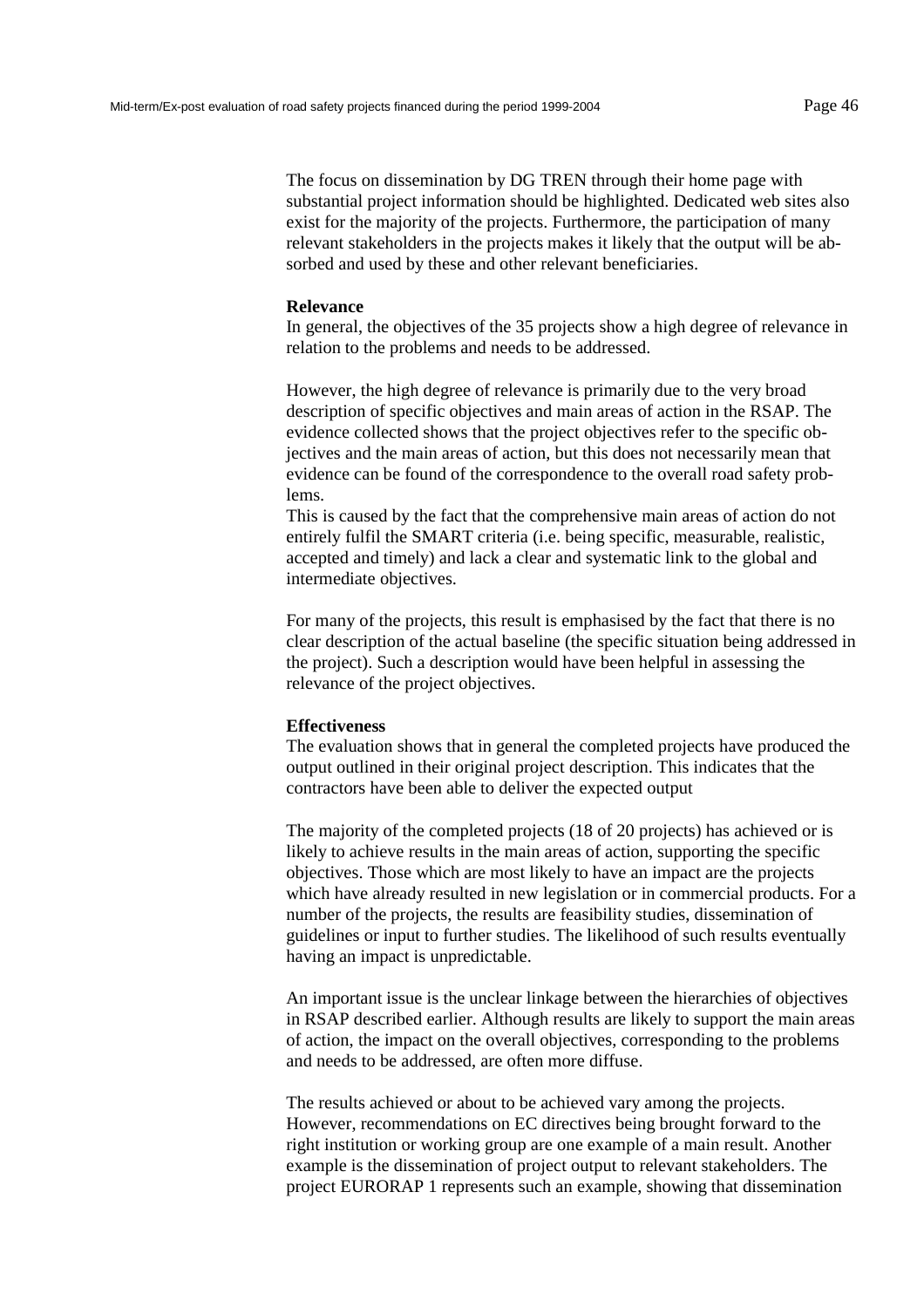The focus on dissemination by DG TREN through their home page with substantial project information should be highlighted. Dedicated web sites also exist for the majority of the projects. Furthermore, the participation of many relevant stakeholders in the projects makes it likely that the output will be absorbed and used by these and other relevant beneficiaries.

**Relevance**

In general, the objectives of the 35 projects show a high degree of relevance in relation to the problems and needs to be addressed.

However, the high degree of relevance is primarily due to the very broad description of specific objectives and main areas of action in the RSAP. The evidence collected shows that the project objectives refer to the specific objectives and the main areas of action, but this does not necessarily mean that evidence can be found of the correspondence to the overall road safety problems.

This is caused by the fact that the comprehensive main areas of action do not entirely fulfil the SMART criteria (i.e. being specific, measurable, realistic, accepted and timely) and lack a clear and systematic link to the global and intermediate objectives.

For many of the projects, this result is emphasised by the fact that there is no clear description of the actual baseline (the specific situation being addressed in the project). Such a description would have been helpful in assessing the relevance of the project objectives.

**Effectiveness**

The evaluation shows that in general the completed projects have produced the output outlined in their original project description. This indicates that the contractors have been able to deliver the expected output

The majority of the completed projects (18 of 20 projects) has achieved or is likely to achieve results in the main areas of action, supporting the specific objectives. Those which are most likely to have an impact are the projects which have already resulted in new legislation or in commercial products. For a number of the projects, the results are feasibility studies, dissemination of guidelines or input to further studies. The likelihood of such results eventually having an impact is unpredictable.

An important issue is the unclear linkage between the hierarchies of objectives in RSAP described earlier. Although results are likely to support the main areas of action, the impact on the overall objectives, corresponding to the problems and needs to be addressed, are often more diffuse.

The results achieved or about to be achieved vary among the projects. However, recommendations on EC directives being brought forward to the right institution or working group are one example of a main result. Another example is the dissemination of project output to relevant stakeholders. The project EURORAP 1 represents such an example, showing that dissemination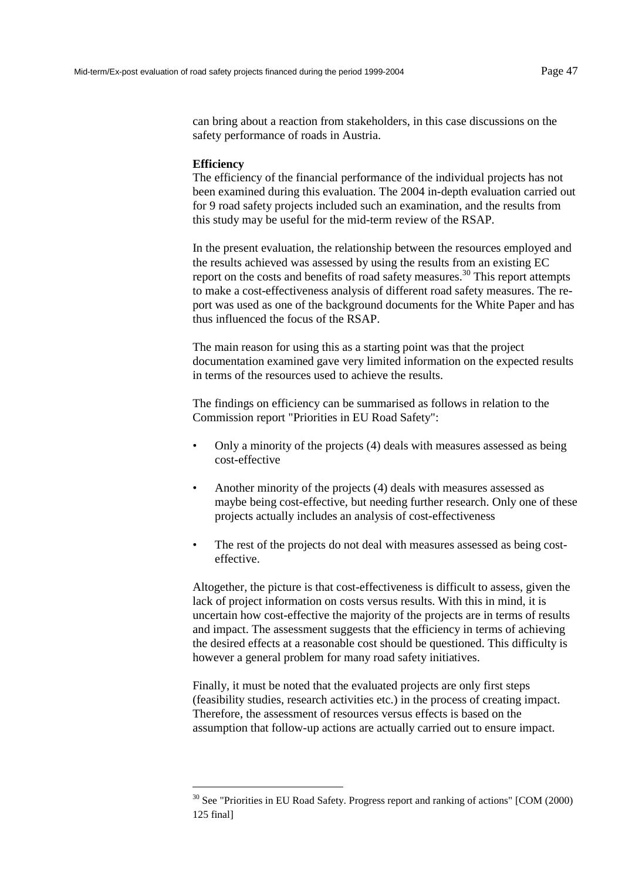can bring about a reaction from stakeholders, in this case discussions on the safety performance of roads in Austria.

**Efficiency**

The efficiency of the financial performance of the individual projects has not been examined during this evaluation. The 2004 in-depth evaluation carried out for 9 road safety projects included such an examination, and the results from this study may be useful for the mid-term review of the RSAP.

In the present evaluation, the relationship between the resources employed and the results achieved was assessed by using the results from an existing EC report on the costs and benefits of road safety measures.[30] This report attempts to make a cost-effectiveness analysis of different road safety measures. The report was used as one of the background documents for the White Paper and has thus influenced the focus of the RSAP.

The main reason for using this as a starting point was that the project documentation examined gave very limited information on the expected results in terms of the resources used to achieve the results.

The findings on efficiency can be summarised as follows in relation to the Commission report "Priorities in EU Road Safety":

- Only a minority of the projects (4) deals with measures assessed as being cost-effective
- Another minority of the projects (4) deals with measures assessed as maybe being cost-effective, but needing further research. Only one of these projects actually includes an analysis of cost-effectiveness
- The rest of the projects do not deal with measures assessed as being cost-effective.

Altogether, the picture is that cost-effectiveness is difficult to assess, given the lack of project information on costs versus results. With this in mind, it is uncertain how cost-effective the majority of the projects are in terms of results and impact. The assessment suggests that the efficiency in terms of achieving the desired effects at a reasonable cost should be questioned. This difficulty is however a general problem for many road safety initiatives.

Finally, it must be noted that the evaluated projects are only first steps (feasibility studies, research activities etc.) in the process of creating impact. Therefore, the assessment of resources versus effects is based on the assumption that follow-up actions are actually carried out to ensure impact.

---

[30] See "Priorities in EU Road Safety. Progress report and ranking of actions" [COM (2000) 125 final]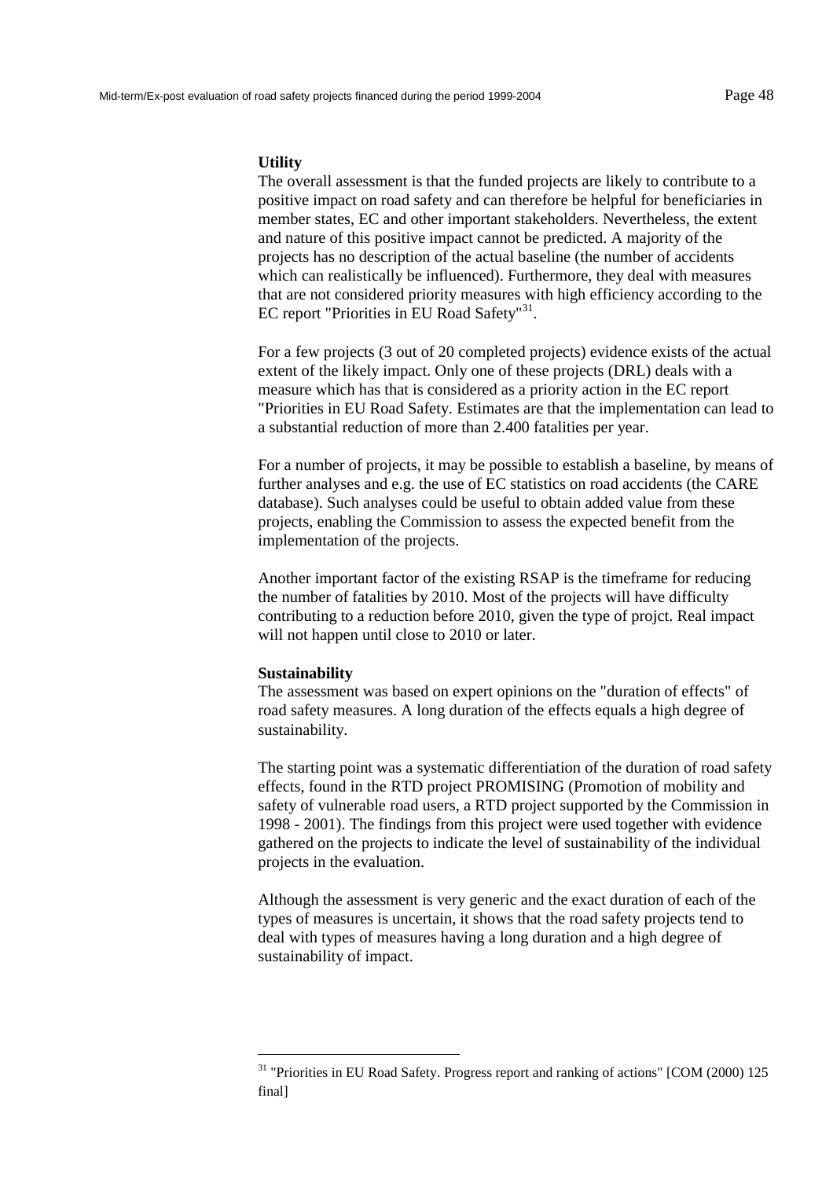**Utility**

The overall assessment is that the funded projects are likely to contribute to a positive impact on road safety and can therefore be helpful for beneficiaries in member states, EC and other important stakeholders. Nevertheless, the extent and nature of this positive impact cannot be predicted. A majority of the projects has no description of the actual baseline (the number of accidents which can realistically be influenced). Furthermore, they deal with measures that are not considered priority measures with high efficiency according to the EC report "Priorities in EU Road Safety"[31].

For a few projects (3 out of 20 completed projects) evidence exists of the actual extent of the likely impact. Only one of these projects (DRL) deals with a measure which has that is considered as a priority action in the EC report "Priorities in EU Road Safety. Estimates are that the implementation can lead to a substantial reduction of more than 2.400 fatalities per year.

For a number of projects, it may be possible to establish a baseline, by means of further analyses and e.g. the use of EC statistics on road accidents (the CARE database). Such analyses could be useful to obtain added value from these projects, enabling the Commission to assess the expected benefit from the implementation of the projects.

Another important factor of the existing RSAP is the timeframe for reducing the number of fatalities by 2010. Most of the projects will have difficulty contributing to a reduction before 2010, given the type of projct. Real impact will not happen until close to 2010 or later.

**Sustainability**

The assessment was based on expert opinions on the "duration of effects" of road safety measures. A long duration of the effects equals a high degree of sustainability.

The starting point was a systematic differentiation of the duration of road safety effects, found in the RTD project PROMISING (Promotion of mobility and safety of vulnerable road users, a RTD project supported by the Commission in 1998 - 2001). The findings from this project were used together with evidence gathered on the projects to indicate the level of sustainability of the individual projects in the evaluation.

Although the assessment is very generic and the exact duration of each of the types of measures is uncertain, it shows that the road safety projects tend to deal with types of measures having a long duration and a high degree of sustainability of impact.

---

[31] "Priorities in EU Road Safety. Progress report and ranking of actions" [COM (2000) 125 final]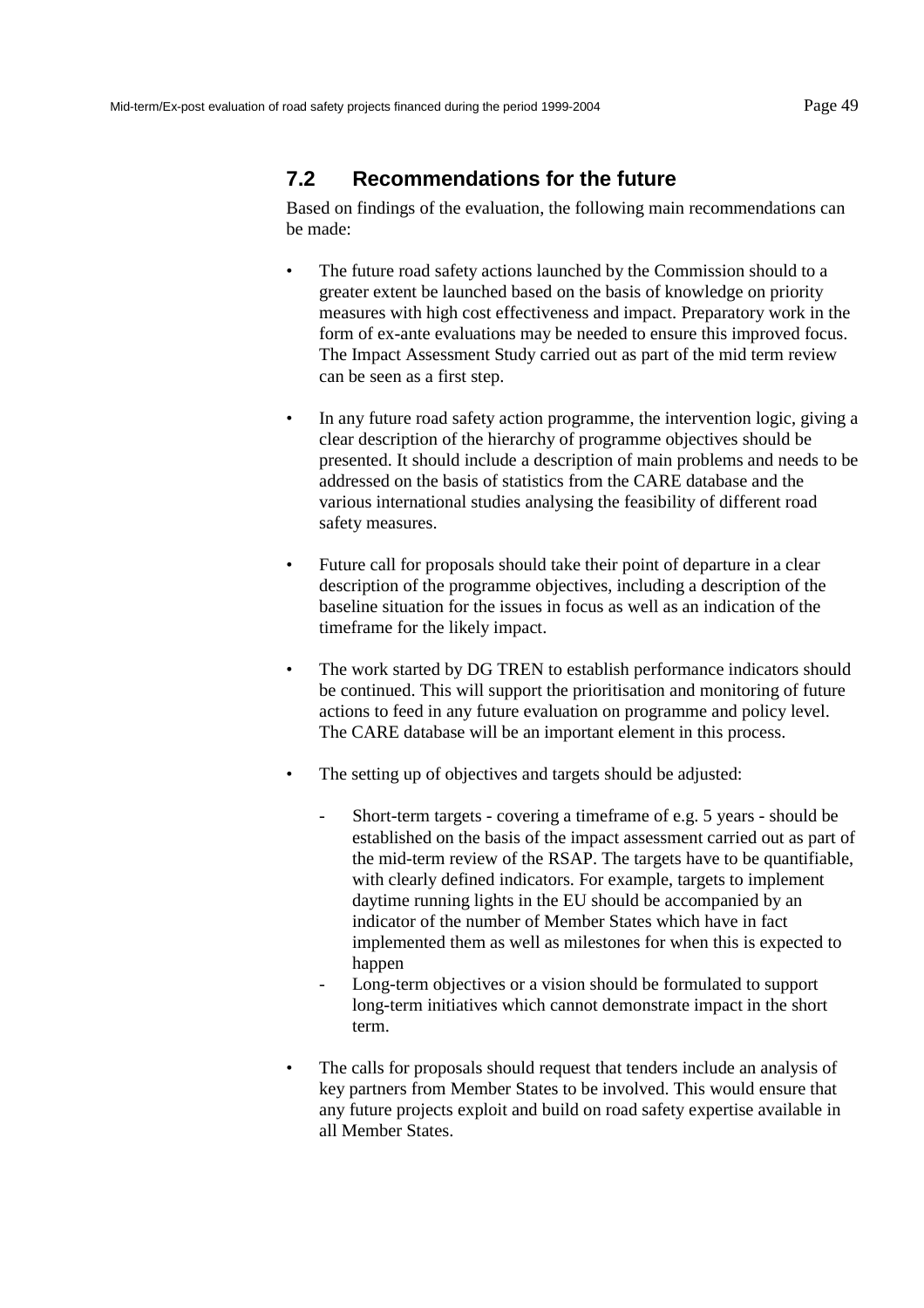## 7.2 Recommendations for the future

Based on findings of the evaluation, the following main recommendations can be made:

- The future road safety actions launched by the Commission should to a greater extent be launched based on the basis of knowledge on priority measures with high cost effectiveness and impact. Preparatory work in the form of ex-ante evaluations may be needed to ensure this improved focus. The Impact Assessment Study carried out as part of the mid term review can be seen as a first step.

- In any future road safety action programme, the intervention logic, giving a clear description of the hierarchy of programme objectives should be presented. It should include a description of main problems and needs to be addressed on the basis of statistics from the CARE database and the various international studies analysing the feasibility of different road safety measures.

- Future call for proposals should take their point of departure in a clear description of the programme objectives, including a description of the baseline situation for the issues in focus as well as an indication of the timeframe for the likely impact.

- The work started by DG TREN to establish performance indicators should be continued. This will support the prioritisation and monitoring of future actions to feed in any future evaluation on programme and policy level. The CARE database will be an important element in this process.

- The setting up of objectives and targets should be adjusted:

    - Short-term targets - covering a timeframe of e.g. 5 years - should be established on the basis of the impact assessment carried out as part of the mid-term review of the RSAP. The targets have to be quantifiable, with clearly defined indicators. For example, targets to implement daytime running lights in the EU should be accompanied by an indicator of the number of Member States which have in fact implemented them as well as milestones for when this is expected to happen
    - Long-term objectives or a vision should be formulated to support long-term initiatives which cannot demonstrate impact in the short term.

- The calls for proposals should request that tenders include an analysis of key partners from Member States to be involved. This would ensure that any future projects exploit and build on road safety expertise available in all Member States.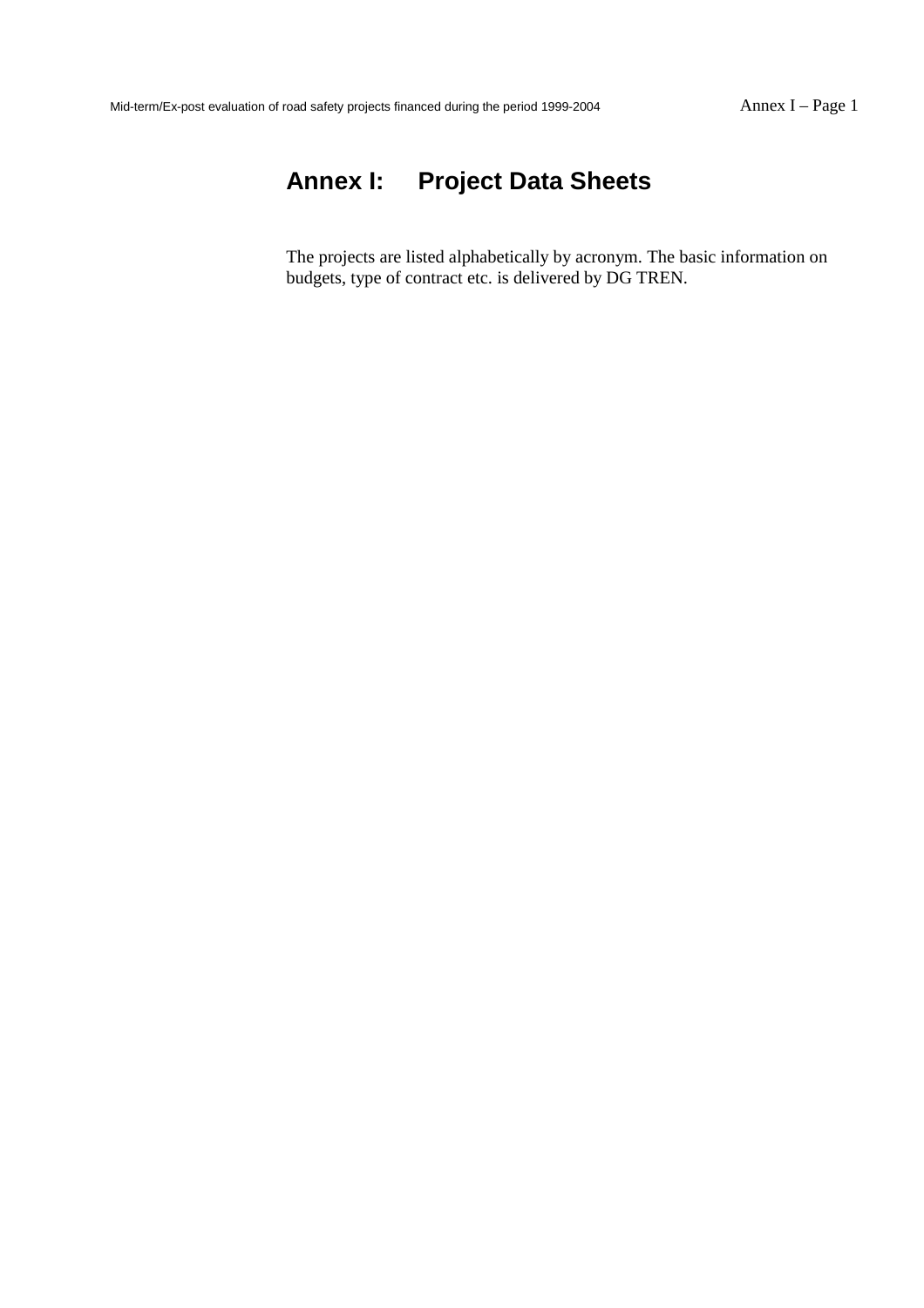# Annex I: Project Data Sheets

The projects are listed alphabetically by acronym. The basic information on budgets, type of contract etc. is delivered by DG TREN.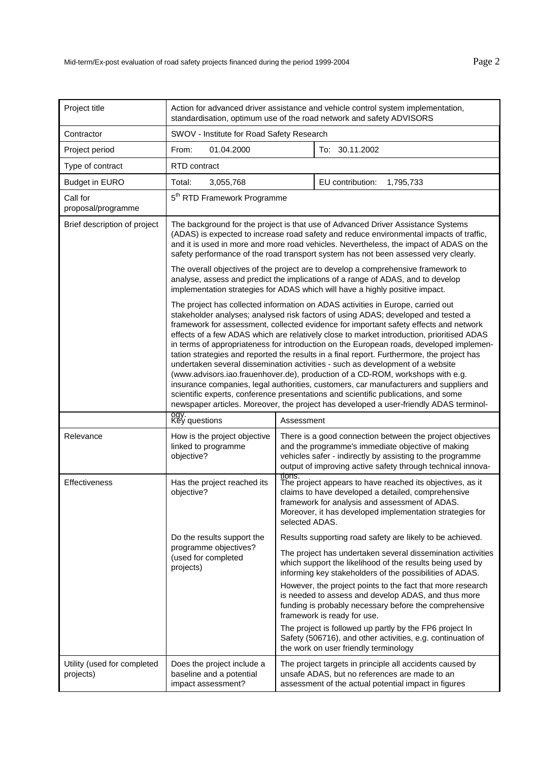| Project title | Action for advanced driver assistance and vehicle control system implementation, standardisation, optimum use of the road network and safety ADVISORS | |
|---|---|---|
| Contractor | SWOV - Institute for Road Safety Research | |
| Project period | From: 01.04.2000 | To: 30.11.2002 |
| Type of contract | RTD contract | |
| Budget in EURO | Total: 3,055,768 | EU contribution: 1,795,733 |
| Call for proposal/programme | 5th RTD Framework Programme | |
| Brief description of project | The background for the project is that use of Advanced Driver Assistance Systems (ADAS) is expected to increase road safety and reduce environmental impacts of traffic, and it is used in more and more road vehicles. Nevertheless, the impact of ADAS on the safety performance of the road transport system has not been assessed very clearly.<br><br>The overall objectives of the project are to develop a comprehensive framework to analyse, assess and predict the implications of a range of ADAS, and to develop implementation strategies for ADAS which will have a highly positive impact.<br><br>The project has collected information on ADAS activities in Europe, carried out stakeholder analyses; analysed risk factors of using ADAS; developed and tested a framework for assessment, collected evidence for important safety effects and network effects of a few ADAS which are relatively close to market introduction, prioritised ADAS in terms of appropriateness for introduction on the European roads, developed implementation strategies and reported the results in a final report. Furthermore, the project has undertaken several dissemination activities - such as development of a website (www.advisors.iao.frauenhover.de), production of a CD-ROM, workshops with e.g. insurance companies, legal authorities, customers, car manufacturers and suppliers and scientific experts, conference presentations and scientific publications, and some newspaper articles. Moreover, the project has developed a user-friendly ADAS terminology. | |
| | Key questions | Assessment |
| Relevance | How is the project objective linked to programme objective? | There is a good connection between the project objectives and the programme's immediate objective of making vehicles safer - indirectly by assisting to the programme output of improving active safety through technical innovations. |
| Effectiveness | Has the project reached its objective? | The project appears to have reached its objectives, as it claims to have developed a detailed, comprehensive framework for analysis and assessment of ADAS. Moreover, it has developed implementation strategies for selected ADAS. |
| | Do the results support the programme objectives? (used for completed projects) | Results supporting road safety are likely to be achieved.<br><br>The project has undertaken several dissemination activities which support the likelihood of the results being used by informing key stakeholders of the possibilities of ADAS.<br><br>However, the project points to the fact that more research is needed to assess and develop ADAS, and thus more funding is probably necessary before the comprehensive framework is ready for use.<br><br>The project is followed up partly by the FP6 project In Safety (506716), and other activities, e.g. continuation of the work on user friendly terminology |
| Utility (used for completed projects) | Does the project include a baseline and a potential impact assessment? | The project targets in principle all accidents caused by unsafe ADAS, but no references are made to an assessment of the actual potential impact in figures |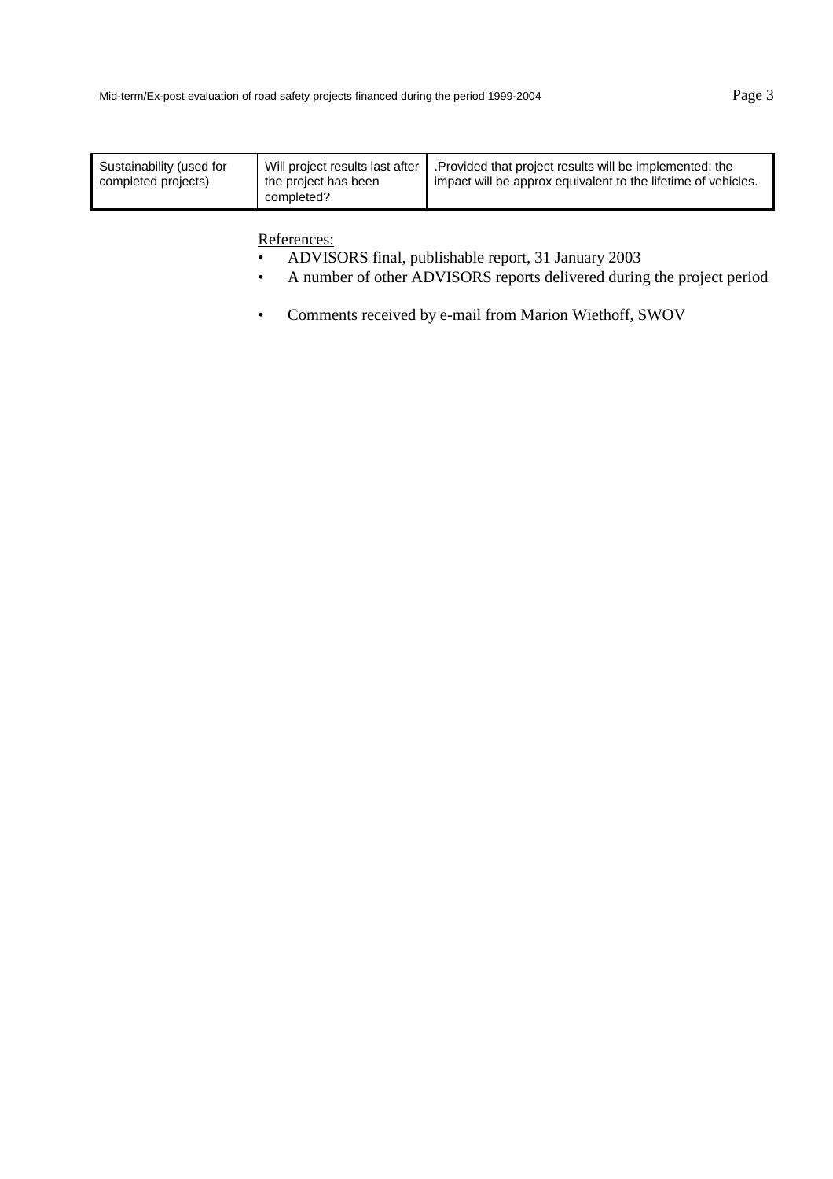| Sustainability (used for completed projects) | Will project results last after the project has been completed? | .Provided that project results will be implemented; the impact will be approx equivalent to the lifetime of vehicles. |
|---|---|---|

References:

- ADVISORS final, publishable report, 31 January 2003
- A number of other ADVISORS reports delivered during the project period
- Comments received by e-mail from Marion Wiethoff, SWOV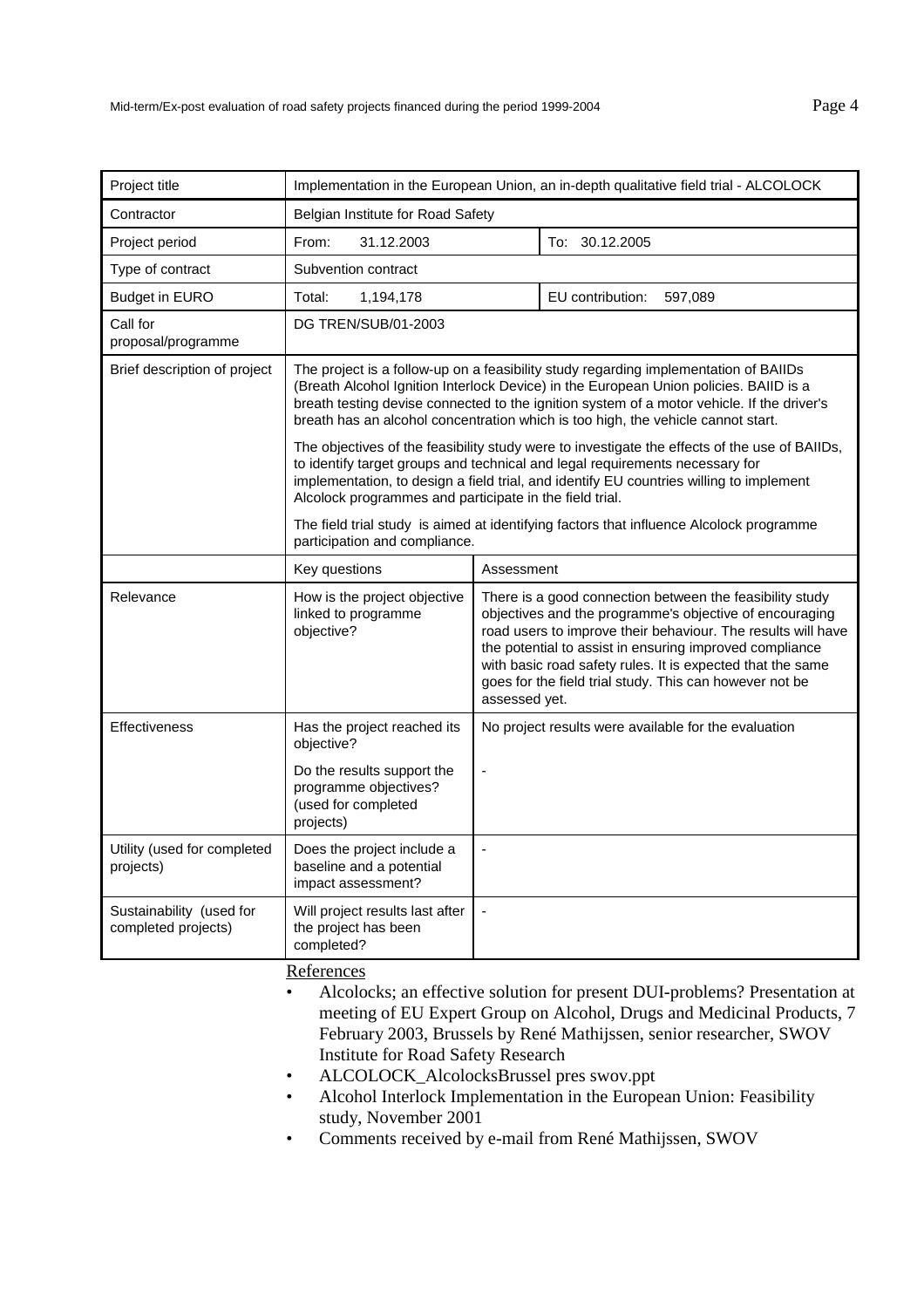| Project title | Implementation in the European Union, an in-depth qualitative field trial - ALCOLOCK | | |
|---|---|---|---|
| Contractor | Belgian Institute for Road Safety | | |
| Project period | From: 31.12.2003 | | To: 30.12.2005 |
| Type of contract | Subvention contract | | |
| Budget in EURO | Total: 1,194,178 | | EU contribution: 597,089 |
| Call for proposal/programme | DG TREN/SUB/01-2003 | | |
| Brief description of project | The project is a follow-up on a feasibility study regarding implementation of BAIIDs (Breath Alcohol Ignition Interlock Device) in the European Union policies. BAIID is a breath testing devise connected to the ignition system of a motor vehicle. If the driver's breath has an alcohol concentration which is too high, the vehicle cannot start.<br><br>The objectives of the feasibility study were to investigate the effects of the use of BAIIDs, to identify target groups and technical and legal requirements necessary for implementation, to design a field trial, and identify EU countries willing to implement Alcolock programmes and participate in the field trial.<br><br>The field trial study is aimed at identifying factors that influence Alcolock programme participation and compliance. | | |
| | Key questions | Assessment | |
| Relevance | How is the project objective linked to programme objective? | There is a good connection between the feasibility study objectives and the programme's objective of encouraging road users to improve their behaviour. The results will have the potential to assist in ensuring improved compliance with basic road safety rules. It is expected that the same goes for the field trial study. This can however not be assessed yet. | |
| Effectiveness | Has the project reached its objective? | No project results were available for the evaluation | |
| | Do the results support the programme objectives? (used for completed projects) | - | |
| Utility (used for completed projects) | Does the project include a baseline and a potential impact assessment? | - | |
| Sustainability (used for completed projects) | Will project results last after the project has been completed? | - | |

References

- Alcolocks; an effective solution for present DUI-problems? Presentation at meeting of EU Expert Group on Alcohol, Drugs and Medicinal Products, 7 February 2003, Brussels by René Mathijssen, senior researcher, SWOV Institute for Road Safety Research
- ALCOLOCK_AlcolocksBrussel pres swov.ppt
- Alcohol Interlock Implementation in the European Union: Feasibility study, November 2001
- Comments received by e-mail from René Mathijssen, SWOV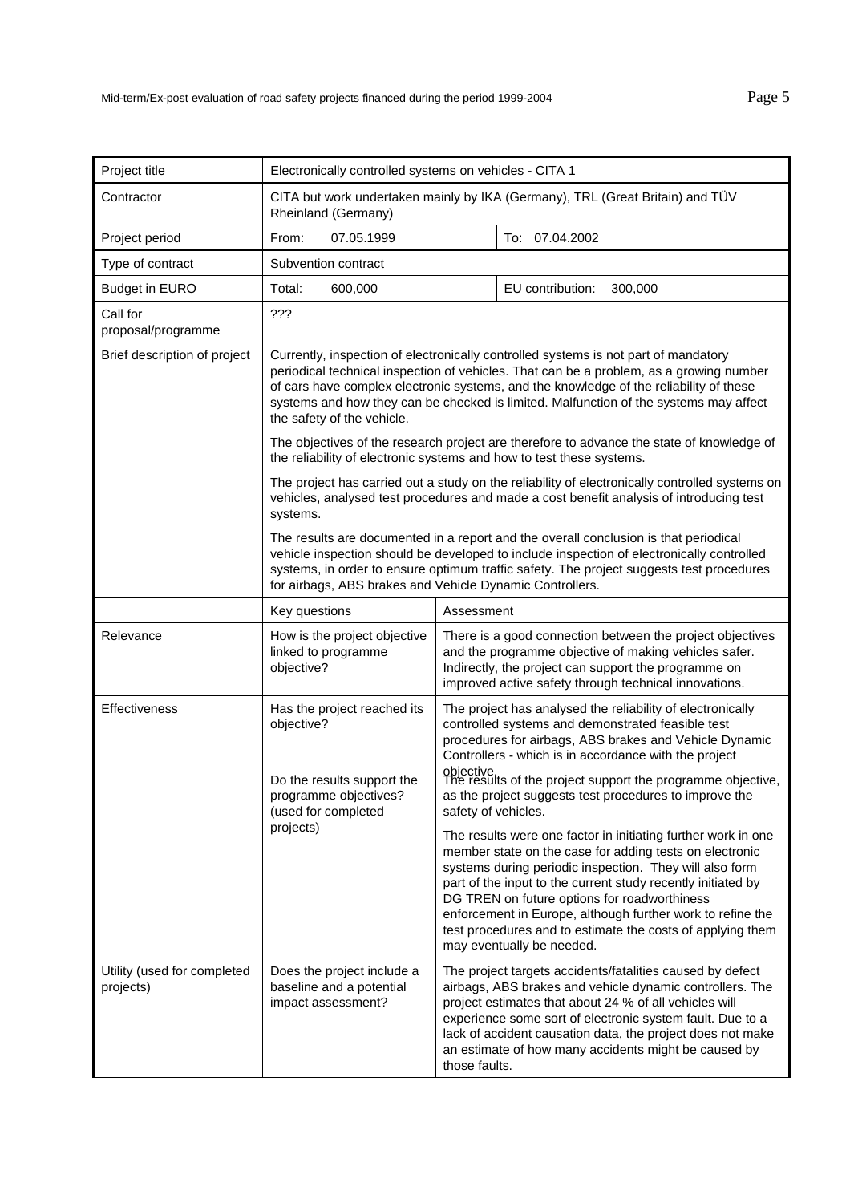| Project title | Electronically controlled systems on vehicles - CITA 1 | |
|---|---|---|
| Contractor | CITA but work undertaken mainly by IKA (Germany), TRL (Great Britain) and TÜV Rheinland (Germany) | |
| Project period | From: 07.05.1999 | To: 07.04.2002 |
| Type of contract | Subvention contract | |
| Budget in EURO | Total: 600,000 | EU contribution: 300,000 |
| Call for proposal/programme | ??? | |
| Brief description of project | Currently, inspection of electronically controlled systems is not part of mandatory periodical technical inspection of vehicles. That can be a problem, as a growing number of cars have complex electronic systems, and the knowledge of the reliability of these systems and how they can be checked is limited. Malfunction of the systems may affect the safety of the vehicle.<br><br>The objectives of the research project are therefore to advance the state of knowledge of the reliability of electronic systems and how to test these systems.<br><br>The project has carried out a study on the reliability of electronically controlled systems on vehicles, analysed test procedures and made a cost benefit analysis of introducing test systems.<br><br>The results are documented in a report and the overall conclusion is that periodical vehicle inspection should be developed to include inspection of electronically controlled systems, in order to ensure optimum traffic safety. The project suggests test procedures for airbags, ABS brakes and Vehicle Dynamic Controllers. | |
| | Key questions | Assessment |
| Relevance | How is the project objective linked to programme objective? | There is a good connection between the project objectives and the programme objective of making vehicles safer. Indirectly, the project can support the programme on improved active safety through technical innovations. |
| Effectiveness | Has the project reached its objective?<br><br>Do the results support the programme objectives? (used for completed projects) | The project has analysed the reliability of electronically controlled systems and demonstrated feasible test procedures for airbags, ABS brakes and Vehicle Dynamic Controllers - which is in accordance with the project objective.<br><br>The results of the project support the programme objective, as the project suggests test procedures to improve the safety of vehicles.<br><br>The results were one factor in initiating further work in one member state on the case for adding tests on electronic systems during periodic inspection. They will also form part of the input to the current study recently initiated by DG TREN on future options for roadworthiness enforcement in Europe, although further work to refine the test procedures and to estimate the costs of applying them may eventually be needed. |
| Utility (used for completed projects) | Does the project include a baseline and a potential impact assessment? | The project targets accidents/fatalities caused by defect airbags, ABS brakes and vehicle dynamic controllers. The project estimates that about 24 % of all vehicles will experience some sort of electronic system fault. Due to a lack of accident causation data, the project does not make an estimate of how many accidents might be caused by those faults. |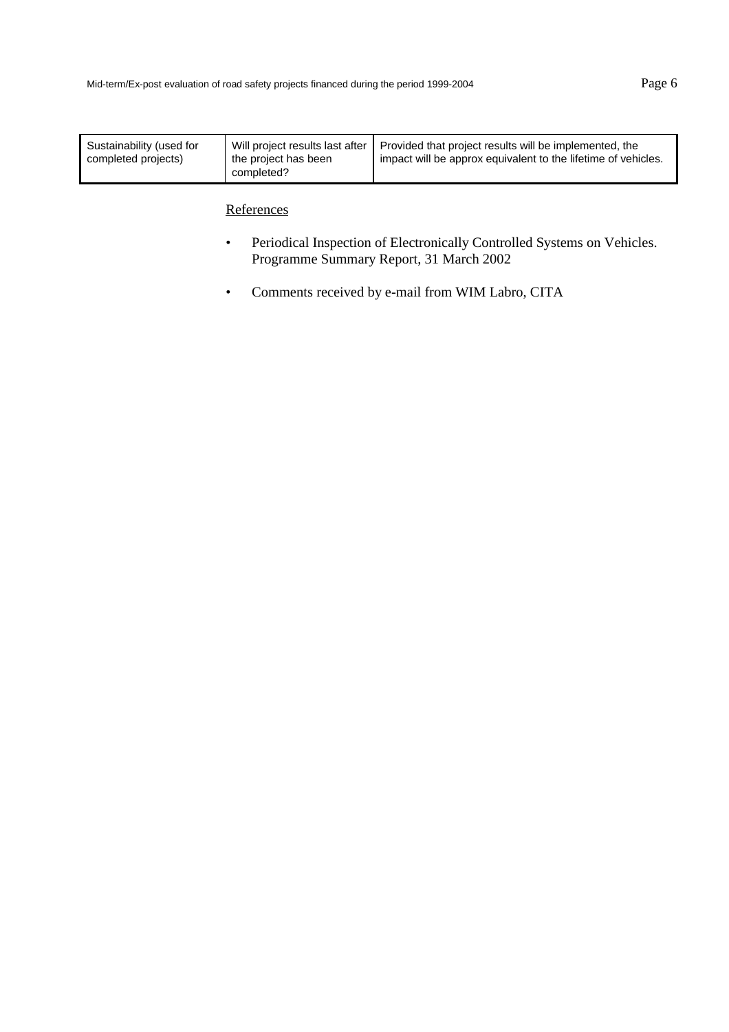| Sustainability (used for completed projects) | Will project results last after the project has been completed? | Provided that project results will be implemented, the impact will be approx equivalent to the lifetime of vehicles. |
|---|---|---|

References

- Periodical Inspection of Electronically Controlled Systems on Vehicles. Programme Summary Report, 31 March 2002
- Comments received by e-mail from WIM Labro, CITA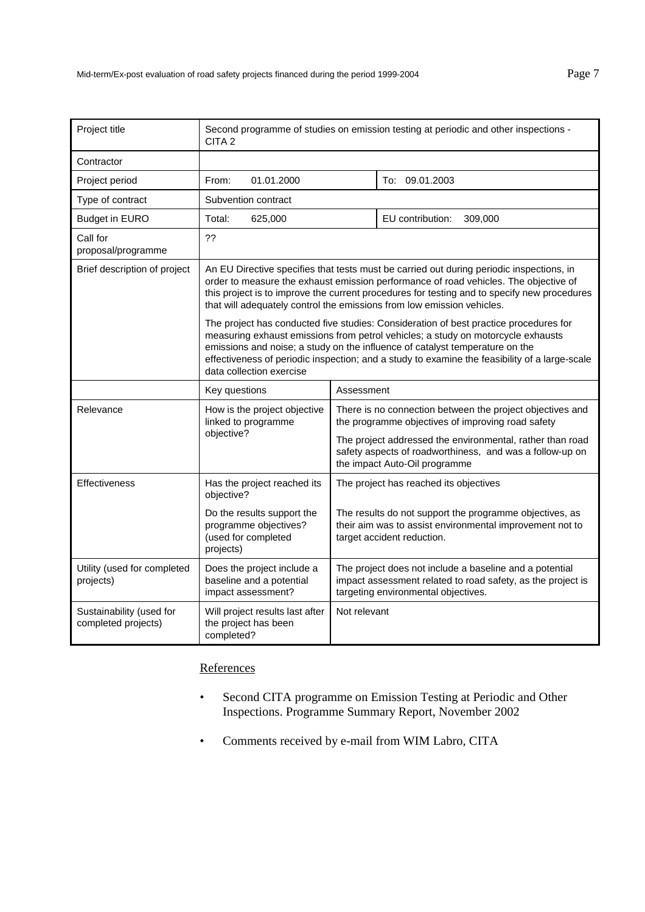| Project title | Second programme of studies on emission testing at periodic and other inspections - CITA 2 | | |
|---|---|---|---|
| Contractor | | | |
| Project period | From: 01.01.2000 | | To: 09.01.2003 |
| Type of contract | Subvention contract | | |
| Budget in EURO | Total: 625,000 | | EU contribution: 309,000 |
| Call for proposal/programme | ?? | | |
| Brief description of project | An EU Directive specifies that tests must be carried out during periodic inspections, in order to measure the exhaust emission performance of road vehicles. The objective of this project is to improve the current procedures for testing and to specify new procedures that will adequately control the emissions from low emission vehicles.<br><br>The project has conducted five studies: Consideration of best practice procedures for measuring exhaust emissions from petrol vehicles; a study on motorcycle exhausts emissions and noise; a study on the influence of catalyst temperature on the effectiveness of periodic inspection; and a study to examine the feasibility of a large-scale data collection exercise | | |
| | Key questions | Assessment | |
| Relevance | How is the project objective linked to programme objective? | There is no connection between the project objectives and the programme objectives of improving road safety<br><br>The project addressed the environmental, rather than road safety aspects of roadworthiness, and was a follow-up on the impact Auto-Oil programme | |
| Effectiveness | Has the project reached its objective?<br><br>Do the results support the programme objectives? (used for completed projects) | The project has reached its objectives<br><br>The results do not support the programme objectives, as their aim was to assist environmental improvement not to target accident reduction. | |
| Utility (used for completed projects) | Does the project include a baseline and a potential impact assessment? | The project does not include a baseline and a potential impact assessment related to road safety, as the project is targeting environmental objectives. | |
| Sustainability (used for completed projects) | Will project results last after the project has been completed? | Not relevant | |

References

- Second CITA programme on Emission Testing at Periodic and Other Inspections. Programme Summary Report, November 2002
- Comments received by e-mail from WIM Labro, CITA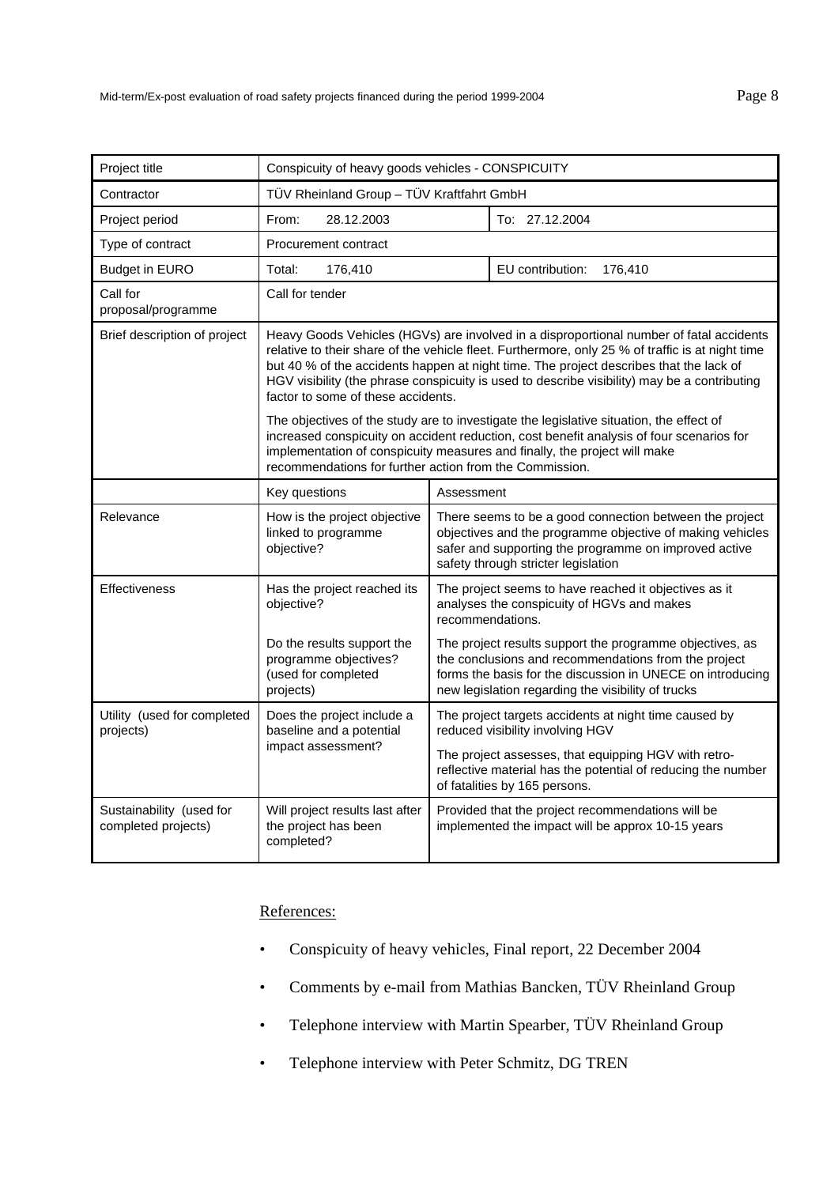| Project title | Conspicuity of heavy goods vehicles - CONSPICUITY | |
|---|---|---|
| Contractor | TÜV Rheinland Group – TÜV Kraftfahrt GmbH | |
| Project period | From: 28.12.2003 | To: 27.12.2004 |
| Type of contract | Procurement contract | |
| Budget in EURO | Total: 176,410 | EU contribution: 176,410 |
| Call for proposal/programme | Call for tender | |
| Brief description of project | Heavy Goods Vehicles (HGVs) are involved in a disproportional number of fatal accidents relative to their share of the vehicle fleet. Furthermore, only 25 % of traffic is at night time but 40 % of the accidents happen at night time. The project describes that the lack of HGV visibility (the phrase conspicuity is used to describe visibility) may be a contributing factor to some of these accidents.<br><br>The objectives of the study are to investigate the legislative situation, the effect of increased conspicuity on accident reduction, cost benefit analysis of four scenarios for implementation of conspicuity measures and finally, the project will make recommendations for further action from the Commission. | |
| | Key questions | Assessment |
| Relevance | How is the project objective linked to programme objective? | There seems to be a good connection between the project objectives and the programme objective of making vehicles safer and supporting the programme on improved active safety through stricter legislation |
| Effectiveness | Has the project reached its objective? | The project seems to have reached it objectives as it analyses the conspicuity of HGVs and makes recommendations. |
| | Do the results support the programme objectives? (used for completed projects) | The project results support the programme objectives, as the conclusions and recommendations from the project forms the basis for the discussion in UNECE on introducing new legislation regarding the visibility of trucks |
| Utility (used for completed projects) | Does the project include a baseline and a potential impact assessment? | The project targets accidents at night time caused by reduced visibility involving HGV<br><br>The project assesses, that equipping HGV with retro-reflective material has the potential of reducing the number of fatalities by 165 persons. |
| Sustainability (used for completed projects) | Will project results last after the project has been completed? | Provided that the project recommendations will be implemented the impact will be approx 10-15 years |

References:

- Conspicuity of heavy vehicles, Final report, 22 December 2004
- Comments by e-mail from Mathias Bancken, TÜV Rheinland Group
- Telephone interview with Martin Spearber, TÜV Rheinland Group
- Telephone interview with Peter Schmitz, DG TREN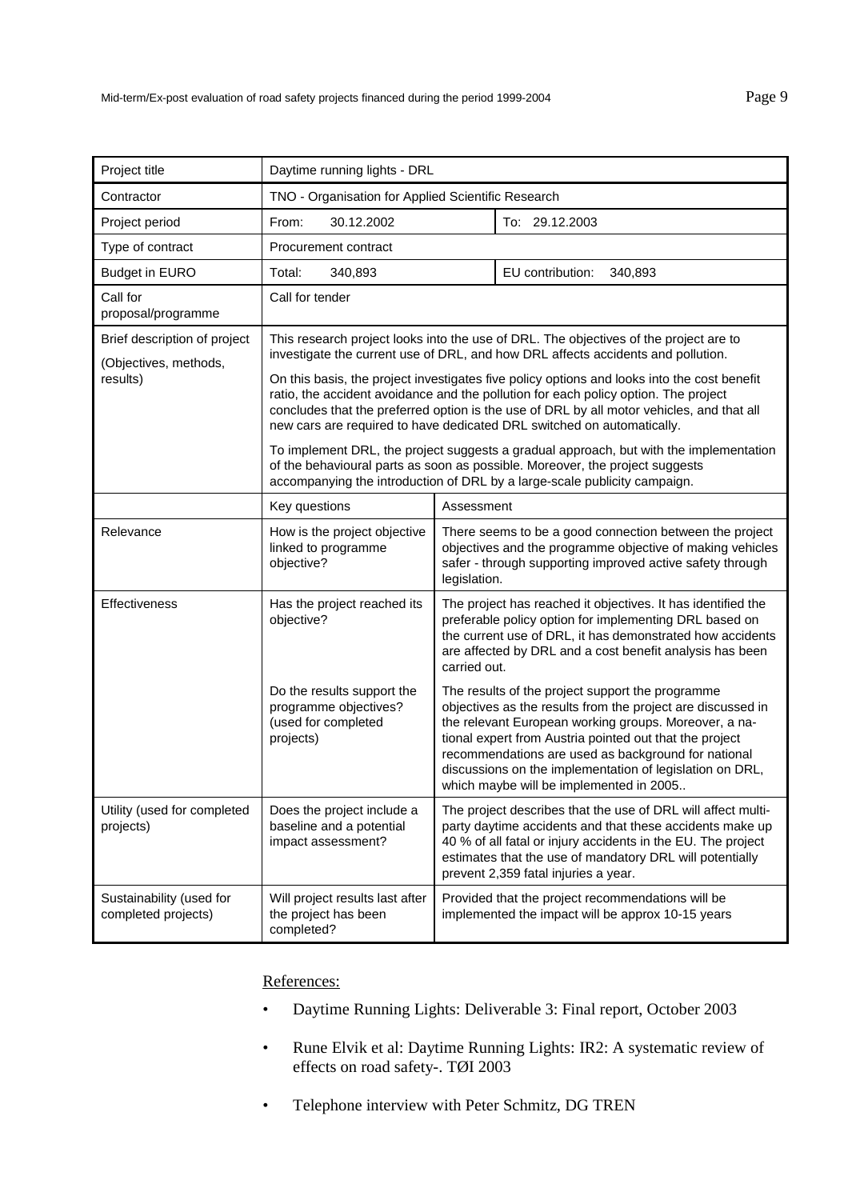| Project title | Daytime running lights - DRL | | |
|---|---|---|---|
| Contractor | TNO - Organisation for Applied Scientific Research | | |
| Project period | From: 30.12.2002 | | To: 29.12.2003 |
| Type of contract | Procurement contract | | |
| Budget in EURO | Total: 340,893 | | EU contribution: 340,893 |
| Call for proposal/programme | Call for tender | | |
| Brief description of project (Objectives, methods, results) | This research project looks into the use of DRL. The objectives of the project are to investigate the current use of DRL, and how DRL affects accidents and pollution.<br><br>On this basis, the project investigates five policy options and looks into the cost benefit ratio, the accident avoidance and the pollution for each policy option. The project concludes that the preferred option is the use of DRL by all motor vehicles, and that all new cars are required to have dedicated DRL switched on automatically.<br><br>To implement DRL, the project suggests a gradual approach, but with the implementation of the behavioural parts as soon as possible. Moreover, the project suggests accompanying the introduction of DRL by a large-scale publicity campaign. | | |
| | Key questions | Assessment | |
| Relevance | How is the project objective linked to programme objective? | There seems to be a good connection between the project objectives and the programme objective of making vehicles safer - through supporting improved active safety through legislation. | |
| Effectiveness | Has the project reached its objective? | The project has reached it objectives. It has identified the preferable policy option for implementing DRL based on the current use of DRL, it has demonstrated how accidents are affected by DRL and a cost benefit analysis has been carried out. | |
| | Do the results support the programme objectives? (used for completed projects) | The results of the project support the programme objectives as the results from the project are discussed in the relevant European working groups. Moreover, a national expert from Austria pointed out that the project recommendations are used as background for national discussions on the implementation of legislation on DRL, which maybe will be implemented in 2005.. | |
| Utility (used for completed projects) | Does the project include a baseline and a potential impact assessment? | The project describes that the use of DRL will affect multi-party daytime accidents and that these accidents make up 40 % of all fatal or injury accidents in the EU. The project estimates that the use of mandatory DRL will potentially prevent 2,359 fatal injuries a year. | |
| Sustainability (used for completed projects) | Will project results last after the project has been completed? | Provided that the project recommendations will be implemented the impact will be approx 10-15 years | |

References:

- Daytime Running Lights: Deliverable 3: Final report, October 2003
- Rune Elvik et al: Daytime Running Lights: IR2: A systematic review of effects on road safety-. TØI 2003
- Telephone interview with Peter Schmitz, DG TREN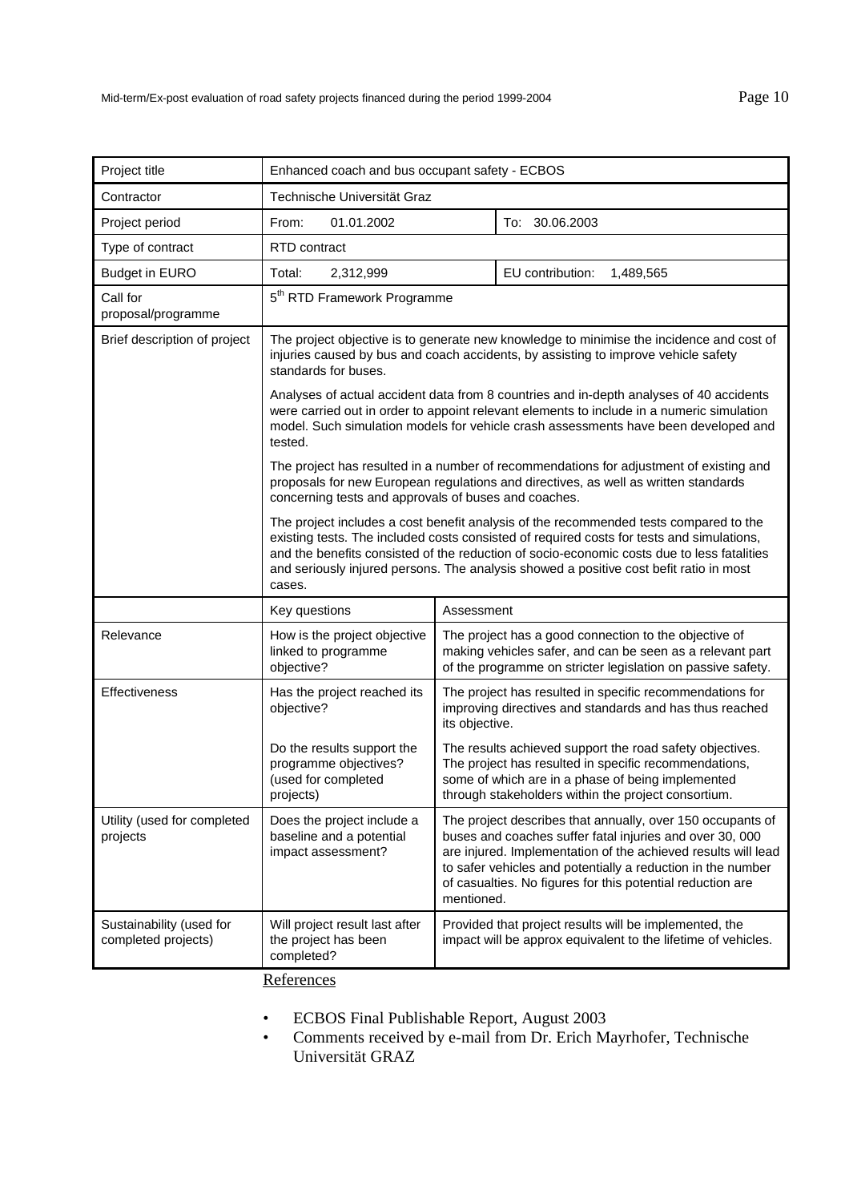| Project title | Enhanced coach and bus occupant safety - ECBOS | | |
|---|---|---|---|
| Contractor | Technische Universität Graz | | |
| Project period | From: 01.01.2002 | | To: 30.06.2003 |
| Type of contract | RTD contract | | |
| Budget in EURO | Total: 2,312,999 | | EU contribution: 1,489,565 |
| Call for proposal/programme | 5th RTD Framework Programme | | |
| Brief description of project | The project objective is to generate new knowledge to minimise the incidence and cost of injuries caused by bus and coach accidents, by assisting to improve vehicle safety standards for buses.<br><br>Analyses of actual accident data from 8 countries and in-depth analyses of 40 accidents were carried out in order to appoint relevant elements to include in a numeric simulation model. Such simulation models for vehicle crash assessments have been developed and tested.<br><br>The project has resulted in a number of recommendations for adjustment of existing and proposals for new European regulations and directives, as well as written standards concerning tests and approvals of buses and coaches.<br><br>The project includes a cost benefit analysis of the recommended tests compared to the existing tests. The included costs consisted of required costs for tests and simulations, and the benefits consisted of the reduction of socio-economic costs due to less fatalities and seriously injured persons. The analysis showed a positive cost befit ratio in most cases. | | |
| | Key questions | Assessment | |
| Relevance | How is the project objective linked to programme objective? | The project has a good connection to the objective of making vehicles safer, and can be seen as a relevant part of the programme on stricter legislation on passive safety. | |
| Effectiveness | Has the project reached its objective? | The project has resulted in specific recommendations for improving directives and standards and has thus reached its objective. | |
| | Do the results support the programme objectives? (used for completed projects) | The results achieved support the road safety objectives. The project has resulted in specific recommendations, some of which are in a phase of being implemented through stakeholders within the project consortium. | |
| Utility (used for completed projects | Does the project include a baseline and a potential impact assessment? | The project describes that annually, over 150 occupants of buses and coaches suffer fatal injuries and over 30, 000 are injured. Implementation of the achieved results will lead to safer vehicles and potentially a reduction in the number of casualties. No figures for this potential reduction are mentioned. | |
| Sustainability (used for completed projects) | Will project result last after the project has been completed? | Provided that project results will be implemented, the impact will be approx equivalent to the lifetime of vehicles. | |

References

- ECBOS Final Publishable Report, August 2003
- Comments received by e-mail from Dr. Erich Mayrhofer, Technische Universität GRAZ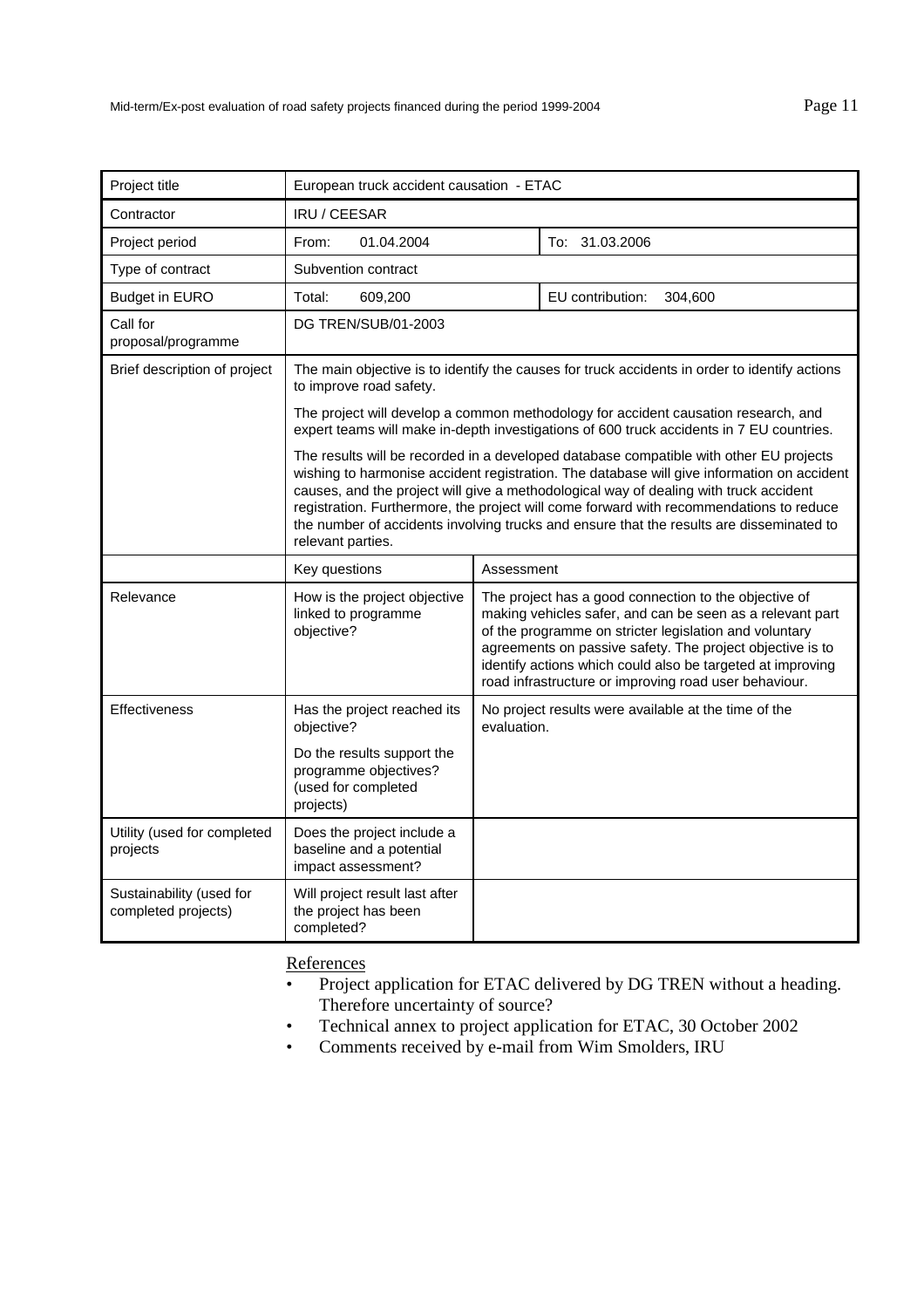| Project title | European truck accident causation - ETAC | | |
|---|---|---|---|
| Contractor | IRU / CEESAR | | |
| Project period | From: 01.04.2004 | | To: 31.03.2006 |
| Type of contract | Subvention contract | | |
| Budget in EURO | Total: 609,200 | | EU contribution: 304,600 |
| Call for proposal/programme | DG TREN/SUB/01-2003 | | |
| Brief description of project | The main objective is to identify the causes for truck accidents in order to identify actions to improve road safety.<br><br>The project will develop a common methodology for accident causation research, and expert teams will make in-depth investigations of 600 truck accidents in 7 EU countries.<br><br>The results will be recorded in a developed database compatible with other EU projects wishing to harmonise accident registration. The database will give information on accident causes, and the project will give a methodological way of dealing with truck accident registration. Furthermore, the project will come forward with recommendations to reduce the number of accidents involving trucks and ensure that the results are disseminated to relevant parties. | | |
| | Key questions | Assessment | |
| Relevance | How is the project objective linked to programme objective? | The project has a good connection to the objective of making vehicles safer, and can be seen as a relevant part of the programme on stricter legislation and voluntary agreements on passive safety. The project objective is to identify actions which could also be targeted at improving road infrastructure or improving road user behaviour. | |
| Effectiveness | Has the project reached its objective?<br><br>Do the results support the programme objectives? (used for completed projects) | No project results were available at the time of the evaluation. | |
| Utility (used for completed projects | Does the project include a baseline and a potential impact assessment? | | |
| Sustainability (used for completed projects) | Will project result last after the project has been completed? | | |

References

- Project application for ETAC delivered by DG TREN without a heading. Therefore uncertainty of source?
- Technical annex to project application for ETAC, 30 October 2002
- Comments received by e-mail from Wim Smolders, IRU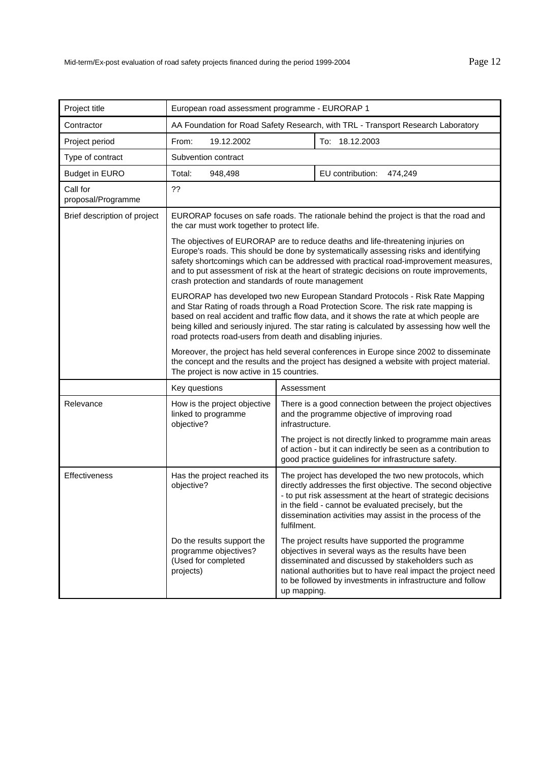| Project title | European road assessment programme - EURORAP 1 | | |
|---|---|---|---|
| Contractor | AA Foundation for Road Safety Research, with TRL - Transport Research Laboratory | | |
| Project period | From: 19.12.2002 | | To: 18.12.2003 |
| Type of contract | Subvention contract | | |
| Budget in EURO | Total: 948,498 | | EU contribution: 474,249 |
| Call for proposal/Programme | ?? | | |
| Brief description of project | EURORAP focuses on safe roads. The rationale behind the project is that the road and the car must work together to protect life.<br><br>The objectives of EURORAP are to reduce deaths and life-threatening injuries on Europe's roads. This should be done by systematically assessing risks and identifying safety shortcomings which can be addressed with practical road-improvement measures, and to put assessment of risk at the heart of strategic decisions on route improvements, crash protection and standards of route management<br><br>EURORAP has developed two new European Standard Protocols - Risk Rate Mapping and Star Rating of roads through a Road Protection Score. The risk rate mapping is based on real accident and traffic flow data, and it shows the rate at which people are being killed and seriously injured. The star rating is calculated by assessing how well the road protects road-users from death and disabling injuries.<br><br>Moreover, the project has held several conferences in Europe since 2002 to disseminate the concept and the results and the project has designed a website with project material. The project is now active in 15 countries. | | |
| | Key questions | Assessment | |
| Relevance | How is the project objective linked to programme objective? | There is a good connection between the project objectives and the programme objective of improving road infrastructure.<br><br>The project is not directly linked to programme main areas of action - but it can indirectly be seen as a contribution to good practice guidelines for infrastructure safety. | |
| Effectiveness | Has the project reached its objective? | The project has developed the two new protocols, which directly addresses the first objective. The second objective - to put risk assessment at the heart of strategic decisions in the field - cannot be evaluated precisely, but the dissemination activities may assist in the process of the fulfilment. | |
| | Do the results support the programme objectives? (Used for completed projects) | The project results have supported the programme objectives in several ways as the results have been disseminated and discussed by stakeholders such as national authorities but to have real impact the project need to be followed by investments in infrastructure and follow up mapping. | |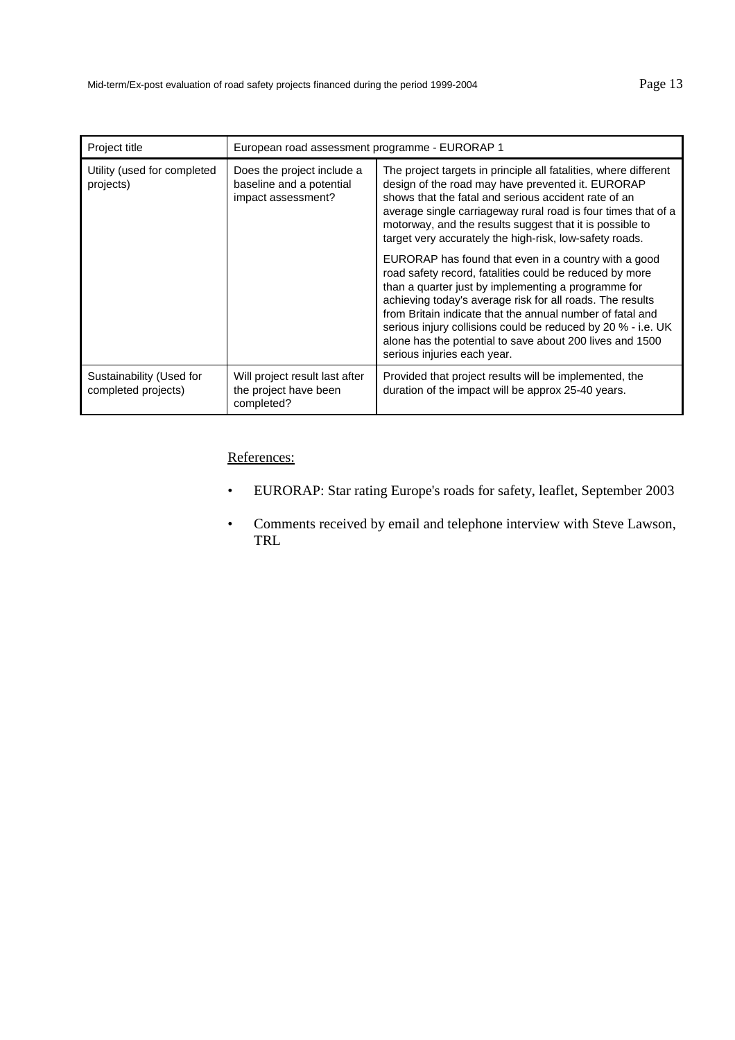| Project title | European road assessment programme - EURORAP 1 | |
|---|---|---|
| Utility (used for completed projects) | Does the project include a baseline and a potential impact assessment? | The project targets in principle all fatalities, where different design of the road may have prevented it. EURORAP shows that the fatal and serious accident rate of an average single carriageway rural road is four times that of a motorway, and the results suggest that it is possible to target very accurately the high-risk, low-safety roads.<br><br>EURORAP has found that even in a country with a good road safety record, fatalities could be reduced by more than a quarter just by implementing a programme for achieving today's average risk for all roads. The results from Britain indicate that the annual number of fatal and serious injury collisions could be reduced by 20 % - i.e. UK alone has the potential to save about 200 lives and 1500 serious injuries each year. |
| Sustainability (Used for completed projects) | Will project result last after the project have been completed? | Provided that project results will be implemented, the duration of the impact will be approx 25-40 years. |

References:

- EURORAP: Star rating Europe's roads for safety, leaflet, September 2003
- Comments received by email and telephone interview with Steve Lawson, TRL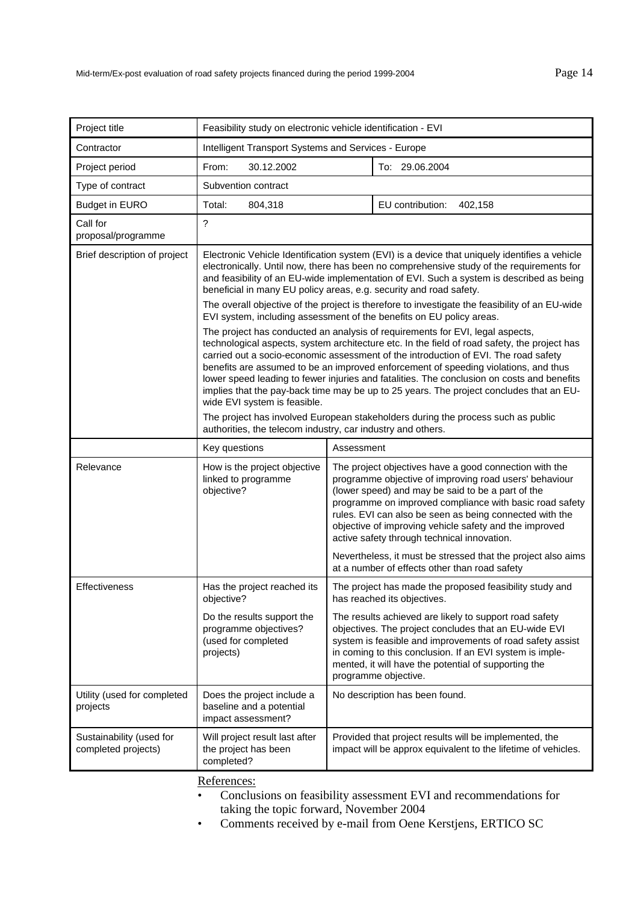| Project title | Feasibility study on electronic vehicle identification - EVI | |
|---|---|---|
| Contractor | Intelligent Transport Systems and Services - Europe | |
| Project period | From: 30.12.2002 | To: 29.06.2004 |
| Type of contract | Subvention contract | |
| Budget in EURO | Total: 804,318 | EU contribution: 402,158 |
| Call for proposal/programme | ? | |
| Brief description of project | Electronic Vehicle Identification system (EVI) is a device that uniquely identifies a vehicle electronically. Until now, there has been no comprehensive study of the requirements for and feasibility of an EU-wide implementation of EVI. Such a system is described as being beneficial in many EU policy areas, e.g. security and road safety.<br><br>The overall objective of the project is therefore to investigate the feasibility of an EU-wide EVI system, including assessment of the benefits on EU policy areas.<br><br>The project has conducted an analysis of requirements for EVI, legal aspects, technological aspects, system architecture etc. In the field of road safety, the project has carried out a socio-economic assessment of the introduction of EVI. The road safety benefits are assumed to be an improved enforcement of speeding violations, and thus lower speed leading to fewer injuries and fatalities. The conclusion on costs and benefits implies that the pay-back time may be up to 25 years. The project concludes that an EU-wide EVI system is feasible.<br><br>The project has involved European stakeholders during the process such as public authorities, the telecom industry, car industry and others. | |
| | Key questions | Assessment |
| Relevance | How is the project objective linked to programme objective? | The project objectives have a good connection with the programme objective of improving road users' behaviour (lower speed) and may be said to be a part of the programme on improved compliance with basic road safety rules. EVI can also be seen as being connected with the objective of improving vehicle safety and the improved active safety through technical innovation.<br><br>Nevertheless, it must be stressed that the project also aims at a number of effects other than road safety |
| Effectiveness | Has the project reached its objective? | The project has made the proposed feasibility study and has reached its objectives. |
| | Do the results support the programme objectives? (used for completed projects) | The results achieved are likely to support road safety objectives. The project concludes that an EU-wide EVI system is feasible and improvements of road safety assist in coming to this conclusion. If an EVI system is implemented, it will have the potential of supporting the programme objective. |
| Utility (used for completed projects | Does the project include a baseline and a potential impact assessment? | No description has been found. |
| Sustainability (used for completed projects) | Will project result last after the project has been completed? | Provided that project results will be implemented, the impact will be approx equivalent to the lifetime of vehicles. |

References:

- Conclusions on feasibility assessment EVI and recommendations for taking the topic forward, November 2004
- Comments received by e-mail from Oene Kerstjens, ERTICO SC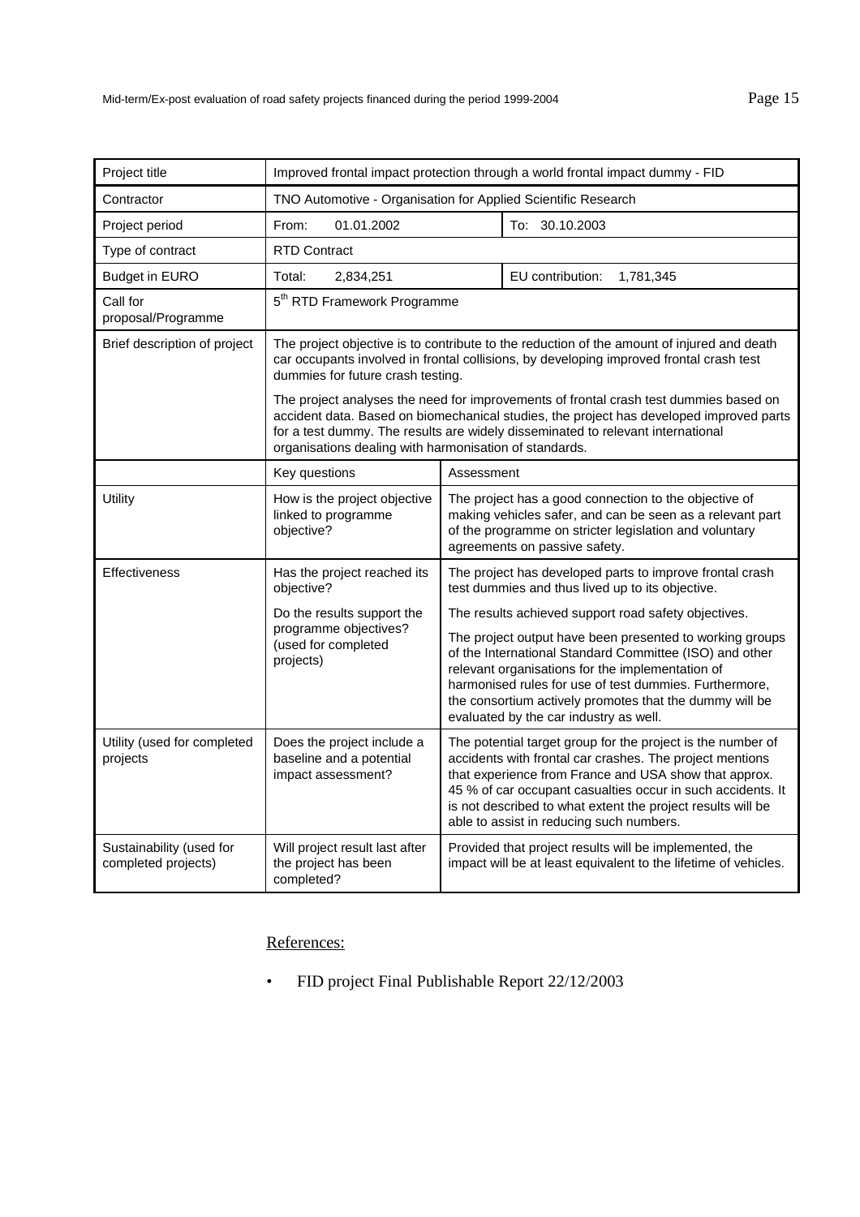| Project title | Improved frontal impact protection through a world frontal impact dummy - FID | | |
|---|---|---|---|
| Contractor | TNO Automotive - Organisation for Applied Scientific Research | | |
| Project period | From: 01.01.2002 | | To: 30.10.2003 |
| Type of contract | RTD Contract | | |
| Budget in EURO | Total: 2,834,251 | | EU contribution: 1,781,345 |
| Call for proposal/Programme | 5th RTD Framework Programme | | |
| Brief description of project | The project objective is to contribute to the reduction of the amount of injured and death car occupants involved in frontal collisions, by developing improved frontal crash test dummies for future crash testing.<br><br>The project analyses the need for improvements of frontal crash test dummies based on accident data. Based on biomechanical studies, the project has developed improved parts for a test dummy. The results are widely disseminated to relevant international organisations dealing with harmonisation of standards. | | |
| | Key questions | Assessment | |
| Utility | How is the project objective linked to programme objective? | The project has a good connection to the objective of making vehicles safer, and can be seen as a relevant part of the programme on stricter legislation and voluntary agreements on passive safety. | |
| Effectiveness | Has the project reached its objective?<br><br>Do the results support the programme objectives? (used for completed projects) | The project has developed parts to improve frontal crash test dummies and thus lived up to its objective.<br><br>The results achieved support road safety objectives.<br><br>The project output have been presented to working groups of the International Standard Committee (ISO) and other relevant organisations for the implementation of harmonised rules for use of test dummies. Furthermore, the consortium actively promotes that the dummy will be evaluated by the car industry as well. | |
| Utility (used for completed projects | Does the project include a baseline and a potential impact assessment? | The potential target group for the project is the number of accidents with frontal car crashes. The project mentions that experience from France and USA show that approx. 45 % of car occupant casualties occur in such accidents. It is not described to what extent the project results will be able to assist in reducing such numbers. | |
| Sustainability (used for completed projects) | Will project result last after the project has been completed? | Provided that project results will be implemented, the impact will be at least equivalent to the lifetime of vehicles. | |

References:

- FID project Final Publishable Report 22/12/2003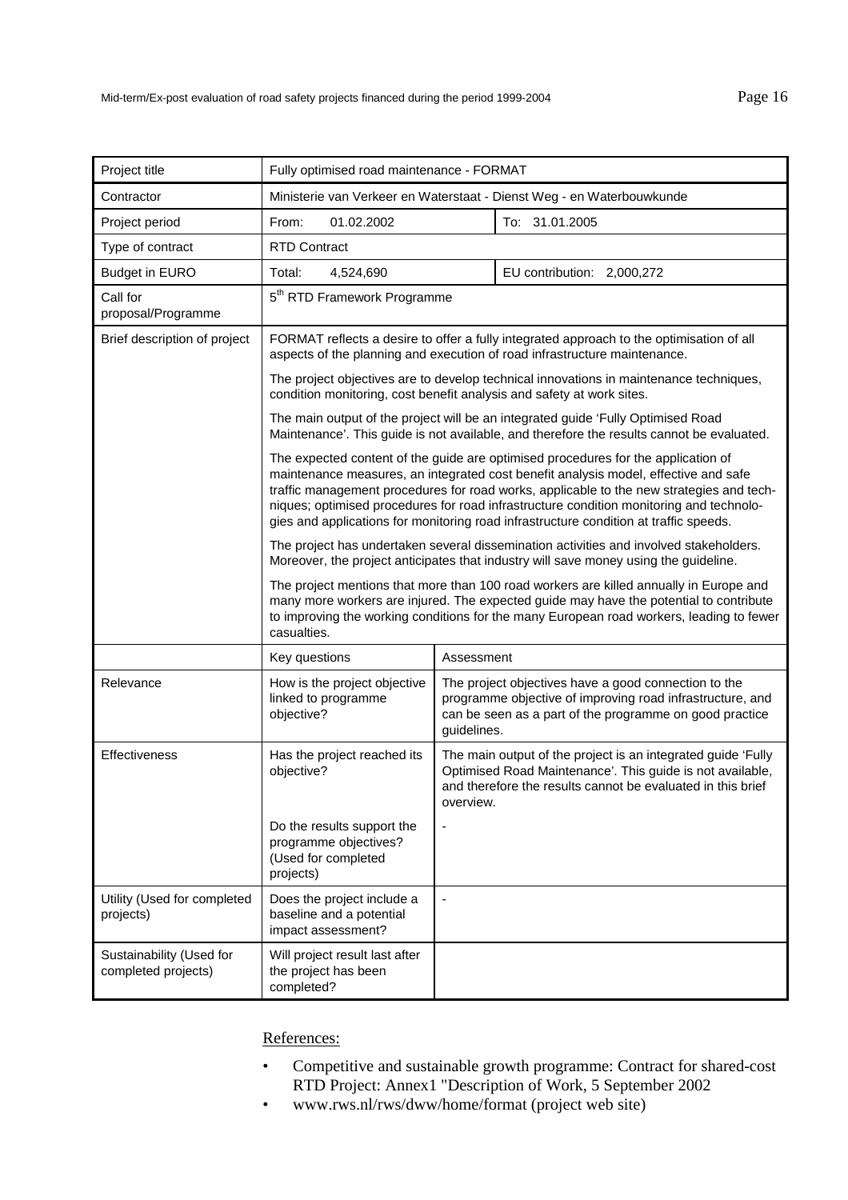| Project title | Fully optimised road maintenance - FORMAT | |
|---|---|---|
| Contractor | Ministerie van Verkeer en Waterstaat - Dienst Weg - en Waterbouwkunde | |
| Project period | From: 01.02.2002 | To: 31.01.2005 |
| Type of contract | RTD Contract | |
| Budget in EURO | Total: 4,524,690 | EU contribution: 2,000,272 |
| Call for proposal/Programme | 5th RTD Framework Programme | |
| Brief description of project | FORMAT reflects a desire to offer a fully integrated approach to the optimisation of all aspects of the planning and execution of road infrastructure maintenance.<br><br>The project objectives are to develop technical innovations in maintenance techniques, condition monitoring, cost benefit analysis and safety at work sites.<br><br>The main output of the project will be an integrated guide 'Fully Optimised Road Maintenance'. This guide is not available, and therefore the results cannot be evaluated.<br><br>The expected content of the guide are optimised procedures for the application of maintenance measures, an integrated cost benefit analysis model, effective and safe traffic management procedures for road works, applicable to the new strategies and techniques; optimised procedures for road infrastructure condition monitoring and technologies and applications for monitoring road infrastructure condition at traffic speeds.<br><br>The project has undertaken several dissemination activities and involved stakeholders. Moreover, the project anticipates that industry will save money using the guideline.<br><br>The project mentions that more than 100 road workers are killed annually in Europe and many more workers are injured. The expected guide may have the potential to contribute to improving the working conditions for the many European road workers, leading to fewer casualties. | |
| | Key questions | Assessment |
| Relevance | How is the project objective linked to programme objective? | The project objectives have a good connection to the programme objective of improving road infrastructure, and can be seen as a part of the programme on good practice guidelines. |
| Effectiveness | Has the project reached its objective? | The main output of the project is an integrated guide 'Fully Optimised Road Maintenance'. This guide is not available, and therefore the results cannot be evaluated in this brief overview. |
| | Do the results support the programme objectives? (Used for completed projects) | - |
| Utility (Used for completed projects) | Does the project include a baseline and a potential impact assessment? | - |
| Sustainability (Used for completed projects) | Will project result last after the project has been completed? | |

References:

- Competitive and sustainable growth programme: Contract for shared-cost RTD Project: Annex1 "Description of Work, 5 September 2002
- www.rws.nl/rws/dww/home/format (project web site)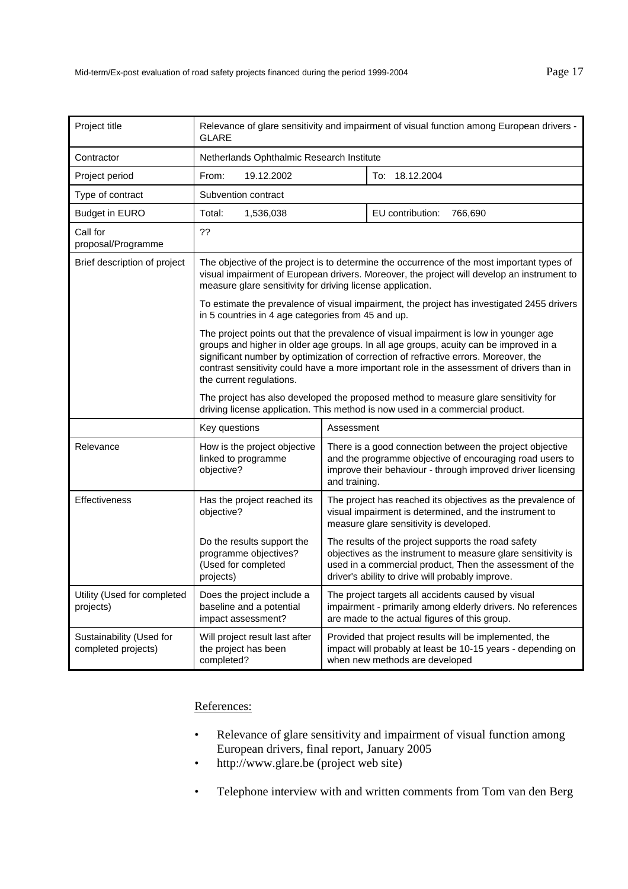| Project title | Relevance of glare sensitivity and impairment of visual function among European drivers - GLARE | | |
|---|---|---|---|
| Contractor | Netherlands Ophthalmic Research Institute | | |
| Project period | From: 19.12.2002 | | To: 18.12.2004 |
| Type of contract | Subvention contract | | |
| Budget in EURO | Total: 1,536,038 | | EU contribution: 766,690 |
| Call for proposal/Programme | ?? | | |
| Brief description of project | The objective of the project is to determine the occurrence of the most important types of visual impairment of European drivers. Moreover, the project will develop an instrument to measure glare sensitivity for driving license application.<br><br>To estimate the prevalence of visual impairment, the project has investigated 2455 drivers in 5 countries in 4 age categories from 45 and up.<br><br>The project points out that the prevalence of visual impairment is low in younger age groups and higher in older age groups. In all age groups, acuity can be improved in a significant number by optimization of correction of refractive errors. Moreover, the contrast sensitivity could have a more important role in the assessment of drivers than in the current regulations.<br><br>The project has also developed the proposed method to measure glare sensitivity for driving license application. This method is now used in a commercial product. | | |
| | Key questions | Assessment | |
| Relevance | How is the project objective linked to programme objective? | There is a good connection between the project objective and the programme objective of encouraging road users to improve their behaviour - through improved driver licensing and training. | |
| Effectiveness | Has the project reached its objective? | The project has reached its objectives as the prevalence of visual impairment is determined, and the instrument to measure glare sensitivity is developed. | |
| | Do the results support the programme objectives? (Used for completed projects) | The results of the project supports the road safety objectives as the instrument to measure glare sensitivity is used in a commercial product, Then the assessment of the driver's ability to drive will probably improve. | |
| Utility (Used for completed projects) | Does the project include a baseline and a potential impact assessment? | The project targets all accidents caused by visual impairment - primarily among elderly drivers. No references are made to the actual figures of this group. | |
| Sustainability (Used for completed projects) | Will project result last after the project has been completed? | Provided that project results will be implemented, the impact will probably at least be 10-15 years - depending on when new methods are developed | |

References:

- Relevance of glare sensitivity and impairment of visual function among European drivers, final report, January 2005
- http://www.glare.be (project web site)
- Telephone interview with and written comments from Tom van den Berg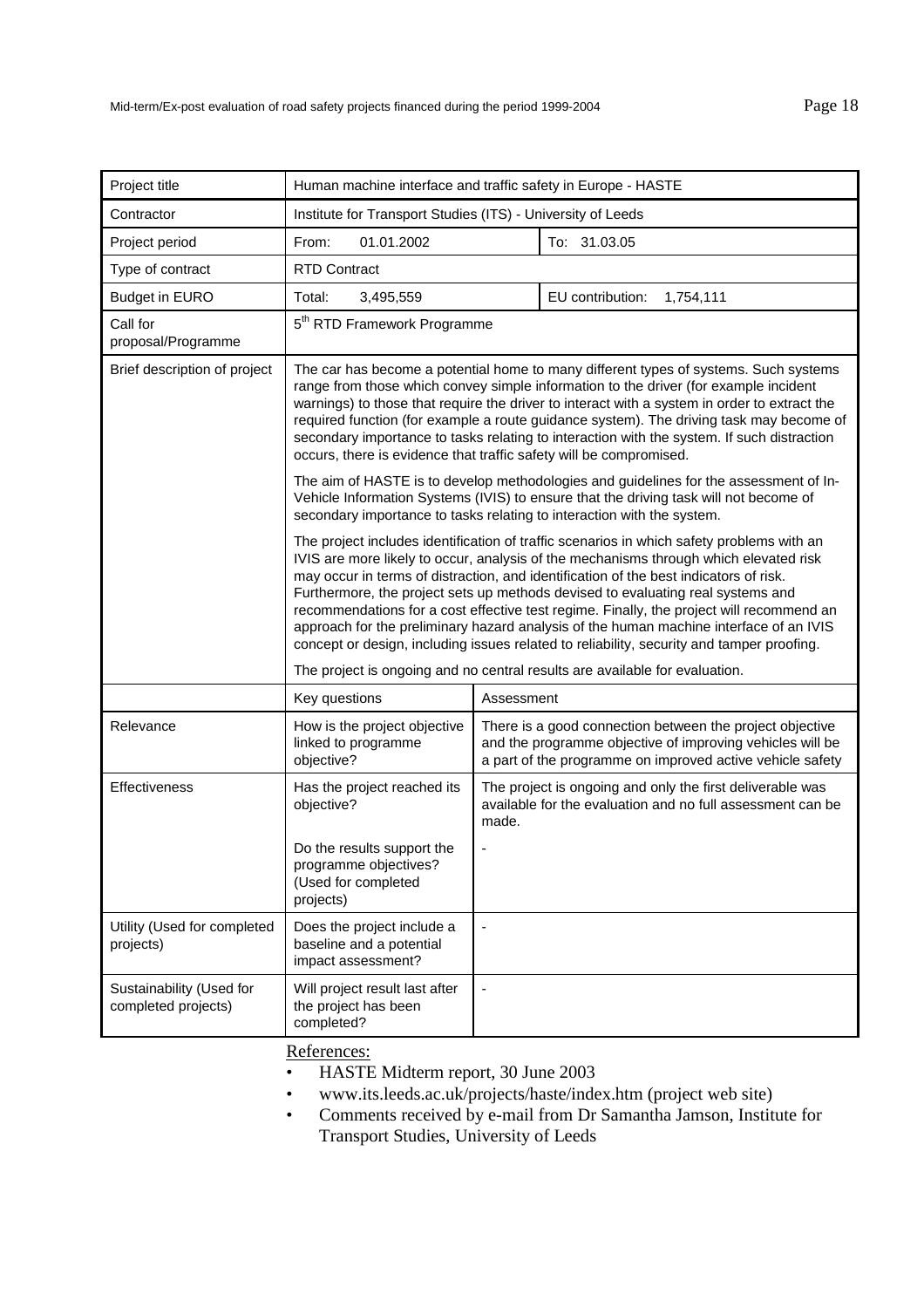| Project title | Human machine interface and traffic safety in Europe - HASTE | |
|---|---|---|
| Contractor | Institute for Transport Studies (ITS) - University of Leeds | |
| Project period | From: 01.01.2002 | To: 31.03.05 |
| Type of contract | RTD Contract | |
| Budget in EURO | Total: 3,495,559 | EU contribution: 1,754,111 |
| Call for proposal/Programme | 5th RTD Framework Programme | |
| Brief description of project | The car has become a potential home to many different types of systems. Such systems range from those which convey simple information to the driver (for example incident warnings) to those that require the driver to interact with a system in order to extract the required function (for example a route guidance system). The driving task may become of secondary importance to tasks relating to interaction with the system. If such distraction occurs, there is evidence that traffic safety will be compromised.<br><br>The aim of HASTE is to develop methodologies and guidelines for the assessment of In-Vehicle Information Systems (IVIS) to ensure that the driving task will not become of secondary importance to tasks relating to interaction with the system.<br><br>The project includes identification of traffic scenarios in which safety problems with an IVIS are more likely to occur, analysis of the mechanisms through which elevated risk may occur in terms of distraction, and identification of the best indicators of risk. Furthermore, the project sets up methods devised to evaluating real systems and recommendations for a cost effective test regime. Finally, the project will recommend an approach for the preliminary hazard analysis of the human machine interface of an IVIS concept or design, including issues related to reliability, security and tamper proofing.<br><br>The project is ongoing and no central results are available for evaluation. | |
| | Key questions | Assessment |
| Relevance | How is the project objective linked to programme objective? | There is a good connection between the project objective and the programme objective of improving vehicles will be a part of the programme on improved active vehicle safety |
| Effectiveness | Has the project reached its objective? | The project is ongoing and only the first deliverable was available for the evaluation and no full assessment can be made. |
| | Do the results support the programme objectives? (Used for completed projects) | - |
| Utility (Used for completed projects) | Does the project include a baseline and a potential impact assessment? | - |
| Sustainability (Used for completed projects) | Will project result last after the project has been completed? | - |

References:

- HASTE Midterm report, 30 June 2003
- www.its.leeds.ac.uk/projects/haste/index.htm (project web site)
- Comments received by e-mail from Dr Samantha Jamson, Institute for Transport Studies, University of Leeds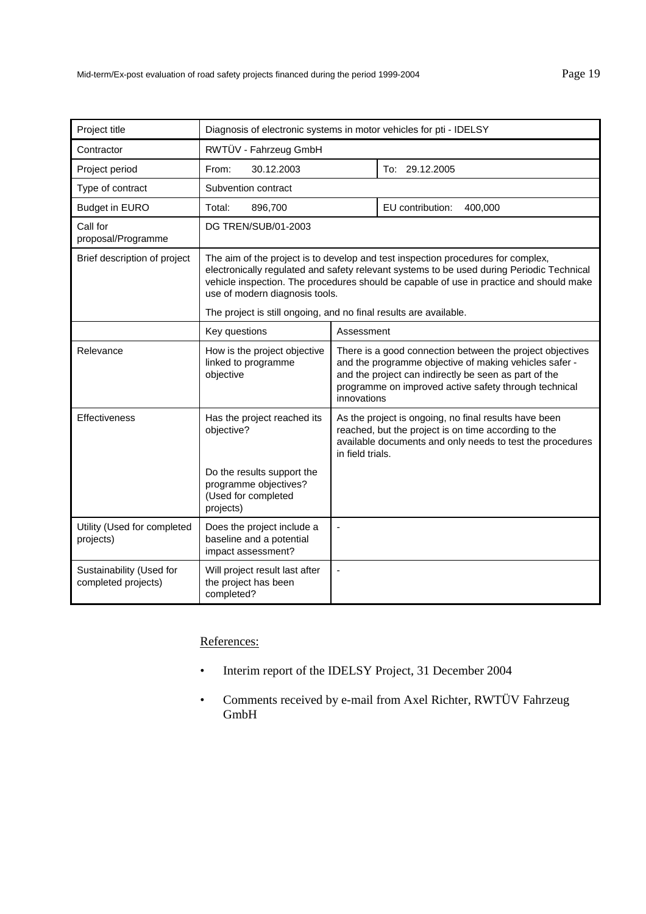| Project title | Diagnosis of electronic systems in motor vehicles for pti - IDELSY | | |
|---|---|---|---|
| Contractor | RWTÜV - Fahrzeug GmbH | | |
| Project period | From: 30.12.2003 | | To: 29.12.2005 |
| Type of contract | Subvention contract | | |
| Budget in EURO | Total: 896,700 | | EU contribution: 400,000 |
| Call for proposal/Programme | DG TREN/SUB/01-2003 | | |
| Brief description of project | The aim of the project is to develop and test inspection procedures for complex, electronically regulated and safety relevant systems to be used during Periodic Technical vehicle inspection. The procedures should be capable of use in practice and should make use of modern diagnosis tools.<br><br>The project is still ongoing, and no final results are available. | | |
| | Key questions | Assessment | |
| Relevance | How is the project objective linked to programme objective | There is a good connection between the project objectives and the programme objective of making vehicles safer - and the project can indirectly be seen as part of the programme on improved active safety through technical innovations | |
| Effectiveness | Has the project reached its objective? | As the project is ongoing, no final results have been reached, but the project is on time according to the available documents and only needs to test the procedures in field trials. | |
| | Do the results support the programme objectives? (Used for completed projects) | | |
| Utility (Used for completed projects) | Does the project include a baseline and a potential impact assessment? | - | |
| Sustainability (Used for completed projects) | Will project result last after the project has been completed? | - | |

References:

- Interim report of the IDELSY Project, 31 December 2004
- Comments received by e-mail from Axel Richter, RWTÜV Fahrzeug GmbH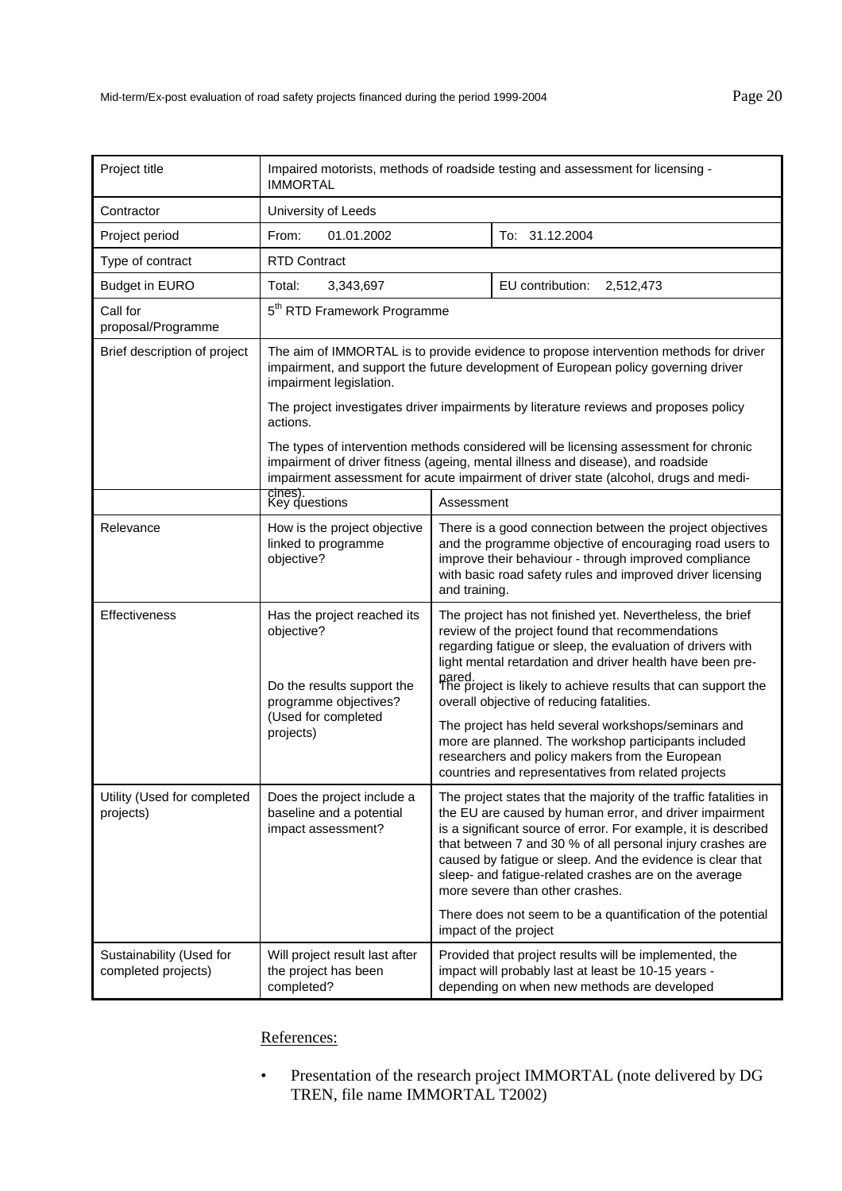| Project title | Impaired motorists, methods of roadside testing and assessment for licensing - IMMORTAL | | |
|---|---|---|---|
| Contractor | University of Leeds | | |
| Project period | From: 01.01.2002 | | To: 31.12.2004 |
| Type of contract | RTD Contract | | |
| Budget in EURO | Total: 3,343,697 | | EU contribution: 2,512,473 |
| Call for proposal/Programme | 5th RTD Framework Programme | | |
| Brief description of project | The aim of IMMORTAL is to provide evidence to propose intervention methods for driver impairment, and support the future development of European policy governing driver impairment legislation.<br><br>The project investigates driver impairments by literature reviews and proposes policy actions.<br><br>The types of intervention methods considered will be licensing assessment for chronic impairment of driver fitness (ageing, mental illness and disease), and roadside impairment assessment for acute impairment of driver state (alcohol, drugs and medicines). | | |
| | Key questions | Assessment | |
| Relevance | How is the project objective linked to programme objective? | There is a good connection between the project objectives and the programme objective of encouraging road users to improve their behaviour - through improved compliance with basic road safety rules and improved driver licensing and training. | |
| Effectiveness | Has the project reached its objective?<br><br>Do the results support the programme objectives? (Used for completed projects) | The project has not finished yet. Nevertheless, the brief review of the project found that recommendations regarding fatigue or sleep, the evaluation of drivers with light mental retardation and driver health have been prepared.<br>The project is likely to achieve results that can support the overall objective of reducing fatalities.<br><br>The project has held several workshops/seminars and more are planned. The workshop participants included researchers and policy makers from the European countries and representatives from related projects | |
| Utility (Used for completed projects) | Does the project include a baseline and a potential impact assessment? | The project states that the majority of the traffic fatalities in the EU are caused by human error, and driver impairment is a significant source of error. For example, it is described that between 7 and 30 % of all personal injury crashes are caused by fatigue or sleep. And the evidence is clear that sleep- and fatigue-related crashes are on the average more severe than other crashes.<br><br>There does not seem to be a quantification of the potential impact of the project | |
| Sustainability (Used for completed projects) | Will project result last after the project has been completed? | Provided that project results will be implemented, the impact will probably last at least be 10-15 years - depending on when new methods are developed | |

References:

- Presentation of the research project IMMORTAL (note delivered by DG TREN, file name IMMORTAL T2002)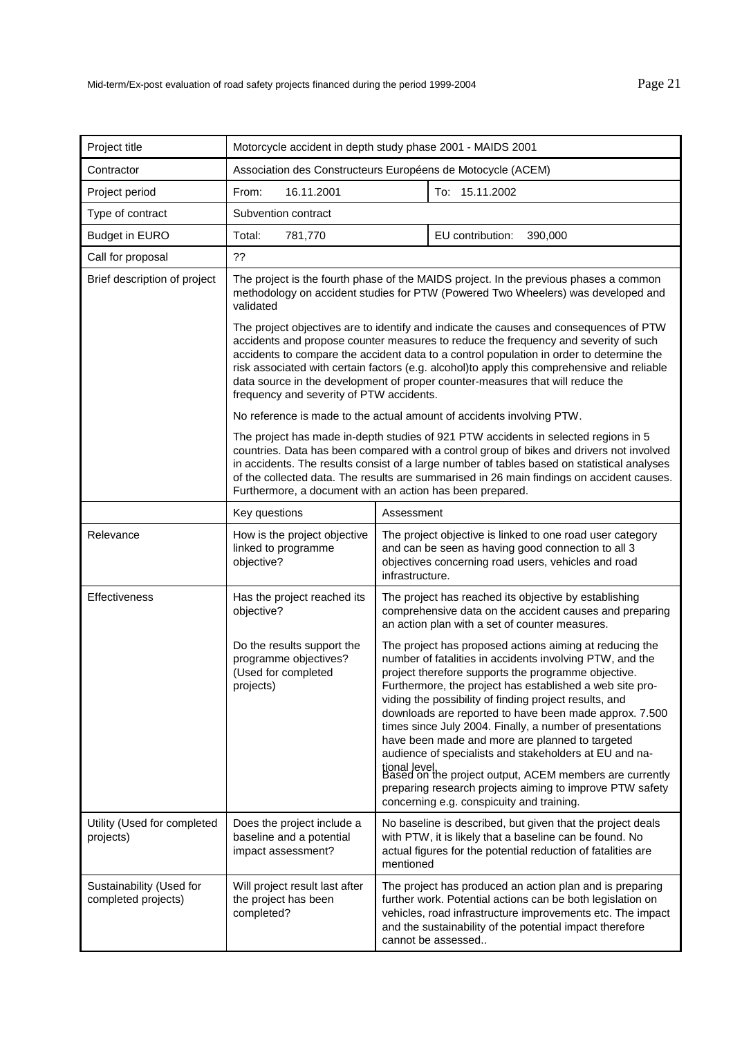| Project title | Motorcycle accident in depth study phase 2001 - MAIDS 2001 | | |
|---|---|---|---|
| Contractor | Association des Constructeurs Européens de Motocycle (ACEM) | | |
| Project period | From: 16.11.2001 | | To: 15.11.2002 |
| Type of contract | Subvention contract | | |
| Budget in EURO | Total: 781,770 | | EU contribution: 390,000 |
| Call for proposal | ?? | | |
| Brief description of project | The project is the fourth phase of the MAIDS project. In the previous phases a common methodology on accident studies for PTW (Powered Two Wheelers) was developed and validated<br><br>The project objectives are to identify and indicate the causes and consequences of PTW accidents and propose counter measures to reduce the frequency and severity of such accidents to compare the accident data to a control population in order to determine the risk associated with certain factors (e.g. alcohol)to apply this comprehensive and reliable data source in the development of proper counter-measures that will reduce the frequency and severity of PTW accidents.<br><br>No reference is made to the actual amount of accidents involving PTW.<br><br>The project has made in-depth studies of 921 PTW accidents in selected regions in 5 countries. Data has been compared with a control group of bikes and drivers not involved in accidents. The results consist of a large number of tables based on statistical analyses of the collected data. The results are summarised in 26 main findings on accident causes. Furthermore, a document with an action has been prepared. | | |
| | Key questions | Assessment | |
| Relevance | How is the project objective linked to programme objective? | The project objective is linked to one road user category and can be seen as having good connection to all 3 objectives concerning road users, vehicles and road infrastructure. | |
| Effectiveness | Has the project reached its objective? | The project has reached its objective by establishing comprehensive data on the accident causes and preparing an action plan with a set of counter measures. | |
| | Do the results support the programme objectives? (Used for completed projects) | The project has proposed actions aiming at reducing the number of fatalities in accidents involving PTW, and the project therefore supports the programme objective. Furthermore, the project has established a web site providing the possibility of finding project results, and downloads are reported to have been made approx. 7.500 times since July 2004. Finally, a number of presentations have been made and more are planned to targeted audience of specialists and stakeholders at EU and national level.<br>Based on the project output, ACEM members are currently preparing research projects aiming to improve PTW safety concerning e.g. conspicuity and training. | |
| Utility (Used for completed projects) | Does the project include a baseline and a potential impact assessment? | No baseline is described, but given that the project deals with PTW, it is likely that a baseline can be found. No actual figures for the potential reduction of fatalities are mentioned | |
| Sustainability (Used for completed projects) | Will project result last after the project has been completed? | The project has produced an action plan and is preparing further work. Potential actions can be both legislation on vehicles, road infrastructure improvements etc. The impact and the sustainability of the potential impact therefore cannot be assessed.. | |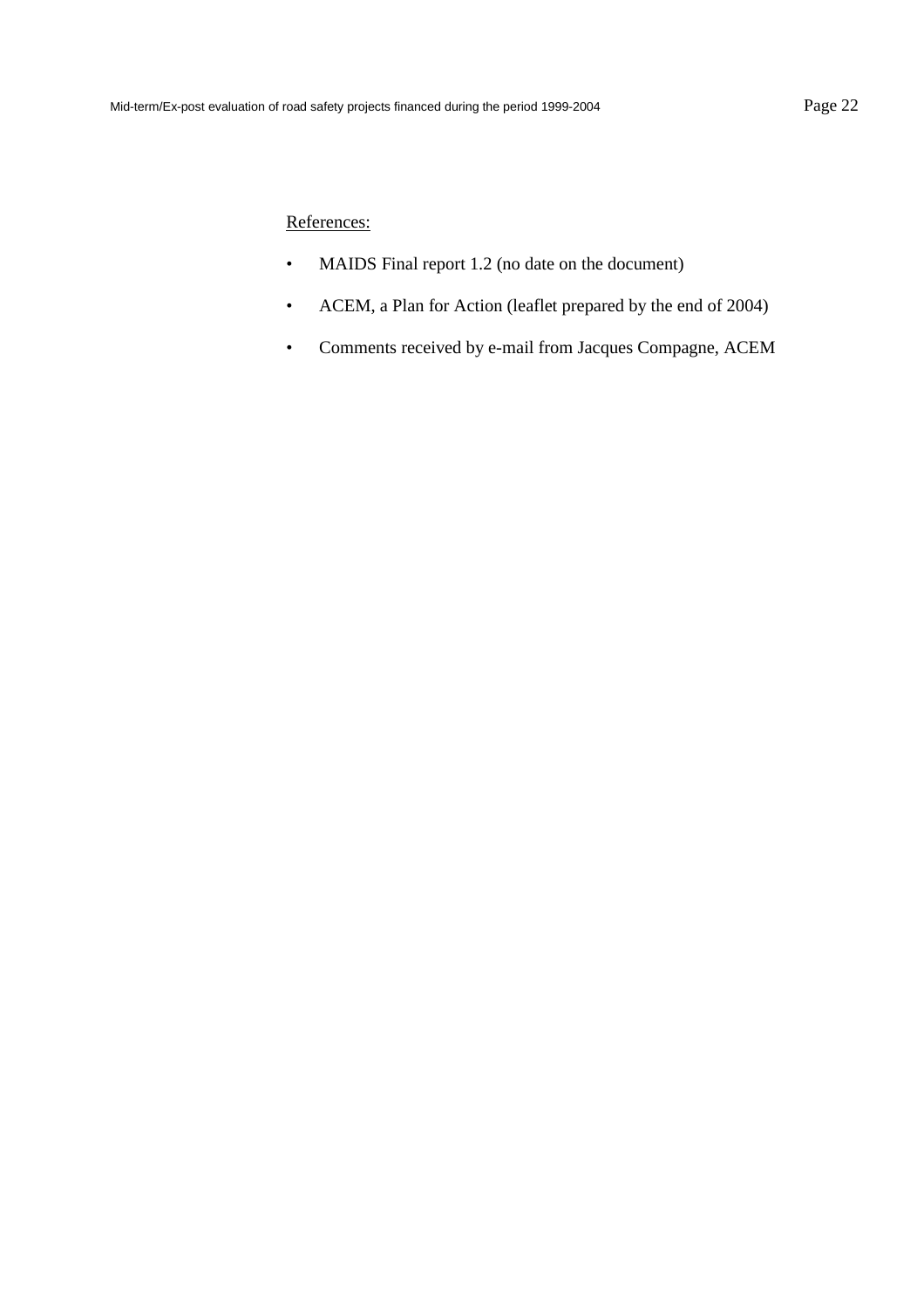References:

- MAIDS Final report 1.2 (no date on the document)
- ACEM, a Plan for Action (leaflet prepared by the end of 2004)
- Comments received by e-mail from Jacques Compagne, ACEM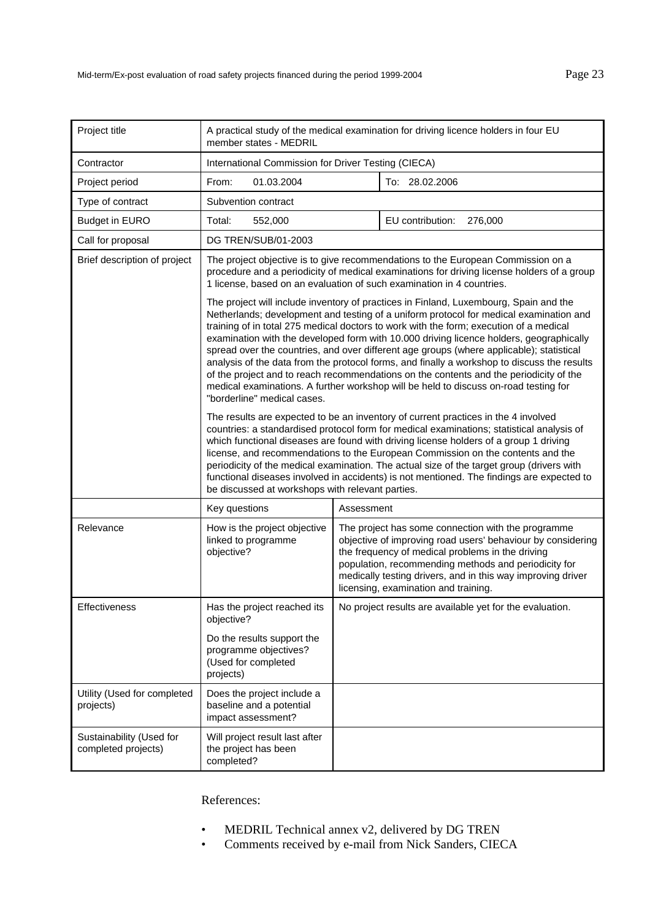| Project title | A practical study of the medical examination for driving licence holders in four EU member states - MEDRIL | | |
|---|---|---|---|
| Contractor | International Commission for Driver Testing (CIECA) | | |
| Project period | From: 01.03.2004 | | To: 28.02.2006 |
| Type of contract | Subvention contract | | |
| Budget in EURO | Total: 552,000 | | EU contribution: 276,000 |
| Call for proposal | DG TREN/SUB/01-2003 | | |
| Brief description of project | The project objective is to give recommendations to the European Commission on a procedure and a periodicity of medical examinations for driving license holders of a group 1 license, based on an evaluation of such examination in 4 countries.<br><br>The project will include inventory of practices in Finland, Luxembourg, Spain and the Netherlands; development and testing of a uniform protocol for medical examination and training of in total 275 medical doctors to work with the form; execution of a medical examination with the developed form with 10.000 driving licence holders, geographically spread over the countries, and over different age groups (where applicable); statistical analysis of the data from the protocol forms, and finally a workshop to discuss the results of the project and to reach recommendations on the contents and the periodicity of the medical examinations. A further workshop will be held to discuss on-road testing for "borderline" medical cases.<br><br>The results are expected to be an inventory of current practices in the 4 involved countries: a standardised protocol form for medical examinations; statistical analysis of which functional diseases are found with driving license holders of a group 1 driving license, and recommendations to the European Commission on the contents and the periodicity of the medical examination. The actual size of the target group (drivers with functional diseases involved in accidents) is not mentioned. The findings are expected to be discussed at workshops with relevant parties. | | |
| | Key questions | Assessment | |
| Relevance | How is the project objective linked to programme objective? | The project has some connection with the programme objective of improving road users' behaviour by considering the frequency of medical problems in the driving population, recommending methods and periodicity for medically testing drivers, and in this way improving driver licensing, examination and training. | |
| Effectiveness | Has the project reached its objective?<br><br>Do the results support the programme objectives? (Used for completed projects) | No project results are available yet for the evaluation. | |
| Utility (Used for completed projects) | Does the project include a baseline and a potential impact assessment? | | |
| Sustainability (Used for completed projects) | Will project result last after the project has been completed? | | |

References:

- MEDRIL Technical annex v2, delivered by DG TREN
- Comments received by e-mail from Nick Sanders, CIECA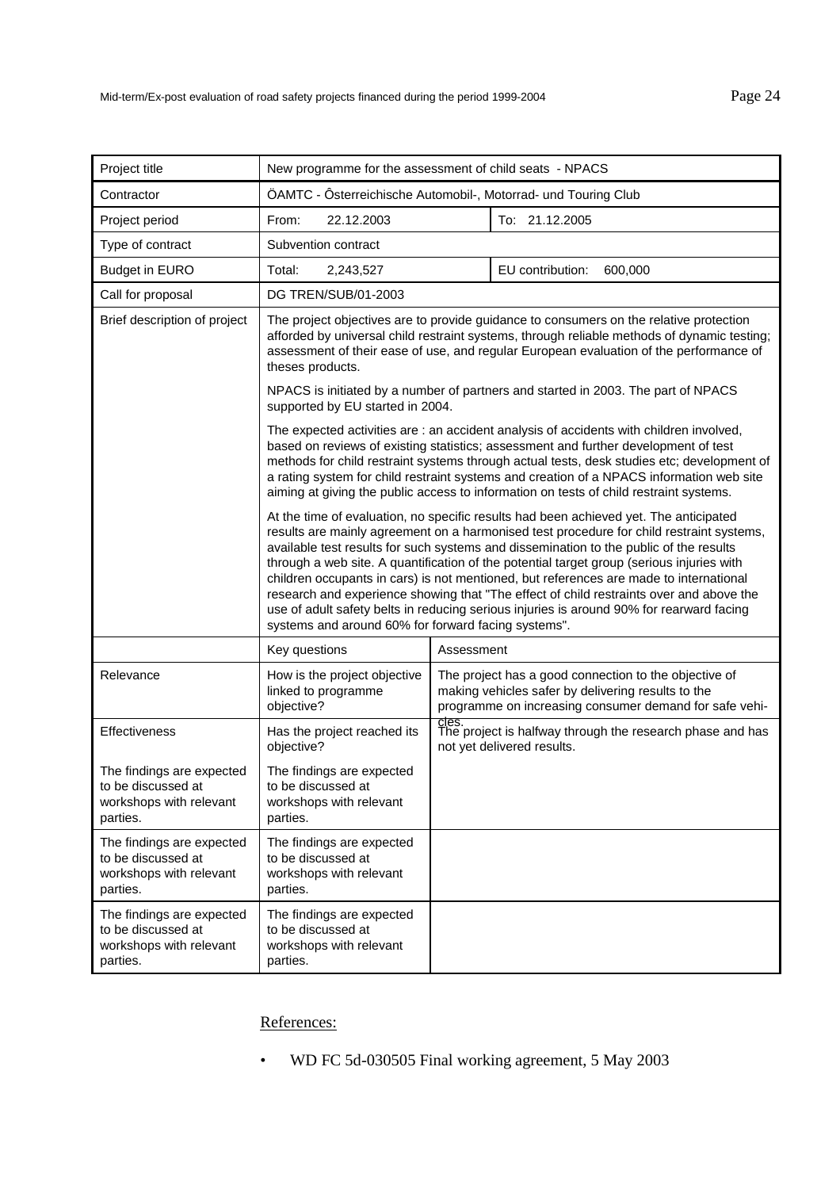| Project title | New programme for the assessment of child seats - NPACS | | |
|---|---|---|---|
| Contractor | ÖAMTC - Ôsterreichische Automobil-, Motorrad- und Touring Club | | |
| Project period | From: 22.12.2003 | | To: 21.12.2005 |
| Type of contract | Subvention contract | | |
| Budget in EURO | Total: 2,243,527 | | EU contribution: 600,000 |
| Call for proposal | DG TREN/SUB/01-2003 | | |
| Brief description of project | The project objectives are to provide guidance to consumers on the relative protection afforded by universal child restraint systems, through reliable methods of dynamic testing; assessment of their ease of use, and regular European evaluation of the performance of theses products.<br><br>NPACS is initiated by a number of partners and started in 2003. The part of NPACS supported by EU started in 2004.<br><br>The expected activities are : an accident analysis of accidents with children involved, based on reviews of existing statistics; assessment and further development of test methods for child restraint systems through actual tests, desk studies etc; development of a rating system for child restraint systems and creation of a NPACS information web site aiming at giving the public access to information on tests of child restraint systems.<br><br>At the time of evaluation, no specific results had been achieved yet. The anticipated results are mainly agreement on a harmonised test procedure for child restraint systems, available test results for such systems and dissemination to the public of the results through a web site. A quantification of the potential target group (serious injuries with children occupants in cars) is not mentioned, but references are made to international research and experience showing that "The effect of child restraints over and above the use of adult safety belts in reducing serious injuries is around 90% for rearward facing systems and around 60% for forward facing systems". | | |
| | Key questions | Assessment | |
| Relevance | How is the project objective linked to programme objective? | The project has a good connection to the objective of making vehicles safer by delivering results to the programme on increasing consumer demand for safe vehicles. | |
| Effectiveness | Has the project reached its objective? | The project is halfway through the research phase and has not yet delivered results. | |
| The findings are expected to be discussed at workshops with relevant parties. | The findings are expected to be discussed at workshops with relevant parties. | | |
| The findings are expected to be discussed at workshops with relevant parties. | The findings are expected to be discussed at workshops with relevant parties. | | |
| The findings are expected to be discussed at workshops with relevant parties. | The findings are expected to be discussed at workshops with relevant parties. | | |

References:

- WD FC 5d-030505 Final working agreement, 5 May 2003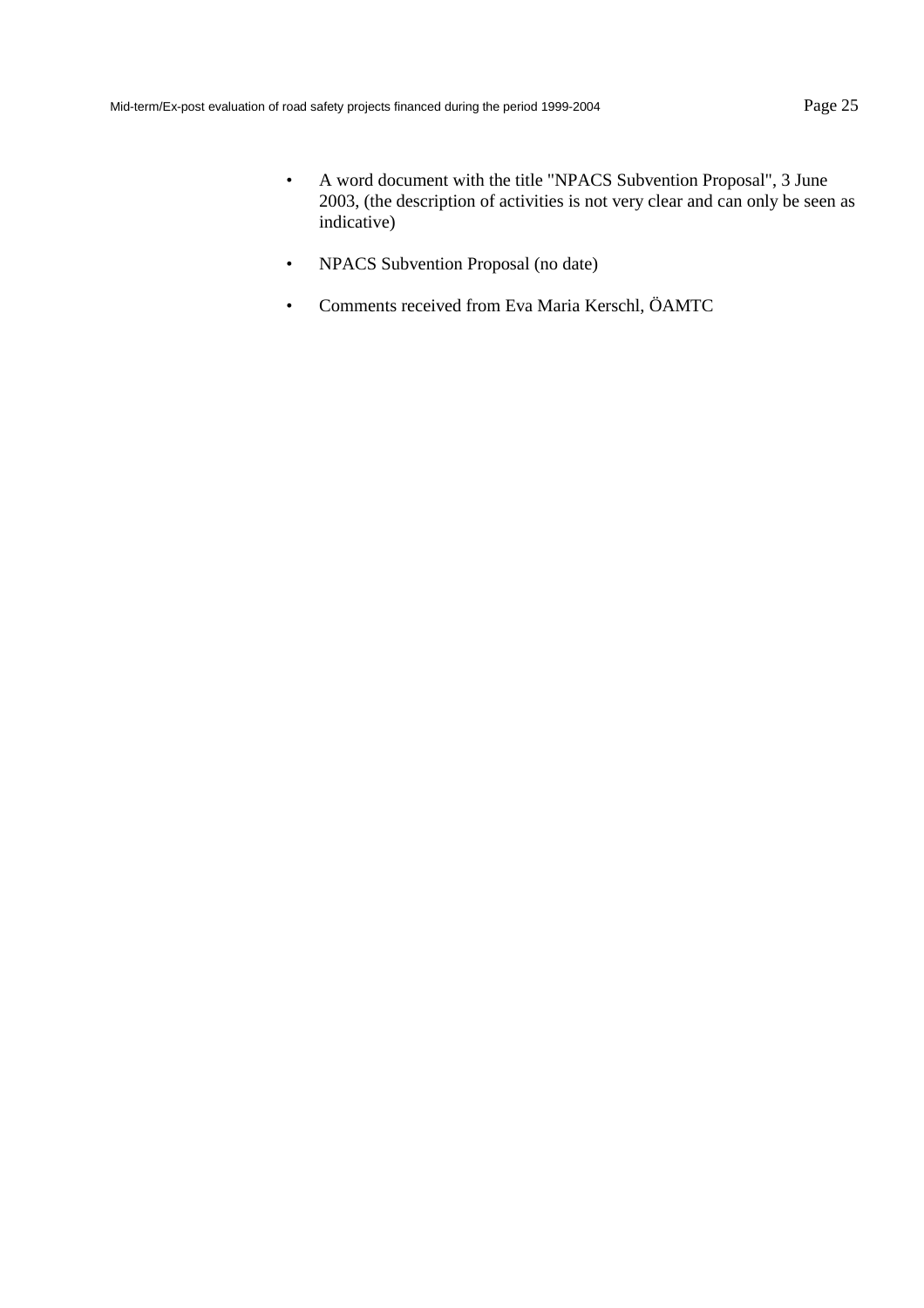- A word document with the title "NPACS Subvention Proposal", 3 June 2003, (the description of activities is not very clear and can only be seen as indicative)
- NPACS Subvention Proposal (no date)
- Comments received from Eva Maria Kerschl, ÖAMTC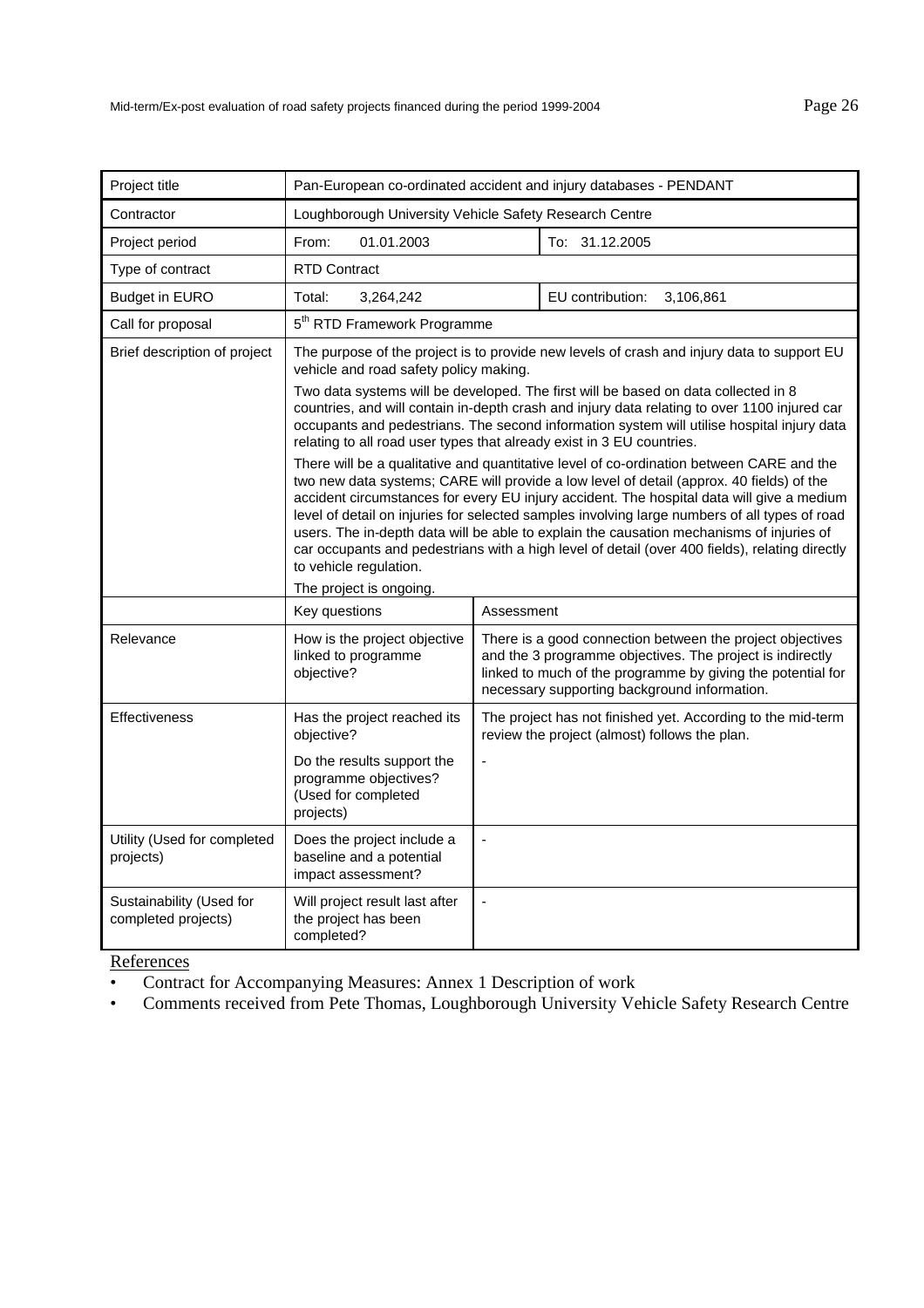| Project title | Pan-European co-ordinated accident and injury databases - PENDANT | | |
|---|---|---|---|
| Contractor | Loughborough University Vehicle Safety Research Centre | | |
| Project period | From: 01.01.2003 | | To: 31.12.2005 |
| Type of contract | RTD Contract | | |
| Budget in EURO | Total: 3,264,242 | | EU contribution: 3,106,861 |
| Call for proposal | 5th RTD Framework Programme | | |
| Brief description of project | The purpose of the project is to provide new levels of crash and injury data to support EU vehicle and road safety policy making.<br><br>Two data systems will be developed. The first will be based on data collected in 8 countries, and will contain in-depth crash and injury data relating to over 1100 injured car occupants and pedestrians. The second information system will utilise hospital injury data relating to all road user types that already exist in 3 EU countries.<br><br>There will be a qualitative and quantitative level of co-ordination between CARE and the two new data systems; CARE will provide a low level of detail (approx. 40 fields) of the accident circumstances for every EU injury accident. The hospital data will give a medium level of detail on injuries for selected samples involving large numbers of all types of road users. The in-depth data will be able to explain the causation mechanisms of injuries of car occupants and pedestrians with a high level of detail (over 400 fields), relating directly to vehicle regulation.<br><br>The project is ongoing. | | |
| | Key questions | Assessment | |
| Relevance | How is the project objective linked to programme objective? | There is a good connection between the project objectives and the 3 programme objectives. The project is indirectly linked to much of the programme by giving the potential for necessary supporting background information. | |
| Effectiveness | Has the project reached its objective? | The project has not finished yet. According to the mid-term review the project (almost) follows the plan. | |
| | Do the results support the programme objectives? (Used for completed projects) | - | |
| Utility (Used for completed projects) | Does the project include a baseline and a potential impact assessment? | - | |
| Sustainability (Used for completed projects) | Will project result last after the project has been completed? | - | |

References

- Contract for Accompanying Measures: Annex 1 Description of work
- Comments received from Pete Thomas, Loughborough University Vehicle Safety Research Centre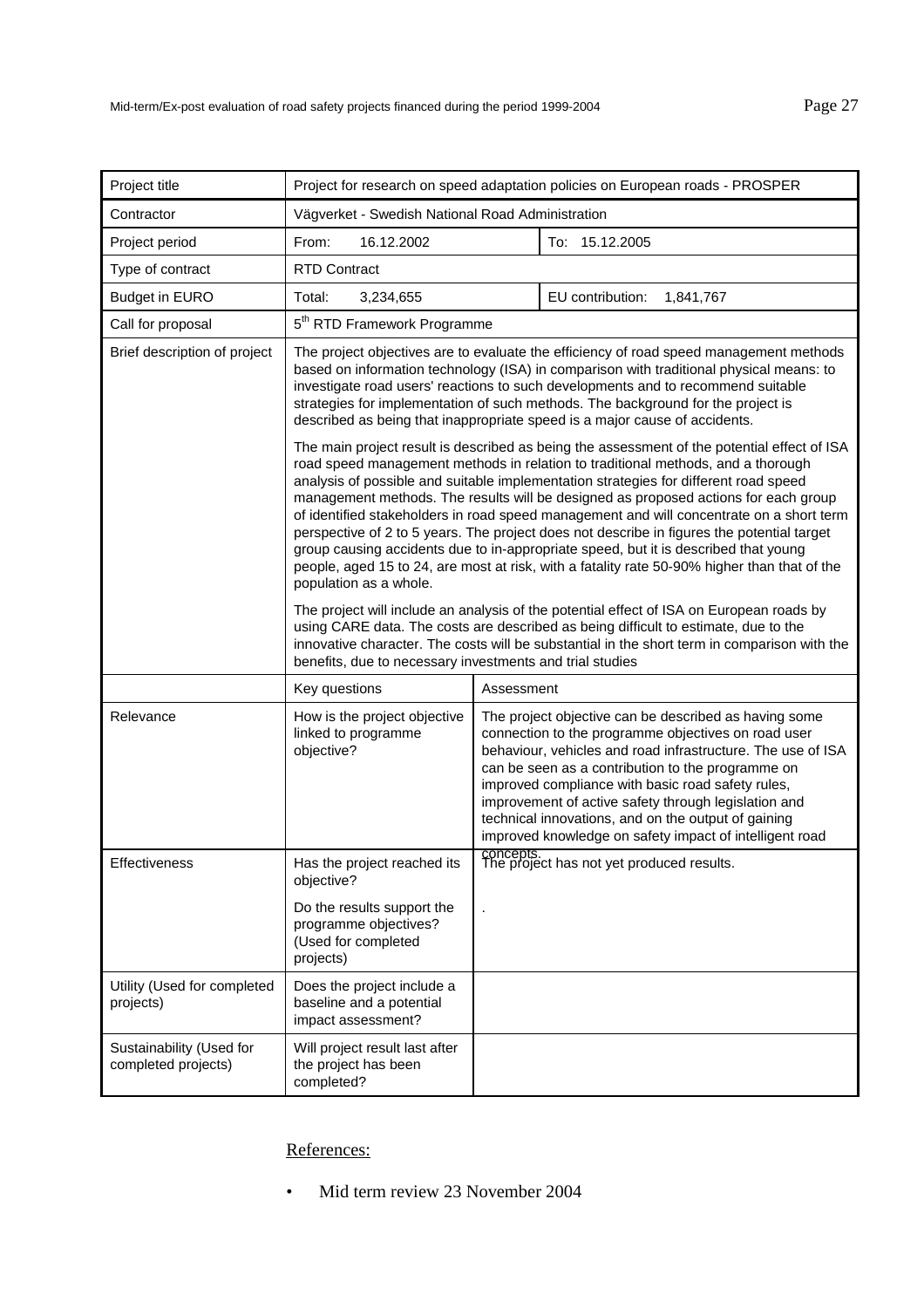| Project title | Project for research on speed adaptation policies on European roads - PROSPER | | |
|---|---|---|---|
| Contractor | Vägverket - Swedish National Road Administration | | |
| Project period | From: 16.12.2002 | | To: 15.12.2005 |
| Type of contract | RTD Contract | | |
| Budget in EURO | Total: 3,234,655 | | EU contribution: 1,841,767 |
| Call for proposal | 5th RTD Framework Programme | | |
| Brief description of project | The project objectives are to evaluate the efficiency of road speed management methods based on information technology (ISA) in comparison with traditional physical means: to investigate road users' reactions to such developments and to recommend suitable strategies for implementation of such methods. The background for the project is described as being that inappropriate speed is a major cause of accidents.<br><br>The main project result is described as being the assessment of the potential effect of ISA road speed management methods in relation to traditional methods, and a thorough analysis of possible and suitable implementation strategies for different road speed management methods. The results will be designed as proposed actions for each group of identified stakeholders in road speed management and will concentrate on a short term perspective of 2 to 5 years. The project does not describe in figures the potential target group causing accidents due to in-appropriate speed, but it is described that young people, aged 15 to 24, are most at risk, with a fatality rate 50-90% higher than that of the population as a whole.<br><br>The project will include an analysis of the potential effect of ISA on European roads by using CARE data. The costs are described as being difficult to estimate, due to the innovative character. The costs will be substantial in the short term in comparison with the benefits, due to necessary investments and trial studies | | |
| | Key questions | Assessment | |
| Relevance | How is the project objective linked to programme objective? | The project objective can be described as having some connection to the programme objectives on road user behaviour, vehicles and road infrastructure. The use of ISA can be seen as a contribution to the programme on improved compliance with basic road safety rules, improvement of active safety through legislation and technical innovations, and on the output of gaining improved knowledge on safety impact of intelligent road concepts. | |
| Effectiveness | Has the project reached its objective? | The project has not yet produced results. | |
| | Do the results support the programme objectives? (Used for completed projects) | . | |
| Utility (Used for completed projects) | Does the project include a baseline and a potential impact assessment? | | |
| Sustainability (Used for completed projects) | Will project result last after the project has been completed? | | |

References:

- Mid term review 23 November 2004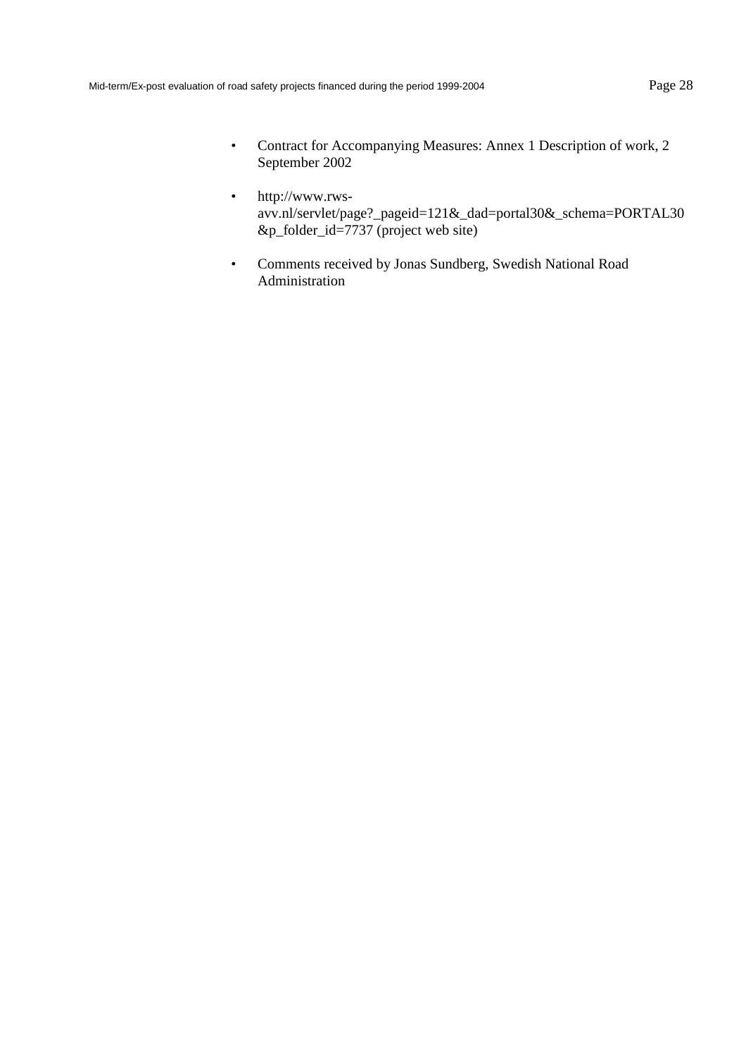- Contract for Accompanying Measures: Annex 1 Description of work, 2 September 2002

- http://www.rws-avv.nl/servlet/page?_pageid=121&_dad=portal30&_schema=PORTAL30&p_folder_id=7737 (project web site)

- Comments received by Jonas Sundberg, Swedish National Road Administration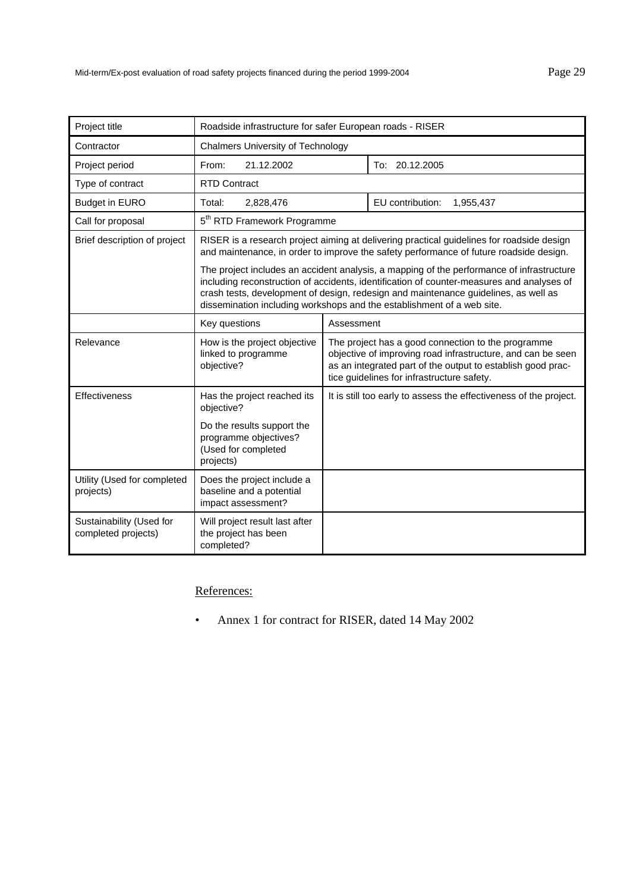| Project title | Roadside infrastructure for safer European roads - RISER | | |
|---|---|---|---|
| Contractor | Chalmers University of Technology | | |
| Project period | From: 21.12.2002 | | To: 20.12.2005 |
| Type of contract | RTD Contract | | |
| Budget in EURO | Total: 2,828,476 | | EU contribution: 1,955,437 |
| Call for proposal | 5th RTD Framework Programme | | |
| Brief description of project | RISER is a research project aiming at delivering practical guidelines for roadside design and maintenance, in order to improve the safety performance of future roadside design.<br><br>The project includes an accident analysis, a mapping of the performance of infrastructure including reconstruction of accidents, identification of counter-measures and analyses of crash tests, development of design, redesign and maintenance guidelines, as well as dissemination including workshops and the establishment of a web site. | | |
| | Key questions | Assessment | |
| Relevance | How is the project objective linked to programme objective? | The project has a good connection to the programme objective of improving road infrastructure, and can be seen as an integrated part of the output to establish good practice guidelines for infrastructure safety. | |
| Effectiveness | Has the project reached its objective?<br><br>Do the results support the programme objectives? (Used for completed projects) | It is still too early to assess the effectiveness of the project. | |
| Utility (Used for completed projects) | Does the project include a baseline and a potential impact assessment? | | |
| Sustainability (Used for completed projects) | Will project result last after the project has been completed? | | |

References:

- Annex 1 for contract for RISER, dated 14 May 2002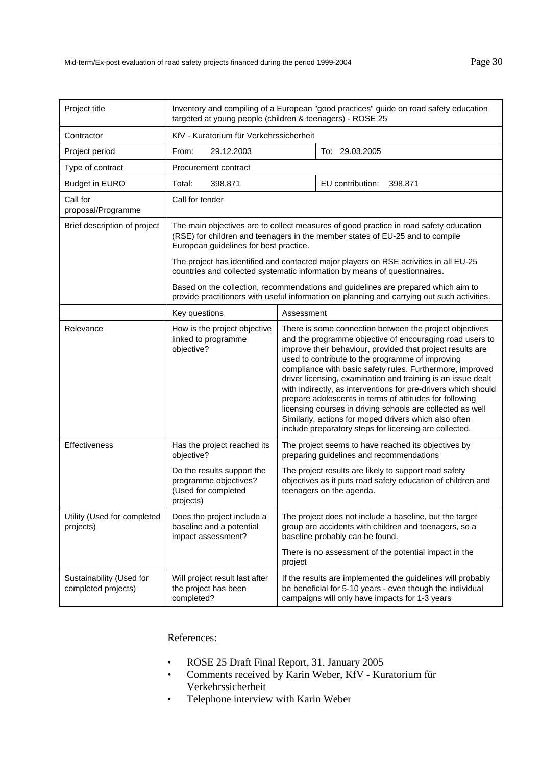| Project title | Inventory and compiling of a European "good practices" guide on road safety education targeted at young people (children & teenagers) - ROSE 25 | | |
|---|---|---|---|
| Contractor | KfV - Kuratorium für Verkehrssicherheit | | |
| Project period | From: 29.12.2003 | | To: 29.03.2005 |
| Type of contract | Procurement contract | | |
| Budget in EURO | Total: 398,871 | | EU contribution: 398,871 |
| Call for proposal/Programme | Call for tender | | |
| Brief description of project | The main objectives are to collect measures of good practice in road safety education (RSE) for children and teenagers in the member states of EU-25 and to compile European guidelines for best practice.<br><br>The project has identified and contacted major players on RSE activities in all EU-25 countries and collected systematic information by means of questionnaires.<br><br>Based on the collection, recommendations and guidelines are prepared which aim to provide practitioners with useful information on planning and carrying out such activities. | | |
| | Key questions | Assessment | |
| Relevance | How is the project objective linked to programme objective? | There is some connection between the project objectives and the programme objective of encouraging road users to improve their behaviour, provided that project results are used to contribute to the programme of improving compliance with basic safety rules. Furthermore, improved driver licensing, examination and training is an issue dealt with indirectly, as interventions for pre-drivers which should prepare adolescents in terms of attitudes for following licensing courses in driving schools are collected as well Similarly, actions for moped drivers which also often include preparatory steps for licensing are collected. | |
| Effectiveness | Has the project reached its objective? | The project seems to have reached its objectives by preparing guidelines and recommendations | |
| | Do the results support the programme objectives? (Used for completed projects) | The project results are likely to support road safety objectives as it puts road safety education of children and teenagers on the agenda. | |
| Utility (Used for completed projects) | Does the project include a baseline and a potential impact assessment? | The project does not include a baseline, but the target group are accidents with children and teenagers, so a baseline probably can be found.<br><br>There is no assessment of the potential impact in the project | |
| Sustainability (Used for completed projects) | Will project result last after the project has been completed? | If the results are implemented the guidelines will probably be beneficial for 5-10 years - even though the individual campaigns will only have impacts for 1-3 years | |

References:

- ROSE 25 Draft Final Report, 31. January 2005
- Comments received by Karin Weber, KfV - Kuratorium für Verkehrssicherheit
- Telephone interview with Karin Weber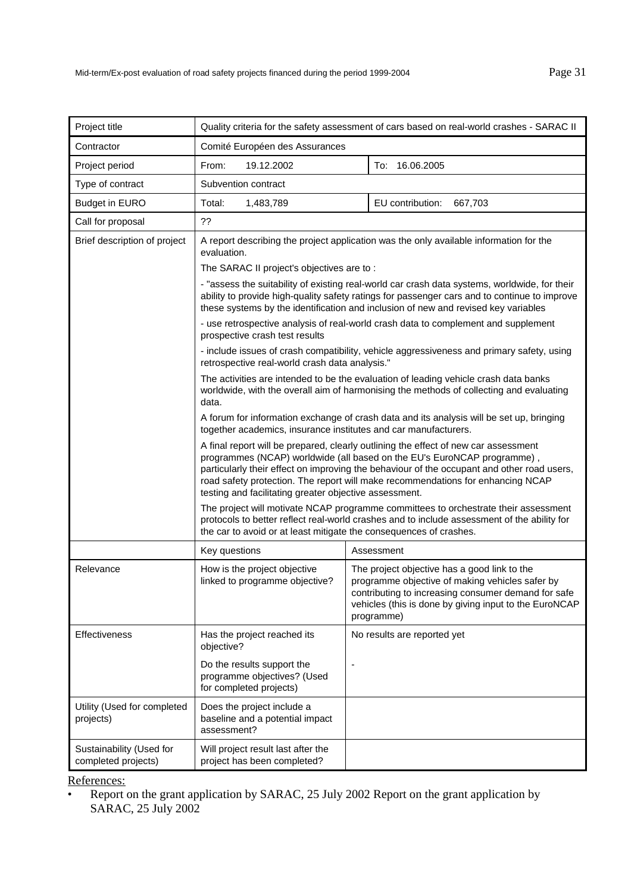| Project title | Quality criteria for the safety assessment of cars based on real-world crashes - SARAC II | |
|---|---|---|
| Contractor | Comité Européen des Assurances | |
| Project period | From: 19.12.2002 | To: 16.06.2005 |
| Type of contract | Subvention contract | |
| Budget in EURO | Total: 1,483,789 | EU contribution: 667,703 |
| Call for proposal | ?? | |
| Brief description of project | A report describing the project application was the only available information for the evaluation.<br>The SARAC II project's objectives are to :<br>- "assess the suitability of existing real-world car crash data systems, worldwide, for their ability to provide high-quality safety ratings for passenger cars and to continue to improve these systems by the identification and inclusion of new and revised key variables<br>- use retrospective analysis of real-world crash data to complement and supplement prospective crash test results<br>- include issues of crash compatibility, vehicle aggressiveness and primary safety, using retrospective real-world crash data analysis."<br>The activities are intended to be the evaluation of leading vehicle crash data banks worldwide, with the overall aim of harmonising the methods of collecting and evaluating data.<br>A forum for information exchange of crash data and its analysis will be set up, bringing together academics, insurance institutes and car manufacturers.<br>A final report will be prepared, clearly outlining the effect of new car assessment programmes (NCAP) worldwide (all based on the EU's EuroNCAP programme) , particularly their effect on improving the behaviour of the occupant and other road users, road safety protection. The report will make recommendations for enhancing NCAP testing and facilitating greater objective assessment.<br>The project will motivate NCAP programme committees to orchestrate their assessment protocols to better reflect real-world crashes and to include assessment of the ability for the car to avoid or at least mitigate the consequences of crashes. | |
| | Key questions | Assessment |
| Relevance | How is the project objective linked to programme objective? | The project objective has a good link to the programme objective of making vehicles safer by contributing to increasing consumer demand for safe vehicles (this is done by giving input to the EuroNCAP programme) |
| Effectiveness | Has the project reached its objective? | No results are reported yet |
| | Do the results support the programme objectives? (Used for completed projects) | - |
| Utility (Used for completed projects) | Does the project include a baseline and a potential impact assessment? | |
| Sustainability (Used for completed projects) | Will project result last after the project has been completed? | |

References:

- Report on the grant application by SARAC, 25 July 2002 Report on the grant application by SARAC, 25 July 2002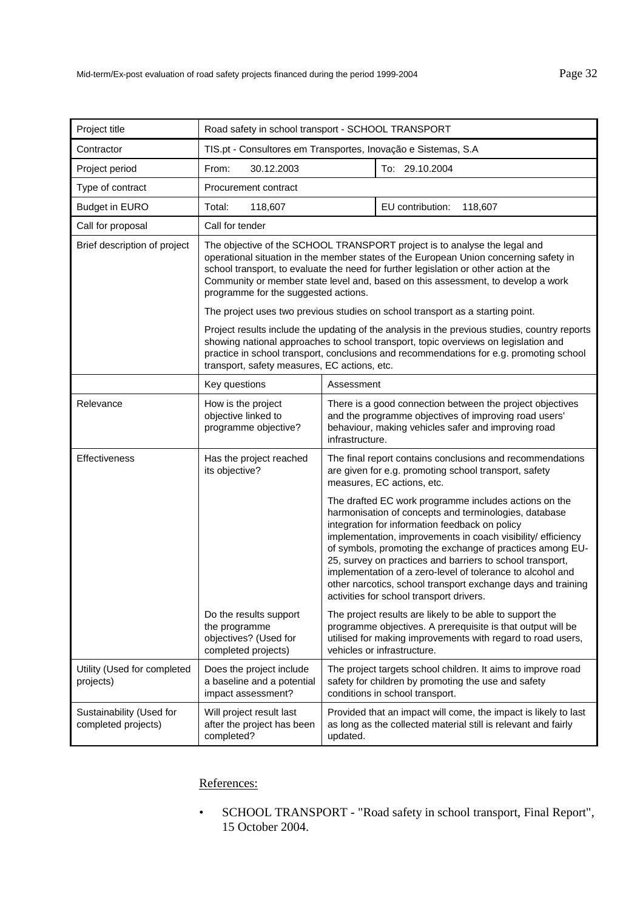| Project title | Road safety in school transport - SCHOOL TRANSPORT | | |
|---|---|---|---|
| Contractor | TIS.pt - Consultores em Transportes, Inovação e Sistemas, S.A | | |
| Project period | From: 30.12.2003 | | To: 29.10.2004 |
| Type of contract | Procurement contract | | |
| Budget in EURO | Total: 118,607 | | EU contribution: 118,607 |
| Call for proposal | Call for tender | | |
| Brief description of project | The objective of the SCHOOL TRANSPORT project is to analyse the legal and operational situation in the member states of the European Union concerning safety in school transport, to evaluate the need for further legislation or other action at the Community or member state level and, based on this assessment, to develop a work programme for the suggested actions.<br><br>The project uses two previous studies on school transport as a starting point.<br><br>Project results include the updating of the analysis in the previous studies, country reports showing national approaches to school transport, topic overviews on legislation and practice in school transport, conclusions and recommendations for e.g. promoting school transport, safety measures, EC actions, etc. | | |
| | Key questions | Assessment | |
| Relevance | How is the project objective linked to programme objective? | There is a good connection between the project objectives and the programme objectives of improving road users' behaviour, making vehicles safer and improving road infrastructure. | |
| Effectiveness | Has the project reached its objective? | The final report contains conclusions and recommendations are given for e.g. promoting school transport, safety measures, EC actions, etc.<br><br>The drafted EC work programme includes actions on the harmonisation of concepts and terminologies, database integration for information feedback on policy implementation, improvements in coach visibility/ efficiency of symbols, promoting the exchange of practices among EU-25, survey on practices and barriers to school transport, implementation of a zero-level of tolerance to alcohol and other narcotics, school transport exchange days and training activities for school transport drivers. | |
| | Do the results support the programme objectives? (Used for completed projects) | The project results are likely to be able to support the programme objectives. A prerequisite is that output will be utilised for making improvements with regard to road users, vehicles or infrastructure. | |
| Utility (Used for completed projects) | Does the project include a baseline and a potential impact assessment? | The project targets school children. It aims to improve road safety for children by promoting the use and safety conditions in school transport. | |
| Sustainability (Used for completed projects) | Will project result last after the project has been completed? | Provided that an impact will come, the impact is likely to last as long as the collected material still is relevant and fairly updated. | |

References:

- SCHOOL TRANSPORT - "Road safety in school transport, Final Report", 15 October 2004.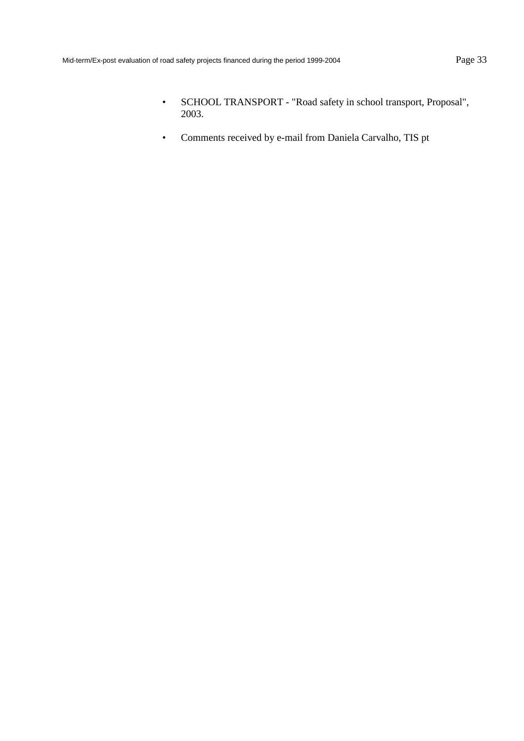- SCHOOL TRANSPORT - "Road safety in school transport, Proposal", 2003.
- Comments received by e-mail from Daniela Carvalho, TIS pt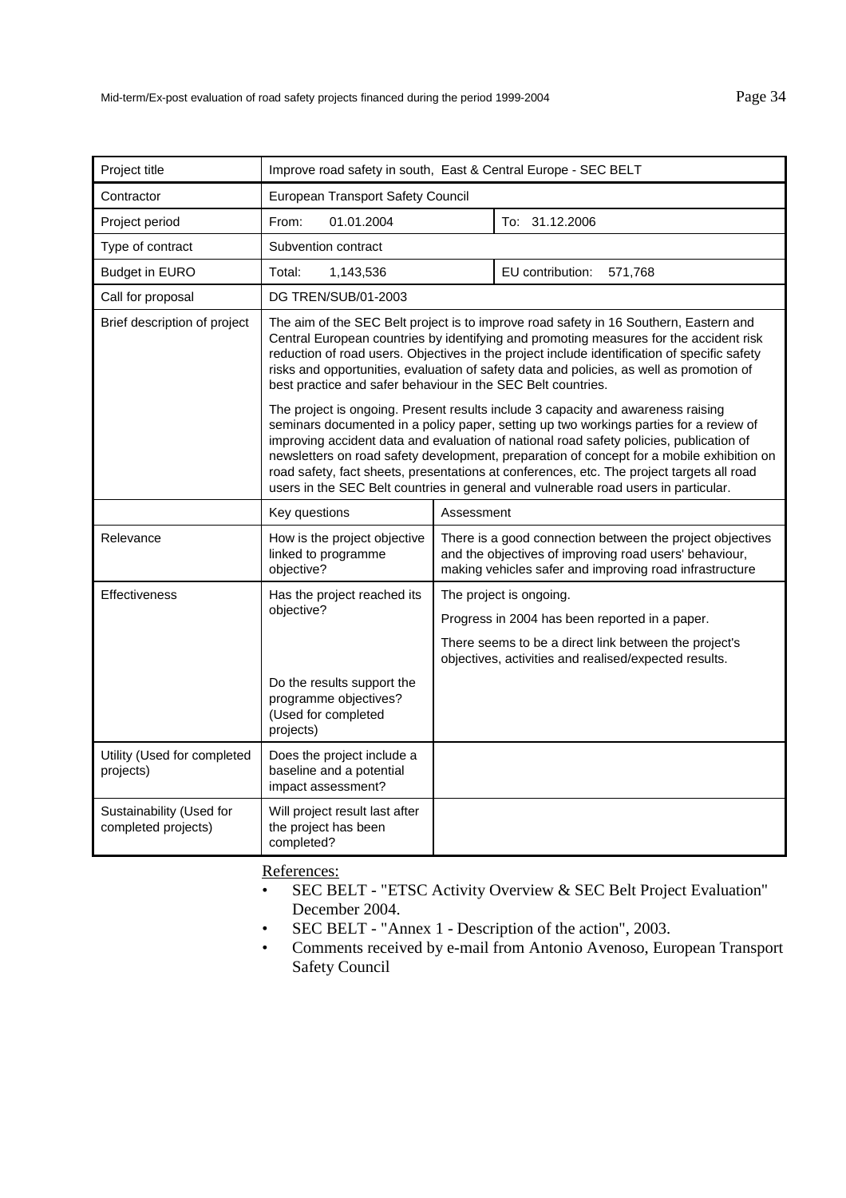| Project title | Improve road safety in south, East & Central Europe - SEC BELT | | |
|---|---|---|---|
| Contractor | European Transport Safety Council | | |
| Project period | From: 01.01.2004 | | To: 31.12.2006 |
| Type of contract | Subvention contract | | |
| Budget in EURO | Total: 1,143,536 | | EU contribution: 571,768 |
| Call for proposal | DG TREN/SUB/01-2003 | | |
| Brief description of project | The aim of the SEC Belt project is to improve road safety in 16 Southern, Eastern and Central European countries by identifying and promoting measures for the accident risk reduction of road users. Objectives in the project include identification of specific safety risks and opportunities, evaluation of safety data and policies, as well as promotion of best practice and safer behaviour in the SEC Belt countries.<br><br>The project is ongoing. Present results include 3 capacity and awareness raising seminars documented in a policy paper, setting up two workings parties for a review of improving accident data and evaluation of national road safety policies, publication of newsletters on road safety development, preparation of concept for a mobile exhibition on road safety, fact sheets, presentations at conferences, etc. The project targets all road users in the SEC Belt countries in general and vulnerable road users in particular. | | |
| | Key questions | Assessment | |
| Relevance | How is the project objective linked to programme objective? | There is a good connection between the project objectives and the objectives of improving road users' behaviour, making vehicles safer and improving road infrastructure | |
| Effectiveness | Has the project reached its objective? | The project is ongoing.<br><br>Progress in 2004 has been reported in a paper.<br><br>There seems to be a direct link between the project's objectives, activities and realised/expected results. | |
| | Do the results support the programme objectives? (Used for completed projects) | | |
| Utility (Used for completed projects) | Does the project include a baseline and a potential impact assessment? | | |
| Sustainability (Used for completed projects) | Will project result last after the project has been completed? | | |

References:

- SEC BELT - "ETSC Activity Overview & SEC Belt Project Evaluation" December 2004.
- SEC BELT - "Annex 1 - Description of the action", 2003.
- Comments received by e-mail from Antonio Avenoso, European Transport Safety Council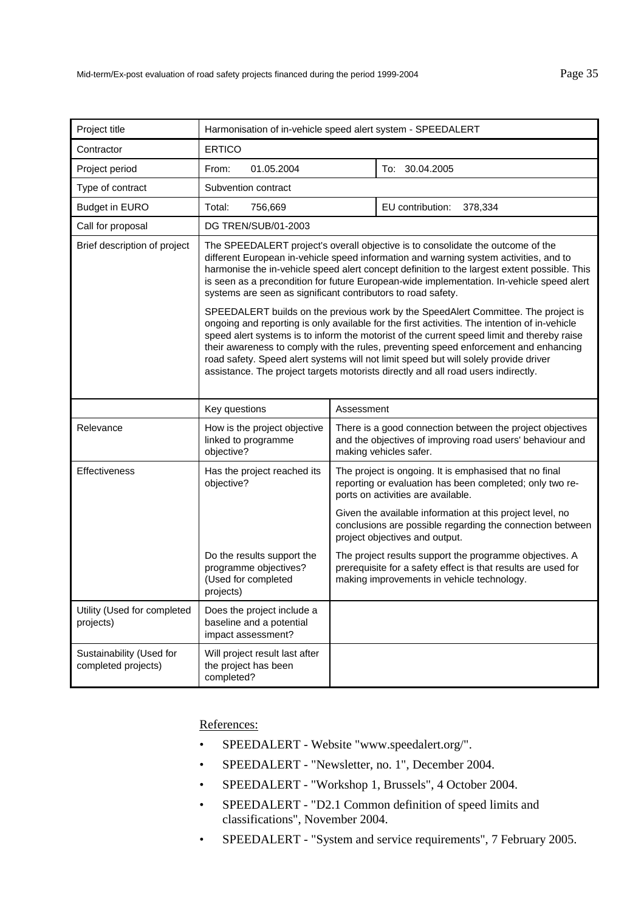| Project title | Harmonisation of in-vehicle speed alert system - SPEEDALERT | |
|---|---|---|
| Contractor | ERTICO | |
| Project period | From: 01.05.2004 | To: 30.04.2005 |
| Type of contract | Subvention contract | |
| Budget in EURO | Total: 756,669 | EU contribution: 378,334 |
| Call for proposal | DG TREN/SUB/01-2003 | |
| Brief description of project | The SPEEDALERT project's overall objective is to consolidate the outcome of the different European in-vehicle speed information and warning system activities, and to harmonise the in-vehicle speed alert concept definition to the largest extent possible. This is seen as a precondition for future European-wide implementation. In-vehicle speed alert systems are seen as significant contributors to road safety.<br><br>SPEEDALERT builds on the previous work by the SpeedAlert Committee. The project is ongoing and reporting is only available for the first activities. The intention of in-vehicle speed alert systems is to inform the motorist of the current speed limit and thereby raise their awareness to comply with the rules, preventing speed enforcement and enhancing road safety. Speed alert systems will not limit speed but will solely provide driver assistance. The project targets motorists directly and all road users indirectly. | |
| | Key questions | Assessment |
| Relevance | How is the project objective linked to programme objective? | There is a good connection between the project objectives and the objectives of improving road users' behaviour and making vehicles safer. |
| Effectiveness | Has the project reached its objective? | The project is ongoing. It is emphasised that no final reporting or evaluation has been completed; only two reports on activities are available.<br><br>Given the available information at this project level, no conclusions are possible regarding the connection between project objectives and output. |
| | Do the results support the programme objectives? (Used for completed projects) | The project results support the programme objectives. A prerequisite for a safety effect is that results are used for making improvements in vehicle technology. |
| Utility (Used for completed projects) | Does the project include a baseline and a potential impact assessment? | |
| Sustainability (Used for completed projects) | Will project result last after the project has been completed? | |

References:

- SPEEDALERT - Website "www.speedalert.org/".
- SPEEDALERT - "Newsletter, no. 1", December 2004.
- SPEEDALERT - "Workshop 1, Brussels", 4 October 2004.
- SPEEDALERT - "D2.1 Common definition of speed limits and classifications", November 2004.
- SPEEDALERT - "System and service requirements", 7 February 2005.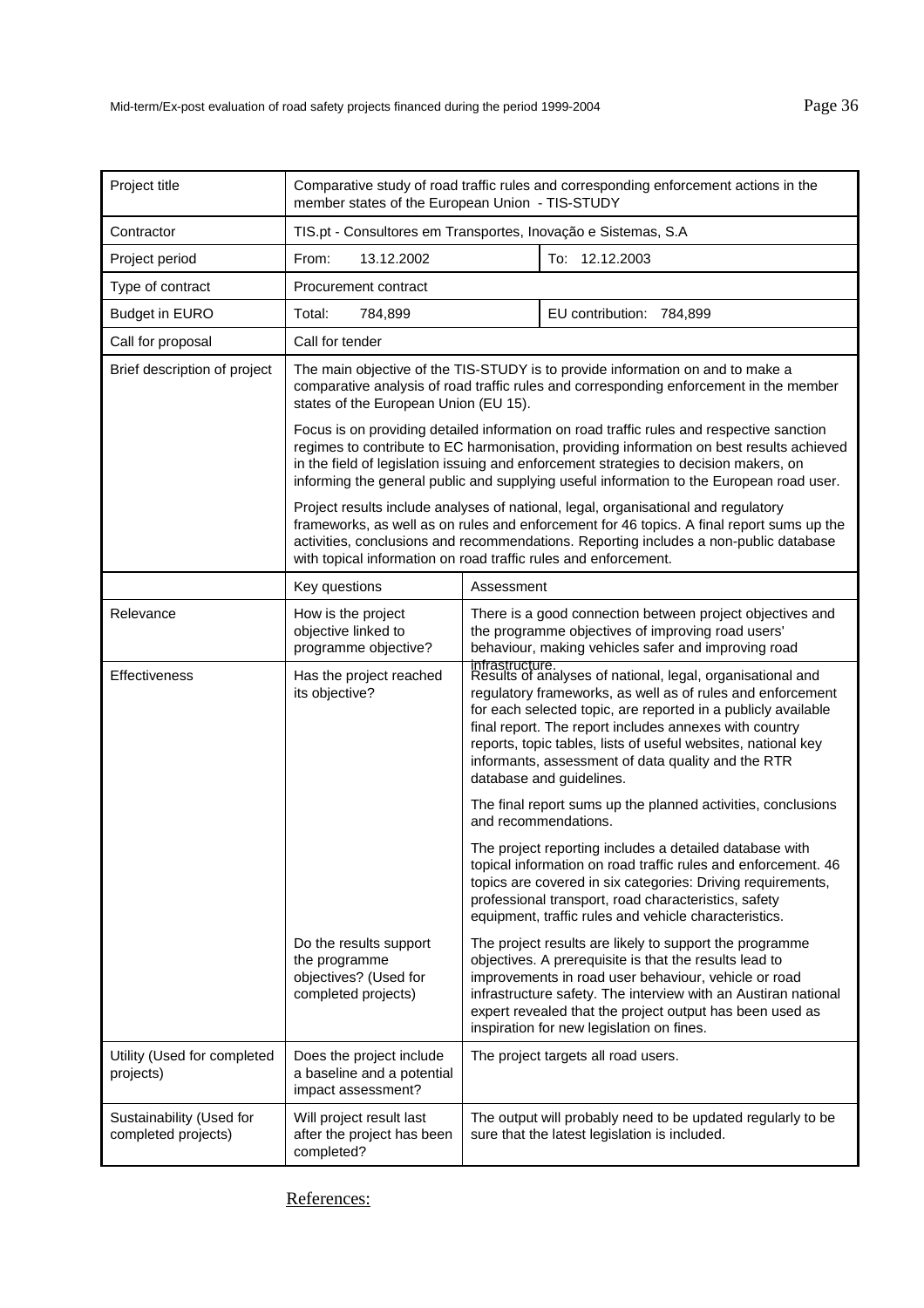| | | | |
|---|---|---|---|
| Project title | Comparative study of road traffic rules and corresponding enforcement actions in the member states of the European Union - TIS-STUDY | | |
| Contractor | TIS.pt - Consultores em Transportes, Inovação e Sistemas, S.A | | |
| Project period | From: 13.12.2002 | | To: 12.12.2003 |
| Type of contract | Procurement contract | | |
| Budget in EURO | Total: 784,899 | | EU contribution: 784,899 |
| Call for proposal | Call for tender | | |
| Brief description of project | The main objective of the TIS-STUDY is to provide information on and to make a comparative analysis of road traffic rules and corresponding enforcement in the member states of the European Union (EU 15).<br><br>Focus is on providing detailed information on road traffic rules and respective sanction regimes to contribute to EC harmonisation, providing information on best results achieved in the field of legislation issuing and enforcement strategies to decision makers, on informing the general public and supplying useful information to the European road user.<br><br>Project results include analyses of national, legal, organisational and regulatory frameworks, as well as on rules and enforcement for 46 topics. A final report sums up the activities, conclusions and recommendations. Reporting includes a non-public database with topical information on road traffic rules and enforcement. | | |
| | Key questions | Assessment | |
| Relevance | How is the project objective linked to programme objective? | There is a good connection between project objectives and the programme objectives of improving road users' behaviour, making vehicles safer and improving road infrastructure. | |
| Effectiveness | Has the project reached its objective? | Results of analyses of national, legal, organisational and regulatory frameworks, as well as of rules and enforcement for each selected topic, are reported in a publicly available final report. The report includes annexes with country reports, topic tables, lists of useful websites, national key informants, assessment of data quality and the RTR database and guidelines.<br><br>The final report sums up the planned activities, conclusions and recommendations.<br><br>The project reporting includes a detailed database with topical information on road traffic rules and enforcement. 46 topics are covered in six categories: Driving requirements, professional transport, road characteristics, safety equipment, traffic rules and vehicle characteristics. | |
| | Do the results support the programme objectives? (Used for completed projects) | The project results are likely to support the programme objectives. A prerequisite is that the results lead to improvements in road user behaviour, vehicle or road infrastructure safety. The interview with an Austiran national expert revealed that the project output has been used as inspiration for new legislation on fines. | |
| Utility (Used for completed projects) | Does the project include a baseline and a potential impact assessment? | The project targets all road users. | |
| Sustainability (Used for completed projects) | Will project result last after the project has been completed? | The output will probably need to be updated regularly to be sure that the latest legislation is included. | |

References: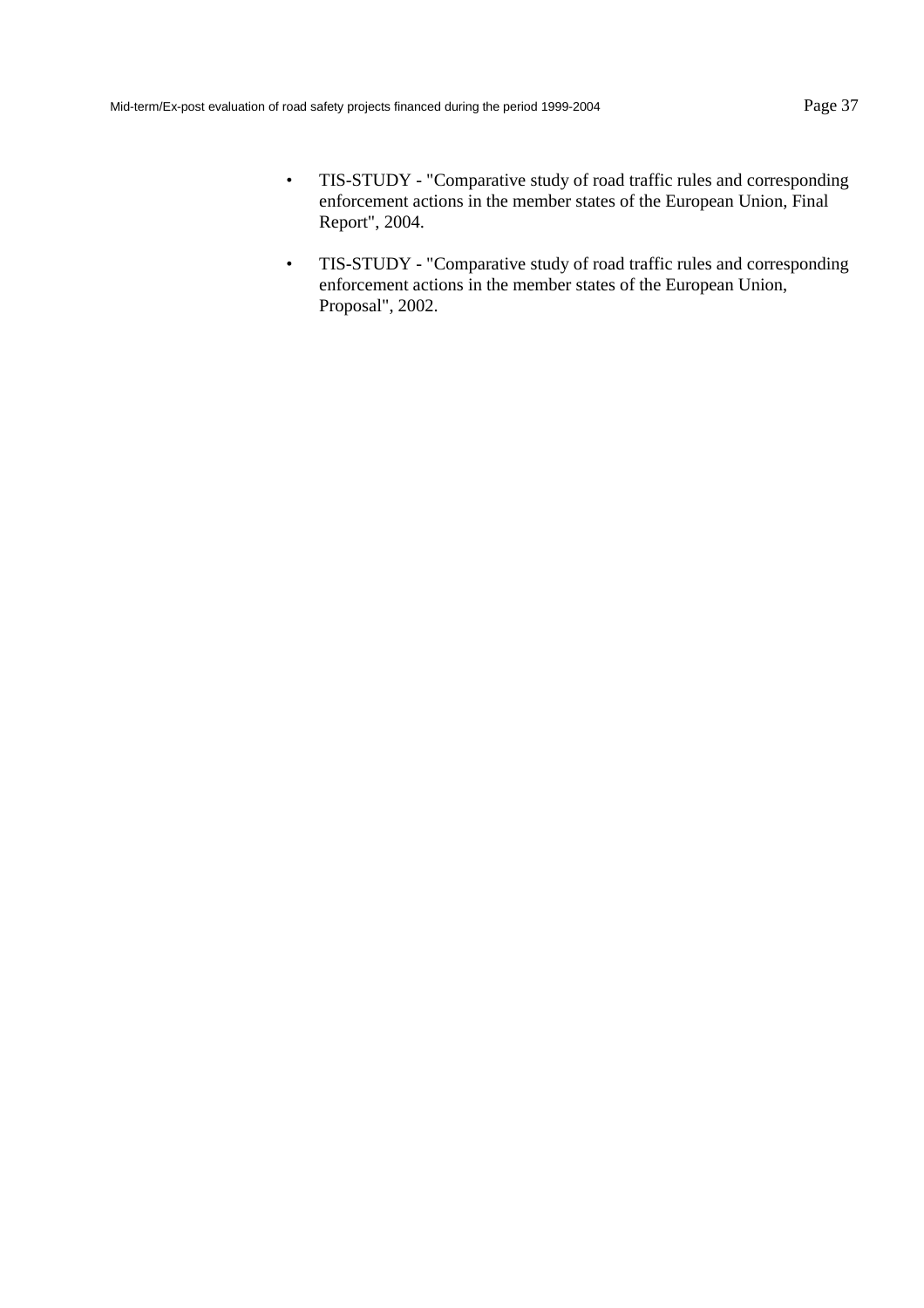- TIS-STUDY - "Comparative study of road traffic rules and corresponding enforcement actions in the member states of the European Union, Final Report", 2004.

- TIS-STUDY - "Comparative study of road traffic rules and corresponding enforcement actions in the member states of the European Union, Proposal", 2002.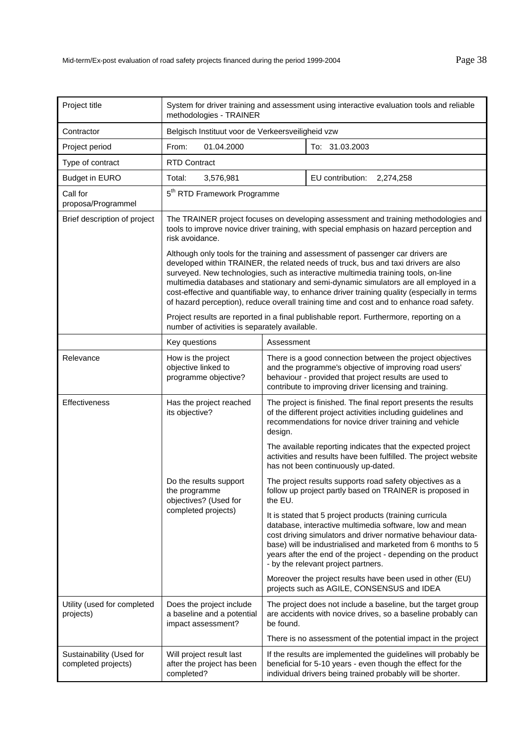| Project title | System for driver training and assessment using interactive evaluation tools and reliable methodologies - TRAINER | | |
|---|---|---|---|
| Contractor | Belgisch Instituut voor de Verkeersveiligheid vzw | | |
| Project period | From: 01.04.2000 | | To: 31.03.2003 |
| Type of contract | RTD Contract | | |
| Budget in EURO | Total: 3,576,981 | | EU contribution: 2,274,258 |
| Call for proposa/Programmel | 5th RTD Framework Programme | | |
| Brief description of project | The TRAINER project focuses on developing assessment and training methodologies and tools to improve novice driver training, with special emphasis on hazard perception and risk avoidance.<br><br>Although only tools for the training and assessment of passenger car drivers are developed within TRAINER, the related needs of truck, bus and taxi drivers are also surveyed. New technologies, such as interactive multimedia training tools, on-line multimedia databases and stationary and semi-dynamic simulators are all employed in a cost-effective and quantifiable way, to enhance driver training quality (especially in terms of hazard perception), reduce overall training time and cost and to enhance road safety.<br><br>Project results are reported in a final publishable report. Furthermore, reporting on a number of activities is separately available. | | |
| | Key questions | Assessment | |
| Relevance | How is the project objective linked to programme objective? | There is a good connection between the project objectives and the programme's objective of improving road users' behaviour - provided that project results are used to contribute to improving driver licensing and training. | |
| Effectiveness | Has the project reached its objective? | The project is finished. The final report presents the results of the different project activities including guidelines and recommendations for novice driver training and vehicle design.<br><br>The available reporting indicates that the expected project activities and results have been fulfilled. The project website has not been continuously up-dated. | |
| | Do the results support the programme objectives? (Used for completed projects) | The project results supports road safety objectives as a follow up project partly based on TRAINER is proposed in the EU.<br><br>It is stated that 5 project products (training curricula database, interactive multimedia software, low and mean cost driving simulators and driver normative behaviour data-base) will be industrialised and marketed from 6 months to 5 years after the end of the project - depending on the product - by the relevant project partners.<br><br>Moreover the project results have been used in other (EU) projects such as AGILE, CONSENSUS and IDEA | |
| Utility (used for completed projects) | Does the project include a baseline and a potential impact assessment? | The project does not include a baseline, but the target group are accidents with novice drives, so a baseline probably can be found.<br><br>There is no assessment of the potential impact in the project | |
| Sustainability (Used for completed projects) | Will project result last after the project has been completed? | If the results are implemented the guidelines will probably be beneficial for 5-10 years - even though the effect for the individual drivers being trained probably will be shorter. | |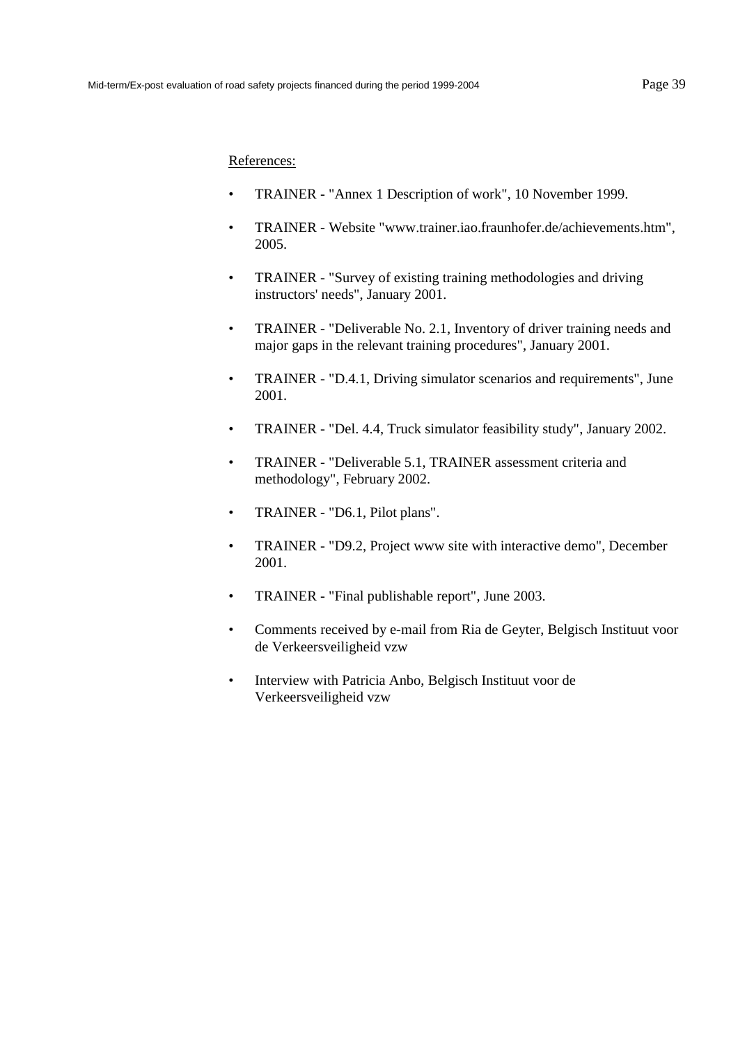References:

- TRAINER - "Annex 1 Description of work", 10 November 1999.
- TRAINER - Website "www.trainer.iao.fraunhofer.de/achievements.htm", 2005.
- TRAINER - "Survey of existing training methodologies and driving instructors' needs", January 2001.
- TRAINER - "Deliverable No. 2.1, Inventory of driver training needs and major gaps in the relevant training procedures", January 2001.
- TRAINER - "D.4.1, Driving simulator scenarios and requirements", June 2001.
- TRAINER - "Del. 4.4, Truck simulator feasibility study", January 2002.
- TRAINER - "Deliverable 5.1, TRAINER assessment criteria and methodology", February 2002.
- TRAINER - "D6.1, Pilot plans".
- TRAINER - "D9.2, Project www site with interactive demo", December 2001.
- TRAINER - "Final publishable report", June 2003.
- Comments received by e-mail from Ria de Geyter, Belgisch Instituut voor de Verkeersveiligheid vzw
- Interview with Patricia Anbo, Belgisch Instituut voor de Verkeersveiligheid vzw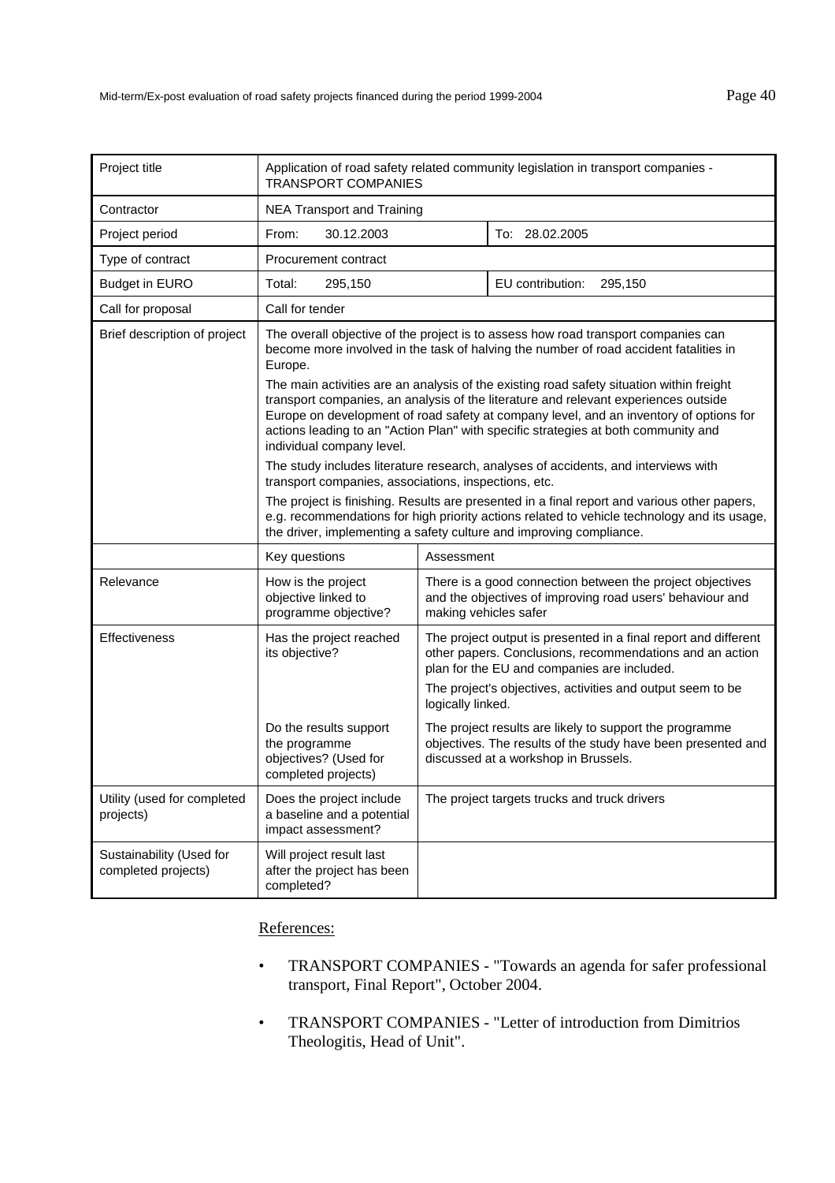| Project title | Application of road safety related community legislation in transport companies - TRANSPORT COMPANIES | | |
|---|---|---|---|
| Contractor | NEA Transport and Training | | |
| Project period | From: 30.12.2003 | | To: 28.02.2005 |
| Type of contract | Procurement contract | | |
| Budget in EURO | Total: 295,150 | | EU contribution: 295,150 |
| Call for proposal | Call for tender | | |
| Brief description of project | The overall objective of the project is to assess how road transport companies can become more involved in the task of halving the number of road accident fatalities in Europe.<br><br>The main activities are an analysis of the existing road safety situation within freight transport companies, an analysis of the literature and relevant experiences outside Europe on development of road safety at company level, and an inventory of options for actions leading to an "Action Plan" with specific strategies at both community and individual company level.<br><br>The study includes literature research, analyses of accidents, and interviews with transport companies, associations, inspections, etc.<br><br>The project is finishing. Results are presented in a final report and various other papers, e.g. recommendations for high priority actions related to vehicle technology and its usage, the driver, implementing a safety culture and improving compliance. | | |
| | Key questions | Assessment | |
| Relevance | How is the project objective linked to programme objective? | There is a good connection between the project objectives and the objectives of improving road users' behaviour and making vehicles safer | |
| Effectiveness | Has the project reached its objective? | The project output is presented in a final report and different other papers. Conclusions, recommendations and an action plan for the EU and companies are included.<br><br>The project's objectives, activities and output seem to be logically linked. | |
| | Do the results support the programme objectives? (Used for completed projects) | The project results are likely to support the programme objectives. The results of the study have been presented and discussed at a workshop in Brussels. | |
| Utility (used for completed projects) | Does the project include a baseline and a potential impact assessment? | The project targets trucks and truck drivers | |
| Sustainability (Used for completed projects) | Will project result last after the project has been completed? | | |

References:

- TRANSPORT COMPANIES - "Towards an agenda for safer professional transport, Final Report", October 2004.
- TRANSPORT COMPANIES - "Letter of introduction from Dimitrios Theologitis, Head of Unit".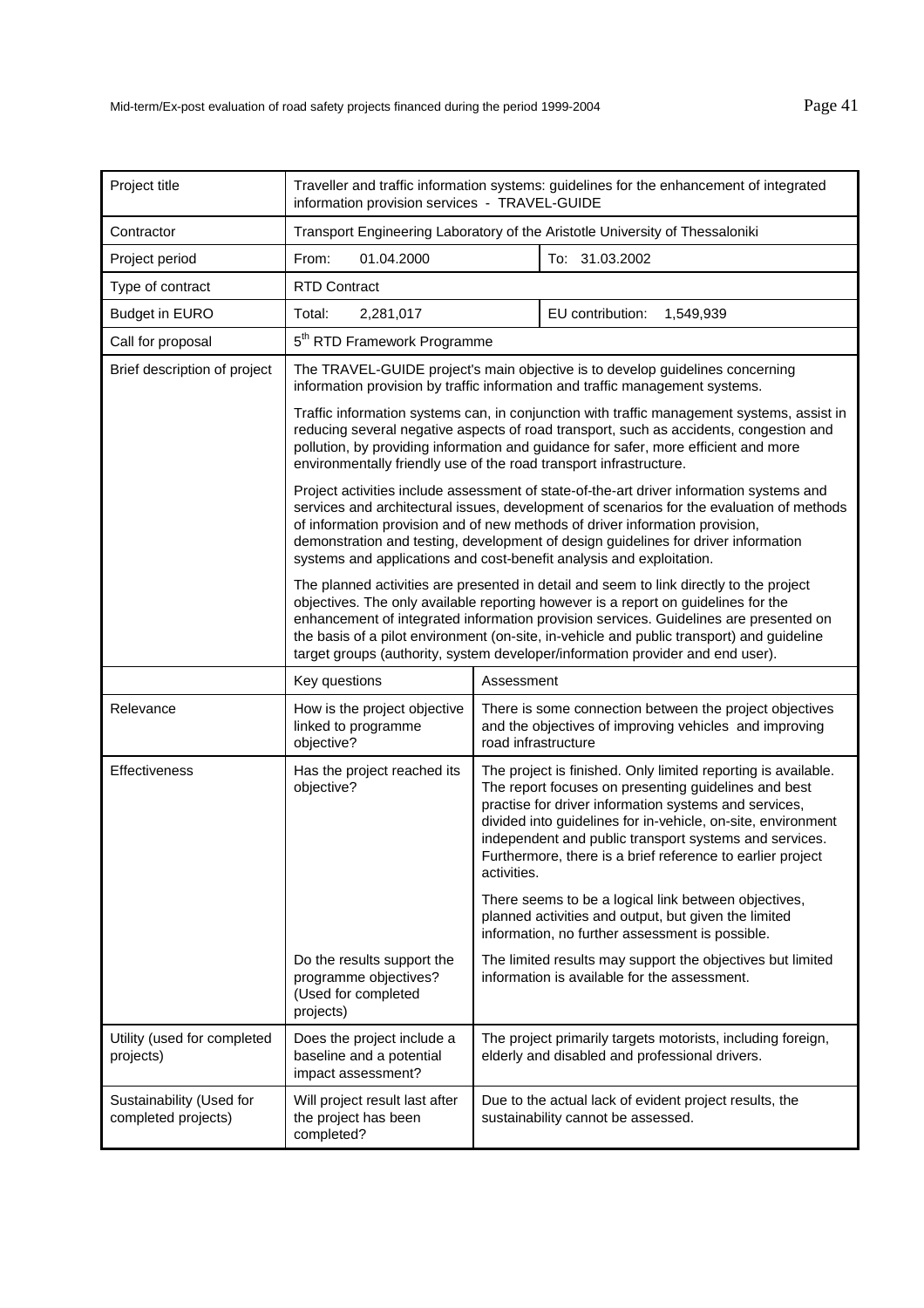| Project title | Traveller and traffic information systems: guidelines for the enhancement of integrated information provision services - TRAVEL-GUIDE | | |
|---|---|---|---|
| Contractor | Transport Engineering Laboratory of the Aristotle University of Thessaloniki | | |
| Project period | From: 01.04.2000 | | To: 31.03.2002 |
| Type of contract | RTD Contract | | |
| Budget in EURO | Total: 2,281,017 | | EU contribution: 1,549,939 |
| Call for proposal | 5th RTD Framework Programme | | |
| Brief description of project | The TRAVEL-GUIDE project's main objective is to develop guidelines concerning information provision by traffic information and traffic management systems.<br><br>Traffic information systems can, in conjunction with traffic management systems, assist in reducing several negative aspects of road transport, such as accidents, congestion and pollution, by providing information and guidance for safer, more efficient and more environmentally friendly use of the road transport infrastructure.<br><br>Project activities include assessment of state-of-the-art driver information systems and services and architectural issues, development of scenarios for the evaluation of methods of information provision and of new methods of driver information provision, demonstration and testing, development of design guidelines for driver information systems and applications and cost-benefit analysis and exploitation.<br><br>The planned activities are presented in detail and seem to link directly to the project objectives. The only available reporting however is a report on guidelines for the enhancement of integrated information provision services. Guidelines are presented on the basis of a pilot environment (on-site, in-vehicle and public transport) and guideline target groups (authority, system developer/information provider and end user). | | |
| | Key questions | Assessment | |
| Relevance | How is the project objective linked to programme objective? | There is some connection between the project objectives and the objectives of improving vehicles and improving road infrastructure | |
| Effectiveness | Has the project reached its objective? | The project is finished. Only limited reporting is available. The report focuses on presenting guidelines and best practise for driver information systems and services, divided into guidelines for in-vehicle, on-site, environment independent and public transport systems and services. Furthermore, there is a brief reference to earlier project activities.<br><br>There seems to be a logical link between objectives, planned activities and output, but given the limited information, no further assessment is possible. | |
| | Do the results support the programme objectives? (Used for completed projects) | The limited results may support the objectives but limited information is available for the assessment. | |
| Utility (used for completed projects) | Does the project include a baseline and a potential impact assessment? | The project primarily targets motorists, including foreign, elderly and disabled and professional drivers. | |
| Sustainability (Used for completed projects) | Will project result last after the project has been completed? | Due to the actual lack of evident project results, the sustainability cannot be assessed. | |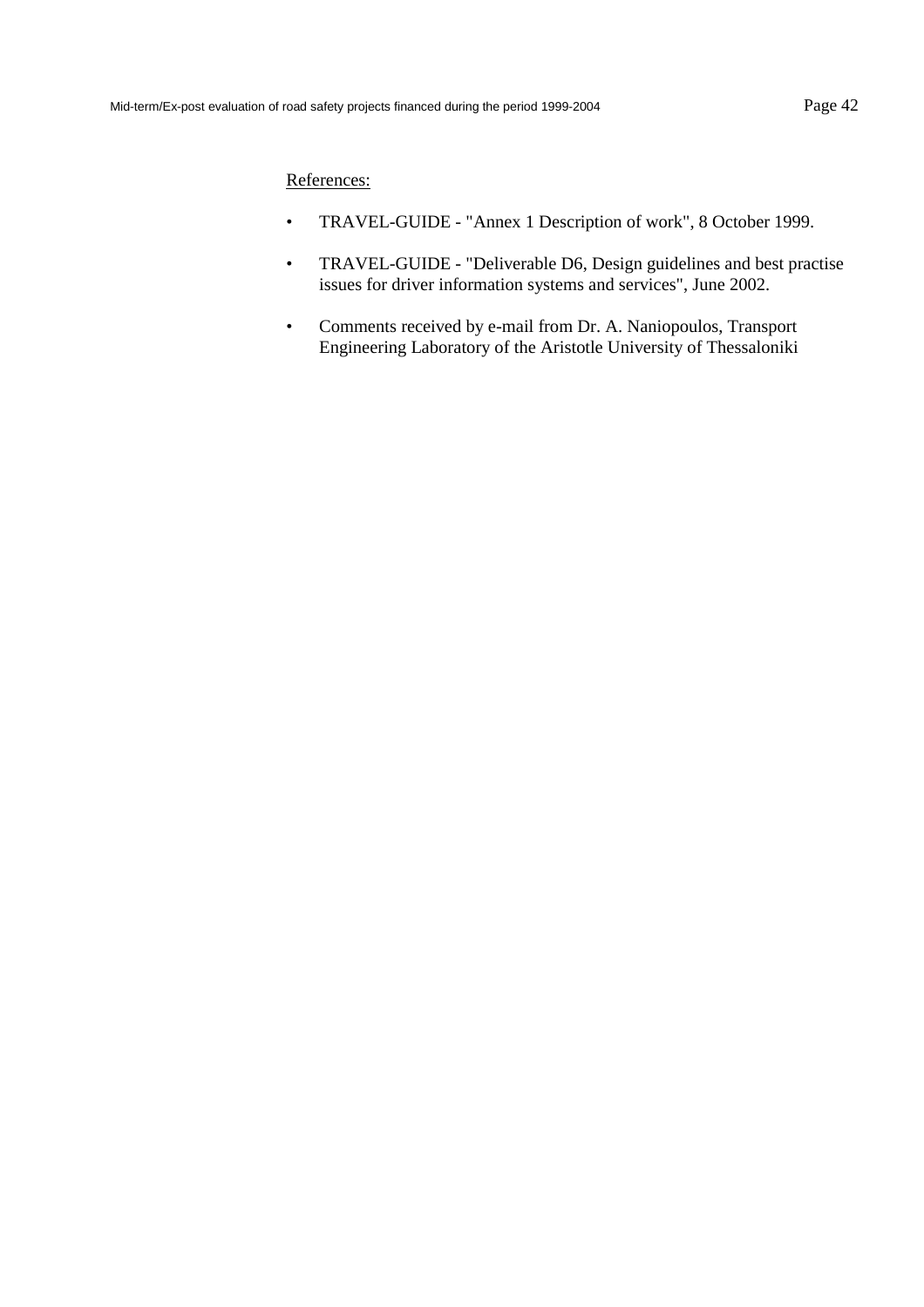References:

- TRAVEL-GUIDE - "Annex 1 Description of work", 8 October 1999.
- TRAVEL-GUIDE - "Deliverable D6, Design guidelines and best practise issues for driver information systems and services", June 2002.
- Comments received by e-mail from Dr. A. Naniopoulos, Transport Engineering Laboratory of the Aristotle University of Thessaloniki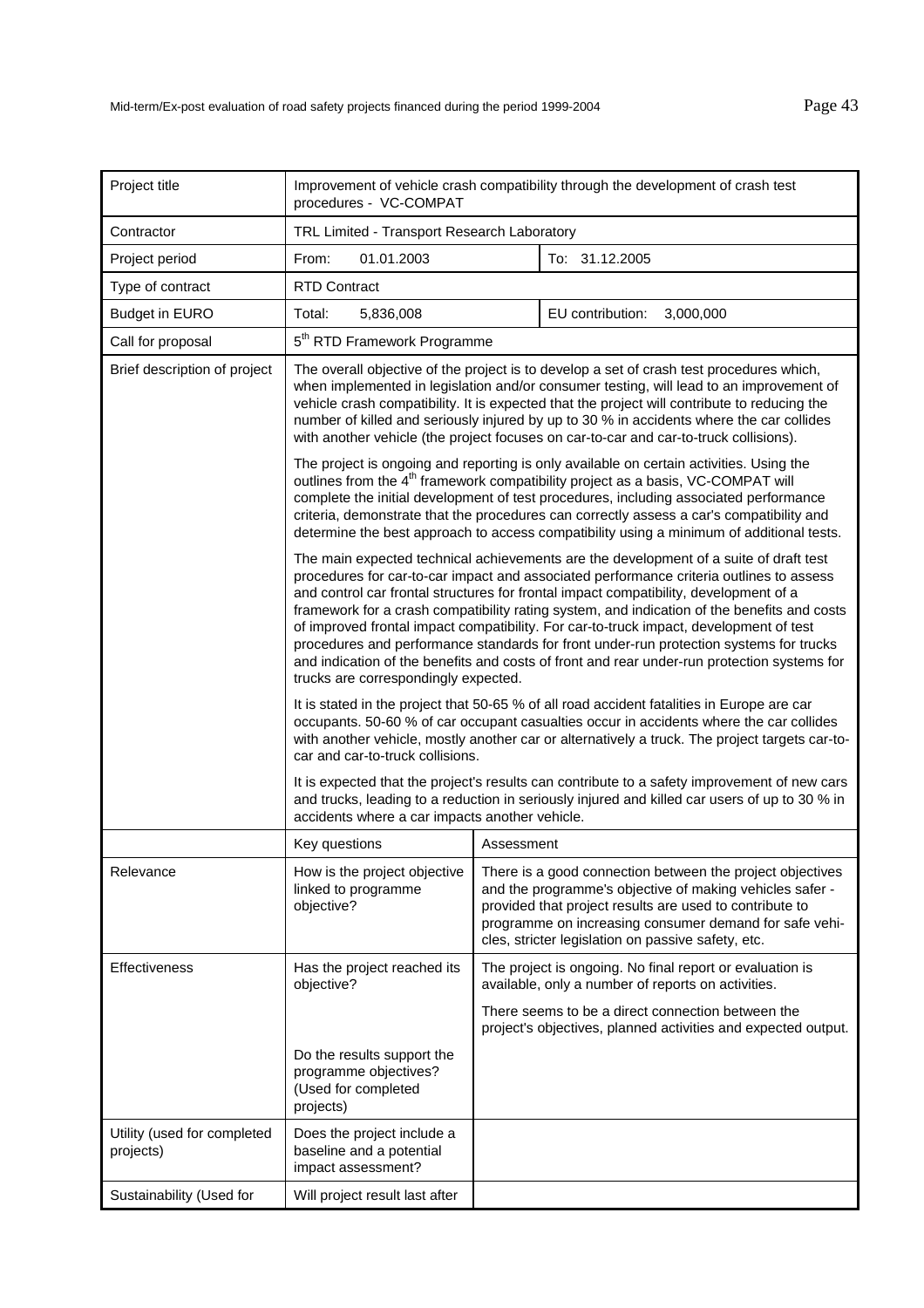| Project title | Improvement of vehicle crash compatibility through the development of crash test procedures - VC-COMPAT | | |
|---|---|---|---|
| Contractor | TRL Limited - Transport Research Laboratory | | |
| Project period | From: 01.01.2003 | | To: 31.12.2005 |
| Type of contract | RTD Contract | | |
| Budget in EURO | Total: 5,836,008 | | EU contribution: 3,000,000 |
| Call for proposal | 5th RTD Framework Programme | | |
| Brief description of project | The overall objective of the project is to develop a set of crash test procedures which, when implemented in legislation and/or consumer testing, will lead to an improvement of vehicle crash compatibility. It is expected that the project will contribute to reducing the number of killed and seriously injured by up to 30 % in accidents where the car collides with another vehicle (the project focuses on car-to-car and car-to-truck collisions).<br><br>The project is ongoing and reporting is only available on certain activities. Using the outlines from the 4th framework compatibility project as a basis, VC-COMPAT will complete the initial development of test procedures, including associated performance criteria, demonstrate that the procedures can correctly assess a car's compatibility and determine the best approach to access compatibility using a minimum of additional tests.<br><br>The main expected technical achievements are the development of a suite of draft test procedures for car-to-car impact and associated performance criteria outlines to assess and control car frontal structures for frontal impact compatibility, development of a framework for a crash compatibility rating system, and indication of the benefits and costs of improved frontal impact compatibility. For car-to-truck impact, development of test procedures and performance standards for front under-run protection systems for trucks and indication of the benefits and costs of front and rear under-run protection systems for trucks are correspondingly expected.<br><br>It is stated in the project that 50-65 % of all road accident fatalities in Europe are car occupants. 50-60 % of car occupant casualties occur in accidents where the car collides with another vehicle, mostly another car or alternatively a truck. The project targets car-to-car and car-to-truck collisions.<br><br>It is expected that the project's results can contribute to a safety improvement of new cars and trucks, leading to a reduction in seriously injured and killed car users of up to 30 % in accidents where a car impacts another vehicle. | | |
| | Key questions | Assessment | |
| Relevance | How is the project objective linked to programme objective? | There is a good connection between the project objectives and the programme's objective of making vehicles safer - provided that project results are used to contribute to programme on increasing consumer demand for safe vehicles, stricter legislation on passive safety, etc. | |
| Effectiveness | Has the project reached its objective? | The project is ongoing. No final report or evaluation is available, only a number of reports on activities.<br><br>There seems to be a direct connection between the project's objectives, planned activities and expected output. | |
| | Do the results support the programme objectives? (Used for completed projects) | | |
| Utility (used for completed projects) | Does the project include a baseline and a potential impact assessment? | | |
| Sustainability (Used for | Will project result last after | | |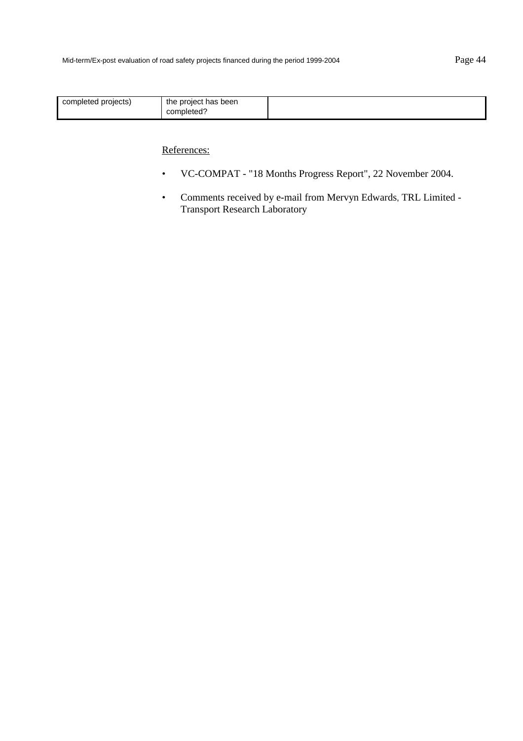| completed projects) | the project has been completed? | |
|---|---|---|

References:

- VC-COMPAT - "18 Months Progress Report", 22 November 2004.
- Comments received by e-mail from Mervyn Edwards, TRL Limited - Transport Research Laboratory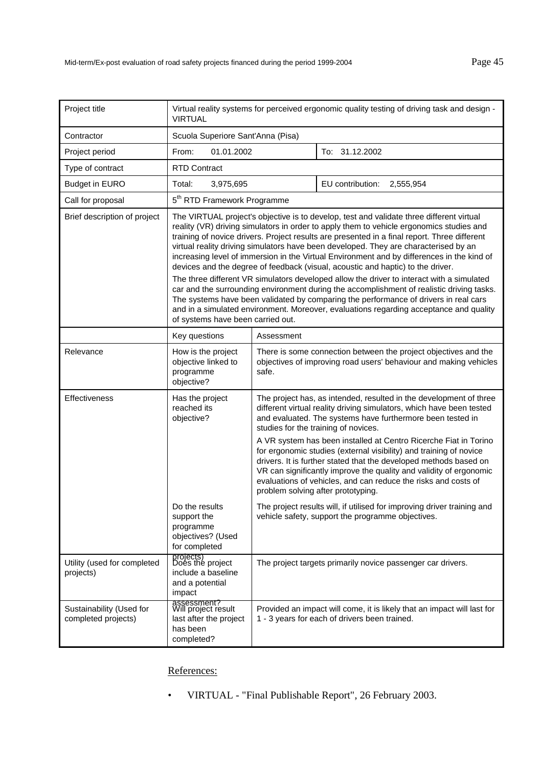| Project title | Virtual reality systems for perceived ergonomic quality testing of driving task and design - VIRTUAL | | |
|---|---|---|---|
| Contractor | Scuola Superiore Sant'Anna (Pisa) | | |
| Project period | From: 01.01.2002 | | To: 31.12.2002 |
| Type of contract | RTD Contract | | |
| Budget in EURO | Total: 3,975,695 | | EU contribution: 2,555,954 |
| Call for proposal | 5th RTD Framework Programme | | |
| Brief description of project | The VIRTUAL project's objective is to develop, test and validate three different virtual reality (VR) driving simulators in order to apply them to vehicle ergonomics studies and training of novice drivers. Project results are presented in a final report. Three different virtual reality driving simulators have been developed. They are characterised by an increasing level of immersion in the Virtual Environment and by differences in the kind of devices and the degree of feedback (visual, acoustic and haptic) to the driver.<br>The three different VR simulators developed allow the driver to interact with a simulated car and the surrounding environment during the accomplishment of realistic driving tasks. The systems have been validated by comparing the performance of drivers in real cars and in a simulated environment. Moreover, evaluations regarding acceptance and quality of systems have been carried out. | | |
| | Key questions | Assessment | |
| Relevance | How is the project objective linked to programme objective? | There is some connection between the project objectives and the objectives of improving road users' behaviour and making vehicles safe. | |
| Effectiveness | Has the project reached its objective? | The project has, as intended, resulted in the development of three different virtual reality driving simulators, which have been tested and evaluated. The systems have furthermore been tested in studies for the training of novices.<br>A VR system has been installed at Centro Ricerche Fiat in Torino for ergonomic studies (external visibility) and training of novice drivers. It is further stated that the developed methods based on VR can significantly improve the quality and validity of ergonomic evaluations of vehicles, and can reduce the risks and costs of problem solving after prototyping. | |
| | Do the results support the programme objectives? (Used for completed projects) | The project results will, if utilised for improving driver training and vehicle safety, support the programme objectives. | |
| Utility (used for completed projects) | Does the project include a baseline and a potential impact assessment? | The project targets primarily novice passenger car drivers. | |
| Sustainability (Used for completed projects) | Will project result last after the project has been completed? | Provided an impact will come, it is likely that an impact will last for 1 - 3 years for each of drivers been trained. | |

References:

- VIRTUAL - "Final Publishable Report", 26 February 2003.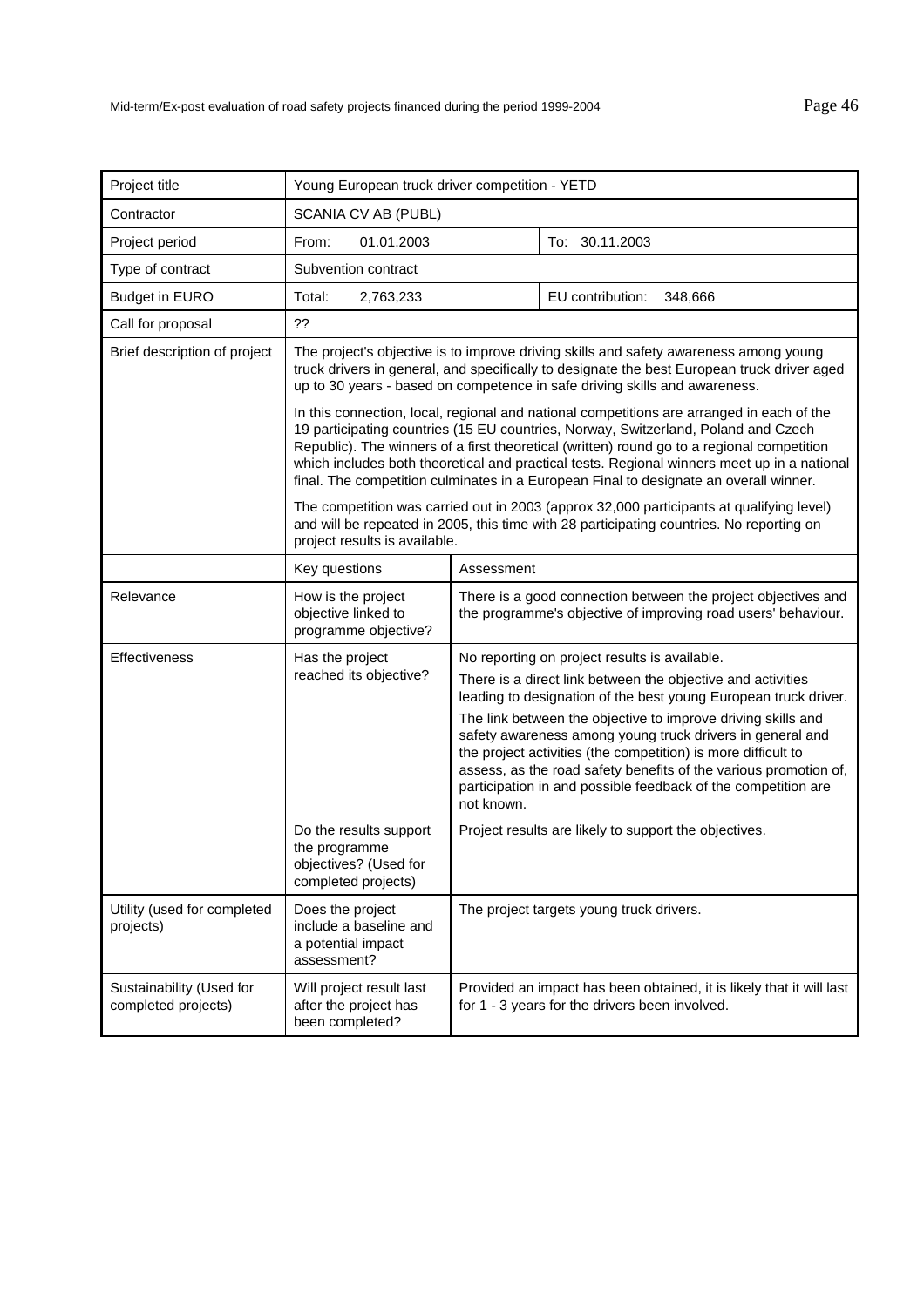| Project title | Young European truck driver competition - YETD | | |
|---|---|---|---|
| Contractor | SCANIA CV AB (PUBL) | | |
| Project period | From: 01.01.2003 | | To: 30.11.2003 |
| Type of contract | Subvention contract | | |
| Budget in EURO | Total: 2,763,233 | | EU contribution: 348,666 |
| Call for proposal | ?? | | |
| Brief description of project | The project's objective is to improve driving skills and safety awareness among young truck drivers in general, and specifically to designate the best European truck driver aged up to 30 years - based on competence in safe driving skills and awareness.<br><br>In this connection, local, regional and national competitions are arranged in each of the 19 participating countries (15 EU countries, Norway, Switzerland, Poland and Czech Republic). The winners of a first theoretical (written) round go to a regional competition which includes both theoretical and practical tests. Regional winners meet up in a national final. The competition culminates in a European Final to designate an overall winner.<br><br>The competition was carried out in 2003 (approx 32,000 participants at qualifying level) and will be repeated in 2005, this time with 28 participating countries. No reporting on project results is available. | | |
| | Key questions | Assessment | |
| Relevance | How is the project objective linked to programme objective? | There is a good connection between the project objectives and the programme's objective of improving road users' behaviour. | |
| Effectiveness | Has the project reached its objective? | No reporting on project results is available.<br><br>There is a direct link between the objective and activities leading to designation of the best young European truck driver.<br><br>The link between the objective to improve driving skills and safety awareness among young truck drivers in general and the project activities (the competition) is more difficult to assess, as the road safety benefits of the various promotion of, participation in and possible feedback of the competition are not known. | |
| | Do the results support the programme objectives? (Used for completed projects) | Project results are likely to support the objectives. | |
| Utility (used for completed projects) | Does the project include a baseline and a potential impact assessment? | The project targets young truck drivers. | |
| Sustainability (Used for completed projects) | Will project result last after the project has been completed? | Provided an impact has been obtained, it is likely that it will last for 1 - 3 years for the drivers been involved. | |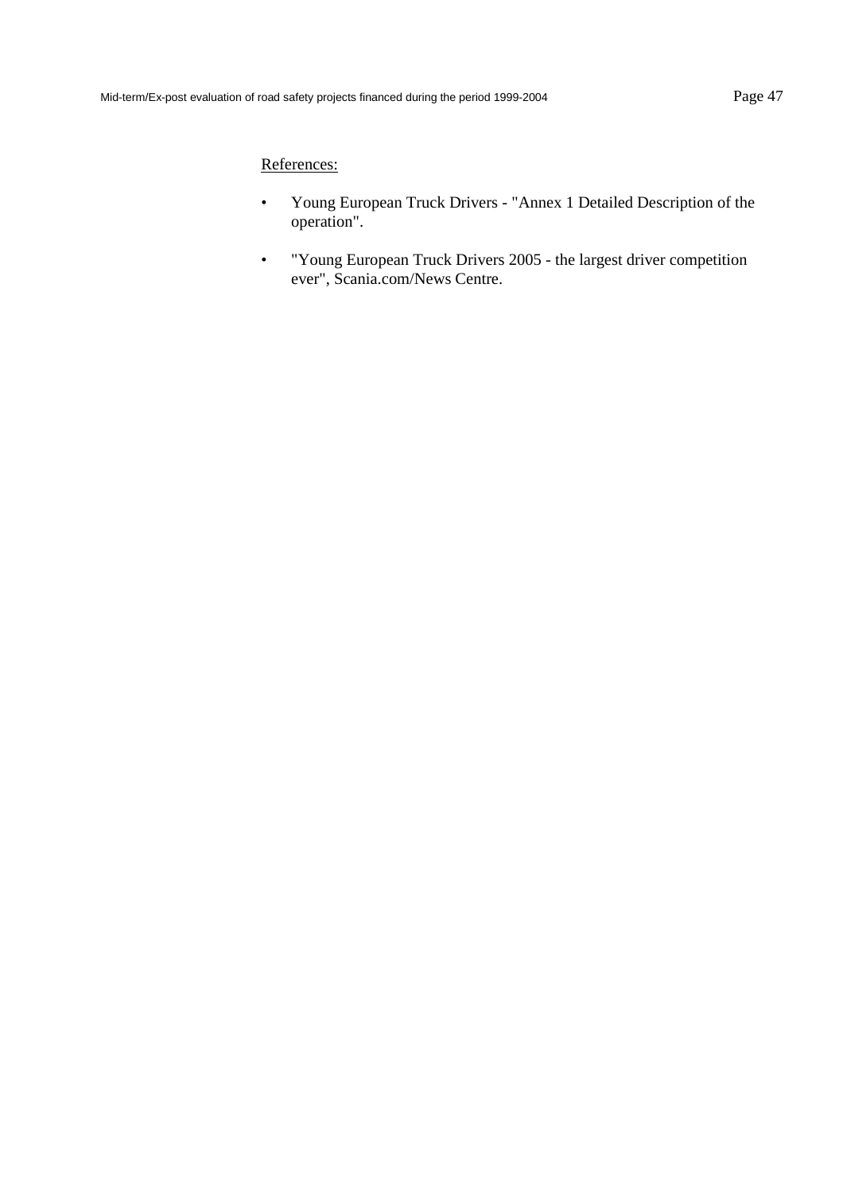References:

- Young European Truck Drivers - "Annex 1 Detailed Description of the operation".
- "Young European Truck Drivers 2005 - the largest driver competition ever", Scania.com/News Centre.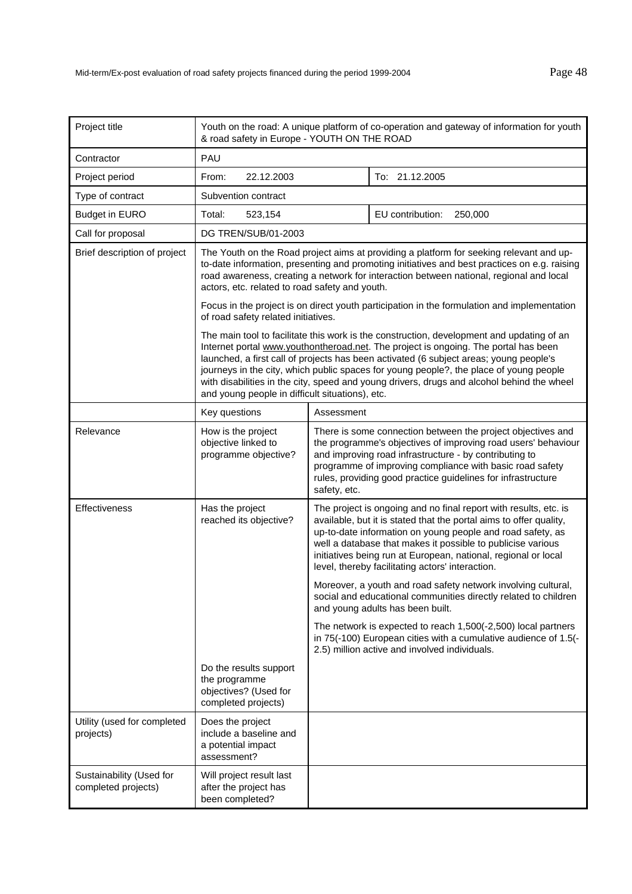| Project title | Youth on the road: A unique platform of co-operation and gateway of information for youth & road safety in Europe - YOUTH ON THE ROAD | | |
|---|---|---|---|
| Contractor | PAU | | |
| Project period | From: 22.12.2003 | | To: 21.12.2005 |
| Type of contract | Subvention contract | | |
| Budget in EURO | Total: 523,154 | | EU contribution: 250,000 |
| Call for proposal | DG TREN/SUB/01-2003 | | |
| Brief description of project | The Youth on the Road project aims at providing a platform for seeking relevant and up-to-date information, presenting and promoting initiatives and best practices on e.g. raising road awareness, creating a network for interaction between national, regional and local actors, etc. related to road safety and youth.<br><br>Focus in the project is on direct youth participation in the formulation and implementation of road safety related initiatives.<br><br>The main tool to facilitate this work is the construction, development and updating of an Internet portal www.youthontheroad.net. The project is ongoing. The portal has been launched, a first call of projects has been activated (6 subject areas; young people's journeys in the city, which public spaces for young people?, the place of young people with disabilities in the city, speed and young drivers, drugs and alcohol behind the wheel and young people in difficult situations), etc. | | |
| | Key questions | Assessment | |
| Relevance | How is the project objective linked to programme objective? | There is some connection between the project objectives and the programme's objectives of improving road users' behaviour and improving road infrastructure - by contributing to programme of improving compliance with basic road safety rules, providing good practice guidelines for infrastructure safety, etc. | |
| Effectiveness | Has the project reached its objective? | The project is ongoing and no final report with results, etc. is available, but it is stated that the portal aims to offer quality, up-to-date information on young people and road safety, as well a database that makes it possible to publicise various initiatives being run at European, national, regional or local level, thereby facilitating actors' interaction.<br><br>Moreover, a youth and road safety network involving cultural, social and educational communities directly related to children and young adults has been built.<br><br>The network is expected to reach 1,500(-2,500) local partners in 75(-100) European cities with a cumulative audience of 1.5(-2.5) million active and involved individuals. | |
| | Do the results support the programme objectives? (Used for completed projects) | | |
| Utility (used for completed projects) | Does the project include a baseline and a potential impact assessment? | | |
| Sustainability (Used for completed projects) | Will project result last after the project has been completed? | | |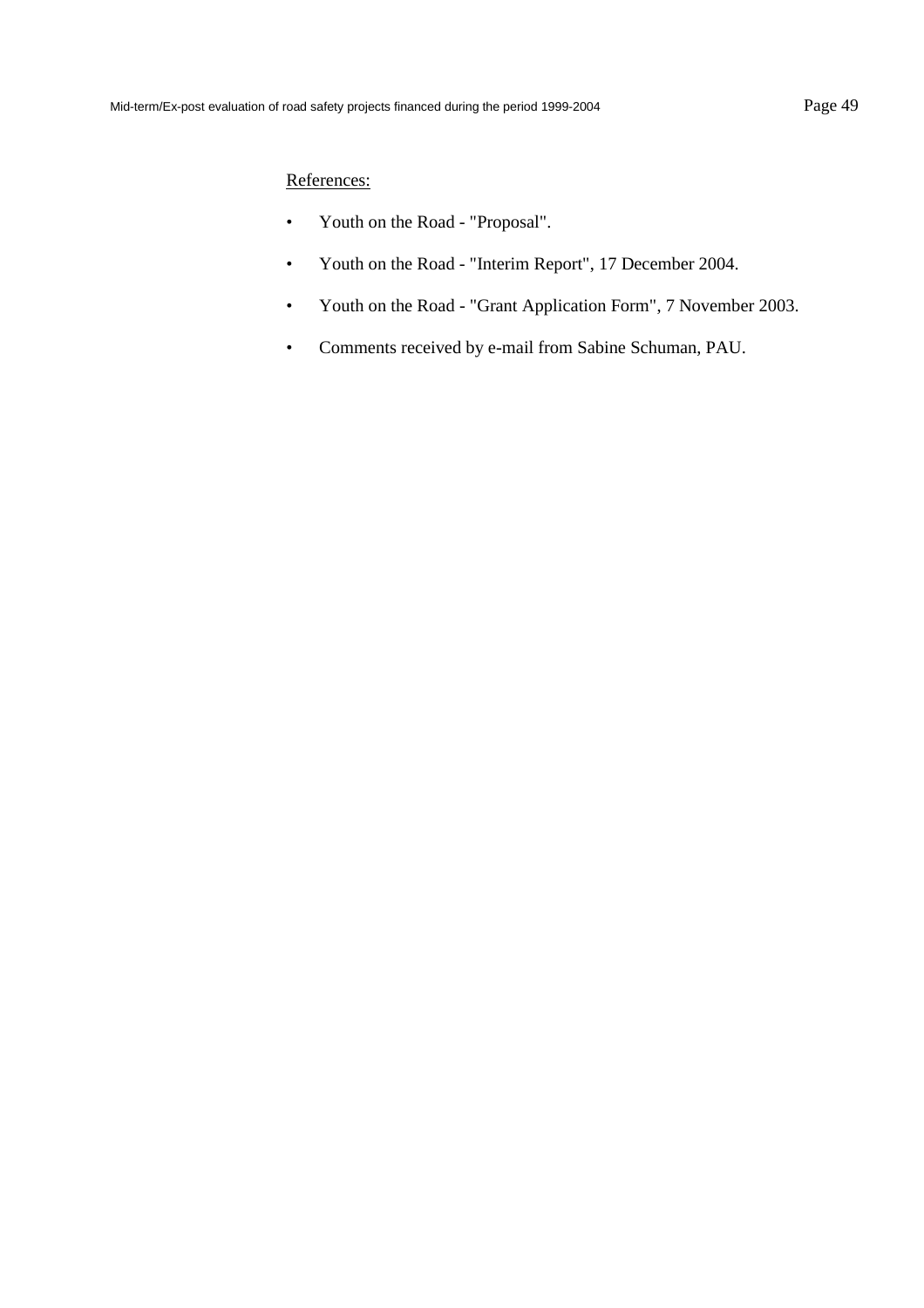References:

- Youth on the Road - "Proposal".
- Youth on the Road - "Interim Report", 17 December 2004.
- Youth on the Road - "Grant Application Form", 7 November 2003.
- Comments received by e-mail from Sabine Schuman, PAU.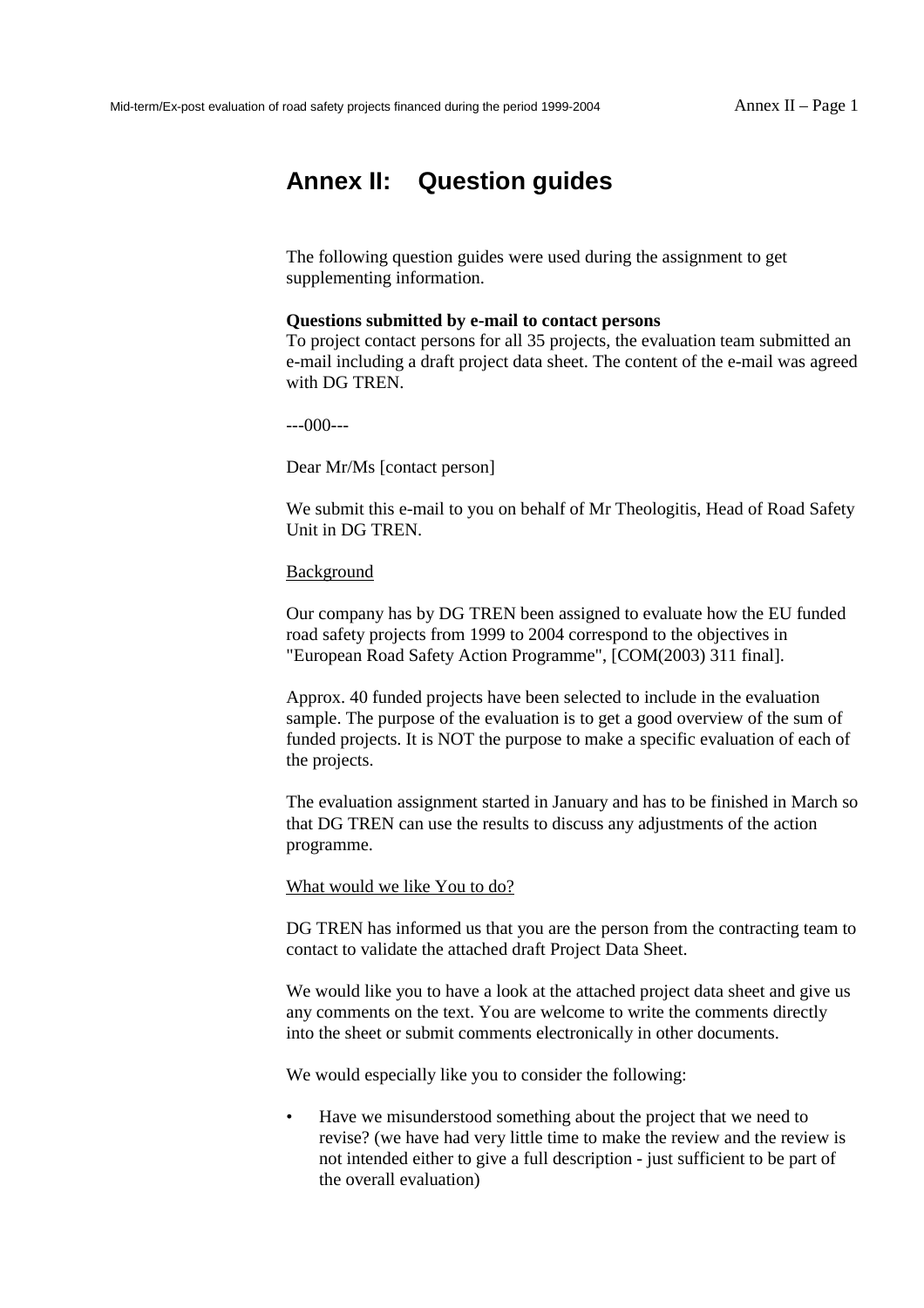# Annex II: Question guides

The following question guides were used during the assignment to get supplementing information.

**Questions submitted by e-mail to contact persons**
To project contact persons for all 35 projects, the evaluation team submitted an e-mail including a draft project data sheet. The content of the e-mail was agreed with DG TREN.

---000---

Dear Mr/Ms [contact person]

We submit this e-mail to you on behalf of Mr Theologitis, Head of Road Safety Unit in DG TREN.

<u>Background</u>

Our company has by DG TREN been assigned to evaluate how the EU funded road safety projects from 1999 to 2004 correspond to the objectives in "European Road Safety Action Programme", [COM(2003) 311 final].

Approx. 40 funded projects have been selected to include in the evaluation sample. The purpose of the evaluation is to get a good overview of the sum of funded projects. It is NOT the purpose to make a specific evaluation of each of the projects.

The evaluation assignment started in January and has to be finished in March so that DG TREN can use the results to discuss any adjustments of the action programme.

<u>What would we like You to do?</u>

DG TREN has informed us that you are the person from the contracting team to contact to validate the attached draft Project Data Sheet.

We would like you to have a look at the attached project data sheet and give us any comments on the text. You are welcome to write the comments directly into the sheet or submit comments electronically in other documents.

We would especially like you to consider the following:

- Have we misunderstood something about the project that we need to revise? (we have had very little time to make the review and the review is not intended either to give a full description - just sufficient to be part of the overall evaluation)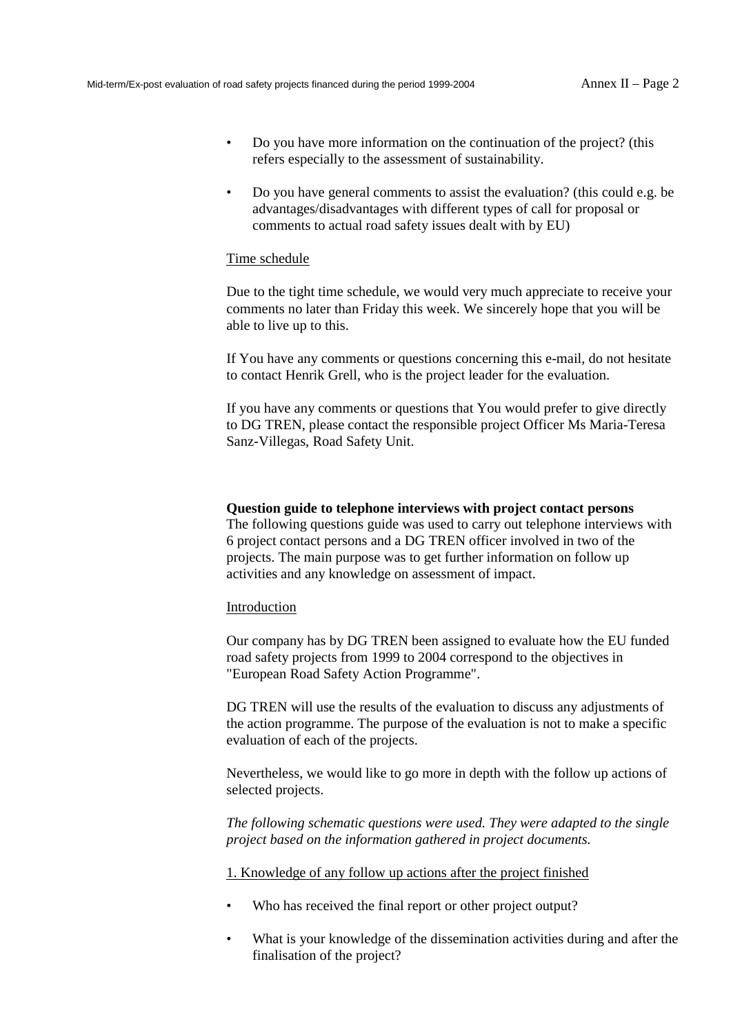- Do you have more information on the continuation of the project? (this refers especially to the assessment of sustainability.
- Do you have general comments to assist the evaluation? (this could e.g. be advantages/disadvantages with different types of call for proposal or comments to actual road safety issues dealt with by EU)

Time schedule

Due to the tight time schedule, we would very much appreciate to receive your comments no later than Friday this week. We sincerely hope that you will be able to live up to this.

If You have any comments or questions concerning this e-mail, do not hesitate to contact Henrik Grell, who is the project leader for the evaluation.

If you have any comments or questions that You would prefer to give directly to DG TREN, please contact the responsible project Officer Ms Maria-Teresa Sanz-Villegas, Road Safety Unit.

**Question guide to telephone interviews with project contact persons**

The following questions guide was used to carry out telephone interviews with 6 project contact persons and a DG TREN officer involved in two of the projects. The main purpose was to get further information on follow up activities and any knowledge on assessment of impact.

Introduction

Our company has by DG TREN been assigned to evaluate how the EU funded road safety projects from 1999 to 2004 correspond to the objectives in "European Road Safety Action Programme".

DG TREN will use the results of the evaluation to discuss any adjustments of the action programme. The purpose of the evaluation is not to make a specific evaluation of each of the projects.

Nevertheless, we would like to go more in depth with the follow up actions of selected projects.

*The following schematic questions were used. They were adapted to the single project based on the information gathered in project documents.*

1. Knowledge of any follow up actions after the project finished

- Who has received the final report or other project output?
- What is your knowledge of the dissemination activities during and after the finalisation of the project?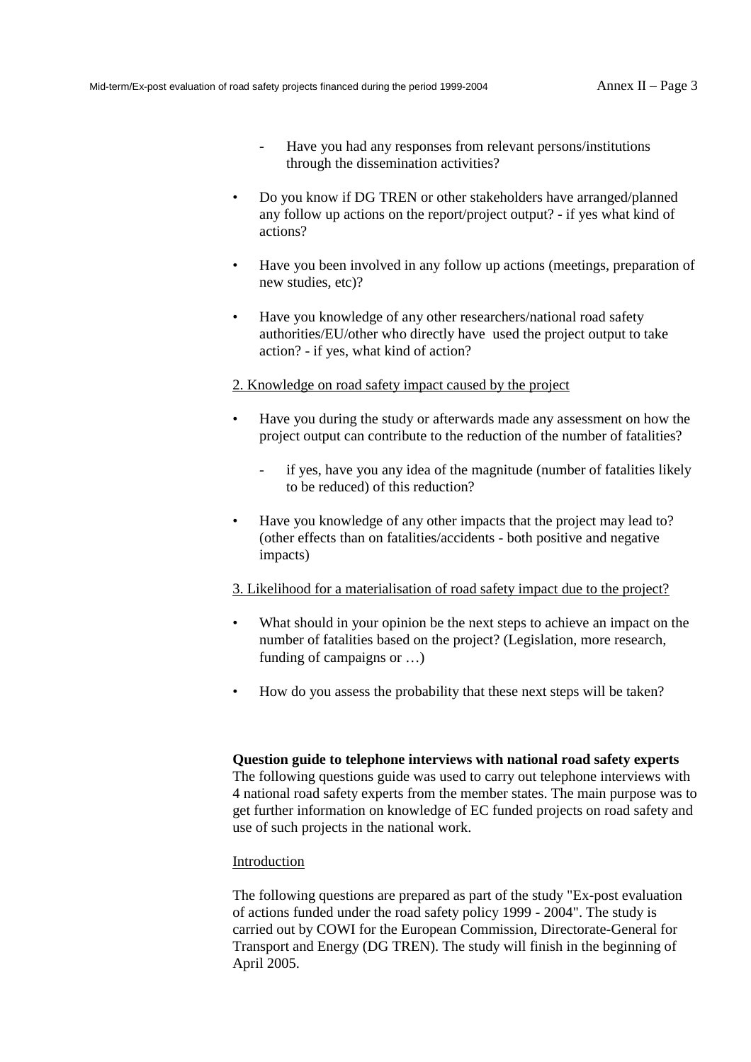- Have you had any responses from relevant persons/institutions through the dissemination activities?

- Do you know if DG TREN or other stakeholders have arranged/planned any follow up actions on the report/project output? - if yes what kind of actions?

- Have you been involved in any follow up actions (meetings, preparation of new studies, etc)?

- Have you knowledge of any other researchers/national road safety authorities/EU/other who directly have used the project output to take action? - if yes, what kind of action?

2. Knowledge on road safety impact caused by the project

- Have you during the study or afterwards made any assessment on how the project output can contribute to the reduction of the number of fatalities?
  - if yes, have you any idea of the magnitude (number of fatalities likely to be reduced) of this reduction?

- Have you knowledge of any other impacts that the project may lead to? (other effects than on fatalities/accidents - both positive and negative impacts)

3. Likelihood for a materialisation of road safety impact due to the project?

- What should in your opinion be the next steps to achieve an impact on the number of fatalities based on the project? (Legislation, more research, funding of campaigns or …)

- How do you assess the probability that these next steps will be taken?

**Question guide to telephone interviews with national road safety experts**
The following questions guide was used to carry out telephone interviews with 4 national road safety experts from the member states. The main purpose was to get further information on knowledge of EC funded projects on road safety and use of such projects in the national work.

Introduction

The following questions are prepared as part of the study "Ex-post evaluation of actions funded under the road safety policy 1999 - 2004". The study is carried out by COWI for the European Commission, Directorate-General for Transport and Energy (DG TREN). The study will finish in the beginning of April 2005.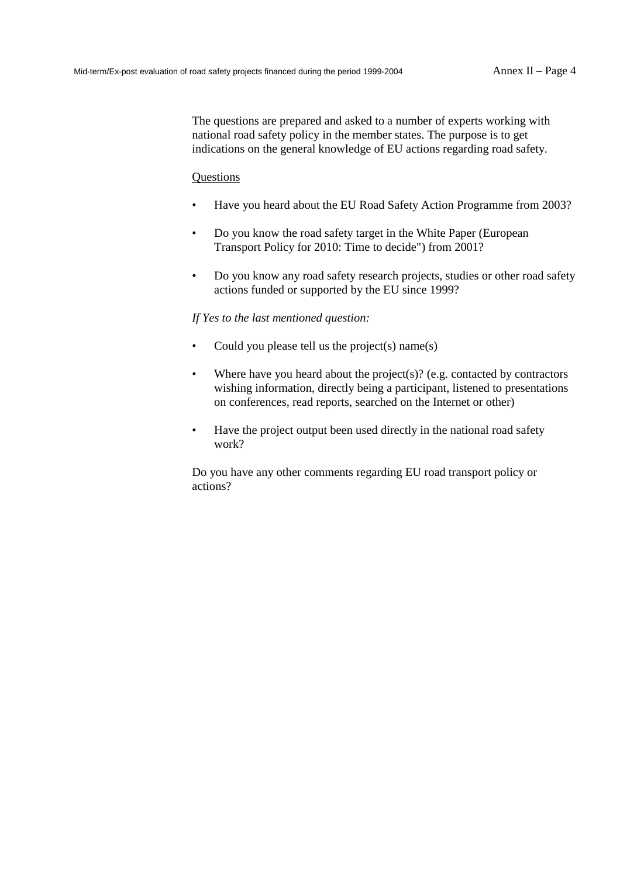The questions are prepared and asked to a number of experts working with national road safety policy in the member states. The purpose is to get indications on the general knowledge of EU actions regarding road safety.

Questions

- Have you heard about the EU Road Safety Action Programme from 2003?
- Do you know the road safety target in the White Paper (European Transport Policy for 2010: Time to decide") from 2001?
- Do you know any road safety research projects, studies or other road safety actions funded or supported by the EU since 1999?

*If Yes to the last mentioned question:*

- Could you please tell us the project(s) name(s)
- Where have you heard about the project(s)? (e.g. contacted by contractors wishing information, directly being a participant, listened to presentations on conferences, read reports, searched on the Internet or other)
- Have the project output been used directly in the national road safety work?

Do you have any other comments regarding EU road transport policy or actions?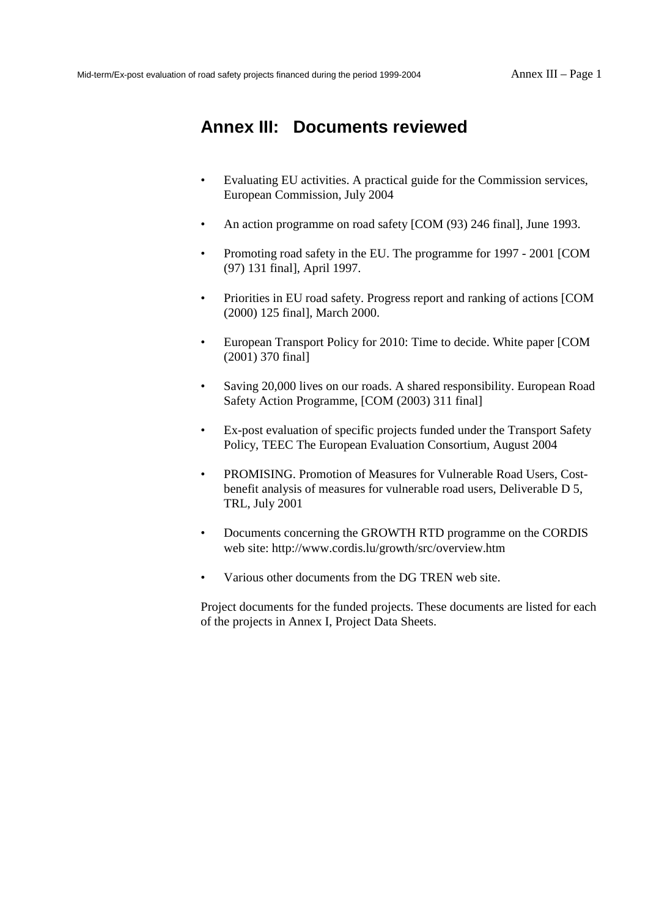# Annex III: Documents reviewed

- Evaluating EU activities. A practical guide for the Commission services, European Commission, July 2004
- An action programme on road safety [COM (93) 246 final], June 1993.
- Promoting road safety in the EU. The programme for 1997 - 2001 [COM (97) 131 final], April 1997.
- Priorities in EU road safety. Progress report and ranking of actions [COM (2000) 125 final], March 2000.
- European Transport Policy for 2010: Time to decide. White paper [COM (2001) 370 final]
- Saving 20,000 lives on our roads. A shared responsibility. European Road Safety Action Programme, [COM (2003) 311 final]
- Ex-post evaluation of specific projects funded under the Transport Safety Policy, TEEC The European Evaluation Consortium, August 2004
- PROMISING. Promotion of Measures for Vulnerable Road Users, Cost-benefit analysis of measures for vulnerable road users, Deliverable D 5, TRL, July 2001
- Documents concerning the GROWTH RTD programme on the CORDIS web site: http://www.cordis.lu/growth/src/overview.htm
- Various other documents from the DG TREN web site.

Project documents for the funded projects. These documents are listed for each of the projects in Annex I, Project Data Sheets.